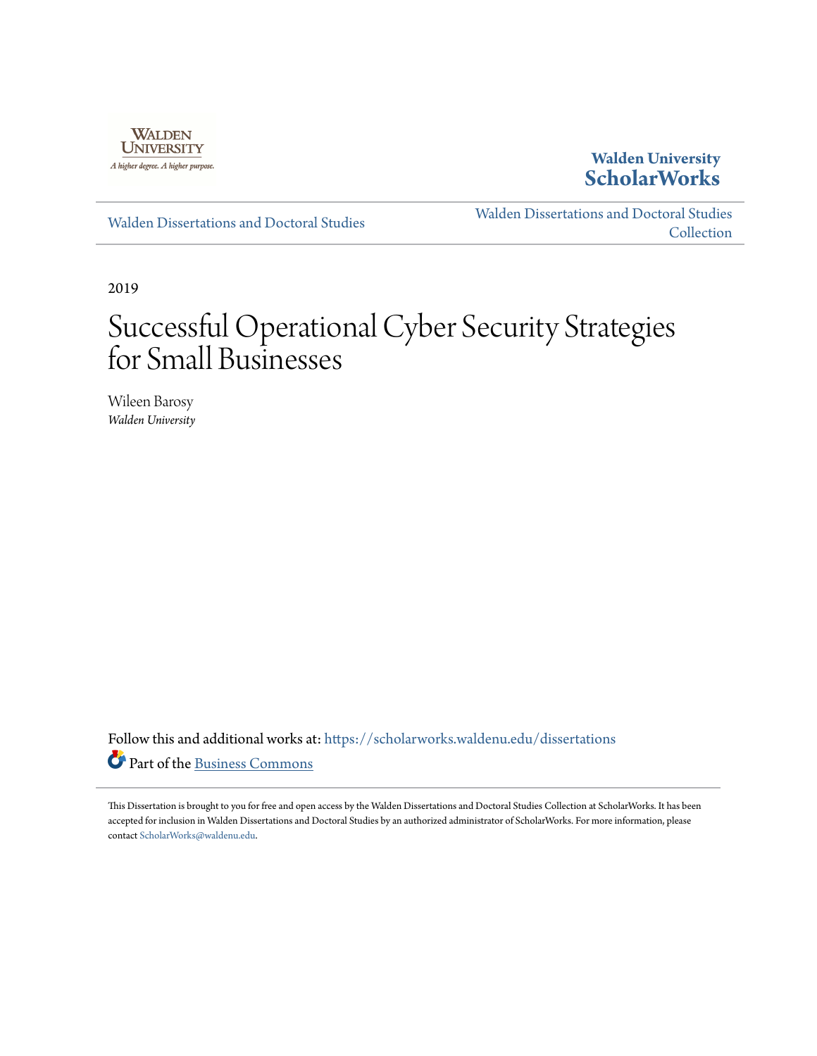Walden University

**Walden University ScholarWorks**

Walden Dissertations and Doctoral Studies

Walden Dissertations and Doctoral Studies Collection

2019

# Successful Operational Cyber Security Strategies for Small Businesses

Wileen Barosy
*Walden University*

Follow this and additional works at: https://scholarworks.waldenu.edu/dissertations

Part of the Business Commons

This Dissertation is brought to you for free and open access by the Walden Dissertations and Doctoral Studies Collection at ScholarWorks. It has been accepted for inclusion in Walden Dissertations and Doctoral Studies by an authorized administrator of ScholarWorks. For more information, please contact ScholarWorks@waldenu.edu.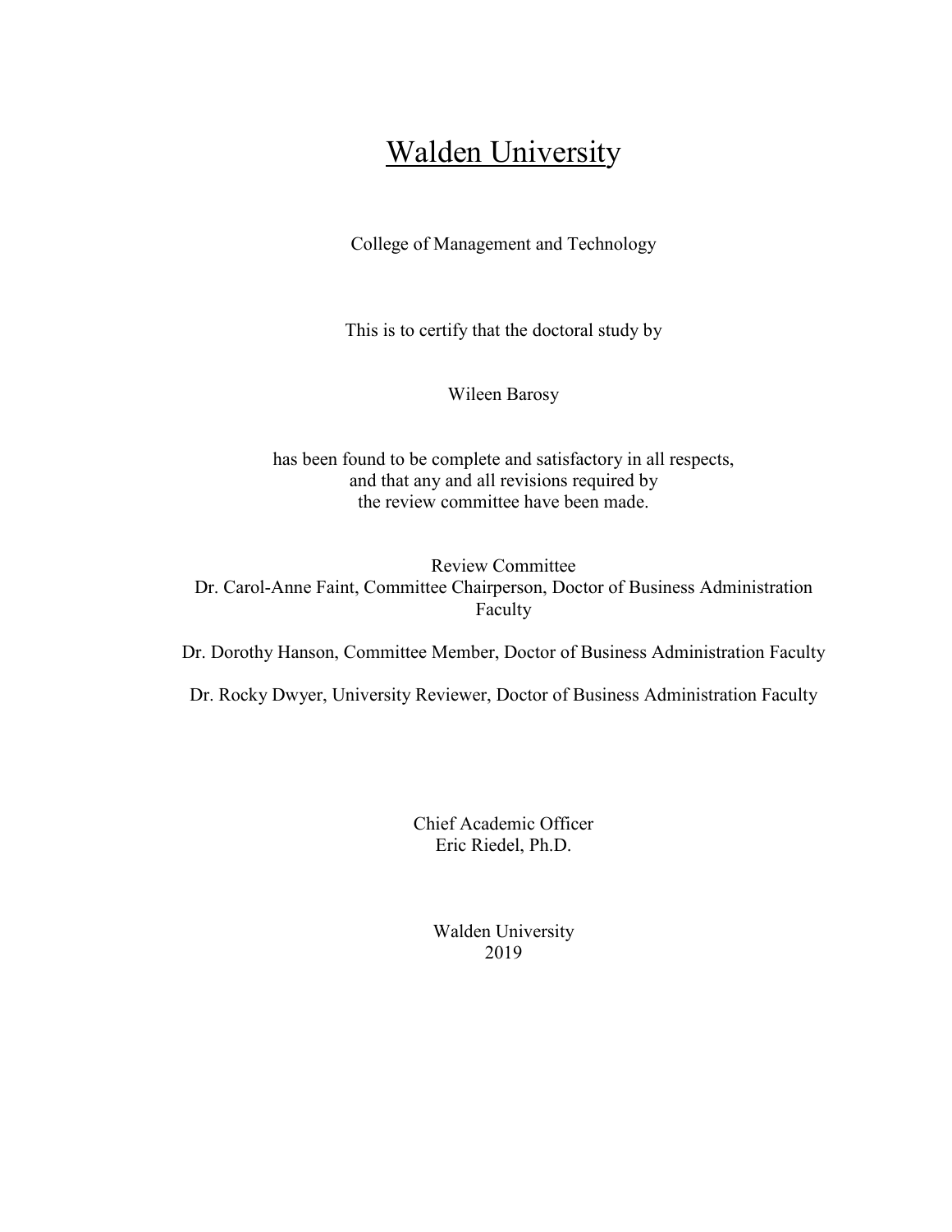# Walden University

College of Management and Technology

This is to certify that the doctoral study by

Wileen Barosy

has been found to be complete and satisfactory in all respects,
and that any and all revisions required by
the review committee have been made.

Review Committee
Dr. Carol-Anne Faint, Committee Chairperson, Doctor of Business Administration Faculty

Dr. Dorothy Hanson, Committee Member, Doctor of Business Administration Faculty

Dr. Rocky Dwyer, University Reviewer, Doctor of Business Administration Faculty

Chief Academic Officer
Eric Riedel, Ph.D.

Walden University
2019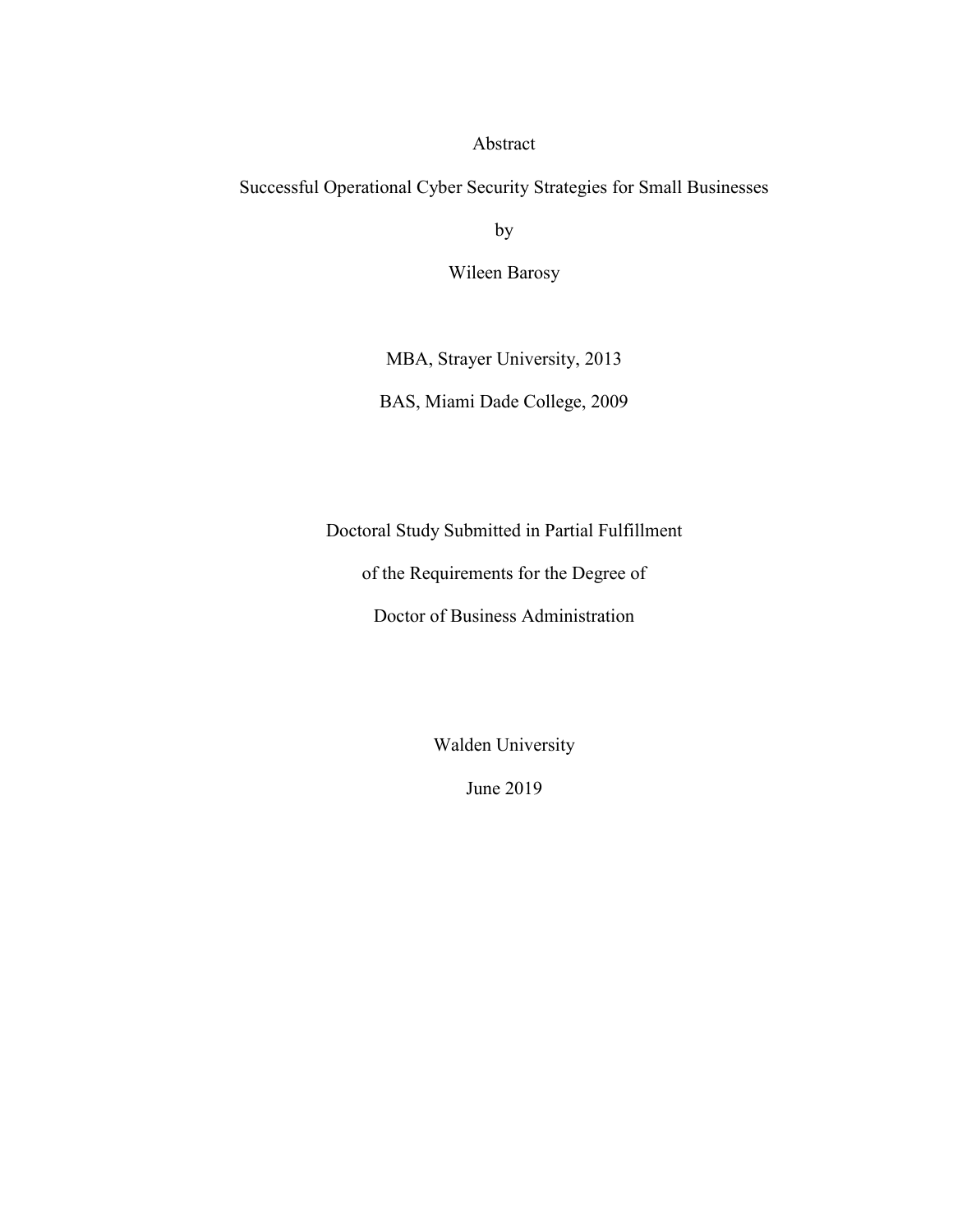Abstract

Successful Operational Cyber Security Strategies for Small Businesses

by

Wileen Barosy

MBA, Strayer University, 2013

BAS, Miami Dade College, 2009

Doctoral Study Submitted in Partial Fulfillment

of the Requirements for the Degree of

Doctor of Business Administration

Walden University

June 2019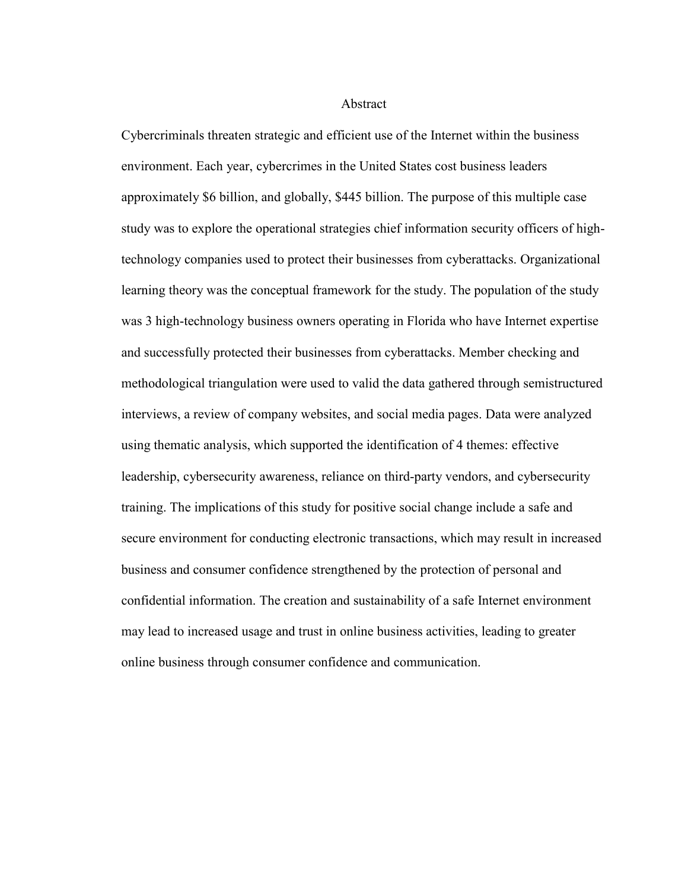# Abstract

Cybercriminals threaten strategic and efficient use of the Internet within the business environment. Each year, cybercrimes in the United States cost business leaders approximately $6 billion, and globally, $445 billion. The purpose of this multiple case study was to explore the operational strategies chief information security officers of high-technology companies used to protect their businesses from cyberattacks. Organizational learning theory was the conceptual framework for the study. The population of the study was 3 high-technology business owners operating in Florida who have Internet expertise and successfully protected their businesses from cyberattacks. Member checking and methodological triangulation were used to valid the data gathered through semistructured interviews, a review of company websites, and social media pages. Data were analyzed using thematic analysis, which supported the identification of 4 themes: effective leadership, cybersecurity awareness, reliance on third-party vendors, and cybersecurity training. The implications of this study for positive social change include a safe and secure environment for conducting electronic transactions, which may result in increased business and consumer confidence strengthened by the protection of personal and confidential information. The creation and sustainability of a safe Internet environment may lead to increased usage and trust in online business activities, leading to greater online business through consumer confidence and communication.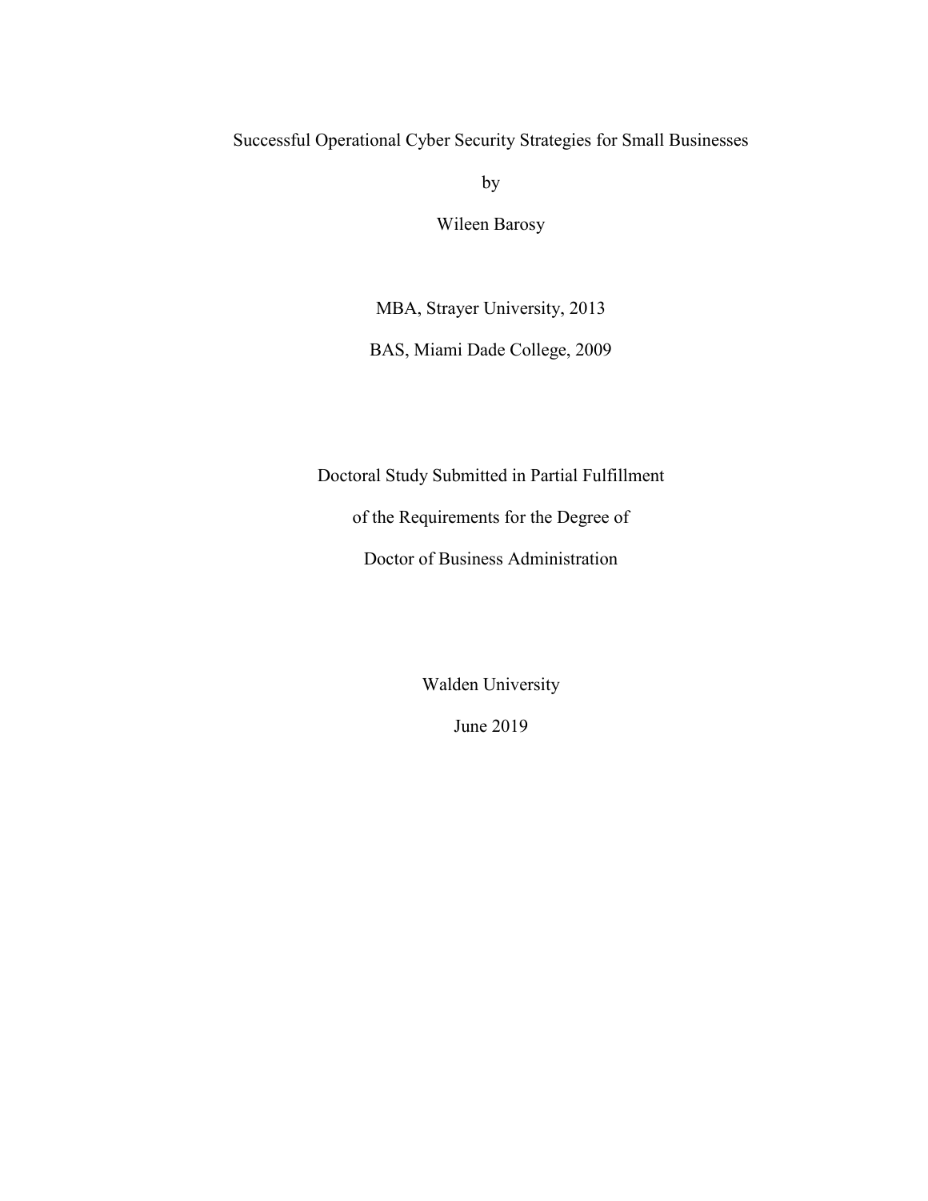Successful Operational Cyber Security Strategies for Small Businesses

by

Wileen Barosy

MBA, Strayer University, 2013

BAS, Miami Dade College, 2009

Doctoral Study Submitted in Partial Fulfillment

of the Requirements for the Degree of

Doctor of Business Administration

Walden University

June 2019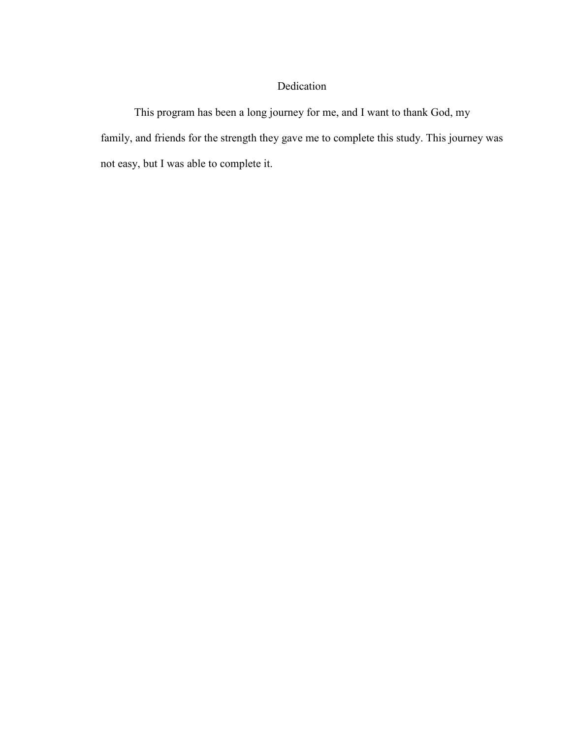# Dedication

This program has been a long journey for me, and I want to thank God, my family, and friends for the strength they gave me to complete this study. This journey was not easy, but I was able to complete it.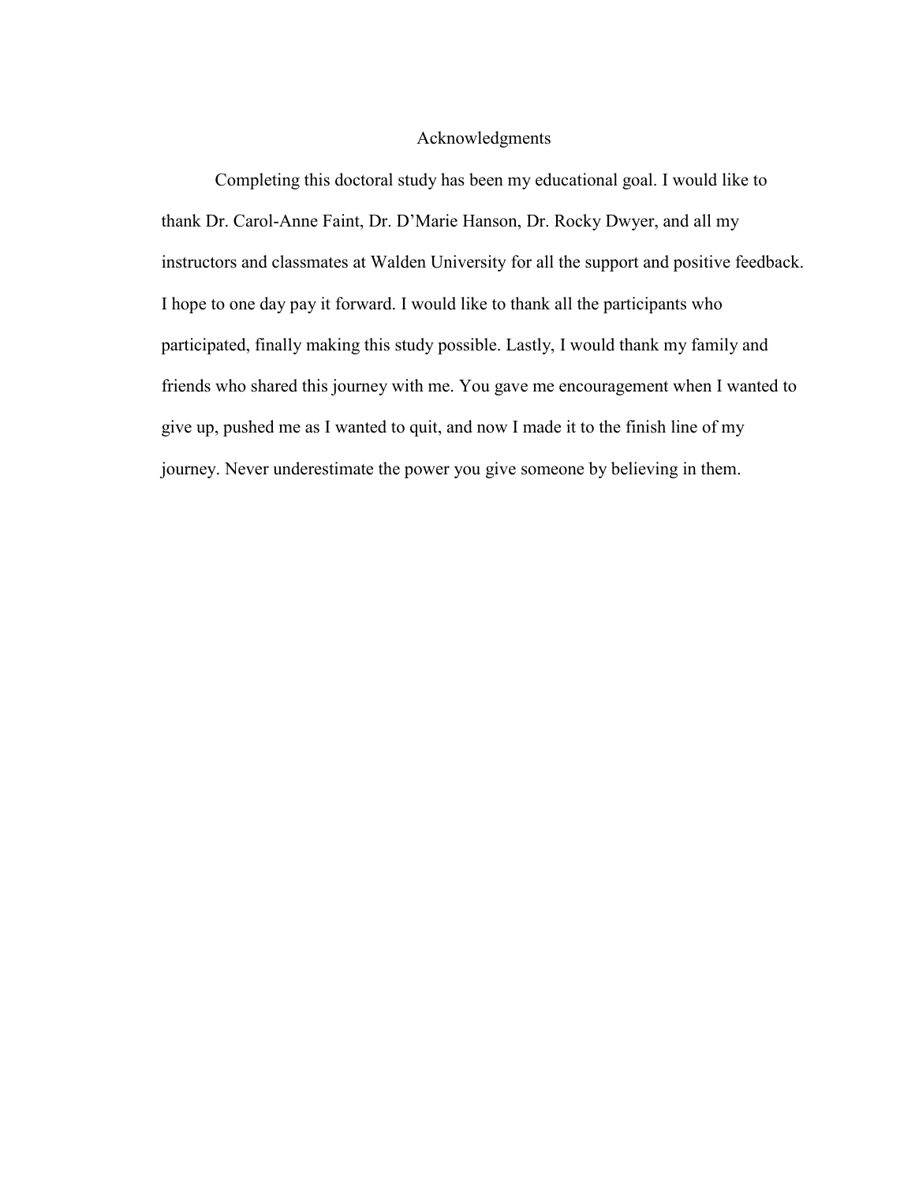# Acknowledgments

Completing this doctoral study has been my educational goal. I would like to thank Dr. Carol-Anne Faint, Dr. D'Marie Hanson, Dr. Rocky Dwyer, and all my instructors and classmates at Walden University for all the support and positive feedback. I hope to one day pay it forward. I would like to thank all the participants who participated, finally making this study possible. Lastly, I would thank my family and friends who shared this journey with me. You gave me encouragement when I wanted to give up, pushed me as I wanted to quit, and now I made it to the finish line of my journey. Never underestimate the power you give someone by believing in them.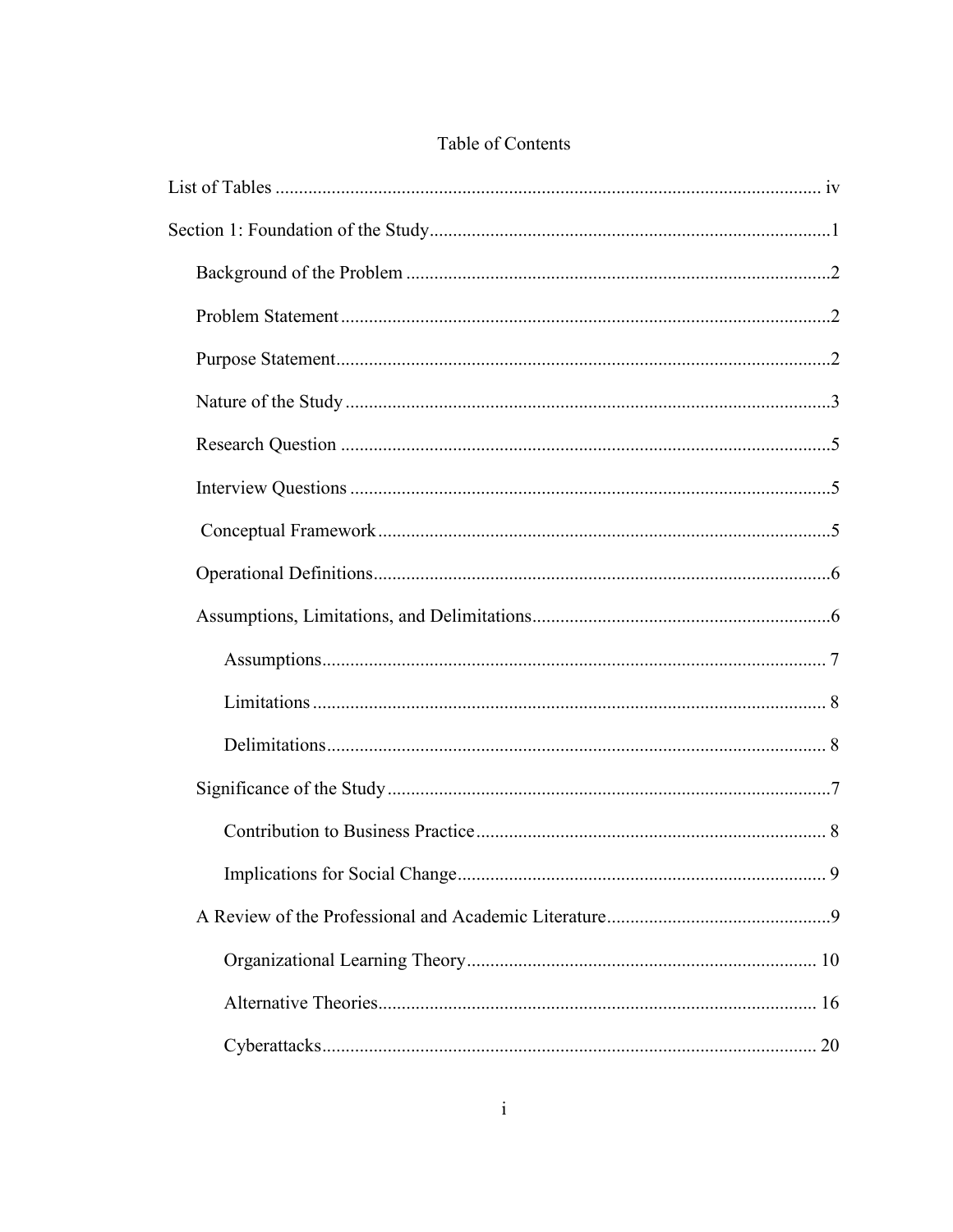# Table of Contents

List of Tables ..................................................................................................................... iv

Section 1: Foundation of the Study.....................................................................................1

- Background of the Problem ..........................................................................................2
- Problem Statement ........................................................................................................2
- Purpose Statement.........................................................................................................2
- Nature of the Study .......................................................................................................3
- Research Question ........................................................................................................5
- Interview Questions ......................................................................................................5
- Conceptual Framework ................................................................................................5
- Operational Definitions.................................................................................................6
- Assumptions, Limitations, and Delimitations................................................................6
  - Assumptions........................................................................................................... 7
  - Limitations ............................................................................................................. 8
  - Delimitations.......................................................................................................... 8
- Significance of the Study ..............................................................................................7
  - Contribution to Business Practice........................................................................... 8
  - Implications for Social Change.............................................................................. 9
- A Review of the Professional and Academic Literature................................................9
  - Organizational Learning Theory.......................................................................... 10
  - Alternative Theories............................................................................................. 16
  - Cyberattacks......................................................................................................... 20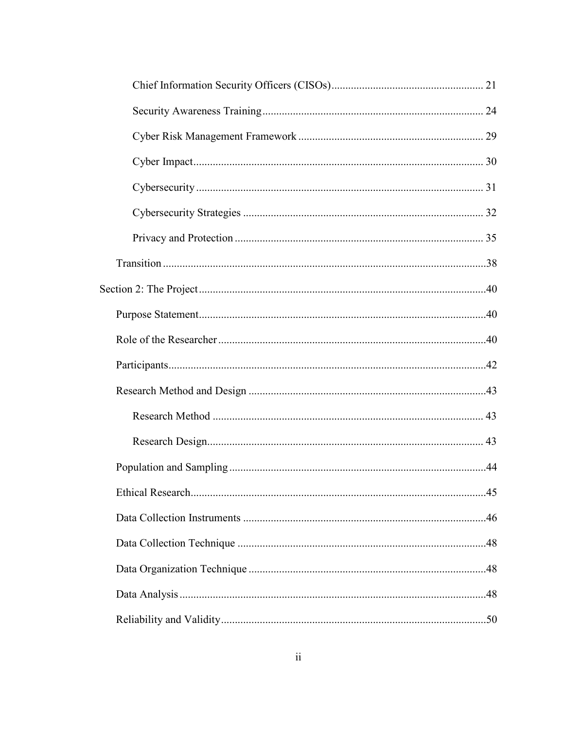Chief Information Security Officers (CISOs) ..................................................... 21

Security Awareness Training ............................................................................ 24

Cyber Risk Management Framework ................................................................ 29

Cyber Impact ...................................................................................................... 30

Cybersecurity ...................................................................................................... 31

Cybersecurity Strategies ..................................................................................... 32

Privacy and Protection ........................................................................................ 35

Transition ................................................................................................................... 38

Section 2: The Project ...................................................................................................... 40

Purpose Statement ...................................................................................................... 40

Role of the Researcher ............................................................................................... 40

Participants ................................................................................................................. 42

Research Method and Design .................................................................................... 43

Research Method ................................................................................................ 43

Research Design .................................................................................................. 43

Population and Sampling ........................................................................................... 44

Ethical Research ......................................................................................................... 45

Data Collection Instruments ...................................................................................... 46

Data Collection Technique ........................................................................................ 48

Data Organization Technique .................................................................................... 48

Data Analysis ............................................................................................................. 48

Reliability and Validity .............................................................................................. 50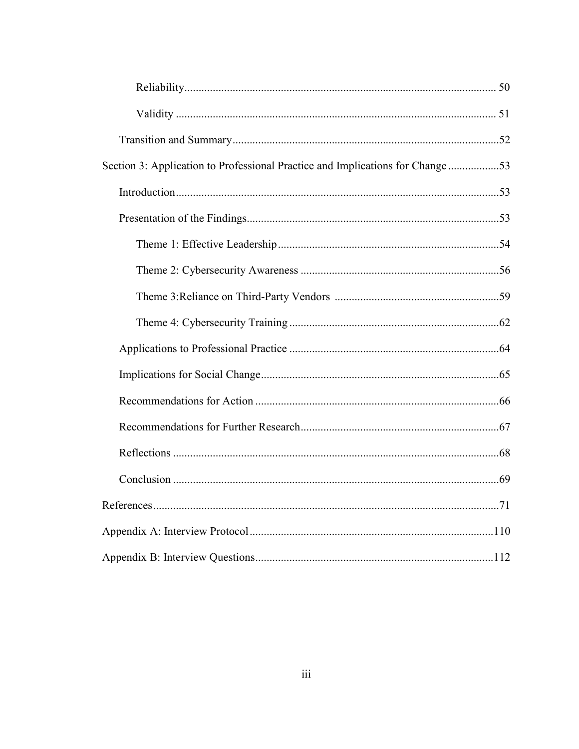Reliability 50

Validity 51

Transition and Summary 52

Section 3: Application to Professional Practice and Implications for Change 53

Introduction 53

Presentation of the Findings 53

Theme 1: Effective Leadership 54

Theme 2: Cybersecurity Awareness 56

Theme 3:Reliance on Third-Party Vendors 59

Theme 4: Cybersecurity Training 62

Applications to Professional Practice 64

Implications for Social Change 65

Recommendations for Action 66

Recommendations for Further Research 67

Reflections 68

Conclusion 69

References 71

Appendix A: Interview Protocol 110

Appendix B: Interview Questions 112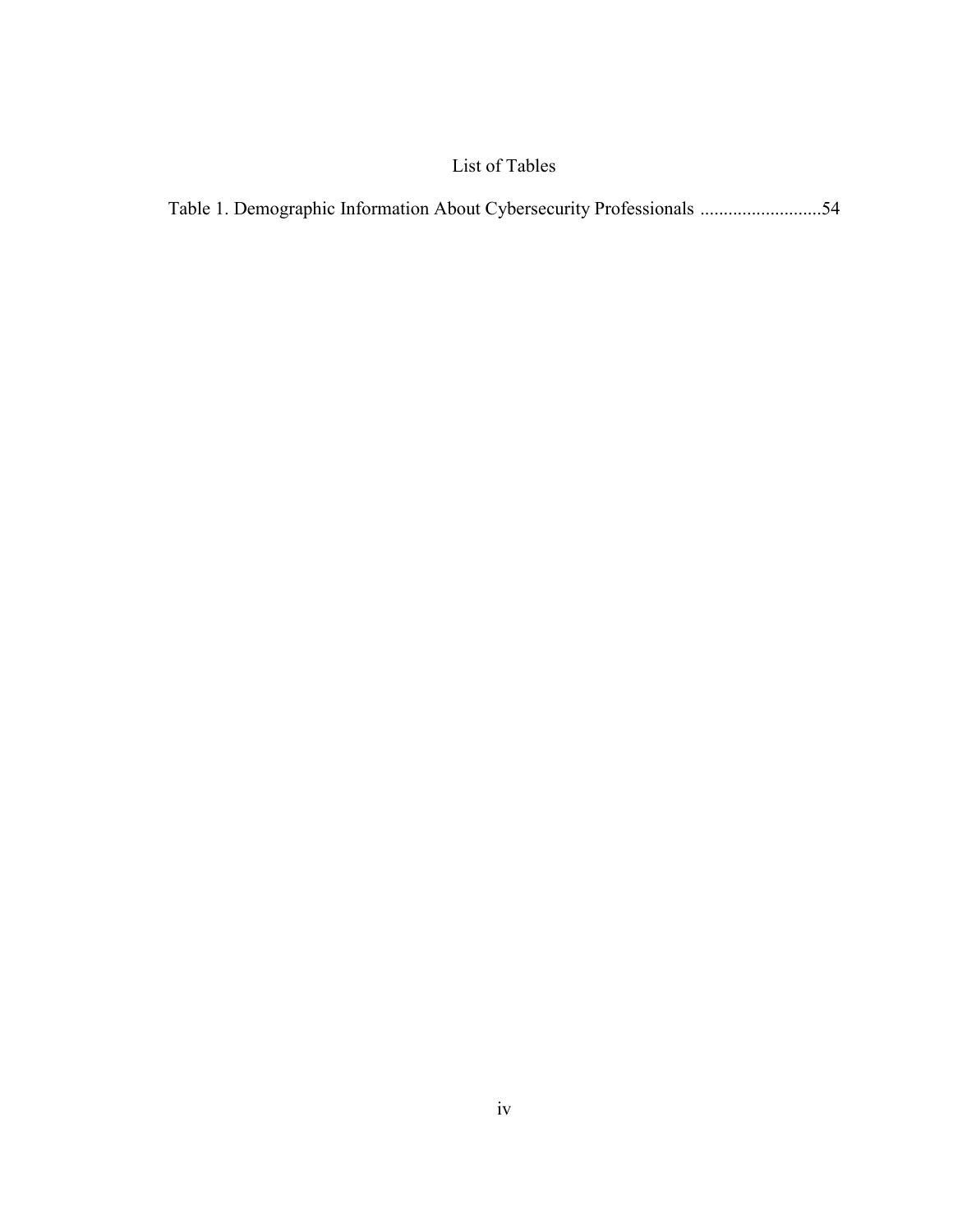# List of Tables

Table 1. Demographic Information About Cybersecurity Professionals ..........................54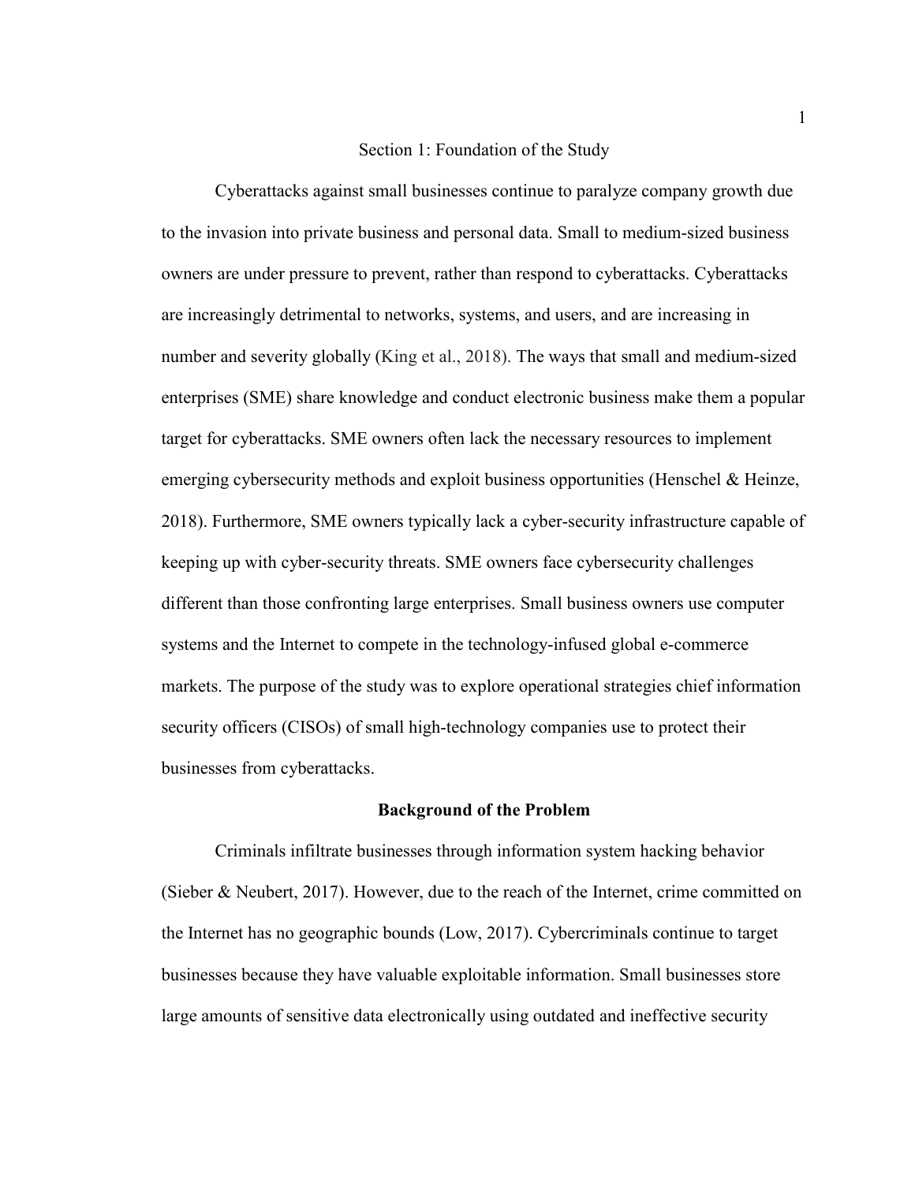# Section 1: Foundation of the Study

Cyberattacks against small businesses continue to paralyze company growth due to the invasion into private business and personal data. Small to medium-sized business owners are under pressure to prevent, rather than respond to cyberattacks. Cyberattacks are increasingly detrimental to networks, systems, and users, and are increasing in number and severity globally (King et al., 2018). The ways that small and medium-sized enterprises (SME) share knowledge and conduct electronic business make them a popular target for cyberattacks. SME owners often lack the necessary resources to implement emerging cybersecurity methods and exploit business opportunities (Henschel & Heinze, 2018). Furthermore, SME owners typically lack a cyber-security infrastructure capable of keeping up with cyber-security threats. SME owners face cybersecurity challenges different than those confronting large enterprises. Small business owners use computer systems and the Internet to compete in the technology-infused global e-commerce markets. The purpose of the study was to explore operational strategies chief information security officers (CISOs) of small high-technology companies use to protect their businesses from cyberattacks.

## Background of the Problem

Criminals infiltrate businesses through information system hacking behavior (Sieber & Neubert, 2017). However, due to the reach of the Internet, crime committed on the Internet has no geographic bounds (Low, 2017). Cybercriminals continue to target businesses because they have valuable exploitable information. Small businesses store large amounts of sensitive data electronically using outdated and ineffective security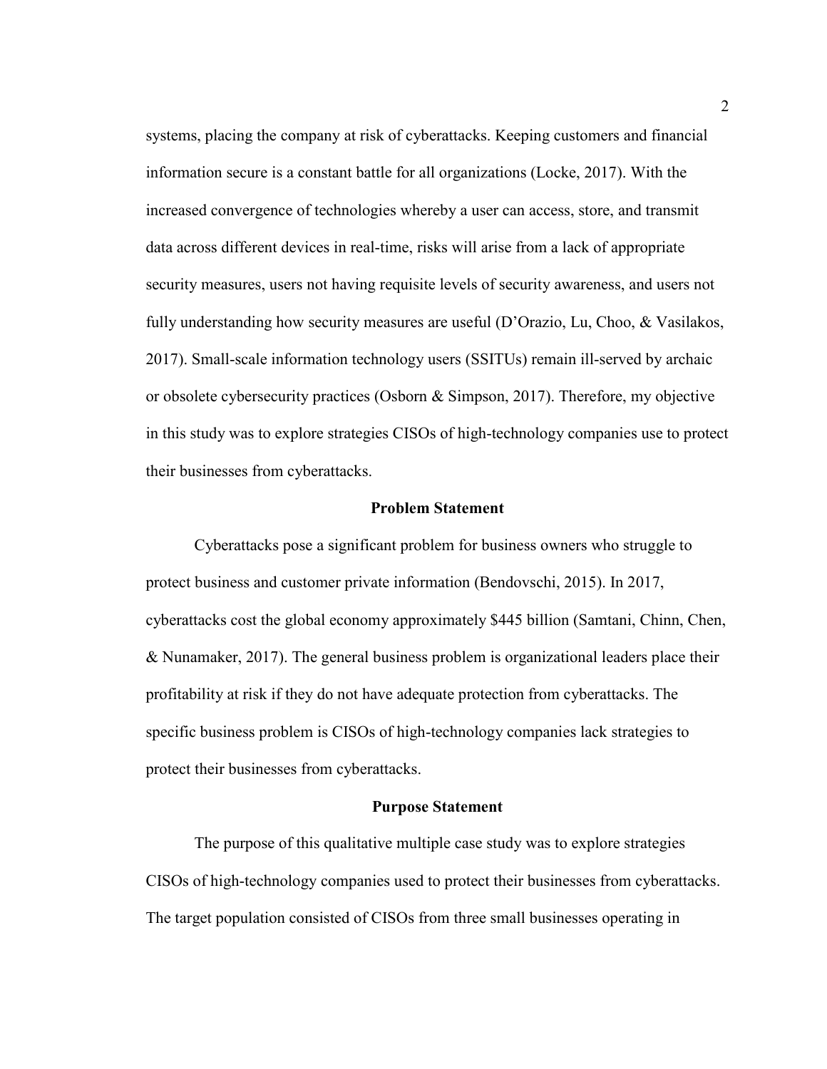systems, placing the company at risk of cyberattacks. Keeping customers and financial information secure is a constant battle for all organizations (Locke, 2017). With the increased convergence of technologies whereby a user can access, store, and transmit data across different devices in real-time, risks will arise from a lack of appropriate security measures, users not having requisite levels of security awareness, and users not fully understanding how security measures are useful (D'Orazio, Lu, Choo, & Vasilakos, 2017). Small-scale information technology users (SSITUs) remain ill-served by archaic or obsolete cybersecurity practices (Osborn & Simpson, 2017). Therefore, my objective in this study was to explore strategies CISOs of high-technology companies use to protect their businesses from cyberattacks.

## Problem Statement

Cyberattacks pose a significant problem for business owners who struggle to protect business and customer private information (Bendovschi, 2015). In 2017, cyberattacks cost the global economy approximately $445 billion (Samtani, Chinn, Chen, & Nunamaker, 2017). The general business problem is organizational leaders place their profitability at risk if they do not have adequate protection from cyberattacks. The specific business problem is CISOs of high-technology companies lack strategies to protect their businesses from cyberattacks.

## Purpose Statement

The purpose of this qualitative multiple case study was to explore strategies CISOs of high-technology companies used to protect their businesses from cyberattacks. The target population consisted of CISOs from three small businesses operating in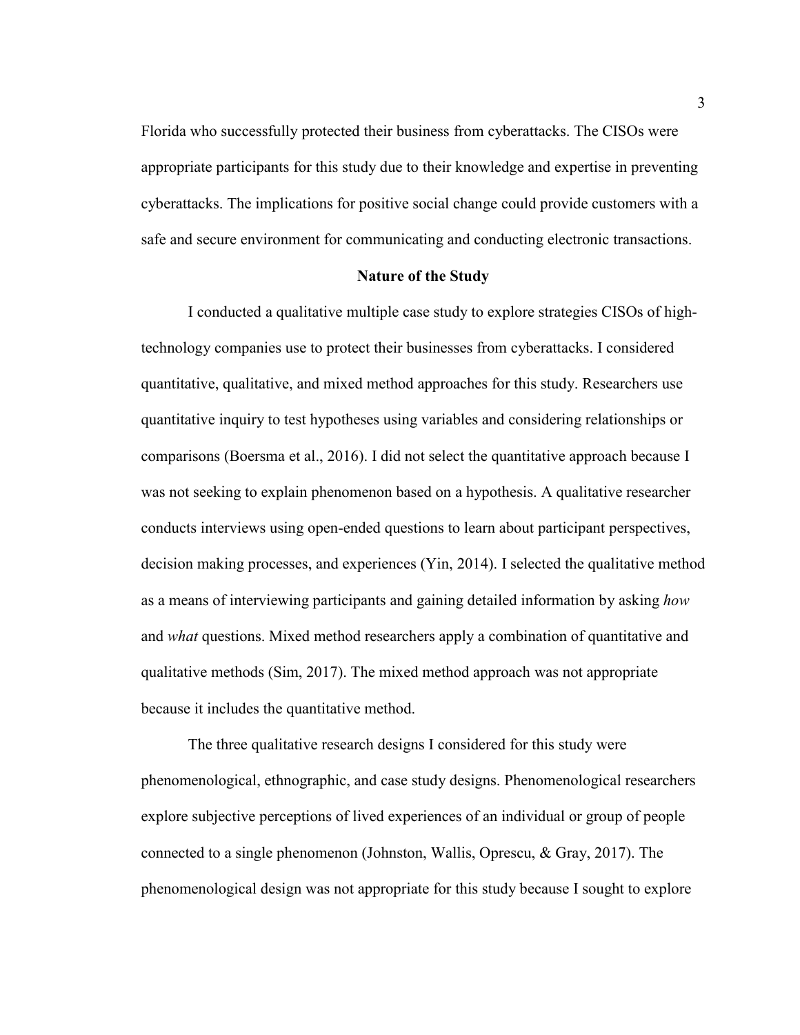Florida who successfully protected their business from cyberattacks. The CISOs were appropriate participants for this study due to their knowledge and expertise in preventing cyberattacks. The implications for positive social change could provide customers with a safe and secure environment for communicating and conducting electronic transactions.

## Nature of the Study

I conducted a qualitative multiple case study to explore strategies CISOs of high-technology companies use to protect their businesses from cyberattacks. I considered quantitative, qualitative, and mixed method approaches for this study. Researchers use quantitative inquiry to test hypotheses using variables and considering relationships or comparisons (Boersma et al., 2016). I did not select the quantitative approach because I was not seeking to explain phenomenon based on a hypothesis. A qualitative researcher conducts interviews using open-ended questions to learn about participant perspectives, decision making processes, and experiences (Yin, 2014). I selected the qualitative method as a means of interviewing participants and gaining detailed information by asking *how* and *what* questions. Mixed method researchers apply a combination of quantitative and qualitative methods (Sim, 2017). The mixed method approach was not appropriate because it includes the quantitative method.

The three qualitative research designs I considered for this study were phenomenological, ethnographic, and case study designs. Phenomenological researchers explore subjective perceptions of lived experiences of an individual or group of people connected to a single phenomenon (Johnston, Wallis, Oprescu, & Gray, 2017). The phenomenological design was not appropriate for this study because I sought to explore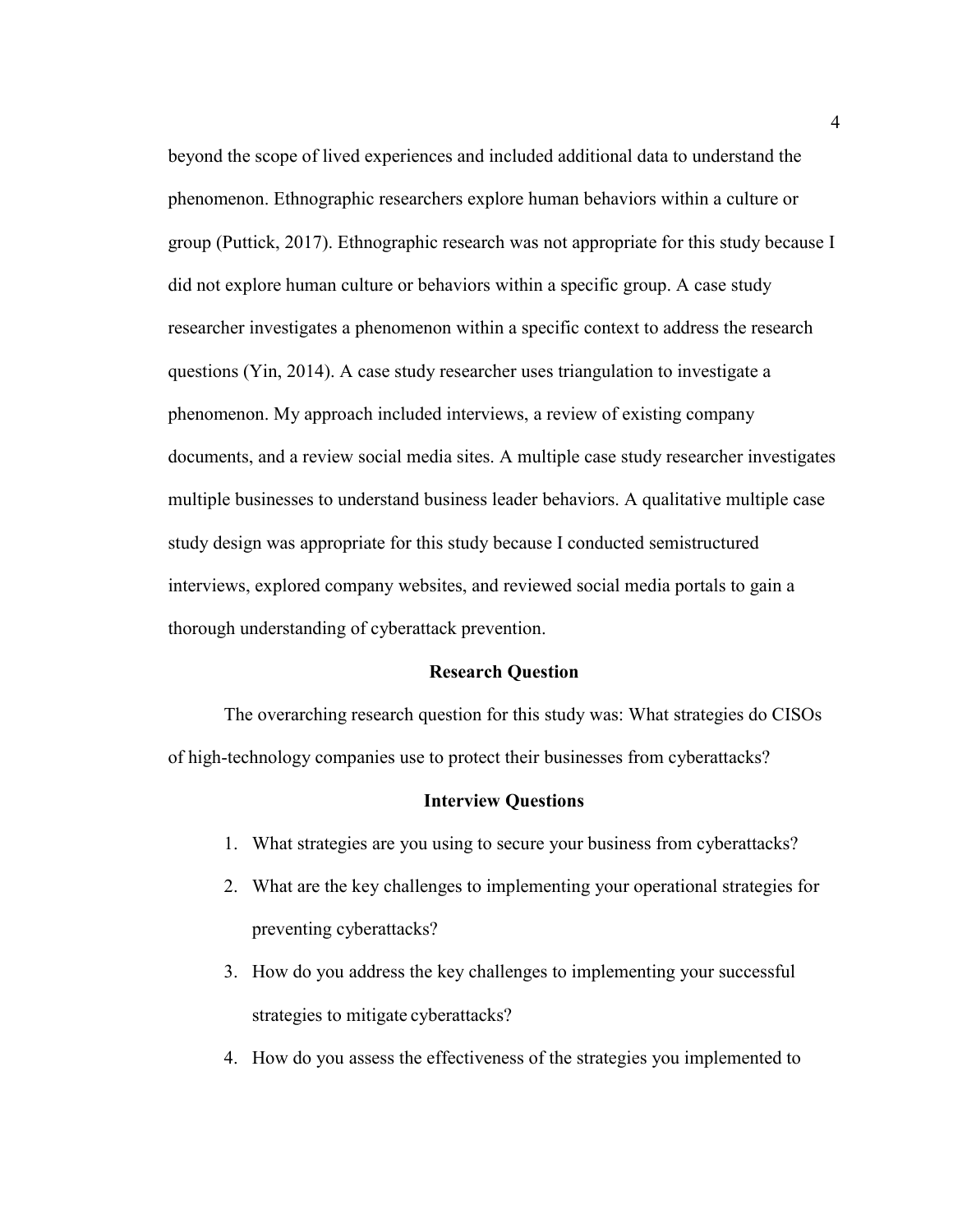beyond the scope of lived experiences and included additional data to understand the phenomenon. Ethnographic researchers explore human behaviors within a culture or group (Puttick, 2017). Ethnographic research was not appropriate for this study because I did not explore human culture or behaviors within a specific group. A case study researcher investigates a phenomenon within a specific context to address the research questions (Yin, 2014). A case study researcher uses triangulation to investigate a phenomenon. My approach included interviews, a review of existing company documents, and a review social media sites. A multiple case study researcher investigates multiple businesses to understand business leader behaviors. A qualitative multiple case study design was appropriate for this study because I conducted semistructured interviews, explored company websites, and reviewed social media portals to gain a thorough understanding of cyberattack prevention.

## Research Question

The overarching research question for this study was: What strategies do CISOs of high-technology companies use to protect their businesses from cyberattacks?

## Interview Questions

1. What strategies are you using to secure your business from cyberattacks?
2. What are the key challenges to implementing your operational strategies for preventing cyberattacks?
3. How do you address the key challenges to implementing your successful strategies to mitigate cyberattacks?
4. How do you assess the effectiveness of the strategies you implemented to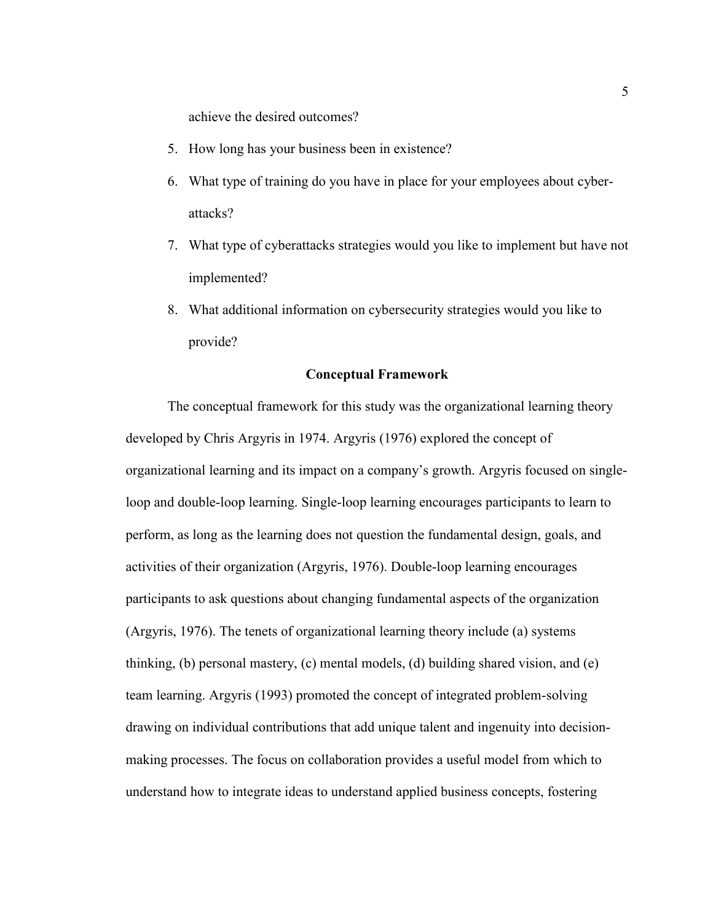achieve the desired outcomes?

5. How long has your business been in existence?
6. What type of training do you have in place for your employees about cyber-attacks?
7. What type of cyberattacks strategies would you like to implement but have not implemented?
8. What additional information on cybersecurity strategies would you like to provide?

## Conceptual Framework

The conceptual framework for this study was the organizational learning theory developed by Chris Argyris in 1974. Argyris (1976) explored the concept of organizational learning and its impact on a company's growth. Argyris focused on single-loop and double-loop learning. Single-loop learning encourages participants to learn to perform, as long as the learning does not question the fundamental design, goals, and activities of their organization (Argyris, 1976). Double-loop learning encourages participants to ask questions about changing fundamental aspects of the organization (Argyris, 1976). The tenets of organizational learning theory include (a) systems thinking, (b) personal mastery, (c) mental models, (d) building shared vision, and (e) team learning. Argyris (1993) promoted the concept of integrated problem-solving drawing on individual contributions that add unique talent and ingenuity into decision-making processes. The focus on collaboration provides a useful model from which to understand how to integrate ideas to understand applied business concepts, fostering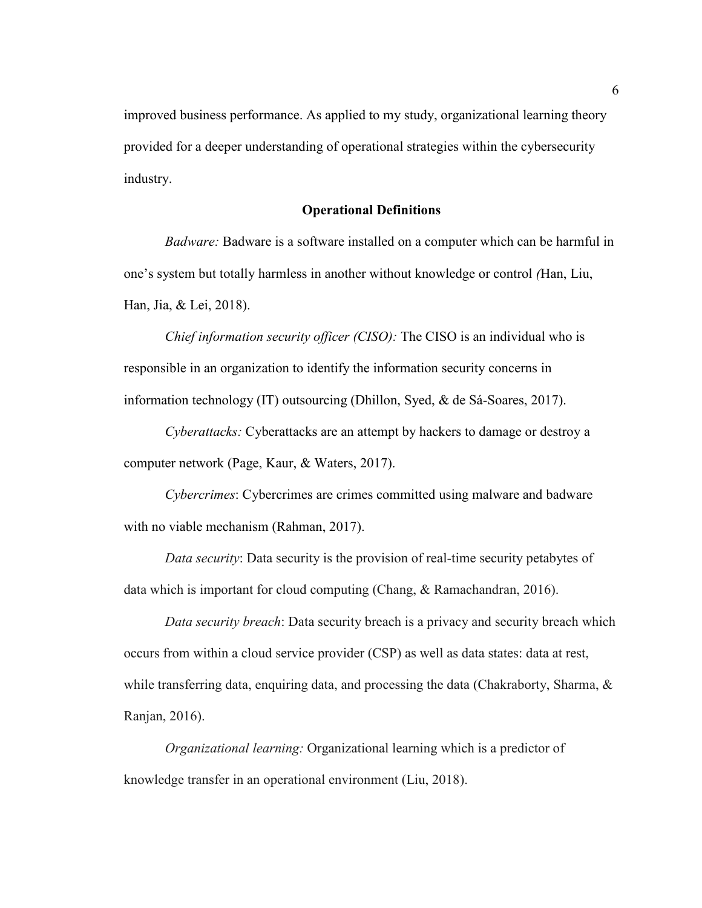improved business performance. As applied to my study, organizational learning theory provided for a deeper understanding of operational strategies within the cybersecurity industry.

## Operational Definitions

*Badware:* Badware is a software installed on a computer which can be harmful in one's system but totally harmless in another without knowledge or control *(*Han, Liu, Han, Jia, & Lei, 2018).

*Chief information security officer (CISO):* The CISO is an individual who is responsible in an organization to identify the information security concerns in information technology (IT) outsourcing (Dhillon, Syed, & de Sá-Soares, 2017).

*Cyberattacks:* Cyberattacks are an attempt by hackers to damage or destroy a computer network (Page, Kaur, & Waters, 2017).

*Cybercrimes*: Cybercrimes are crimes committed using malware and badware with no viable mechanism (Rahman, 2017).

*Data security*: Data security is the provision of real-time security petabytes of data which is important for cloud computing (Chang, & Ramachandran, 2016).

*Data security breach*: Data security breach is a privacy and security breach which occurs from within a cloud service provider (CSP) as well as data states: data at rest, while transferring data, enquiring data, and processing the data (Chakraborty, Sharma, & Ranjan, 2016).

*Organizational learning:* Organizational learning which is a predictor of knowledge transfer in an operational environment (Liu, 2018).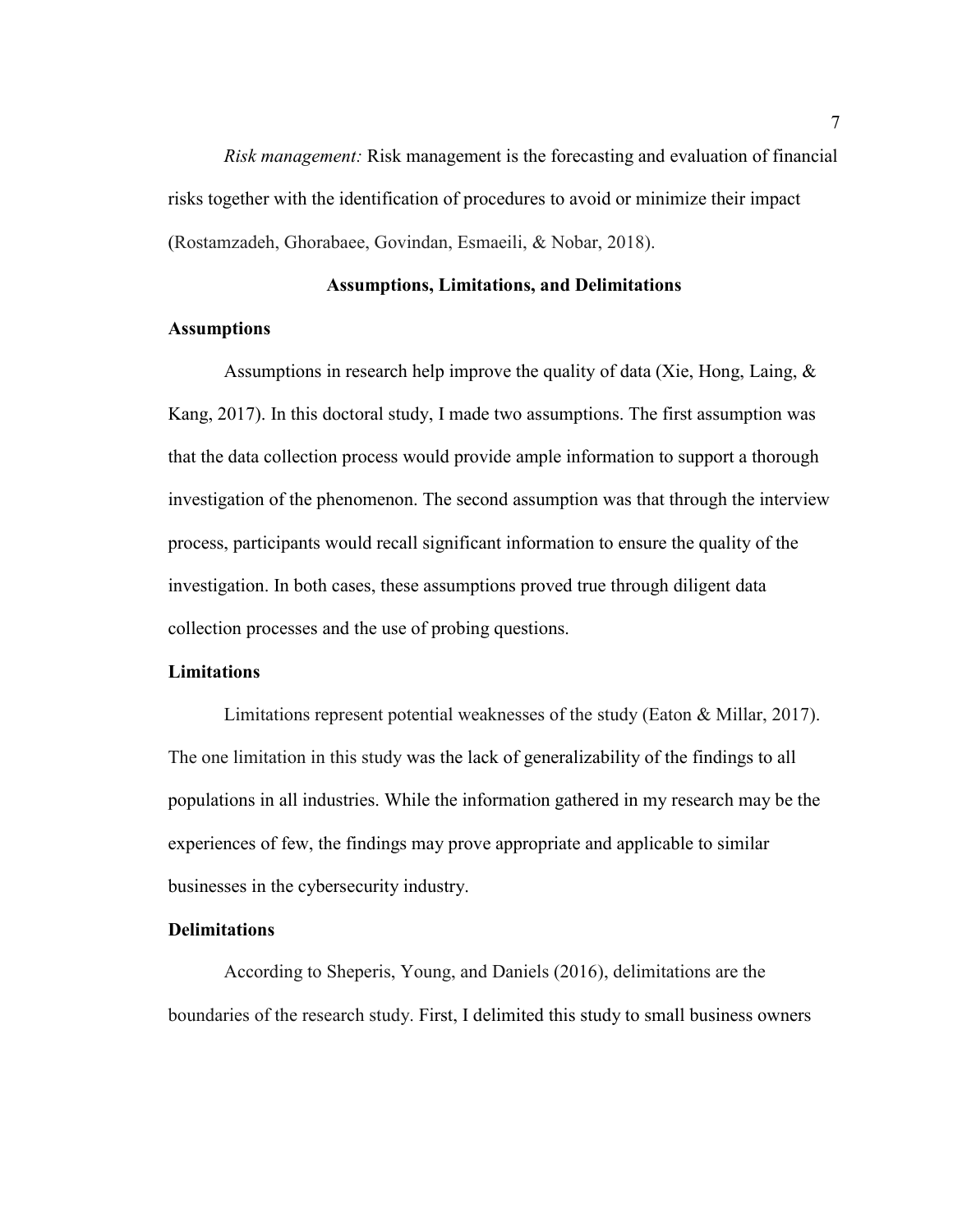*Risk management:* Risk management is the forecasting and evaluation of financial risks together with the identification of procedures to avoid or minimize their impact (Rostamzadeh, Ghorabaee, Govindan, Esmaeili, & Nobar, 2018).

## Assumptions, Limitations, and Delimitations

### Assumptions

Assumptions in research help improve the quality of data (Xie, Hong, Laing, & Kang, 2017). In this doctoral study, I made two assumptions. The first assumption was that the data collection process would provide ample information to support a thorough investigation of the phenomenon. The second assumption was that through the interview process, participants would recall significant information to ensure the quality of the investigation. In both cases, these assumptions proved true through diligent data collection processes and the use of probing questions.

### Limitations

Limitations represent potential weaknesses of the study (Eaton & Millar, 2017). The one limitation in this study was the lack of generalizability of the findings to all populations in all industries. While the information gathered in my research may be the experiences of few, the findings may prove appropriate and applicable to similar businesses in the cybersecurity industry.

### Delimitations

According to Sheperis, Young, and Daniels (2016), delimitations are the boundaries of the research study. First, I delimited this study to small business owners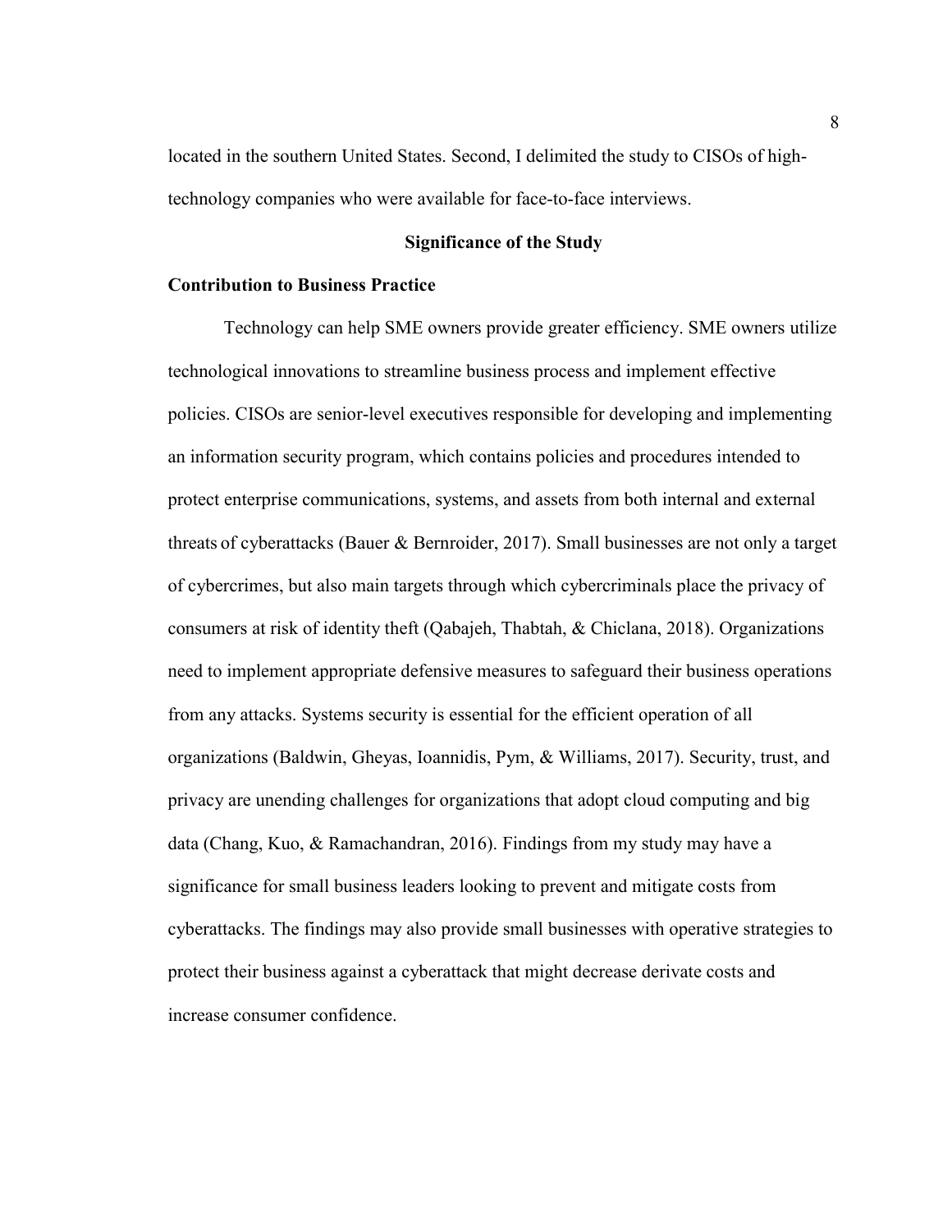located in the southern United States. Second, I delimited the study to CISOs of high-technology companies who were available for face-to-face interviews.

## Significance of the Study

### Contribution to Business Practice

Technology can help SME owners provide greater efficiency. SME owners utilize technological innovations to streamline business process and implement effective policies. CISOs are senior-level executives responsible for developing and implementing an information security program, which contains policies and procedures intended to protect enterprise communications, systems, and assets from both internal and external threats of cyberattacks (Bauer & Bernroider, 2017). Small businesses are not only a target of cybercrimes, but also main targets through which cybercriminals place the privacy of consumers at risk of identity theft (Qabajeh, Thabtah, & Chiclana, 2018). Organizations need to implement appropriate defensive measures to safeguard their business operations from any attacks. Systems security is essential for the efficient operation of all organizations (Baldwin, Gheyas, Ioannidis, Pym, & Williams, 2017). Security, trust, and privacy are unending challenges for organizations that adopt cloud computing and big data (Chang, Kuo, & Ramachandran, 2016). Findings from my study may have a significance for small business leaders looking to prevent and mitigate costs from cyberattacks. The findings may also provide small businesses with operative strategies to protect their business against a cyberattack that might decrease derivate costs and increase consumer confidence.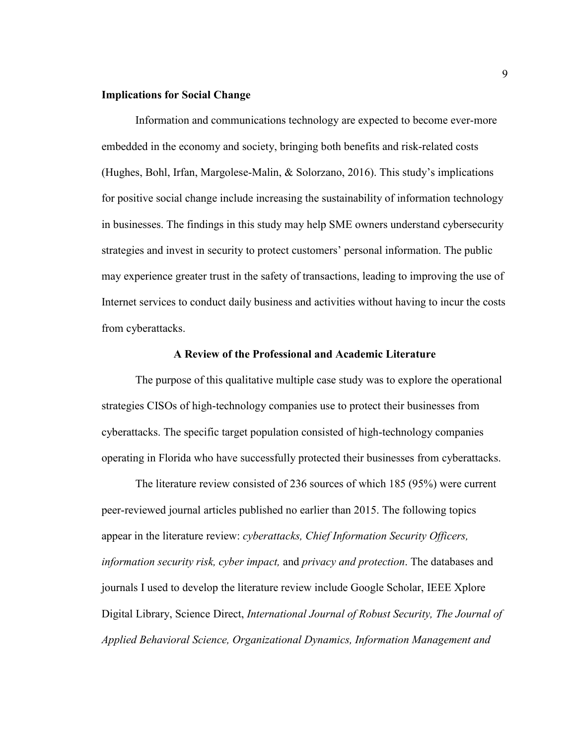### Implications for Social Change

Information and communications technology are expected to become ever-more embedded in the economy and society, bringing both benefits and risk-related costs (Hughes, Bohl, Irfan, Margolese-Malin, & Solorzano, 2016). This study's implications for positive social change include increasing the sustainability of information technology in businesses. The findings in this study may help SME owners understand cybersecurity strategies and invest in security to protect customers' personal information. The public may experience greater trust in the safety of transactions, leading to improving the use of Internet services to conduct daily business and activities without having to incur the costs from cyberattacks.

## A Review of the Professional and Academic Literature

The purpose of this qualitative multiple case study was to explore the operational strategies CISOs of high-technology companies use to protect their businesses from cyberattacks. The specific target population consisted of high-technology companies operating in Florida who have successfully protected their businesses from cyberattacks.

The literature review consisted of 236 sources of which 185 (95%) were current peer-reviewed journal articles published no earlier than 2015. The following topics appear in the literature review: *cyberattacks, Chief Information Security Officers, information security risk, cyber impact,* and *privacy and protection*. The databases and journals I used to develop the literature review include Google Scholar, IEEE Xplore Digital Library, Science Direct, *International Journal of Robust Security, The Journal of Applied Behavioral Science, Organizational Dynamics, Information Management and*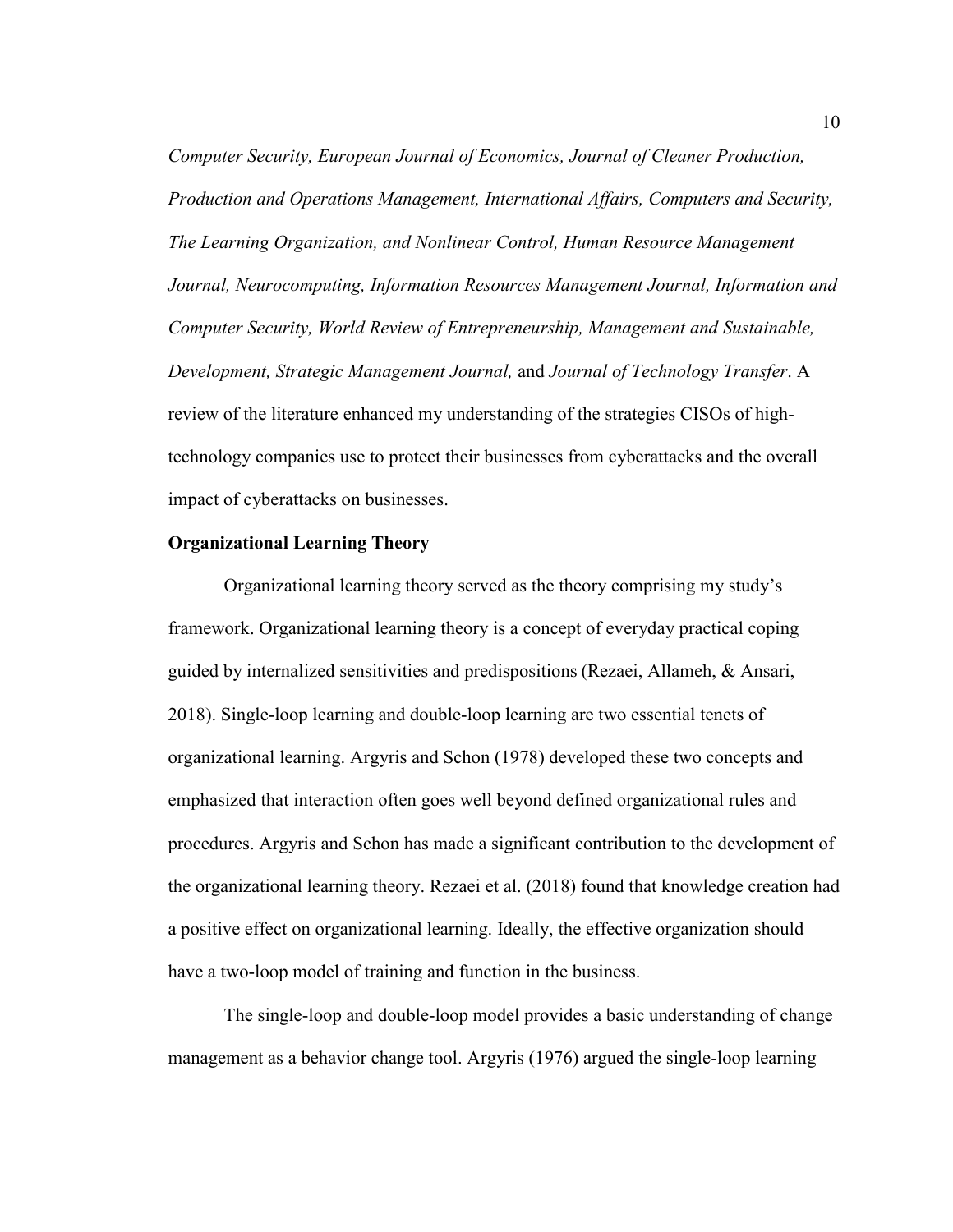*Computer Security, European Journal of Economics, Journal of Cleaner Production, Production and Operations Management, International Affairs, Computers and Security, The Learning Organization, and Nonlinear Control, Human Resource Management Journal, Neurocomputing, Information Resources Management Journal, Information and Computer Security, World Review of Entrepreneurship, Management and Sustainable, Development, Strategic Management Journal,* and *Journal of Technology Transfer*. A review of the literature enhanced my understanding of the strategies CISOs of high-technology companies use to protect their businesses from cyberattacks and the overall impact of cyberattacks on businesses.

**Organizational Learning Theory**

Organizational learning theory served as the theory comprising my study's framework. Organizational learning theory is a concept of everyday practical coping guided by internalized sensitivities and predispositions (Rezaei, Allameh, & Ansari, 2018). Single-loop learning and double-loop learning are two essential tenets of organizational learning. Argyris and Schon (1978) developed these two concepts and emphasized that interaction often goes well beyond defined organizational rules and procedures. Argyris and Schon has made a significant contribution to the development of the organizational learning theory. Rezaei et al. (2018) found that knowledge creation had a positive effect on organizational learning. Ideally, the effective organization should have a two-loop model of training and function in the business.

The single-loop and double-loop model provides a basic understanding of change management as a behavior change tool. Argyris (1976) argued the single-loop learning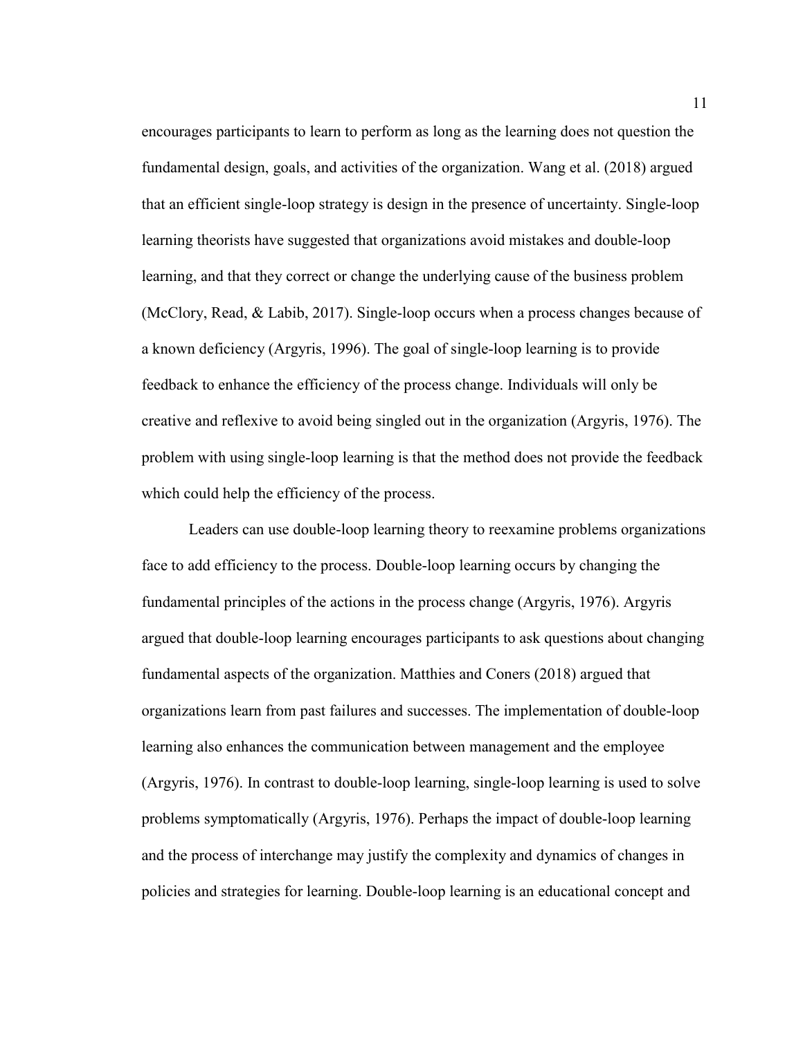encourages participants to learn to perform as long as the learning does not question the fundamental design, goals, and activities of the organization. Wang et al. (2018) argued that an efficient single-loop strategy is design in the presence of uncertainty. Single-loop learning theorists have suggested that organizations avoid mistakes and double-loop learning, and that they correct or change the underlying cause of the business problem (McClory, Read, & Labib, 2017). Single-loop occurs when a process changes because of a known deficiency (Argyris, 1996). The goal of single-loop learning is to provide feedback to enhance the efficiency of the process change. Individuals will only be creative and reflexive to avoid being singled out in the organization (Argyris, 1976). The problem with using single-loop learning is that the method does not provide the feedback which could help the efficiency of the process.

Leaders can use double-loop learning theory to reexamine problems organizations face to add efficiency to the process. Double-loop learning occurs by changing the fundamental principles of the actions in the process change (Argyris, 1976). Argyris argued that double-loop learning encourages participants to ask questions about changing fundamental aspects of the organization. Matthies and Coners (2018) argued that organizations learn from past failures and successes. The implementation of double-loop learning also enhances the communication between management and the employee (Argyris, 1976). In contrast to double-loop learning, single-loop learning is used to solve problems symptomatically (Argyris, 1976). Perhaps the impact of double-loop learning and the process of interchange may justify the complexity and dynamics of changes in policies and strategies for learning. Double-loop learning is an educational concept and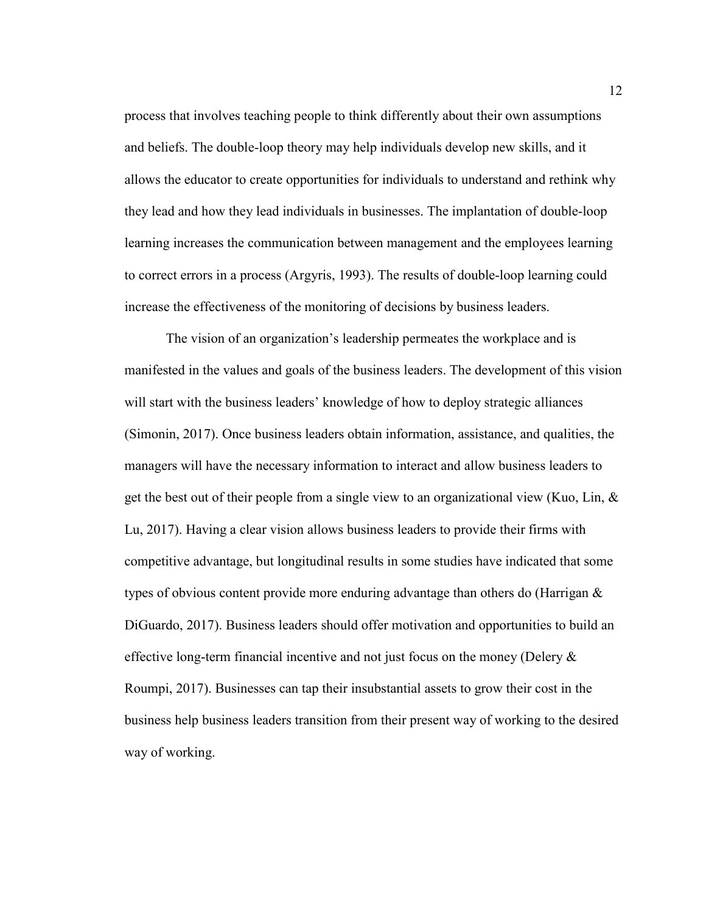process that involves teaching people to think differently about their own assumptions and beliefs. The double-loop theory may help individuals develop new skills, and it allows the educator to create opportunities for individuals to understand and rethink why they lead and how they lead individuals in businesses. The implantation of double-loop learning increases the communication between management and the employees learning to correct errors in a process (Argyris, 1993). The results of double-loop learning could increase the effectiveness of the monitoring of decisions by business leaders.

The vision of an organization's leadership permeates the workplace and is manifested in the values and goals of the business leaders. The development of this vision will start with the business leaders' knowledge of how to deploy strategic alliances (Simonin, 2017). Once business leaders obtain information, assistance, and qualities, the managers will have the necessary information to interact and allow business leaders to get the best out of their people from a single view to an organizational view (Kuo, Lin, & Lu, 2017). Having a clear vision allows business leaders to provide their firms with competitive advantage, but longitudinal results in some studies have indicated that some types of obvious content provide more enduring advantage than others do (Harrigan & DiGuardo, 2017). Business leaders should offer motivation and opportunities to build an effective long-term financial incentive and not just focus on the money (Delery & Roumpi, 2017). Businesses can tap their insubstantial assets to grow their cost in the business help business leaders transition from their present way of working to the desired way of working.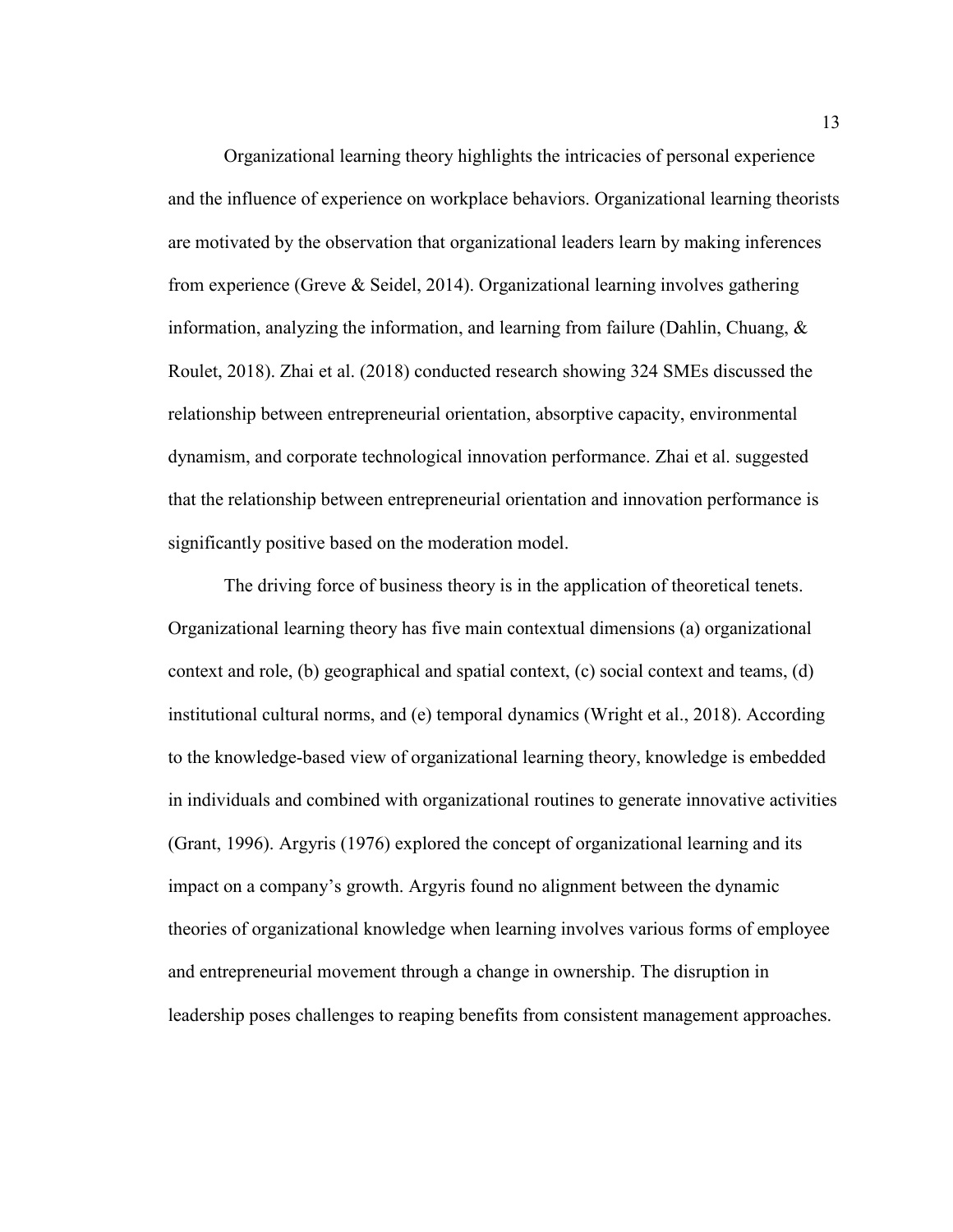Organizational learning theory highlights the intricacies of personal experience and the influence of experience on workplace behaviors. Organizational learning theorists are motivated by the observation that organizational leaders learn by making inferences from experience (Greve & Seidel, 2014). Organizational learning involves gathering information, analyzing the information, and learning from failure (Dahlin, Chuang, & Roulet, 2018). Zhai et al. (2018) conducted research showing 324 SMEs discussed the relationship between entrepreneurial orientation, absorptive capacity, environmental dynamism, and corporate technological innovation performance. Zhai et al. suggested that the relationship between entrepreneurial orientation and innovation performance is significantly positive based on the moderation model.

The driving force of business theory is in the application of theoretical tenets. Organizational learning theory has five main contextual dimensions (a) organizational context and role, (b) geographical and spatial context, (c) social context and teams, (d) institutional cultural norms, and (e) temporal dynamics (Wright et al., 2018). According to the knowledge-based view of organizational learning theory, knowledge is embedded in individuals and combined with organizational routines to generate innovative activities (Grant, 1996). Argyris (1976) explored the concept of organizational learning and its impact on a company's growth. Argyris found no alignment between the dynamic theories of organizational knowledge when learning involves various forms of employee and entrepreneurial movement through a change in ownership. The disruption in leadership poses challenges to reaping benefits from consistent management approaches.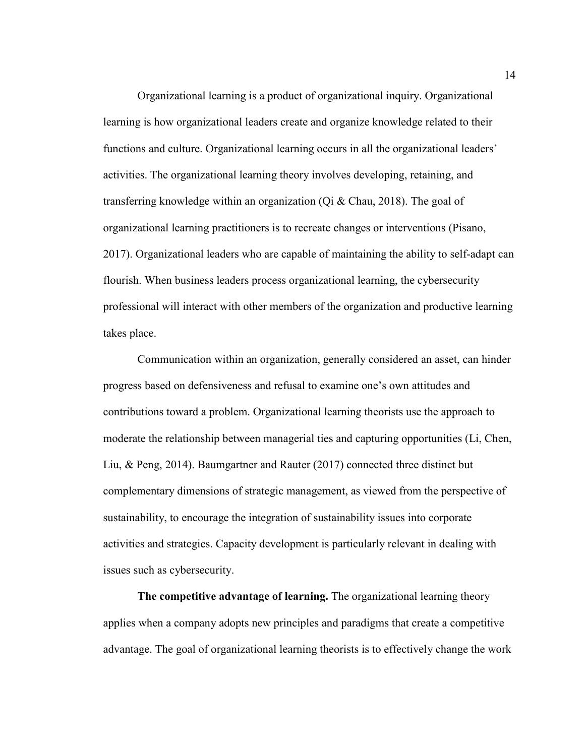Organizational learning is a product of organizational inquiry. Organizational learning is how organizational leaders create and organize knowledge related to their functions and culture. Organizational learning occurs in all the organizational leaders' activities. The organizational learning theory involves developing, retaining, and transferring knowledge within an organization (Qi & Chau, 2018). The goal of organizational learning practitioners is to recreate changes or interventions (Pisano, 2017). Organizational leaders who are capable of maintaining the ability to self-adapt can flourish. When business leaders process organizational learning, the cybersecurity professional will interact with other members of the organization and productive learning takes place.

Communication within an organization, generally considered an asset, can hinder progress based on defensiveness and refusal to examine one's own attitudes and contributions toward a problem. Organizational learning theorists use the approach to moderate the relationship between managerial ties and capturing opportunities (Li, Chen, Liu, & Peng, 2014). Baumgartner and Rauter (2017) connected three distinct but complementary dimensions of strategic management, as viewed from the perspective of sustainability, to encourage the integration of sustainability issues into corporate activities and strategies. Capacity development is particularly relevant in dealing with issues such as cybersecurity.

**The competitive advantage of learning.** The organizational learning theory applies when a company adopts new principles and paradigms that create a competitive advantage. The goal of organizational learning theorists is to effectively change the work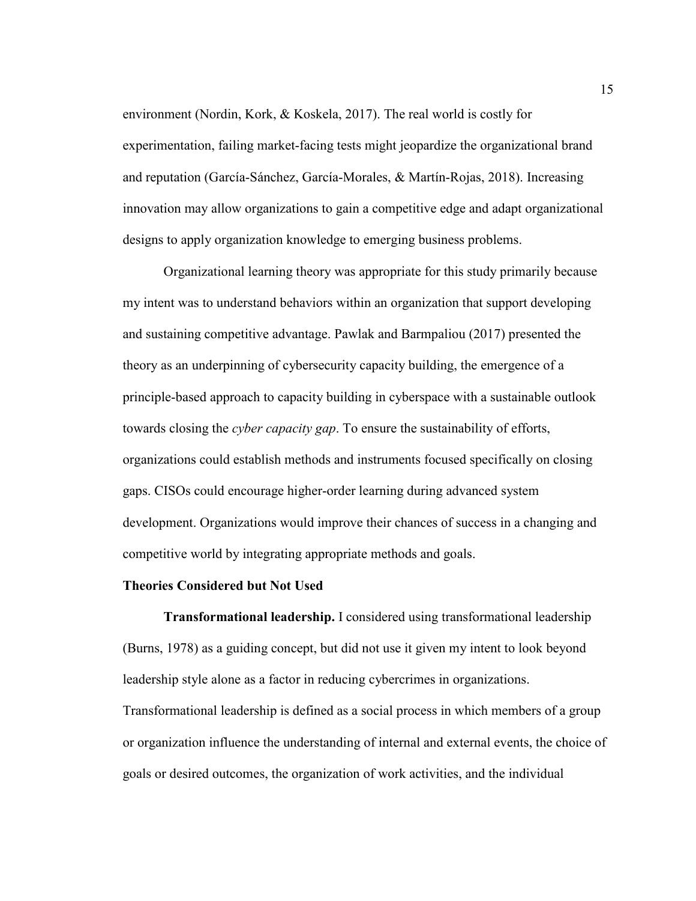environment (Nordin, Kork, & Koskela, 2017). The real world is costly for experimentation, failing market-facing tests might jeopardize the organizational brand and reputation (García-Sánchez, García-Morales, & Martín-Rojas, 2018). Increasing innovation may allow organizations to gain a competitive edge and adapt organizational designs to apply organization knowledge to emerging business problems.

Organizational learning theory was appropriate for this study primarily because my intent was to understand behaviors within an organization that support developing and sustaining competitive advantage. Pawlak and Barmpaliou (2017) presented the theory as an underpinning of cybersecurity capacity building, the emergence of a principle-based approach to capacity building in cyberspace with a sustainable outlook towards closing the *cyber capacity gap*. To ensure the sustainability of efforts, organizations could establish methods and instruments focused specifically on closing gaps. CISOs could encourage higher-order learning during advanced system development. Organizations would improve their chances of success in a changing and competitive world by integrating appropriate methods and goals.

### Theories Considered but Not Used

**Transformational leadership.** I considered using transformational leadership (Burns, 1978) as a guiding concept, but did not use it given my intent to look beyond leadership style alone as a factor in reducing cybercrimes in organizations. Transformational leadership is defined as a social process in which members of a group or organization influence the understanding of internal and external events, the choice of goals or desired outcomes, the organization of work activities, and the individual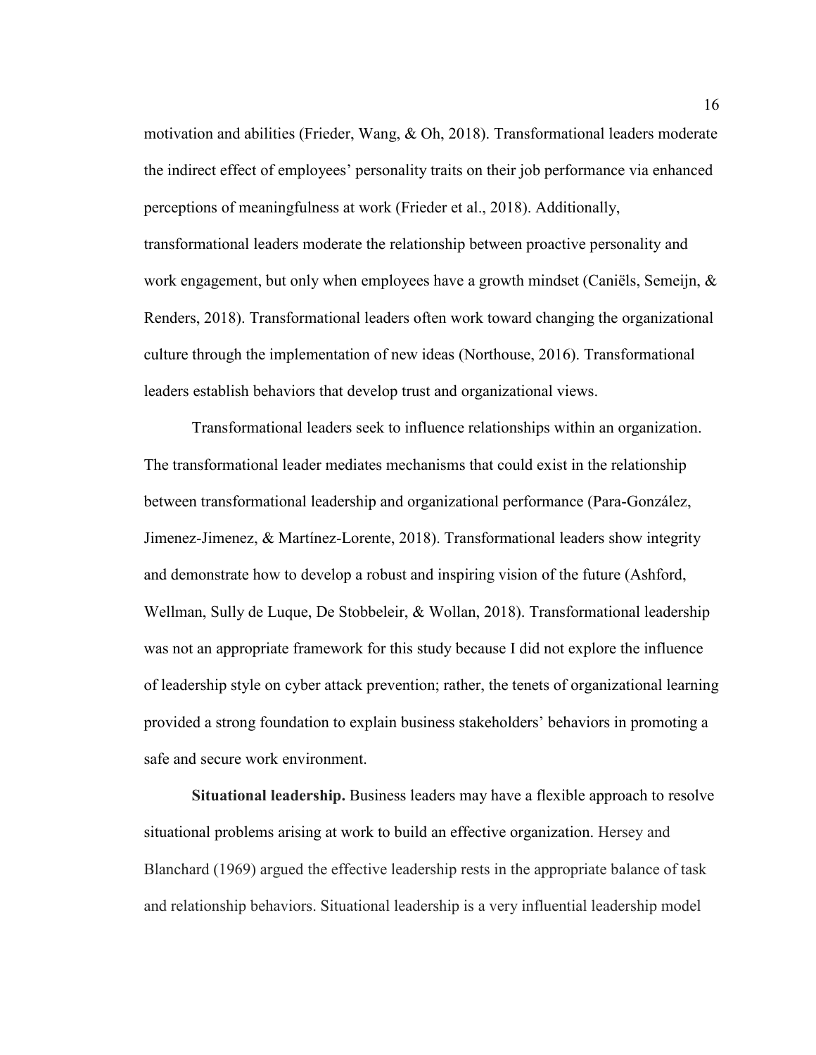motivation and abilities (Frieder, Wang, & Oh, 2018). Transformational leaders moderate the indirect effect of employees' personality traits on their job performance via enhanced perceptions of meaningfulness at work (Frieder et al., 2018). Additionally, transformational leaders moderate the relationship between proactive personality and work engagement, but only when employees have a growth mindset (Caniëls, Semeijn, & Renders, 2018). Transformational leaders often work toward changing the organizational culture through the implementation of new ideas (Northouse, 2016). Transformational leaders establish behaviors that develop trust and organizational views.

Transformational leaders seek to influence relationships within an organization. The transformational leader mediates mechanisms that could exist in the relationship between transformational leadership and organizational performance (Para-González, Jimenez-Jimenez, & Martínez-Lorente, 2018). Transformational leaders show integrity and demonstrate how to develop a robust and inspiring vision of the future (Ashford, Wellman, Sully de Luque, De Stobbeleir, & Wollan, 2018). Transformational leadership was not an appropriate framework for this study because I did not explore the influence of leadership style on cyber attack prevention; rather, the tenets of organizational learning provided a strong foundation to explain business stakeholders' behaviors in promoting a safe and secure work environment.

**Situational leadership.** Business leaders may have a flexible approach to resolve situational problems arising at work to build an effective organization. Hersey and Blanchard (1969) argued the effective leadership rests in the appropriate balance of task and relationship behaviors. Situational leadership is a very influential leadership model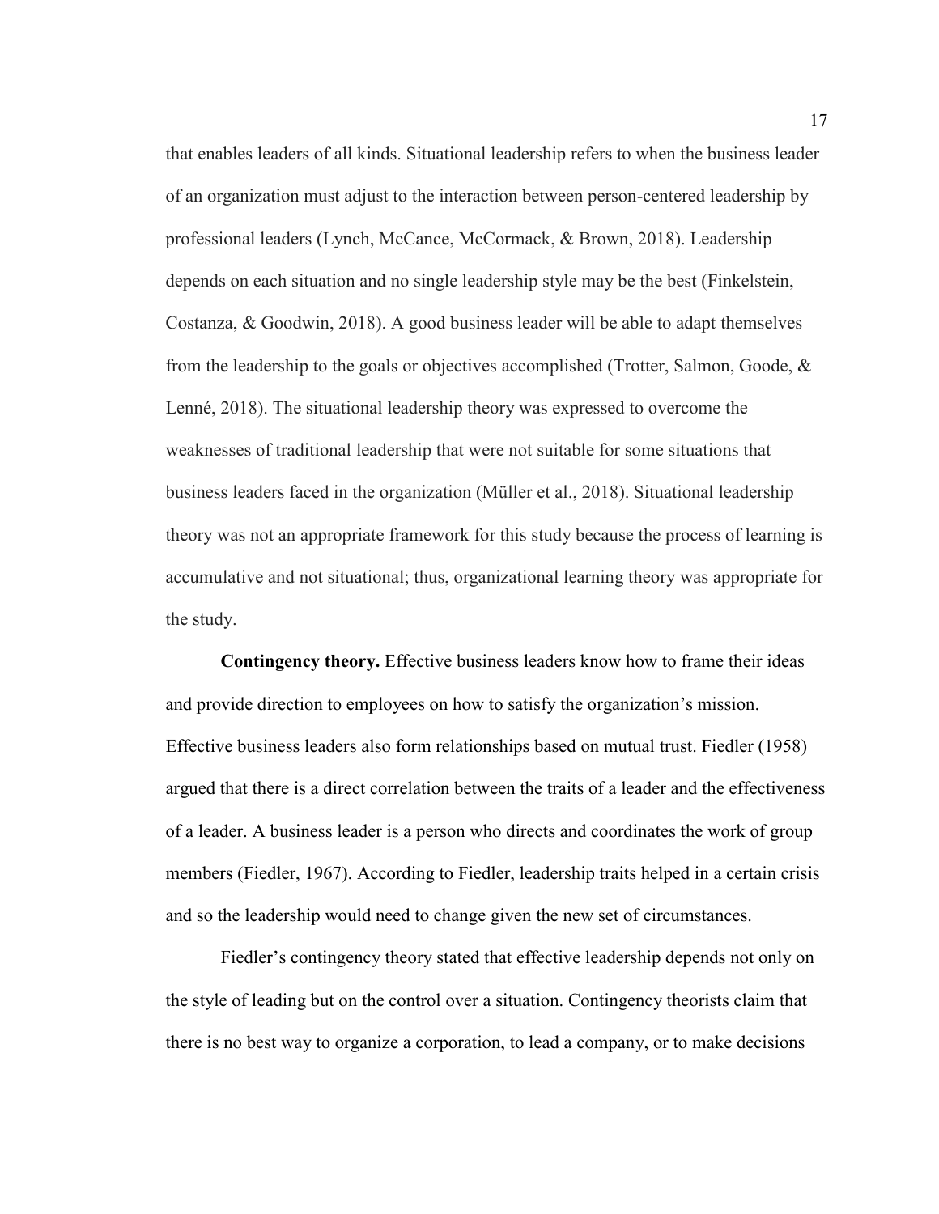that enables leaders of all kinds. Situational leadership refers to when the business leader of an organization must adjust to the interaction between person-centered leadership by professional leaders (Lynch, McCance, McCormack, & Brown, 2018). Leadership depends on each situation and no single leadership style may be the best (Finkelstein, Costanza, & Goodwin, 2018). A good business leader will be able to adapt themselves from the leadership to the goals or objectives accomplished (Trotter, Salmon, Goode, & Lenné, 2018). The situational leadership theory was expressed to overcome the weaknesses of traditional leadership that were not suitable for some situations that business leaders faced in the organization (Müller et al., 2018). Situational leadership theory was not an appropriate framework for this study because the process of learning is accumulative and not situational; thus, organizational learning theory was appropriate for the study.

**Contingency theory.** Effective business leaders know how to frame their ideas and provide direction to employees on how to satisfy the organization's mission. Effective business leaders also form relationships based on mutual trust. Fiedler (1958) argued that there is a direct correlation between the traits of a leader and the effectiveness of a leader. A business leader is a person who directs and coordinates the work of group members (Fiedler, 1967). According to Fiedler, leadership traits helped in a certain crisis and so the leadership would need to change given the new set of circumstances.

Fiedler's contingency theory stated that effective leadership depends not only on the style of leading but on the control over a situation. Contingency theorists claim that there is no best way to organize a corporation, to lead a company, or to make decisions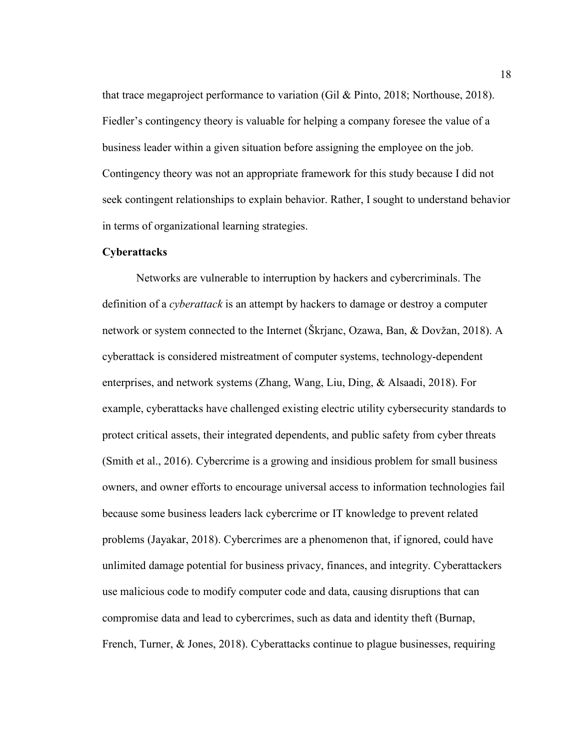that trace megaproject performance to variation (Gil & Pinto, 2018; Northouse, 2018). Fiedler's contingency theory is valuable for helping a company foresee the value of a business leader within a given situation before assigning the employee on the job. Contingency theory was not an appropriate framework for this study because I did not seek contingent relationships to explain behavior. Rather, I sought to understand behavior in terms of organizational learning strategies.

### Cyberattacks

Networks are vulnerable to interruption by hackers and cybercriminals. The definition of a *cyberattack* is an attempt by hackers to damage or destroy a computer network or system connected to the Internet (Škrjanc, Ozawa, Ban, & Dovžan, 2018). A cyberattack is considered mistreatment of computer systems, technology-dependent enterprises, and network systems (Zhang, Wang, Liu, Ding, & Alsaadi, 2018). For example, cyberattacks have challenged existing electric utility cybersecurity standards to protect critical assets, their integrated dependents, and public safety from cyber threats (Smith et al., 2016). Cybercrime is a growing and insidious problem for small business owners, and owner efforts to encourage universal access to information technologies fail because some business leaders lack cybercrime or IT knowledge to prevent related problems (Jayakar, 2018). Cybercrimes are a phenomenon that, if ignored, could have unlimited damage potential for business privacy, finances, and integrity. Cyberattackers use malicious code to modify computer code and data, causing disruptions that can compromise data and lead to cybercrimes, such as data and identity theft (Burnap, French, Turner, & Jones, 2018). Cyberattacks continue to plague businesses, requiring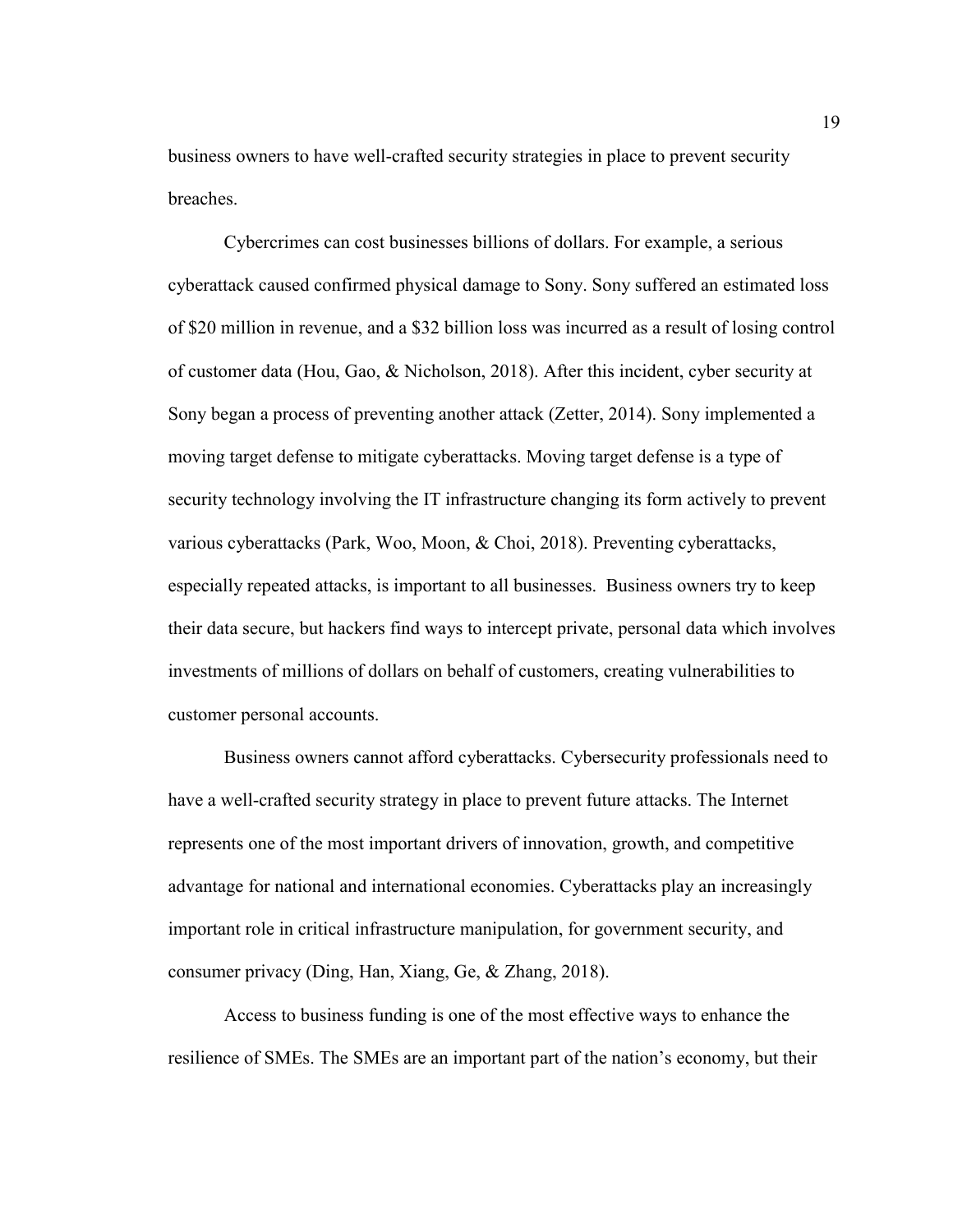business owners to have well-crafted security strategies in place to prevent security breaches.

Cybercrimes can cost businesses billions of dollars. For example, a serious cyberattack caused confirmed physical damage to Sony. Sony suffered an estimated loss of $20 million in revenue, and a $32 billion loss was incurred as a result of losing control of customer data (Hou, Gao, & Nicholson, 2018). After this incident, cyber security at Sony began a process of preventing another attack (Zetter, 2014). Sony implemented a moving target defense to mitigate cyberattacks. Moving target defense is a type of security technology involving the IT infrastructure changing its form actively to prevent various cyberattacks (Park, Woo, Moon, & Choi, 2018). Preventing cyberattacks, especially repeated attacks, is important to all businesses. Business owners try to keep their data secure, but hackers find ways to intercept private, personal data which involves investments of millions of dollars on behalf of customers, creating vulnerabilities to customer personal accounts.

Business owners cannot afford cyberattacks. Cybersecurity professionals need to have a well-crafted security strategy in place to prevent future attacks. The Internet represents one of the most important drivers of innovation, growth, and competitive advantage for national and international economies. Cyberattacks play an increasingly important role in critical infrastructure manipulation, for government security, and consumer privacy (Ding, Han, Xiang, Ge, & Zhang, 2018).

Access to business funding is one of the most effective ways to enhance the resilience of SMEs. The SMEs are an important part of the nation's economy, but their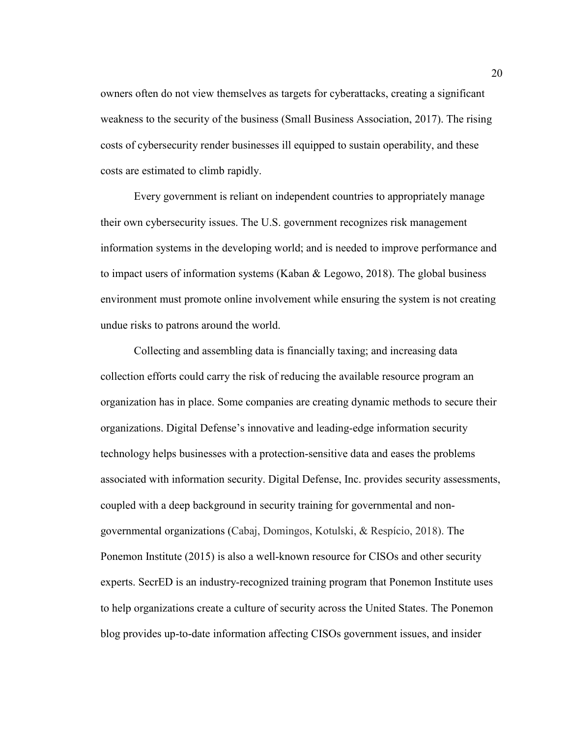owners often do not view themselves as targets for cyberattacks, creating a significant weakness to the security of the business (Small Business Association, 2017). The rising costs of cybersecurity render businesses ill equipped to sustain operability, and these costs are estimated to climb rapidly.

Every government is reliant on independent countries to appropriately manage their own cybersecurity issues. The U.S. government recognizes risk management information systems in the developing world; and is needed to improve performance and to impact users of information systems (Kaban & Legowo, 2018). The global business environment must promote online involvement while ensuring the system is not creating undue risks to patrons around the world.

Collecting and assembling data is financially taxing; and increasing data collection efforts could carry the risk of reducing the available resource program an organization has in place. Some companies are creating dynamic methods to secure their organizations. Digital Defense's innovative and leading-edge information security technology helps businesses with a protection-sensitive data and eases the problems associated with information security. Digital Defense, Inc. provides security assessments, coupled with a deep background in security training for governmental and non-governmental organizations (Cabaj, Domingos, Kotulski, & Respício, 2018). The Ponemon Institute (2015) is also a well-known resource for CISOs and other security experts. SecrED is an industry-recognized training program that Ponemon Institute uses to help organizations create a culture of security across the United States. The Ponemon blog provides up-to-date information affecting CISOs government issues, and insider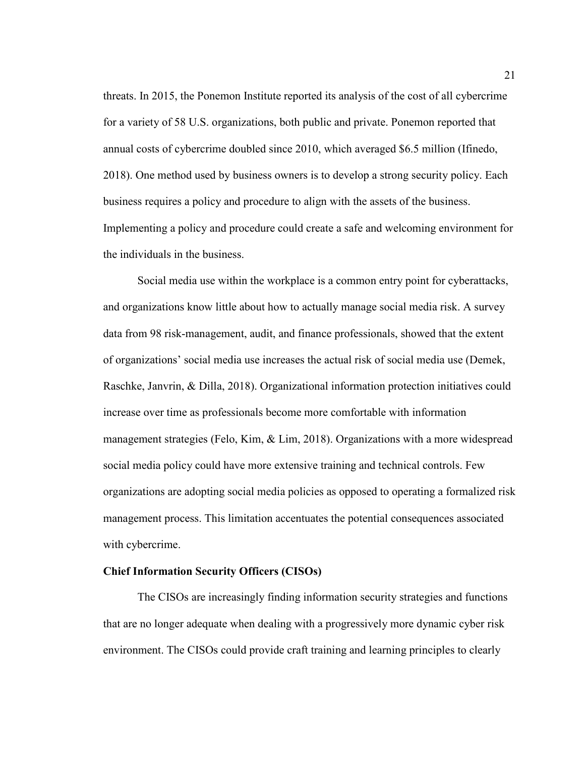threats. In 2015, the Ponemon Institute reported its analysis of the cost of all cybercrime for a variety of 58 U.S. organizations, both public and private. Ponemon reported that annual costs of cybercrime doubled since 2010, which averaged $6.5 million (Ifinedo, 2018). One method used by business owners is to develop a strong security policy. Each business requires a policy and procedure to align with the assets of the business. Implementing a policy and procedure could create a safe and welcoming environment for the individuals in the business.

Social media use within the workplace is a common entry point for cyberattacks, and organizations know little about how to actually manage social media risk. A survey data from 98 risk-management, audit, and finance professionals, showed that the extent of organizations' social media use increases the actual risk of social media use (Demek, Raschke, Janvrin, & Dilla, 2018). Organizational information protection initiatives could increase over time as professionals become more comfortable with information management strategies (Felo, Kim, & Lim, 2018). Organizations with a more widespread social media policy could have more extensive training and technical controls. Few organizations are adopting social media policies as opposed to operating a formalized risk management process. This limitation accentuates the potential consequences associated with cybercrime.

**Chief Information Security Officers (CISOs)**

The CISOs are increasingly finding information security strategies and functions that are no longer adequate when dealing with a progressively more dynamic cyber risk environment. The CISOs could provide craft training and learning principles to clearly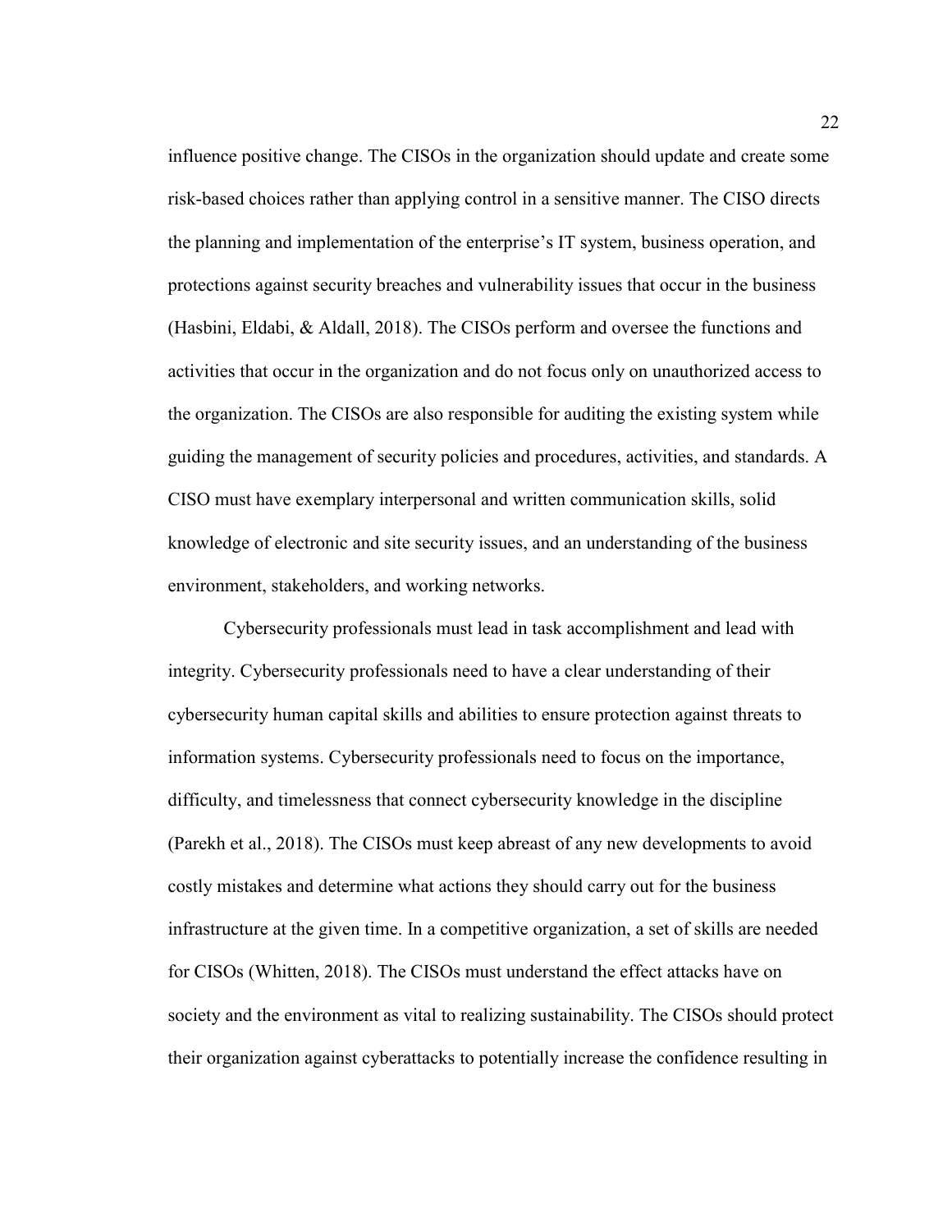influence positive change. The CISOs in the organization should update and create some risk-based choices rather than applying control in a sensitive manner. The CISO directs the planning and implementation of the enterprise's IT system, business operation, and protections against security breaches and vulnerability issues that occur in the business (Hasbini, Eldabi, & Aldall, 2018). The CISOs perform and oversee the functions and activities that occur in the organization and do not focus only on unauthorized access to the organization. The CISOs are also responsible for auditing the existing system while guiding the management of security policies and procedures, activities, and standards. A CISO must have exemplary interpersonal and written communication skills, solid knowledge of electronic and site security issues, and an understanding of the business environment, stakeholders, and working networks.

Cybersecurity professionals must lead in task accomplishment and lead with integrity. Cybersecurity professionals need to have a clear understanding of their cybersecurity human capital skills and abilities to ensure protection against threats to information systems. Cybersecurity professionals need to focus on the importance, difficulty, and timelessness that connect cybersecurity knowledge in the discipline (Parekh et al., 2018). The CISOs must keep abreast of any new developments to avoid costly mistakes and determine what actions they should carry out for the business infrastructure at the given time. In a competitive organization, a set of skills are needed for CISOs (Whitten, 2018). The CISOs must understand the effect attacks have on society and the environment as vital to realizing sustainability. The CISOs should protect their organization against cyberattacks to potentially increase the confidence resulting in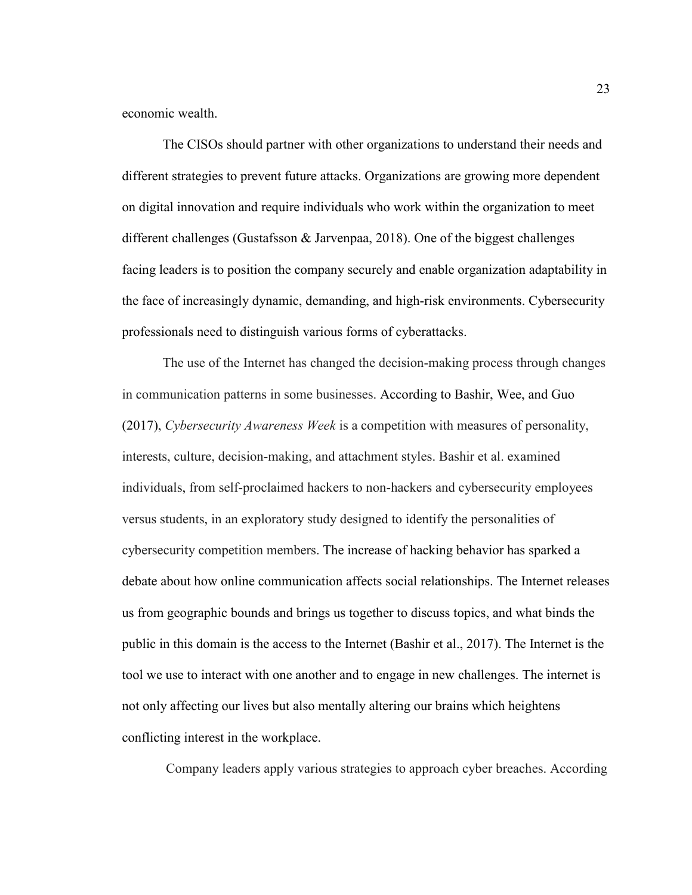economic wealth.

The CISOs should partner with other organizations to understand their needs and different strategies to prevent future attacks. Organizations are growing more dependent on digital innovation and require individuals who work within the organization to meet different challenges (Gustafsson & Jarvenpaa, 2018). One of the biggest challenges facing leaders is to position the company securely and enable organization adaptability in the face of increasingly dynamic, demanding, and high-risk environments. Cybersecurity professionals need to distinguish various forms of cyberattacks.

The use of the Internet has changed the decision-making process through changes in communication patterns in some businesses. According to Bashir, Wee, and Guo (2017), *Cybersecurity Awareness Week* is a competition with measures of personality, interests, culture, decision-making, and attachment styles. Bashir et al. examined individuals, from self-proclaimed hackers to non-hackers and cybersecurity employees versus students, in an exploratory study designed to identify the personalities of cybersecurity competition members. The increase of hacking behavior has sparked a debate about how online communication affects social relationships. The Internet releases us from geographic bounds and brings us together to discuss topics, and what binds the public in this domain is the access to the Internet (Bashir et al., 2017). The Internet is the tool we use to interact with one another and to engage in new challenges. The internet is not only affecting our lives but also mentally altering our brains which heightens conflicting interest in the workplace.

Company leaders apply various strategies to approach cyber breaches. According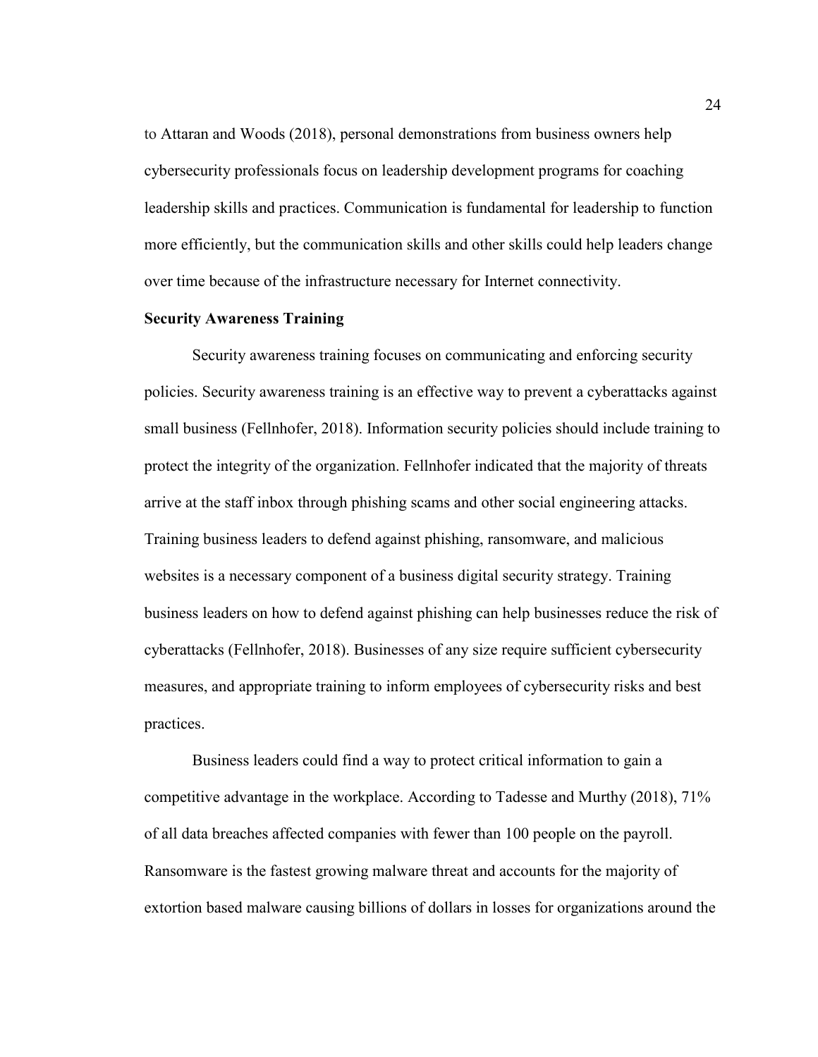to Attaran and Woods (2018), personal demonstrations from business owners help cybersecurity professionals focus on leadership development programs for coaching leadership skills and practices. Communication is fundamental for leadership to function more efficiently, but the communication skills and other skills could help leaders change over time because of the infrastructure necessary for Internet connectivity.

### Security Awareness Training

Security awareness training focuses on communicating and enforcing security policies. Security awareness training is an effective way to prevent a cyberattacks against small business (Fellnhofer, 2018). Information security policies should include training to protect the integrity of the organization. Fellnhofer indicated that the majority of threats arrive at the staff inbox through phishing scams and other social engineering attacks. Training business leaders to defend against phishing, ransomware, and malicious websites is a necessary component of a business digital security strategy. Training business leaders on how to defend against phishing can help businesses reduce the risk of cyberattacks (Fellnhofer, 2018). Businesses of any size require sufficient cybersecurity measures, and appropriate training to inform employees of cybersecurity risks and best practices.

Business leaders could find a way to protect critical information to gain a competitive advantage in the workplace. According to Tadesse and Murthy (2018), 71% of all data breaches affected companies with fewer than 100 people on the payroll. Ransomware is the fastest growing malware threat and accounts for the majority of extortion based malware causing billions of dollars in losses for organizations around the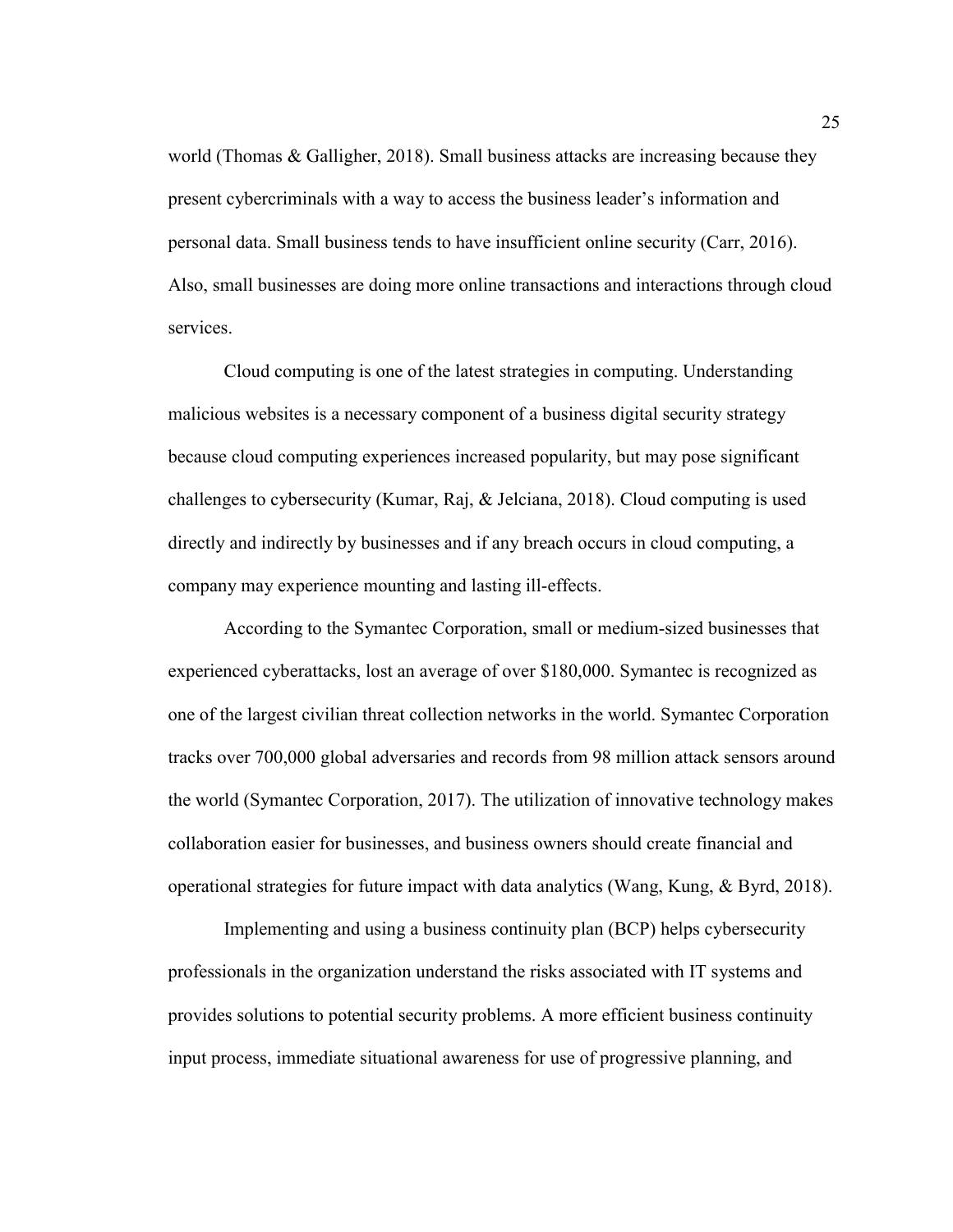world (Thomas & Galligher, 2018). Small business attacks are increasing because they present cybercriminals with a way to access the business leader's information and personal data. Small business tends to have insufficient online security (Carr, 2016). Also, small businesses are doing more online transactions and interactions through cloud services.

Cloud computing is one of the latest strategies in computing. Understanding malicious websites is a necessary component of a business digital security strategy because cloud computing experiences increased popularity, but may pose significant challenges to cybersecurity (Kumar, Raj, & Jelciana, 2018). Cloud computing is used directly and indirectly by businesses and if any breach occurs in cloud computing, a company may experience mounting and lasting ill-effects.

According to the Symantec Corporation, small or medium-sized businesses that experienced cyberattacks, lost an average of over $180,000. Symantec is recognized as one of the largest civilian threat collection networks in the world. Symantec Corporation tracks over 700,000 global adversaries and records from 98 million attack sensors around the world (Symantec Corporation, 2017). The utilization of innovative technology makes collaboration easier for businesses, and business owners should create financial and operational strategies for future impact with data analytics (Wang, Kung, & Byrd, 2018).

Implementing and using a business continuity plan (BCP) helps cybersecurity professionals in the organization understand the risks associated with IT systems and provides solutions to potential security problems. A more efficient business continuity input process, immediate situational awareness for use of progressive planning, and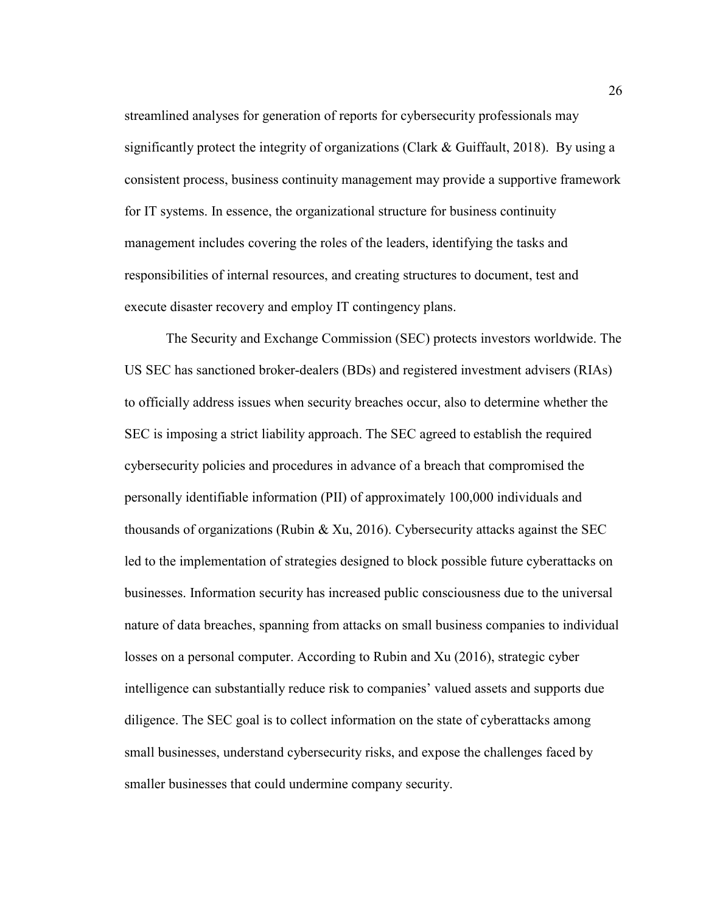streamlined analyses for generation of reports for cybersecurity professionals may significantly protect the integrity of organizations (Clark & Guiffault, 2018). By using a consistent process, business continuity management may provide a supportive framework for IT systems. In essence, the organizational structure for business continuity management includes covering the roles of the leaders, identifying the tasks and responsibilities of internal resources, and creating structures to document, test and execute disaster recovery and employ IT contingency plans.

The Security and Exchange Commission (SEC) protects investors worldwide. The US SEC has sanctioned broker-dealers (BDs) and registered investment advisers (RIAs) to officially address issues when security breaches occur, also to determine whether the SEC is imposing a strict liability approach. The SEC agreed to establish the required cybersecurity policies and procedures in advance of a breach that compromised the personally identifiable information (PII) of approximately 100,000 individuals and thousands of organizations (Rubin & Xu, 2016). Cybersecurity attacks against the SEC led to the implementation of strategies designed to block possible future cyberattacks on businesses. Information security has increased public consciousness due to the universal nature of data breaches, spanning from attacks on small business companies to individual losses on a personal computer. According to Rubin and Xu (2016), strategic cyber intelligence can substantially reduce risk to companies' valued assets and supports due diligence. The SEC goal is to collect information on the state of cyberattacks among small businesses, understand cybersecurity risks, and expose the challenges faced by smaller businesses that could undermine company security.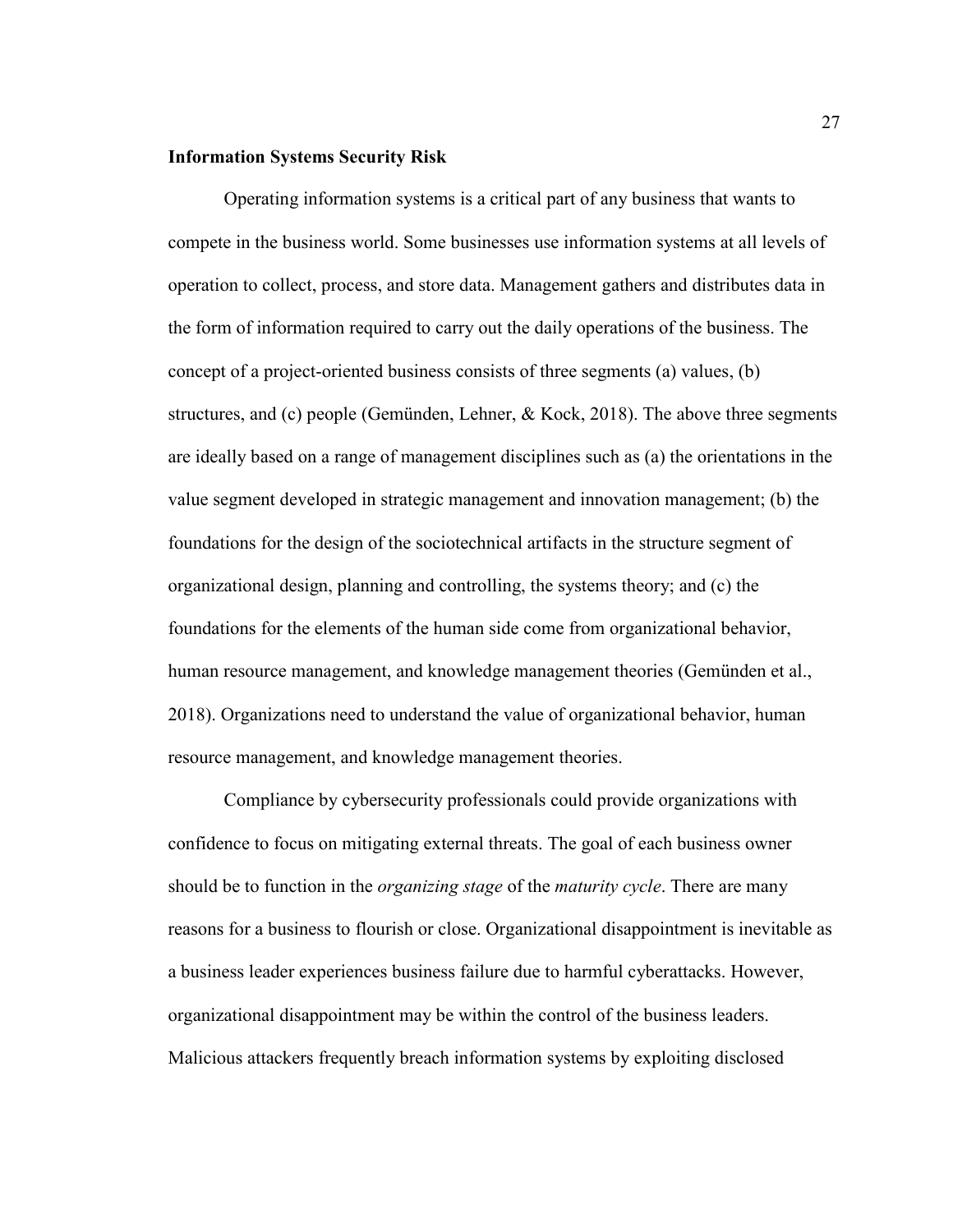## Information Systems Security Risk

Operating information systems is a critical part of any business that wants to compete in the business world. Some businesses use information systems at all levels of operation to collect, process, and store data. Management gathers and distributes data in the form of information required to carry out the daily operations of the business. The concept of a project-oriented business consists of three segments (a) values, (b) structures, and (c) people (Gemünden, Lehner, & Kock, 2018). The above three segments are ideally based on a range of management disciplines such as (a) the orientations in the value segment developed in strategic management and innovation management; (b) the foundations for the design of the sociotechnical artifacts in the structure segment of organizational design, planning and controlling, the systems theory; and (c) the foundations for the elements of the human side come from organizational behavior, human resource management, and knowledge management theories (Gemünden et al., 2018). Organizations need to understand the value of organizational behavior, human resource management, and knowledge management theories.

Compliance by cybersecurity professionals could provide organizations with confidence to focus on mitigating external threats. The goal of each business owner should be to function in the *organizing stage* of the *maturity cycle*. There are many reasons for a business to flourish or close. Organizational disappointment is inevitable as a business leader experiences business failure due to harmful cyberattacks. However, organizational disappointment may be within the control of the business leaders. Malicious attackers frequently breach information systems by exploiting disclosed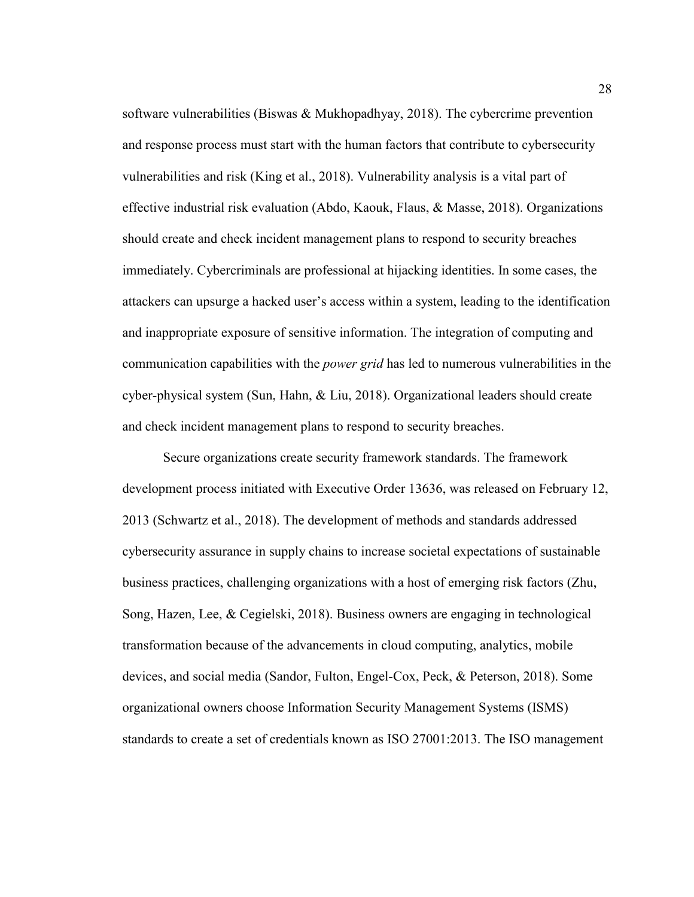software vulnerabilities (Biswas & Mukhopadhyay, 2018). The cybercrime prevention and response process must start with the human factors that contribute to cybersecurity vulnerabilities and risk (King et al., 2018). Vulnerability analysis is a vital part of effective industrial risk evaluation (Abdo, Kaouk, Flaus, & Masse, 2018). Organizations should create and check incident management plans to respond to security breaches immediately. Cybercriminals are professional at hijacking identities. In some cases, the attackers can upsurge a hacked user's access within a system, leading to the identification and inappropriate exposure of sensitive information. The integration of computing and communication capabilities with the *power grid* has led to numerous vulnerabilities in the cyber-physical system (Sun, Hahn, & Liu, 2018). Organizational leaders should create and check incident management plans to respond to security breaches.

Secure organizations create security framework standards. The framework development process initiated with Executive Order 13636, was released on February 12, 2013 (Schwartz et al., 2018). The development of methods and standards addressed cybersecurity assurance in supply chains to increase societal expectations of sustainable business practices, challenging organizations with a host of emerging risk factors (Zhu, Song, Hazen, Lee, & Cegielski, 2018). Business owners are engaging in technological transformation because of the advancements in cloud computing, analytics, mobile devices, and social media (Sandor, Fulton, Engel-Cox, Peck, & Peterson, 2018). Some organizational owners choose Information Security Management Systems (ISMS) standards to create a set of credentials known as ISO 27001:2013. The ISO management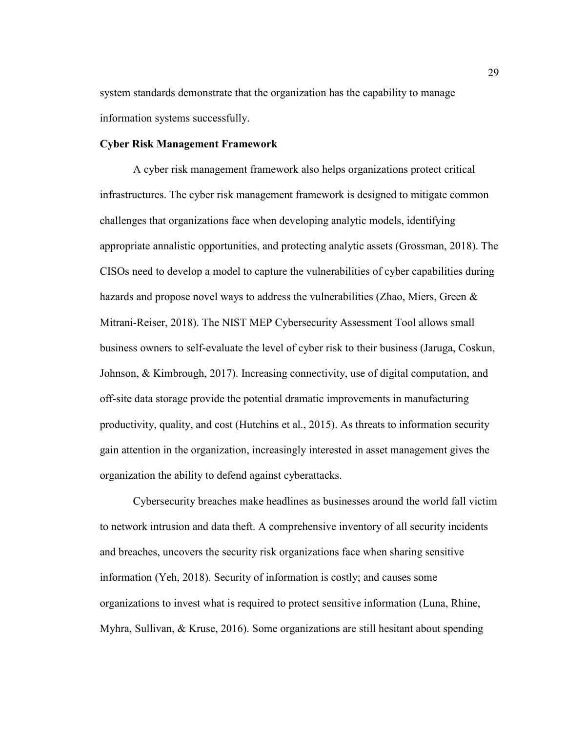system standards demonstrate that the organization has the capability to manage information systems successfully.

**Cyber Risk Management Framework**

A cyber risk management framework also helps organizations protect critical infrastructures. The cyber risk management framework is designed to mitigate common challenges that organizations face when developing analytic models, identifying appropriate annalistic opportunities, and protecting analytic assets (Grossman, 2018). The CISOs need to develop a model to capture the vulnerabilities of cyber capabilities during hazards and propose novel ways to address the vulnerabilities (Zhao, Miers, Green & Mitrani-Reiser, 2018). The NIST MEP Cybersecurity Assessment Tool allows small business owners to self-evaluate the level of cyber risk to their business (Jaruga, Coskun, Johnson, & Kimbrough, 2017). Increasing connectivity, use of digital computation, and off-site data storage provide the potential dramatic improvements in manufacturing productivity, quality, and cost (Hutchins et al., 2015). As threats to information security gain attention in the organization, increasingly interested in asset management gives the organization the ability to defend against cyberattacks.

Cybersecurity breaches make headlines as businesses around the world fall victim to network intrusion and data theft. A comprehensive inventory of all security incidents and breaches, uncovers the security risk organizations face when sharing sensitive information (Yeh, 2018). Security of information is costly; and causes some organizations to invest what is required to protect sensitive information (Luna, Rhine, Myhra, Sullivan, & Kruse, 2016). Some organizations are still hesitant about spending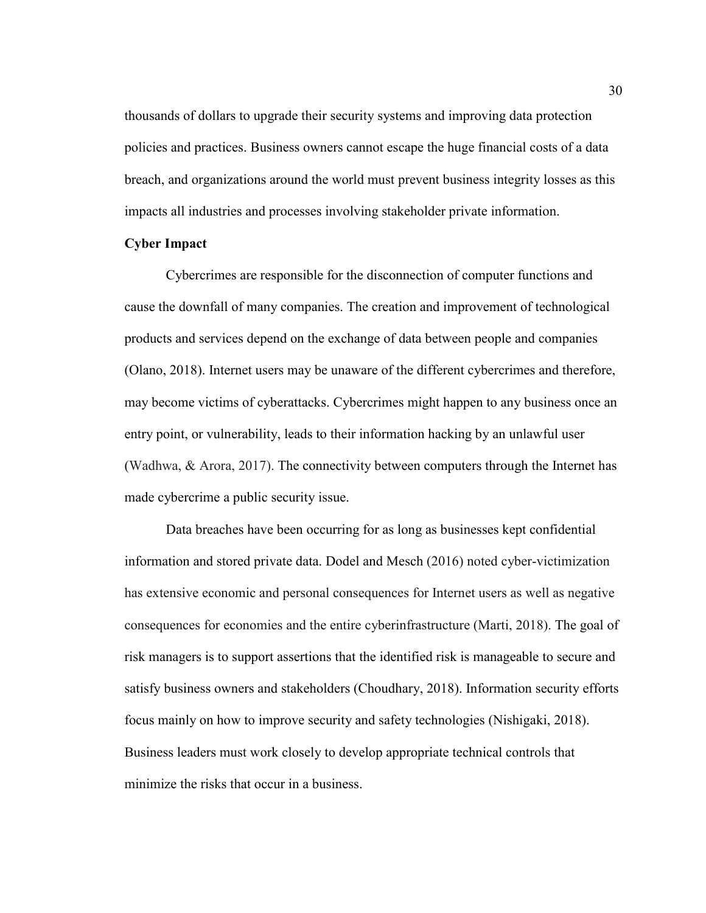thousands of dollars to upgrade their security systems and improving data protection policies and practices. Business owners cannot escape the huge financial costs of a data breach, and organizations around the world must prevent business integrity losses as this impacts all industries and processes involving stakeholder private information.

**Cyber Impact**

Cybercrimes are responsible for the disconnection of computer functions and cause the downfall of many companies. The creation and improvement of technological products and services depend on the exchange of data between people and companies (Olano, 2018). Internet users may be unaware of the different cybercrimes and therefore, may become victims of cyberattacks. Cybercrimes might happen to any business once an entry point, or vulnerability, leads to their information hacking by an unlawful user (Wadhwa, & Arora, 2017). The connectivity between computers through the Internet has made cybercrime a public security issue.

Data breaches have been occurring for as long as businesses kept confidential information and stored private data. Dodel and Mesch (2016) noted cyber-victimization has extensive economic and personal consequences for Internet users as well as negative consequences for economies and the entire cyberinfrastructure (Marti, 2018). The goal of risk managers is to support assertions that the identified risk is manageable to secure and satisfy business owners and stakeholders (Choudhary, 2018). Information security efforts focus mainly on how to improve security and safety technologies (Nishigaki, 2018). Business leaders must work closely to develop appropriate technical controls that minimize the risks that occur in a business.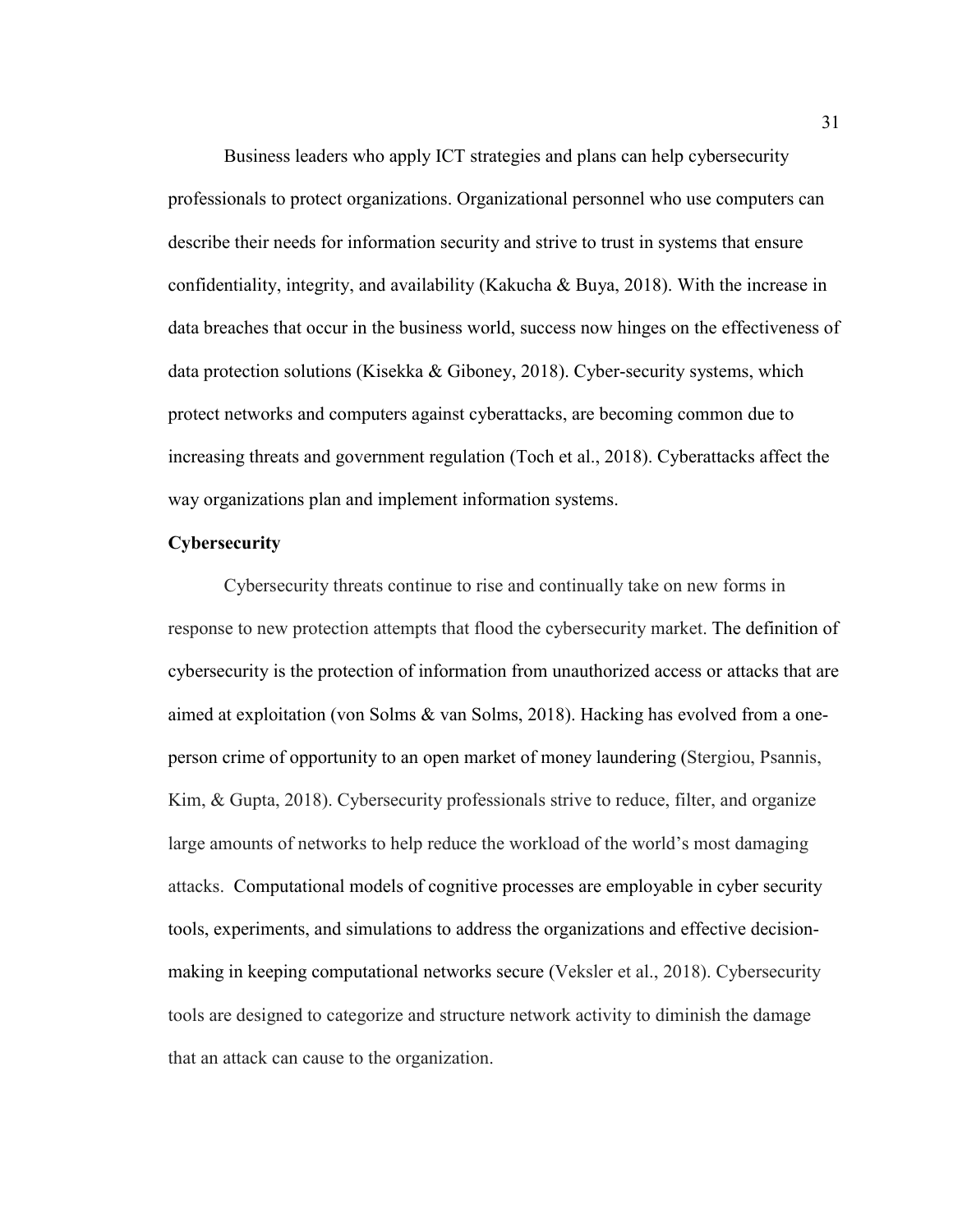Business leaders who apply ICT strategies and plans can help cybersecurity professionals to protect organizations. Organizational personnel who use computers can describe their needs for information security and strive to trust in systems that ensure confidentiality, integrity, and availability (Kakucha & Buya, 2018). With the increase in data breaches that occur in the business world, success now hinges on the effectiveness of data protection solutions (Kisekka & Giboney, 2018). Cyber-security systems, which protect networks and computers against cyberattacks, are becoming common due to increasing threats and government regulation (Toch et al., 2018). Cyberattacks affect the way organizations plan and implement information systems.

## Cybersecurity

Cybersecurity threats continue to rise and continually take on new forms in response to new protection attempts that flood the cybersecurity market. The definition of cybersecurity is the protection of information from unauthorized access or attacks that are aimed at exploitation (von Solms & van Solms, 2018). Hacking has evolved from a one-person crime of opportunity to an open market of money laundering (Stergiou, Psannis, Kim, & Gupta, 2018). Cybersecurity professionals strive to reduce, filter, and organize large amounts of networks to help reduce the workload of the world's most damaging attacks. Computational models of cognitive processes are employable in cyber security tools, experiments, and simulations to address the organizations and effective decision-making in keeping computational networks secure (Veksler et al., 2018). Cybersecurity tools are designed to categorize and structure network activity to diminish the damage that an attack can cause to the organization.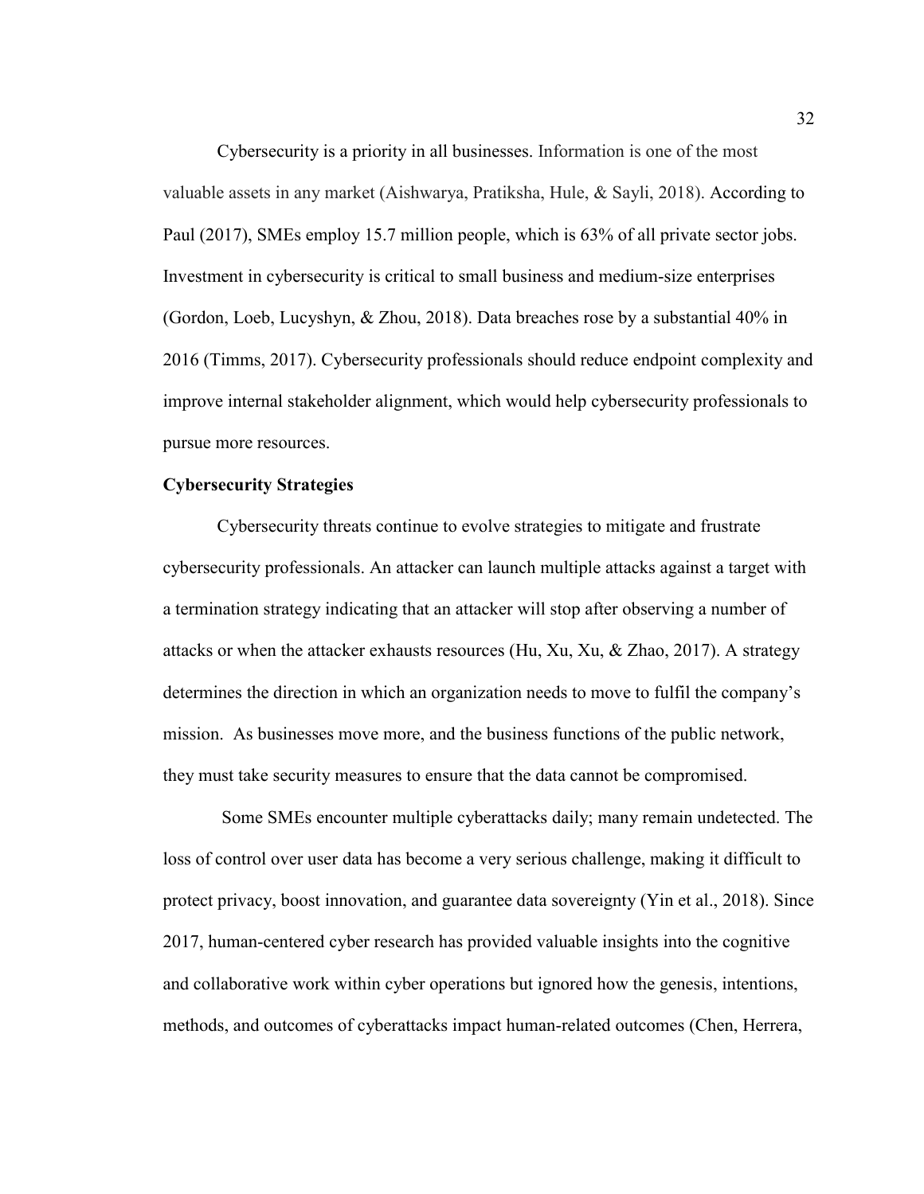Cybersecurity is a priority in all businesses. Information is one of the most valuable assets in any market (Aishwarya, Pratiksha, Hule, & Sayli, 2018). According to Paul (2017), SMEs employ 15.7 million people, which is 63% of all private sector jobs. Investment in cybersecurity is critical to small business and medium-size enterprises (Gordon, Loeb, Lucyshyn, & Zhou, 2018). Data breaches rose by a substantial 40% in 2016 (Timms, 2017). Cybersecurity professionals should reduce endpoint complexity and improve internal stakeholder alignment, which would help cybersecurity professionals to pursue more resources.

**Cybersecurity Strategies**

Cybersecurity threats continue to evolve strategies to mitigate and frustrate cybersecurity professionals. An attacker can launch multiple attacks against a target with a termination strategy indicating that an attacker will stop after observing a number of attacks or when the attacker exhausts resources (Hu, Xu, Xu, & Zhao, 2017). A strategy determines the direction in which an organization needs to move to fulfil the company's mission. As businesses move more, and the business functions of the public network, they must take security measures to ensure that the data cannot be compromised.

Some SMEs encounter multiple cyberattacks daily; many remain undetected. The loss of control over user data has become a very serious challenge, making it difficult to protect privacy, boost innovation, and guarantee data sovereignty (Yin et al., 2018). Since 2017, human-centered cyber research has provided valuable insights into the cognitive and collaborative work within cyber operations but ignored how the genesis, intentions, methods, and outcomes of cyberattacks impact human-related outcomes (Chen, Herrera,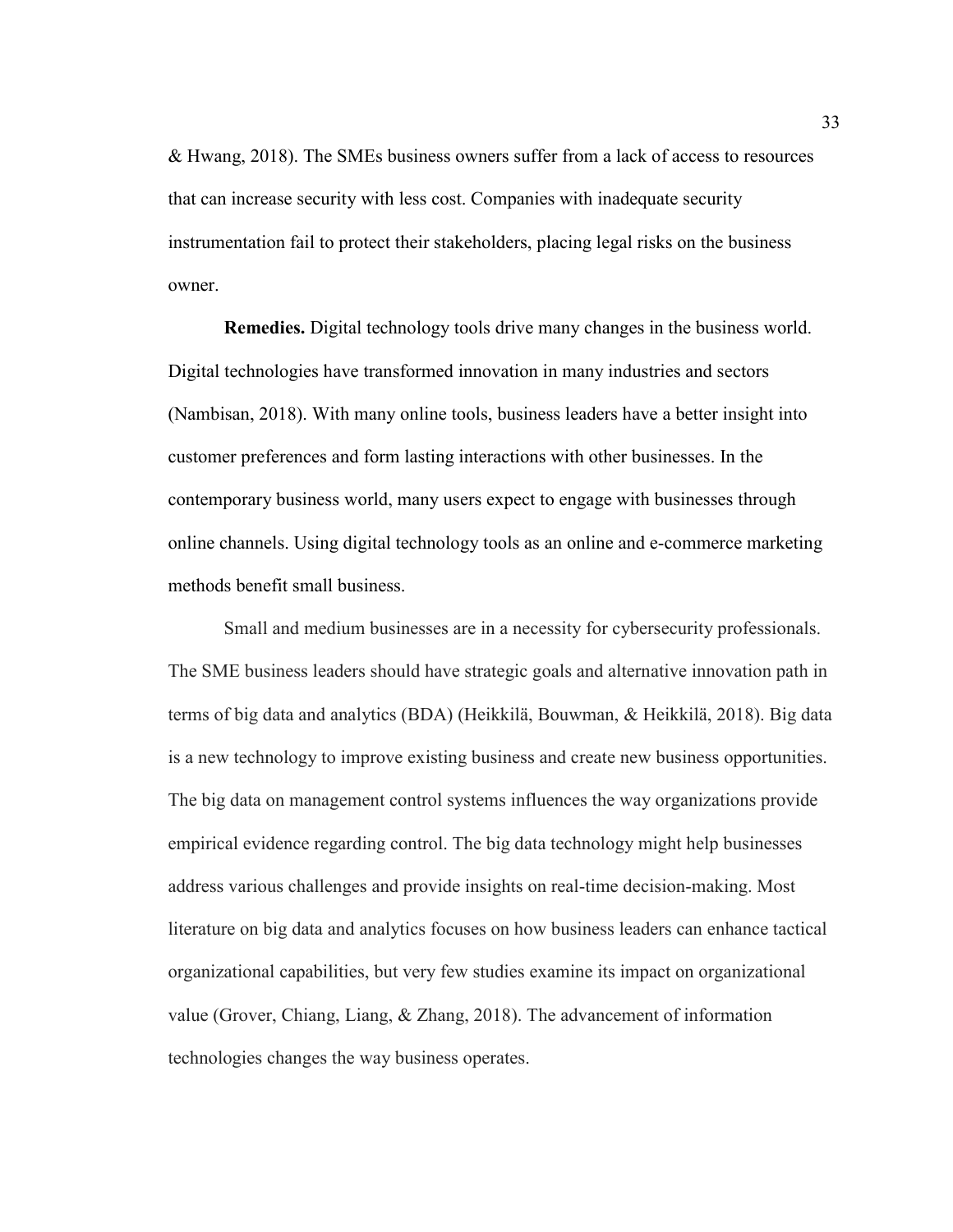& Hwang, 2018). The SMEs business owners suffer from a lack of access to resources that can increase security with less cost. Companies with inadequate security instrumentation fail to protect their stakeholders, placing legal risks on the business owner.

**Remedies.** Digital technology tools drive many changes in the business world. Digital technologies have transformed innovation in many industries and sectors (Nambisan, 2018). With many online tools, business leaders have a better insight into customer preferences and form lasting interactions with other businesses. In the contemporary business world, many users expect to engage with businesses through online channels. Using digital technology tools as an online and e-commerce marketing methods benefit small business.

Small and medium businesses are in a necessity for cybersecurity professionals. The SME business leaders should have strategic goals and alternative innovation path in terms of big data and analytics (BDA) (Heikkilä, Bouwman, & Heikkilä, 2018). Big data is a new technology to improve existing business and create new business opportunities. The big data on management control systems influences the way organizations provide empirical evidence regarding control. The big data technology might help businesses address various challenges and provide insights on real-time decision-making. Most literature on big data and analytics focuses on how business leaders can enhance tactical organizational capabilities, but very few studies examine its impact on organizational value (Grover, Chiang, Liang, & Zhang, 2018). The advancement of information technologies changes the way business operates.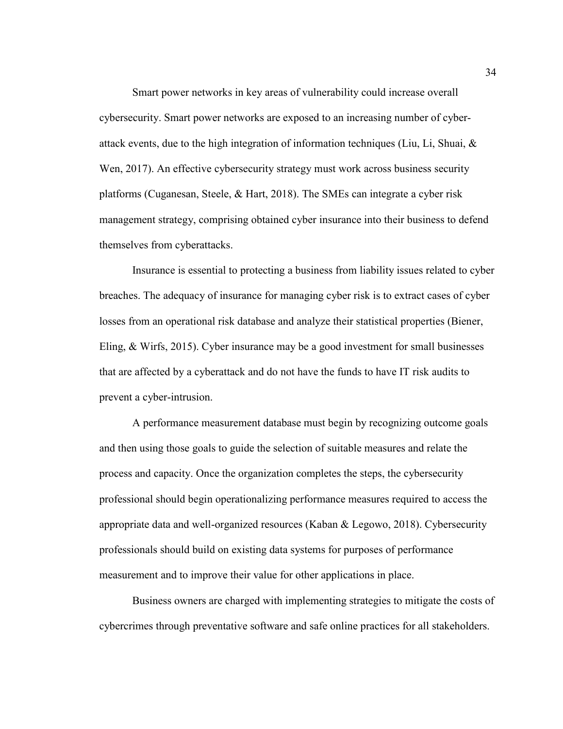Smart power networks in key areas of vulnerability could increase overall cybersecurity. Smart power networks are exposed to an increasing number of cyber-attack events, due to the high integration of information techniques (Liu, Li, Shuai, & Wen, 2017). An effective cybersecurity strategy must work across business security platforms (Cuganesan, Steele, & Hart, 2018). The SMEs can integrate a cyber risk management strategy, comprising obtained cyber insurance into their business to defend themselves from cyberattacks.

Insurance is essential to protecting a business from liability issues related to cyber breaches. The adequacy of insurance for managing cyber risk is to extract cases of cyber losses from an operational risk database and analyze their statistical properties (Biener, Eling, & Wirfs, 2015). Cyber insurance may be a good investment for small businesses that are affected by a cyberattack and do not have the funds to have IT risk audits to prevent a cyber-intrusion.

A performance measurement database must begin by recognizing outcome goals and then using those goals to guide the selection of suitable measures and relate the process and capacity. Once the organization completes the steps, the cybersecurity professional should begin operationalizing performance measures required to access the appropriate data and well-organized resources (Kaban & Legowo, 2018). Cybersecurity professionals should build on existing data systems for purposes of performance measurement and to improve their value for other applications in place.

Business owners are charged with implementing strategies to mitigate the costs of cybercrimes through preventative software and safe online practices for all stakeholders.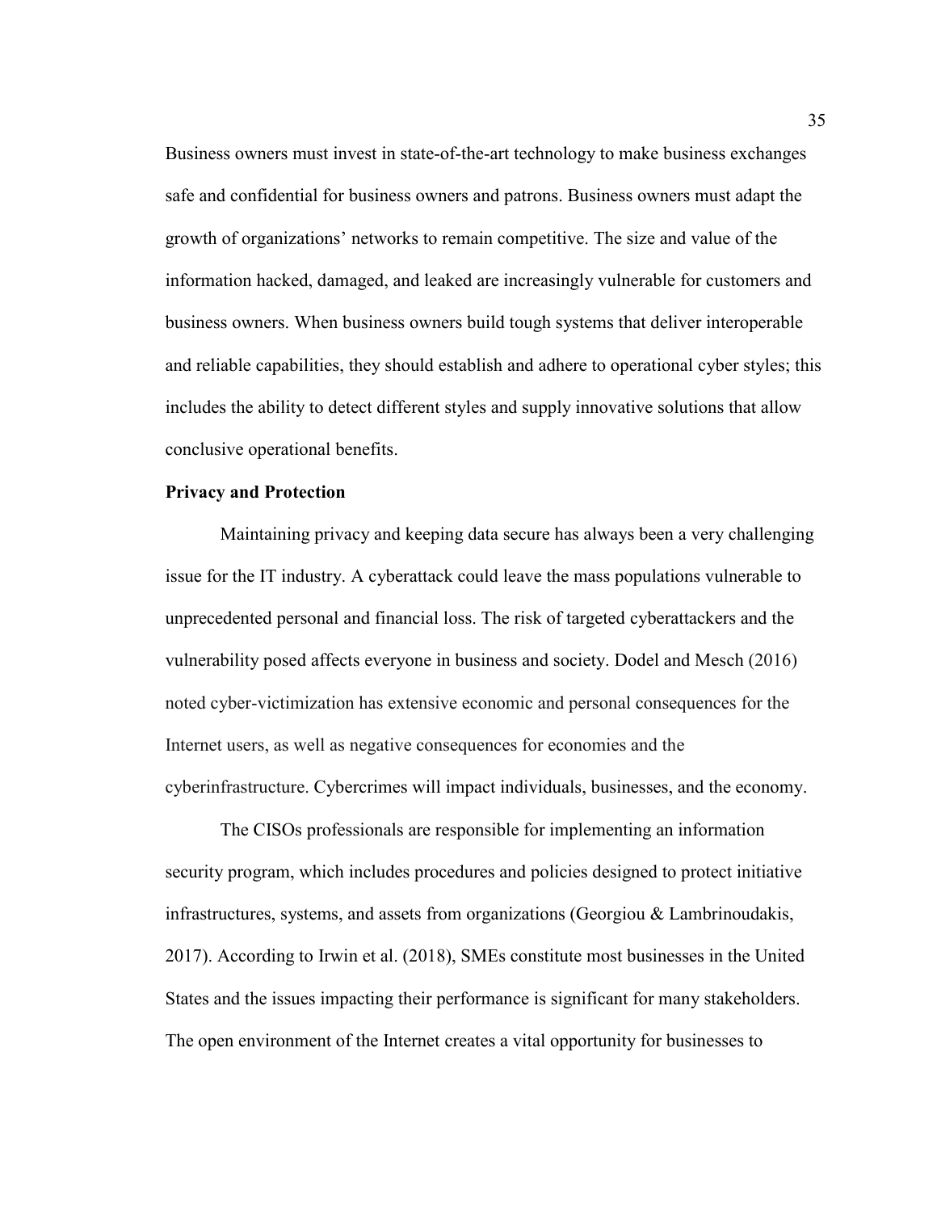Business owners must invest in state-of-the-art technology to make business exchanges safe and confidential for business owners and patrons. Business owners must adapt the growth of organizations' networks to remain competitive. The size and value of the information hacked, damaged, and leaked are increasingly vulnerable for customers and business owners. When business owners build tough systems that deliver interoperable and reliable capabilities, they should establish and adhere to operational cyber styles; this includes the ability to detect different styles and supply innovative solutions that allow conclusive operational benefits.

**Privacy and Protection**

Maintaining privacy and keeping data secure has always been a very challenging issue for the IT industry. A cyberattack could leave the mass populations vulnerable to unprecedented personal and financial loss. The risk of targeted cyberattackers and the vulnerability posed affects everyone in business and society. Dodel and Mesch (2016) noted cyber-victimization has extensive economic and personal consequences for the Internet users, as well as negative consequences for economies and the cyberinfrastructure. Cybercrimes will impact individuals, businesses, and the economy.

The CISOs professionals are responsible for implementing an information security program, which includes procedures and policies designed to protect initiative infrastructures, systems, and assets from organizations (Georgiou & Lambrinoudakis, 2017). According to Irwin et al. (2018), SMEs constitute most businesses in the United States and the issues impacting their performance is significant for many stakeholders. The open environment of the Internet creates a vital opportunity for businesses to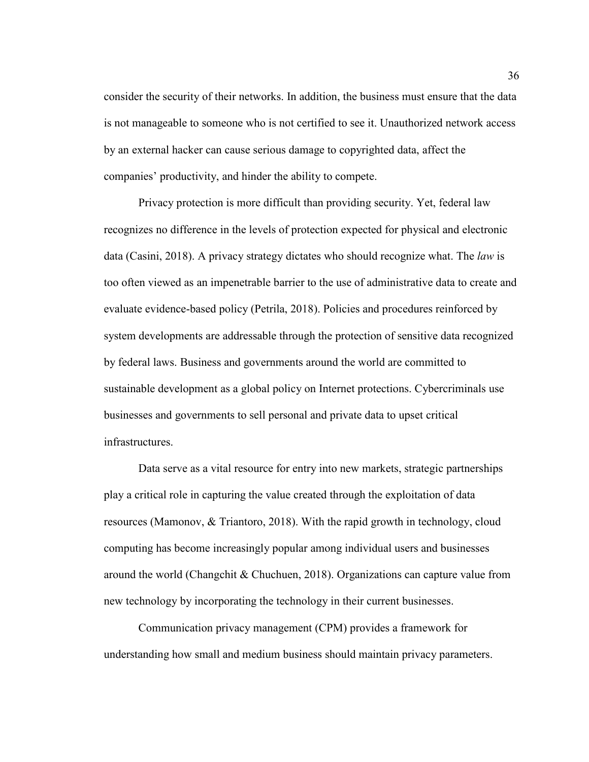consider the security of their networks. In addition, the business must ensure that the data is not manageable to someone who is not certified to see it. Unauthorized network access by an external hacker can cause serious damage to copyrighted data, affect the companies' productivity, and hinder the ability to compete.

Privacy protection is more difficult than providing security. Yet, federal law recognizes no difference in the levels of protection expected for physical and electronic data (Casini, 2018). A privacy strategy dictates who should recognize what. The *law* is too often viewed as an impenetrable barrier to the use of administrative data to create and evaluate evidence-based policy (Petrila, 2018). Policies and procedures reinforced by system developments are addressable through the protection of sensitive data recognized by federal laws. Business and governments around the world are committed to sustainable development as a global policy on Internet protections. Cybercriminals use businesses and governments to sell personal and private data to upset critical infrastructures.

Data serve as a vital resource for entry into new markets, strategic partnerships play a critical role in capturing the value created through the exploitation of data resources (Mamonov, & Triantoro, 2018). With the rapid growth in technology, cloud computing has become increasingly popular among individual users and businesses around the world (Changchit & Chuchuen, 2018). Organizations can capture value from new technology by incorporating the technology in their current businesses.

Communication privacy management (CPM) provides a framework for understanding how small and medium business should maintain privacy parameters.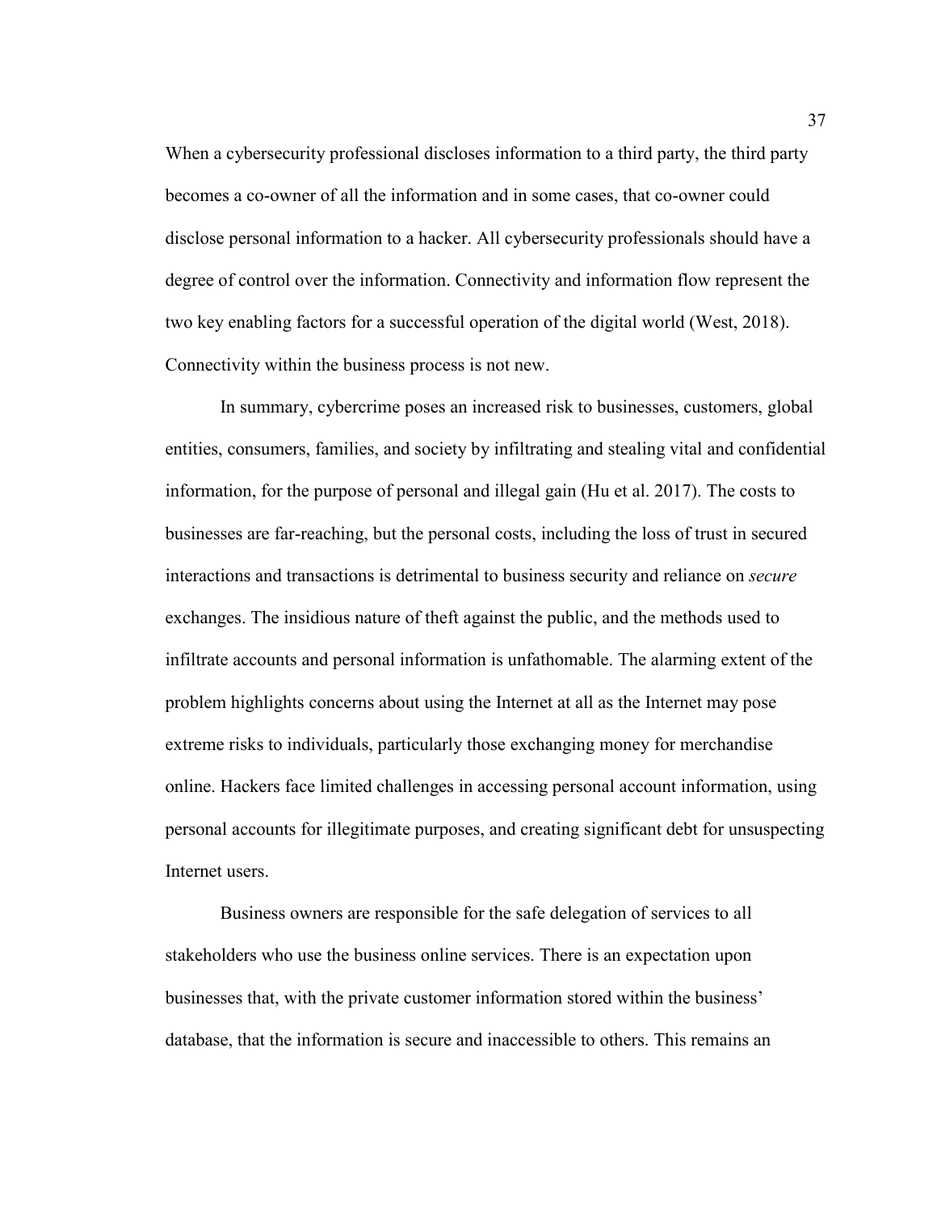When a cybersecurity professional discloses information to a third party, the third party becomes a co-owner of all the information and in some cases, that co-owner could disclose personal information to a hacker. All cybersecurity professionals should have a degree of control over the information. Connectivity and information flow represent the two key enabling factors for a successful operation of the digital world (West, 2018). Connectivity within the business process is not new.

In summary, cybercrime poses an increased risk to businesses, customers, global entities, consumers, families, and society by infiltrating and stealing vital and confidential information, for the purpose of personal and illegal gain (Hu et al. 2017). The costs to businesses are far-reaching, but the personal costs, including the loss of trust in secured interactions and transactions is detrimental to business security and reliance on *secure* exchanges. The insidious nature of theft against the public, and the methods used to infiltrate accounts and personal information is unfathomable. The alarming extent of the problem highlights concerns about using the Internet at all as the Internet may pose extreme risks to individuals, particularly those exchanging money for merchandise online. Hackers face limited challenges in accessing personal account information, using personal accounts for illegitimate purposes, and creating significant debt for unsuspecting Internet users.

Business owners are responsible for the safe delegation of services to all stakeholders who use the business online services. There is an expectation upon businesses that, with the private customer information stored within the business' database, that the information is secure and inaccessible to others. This remains an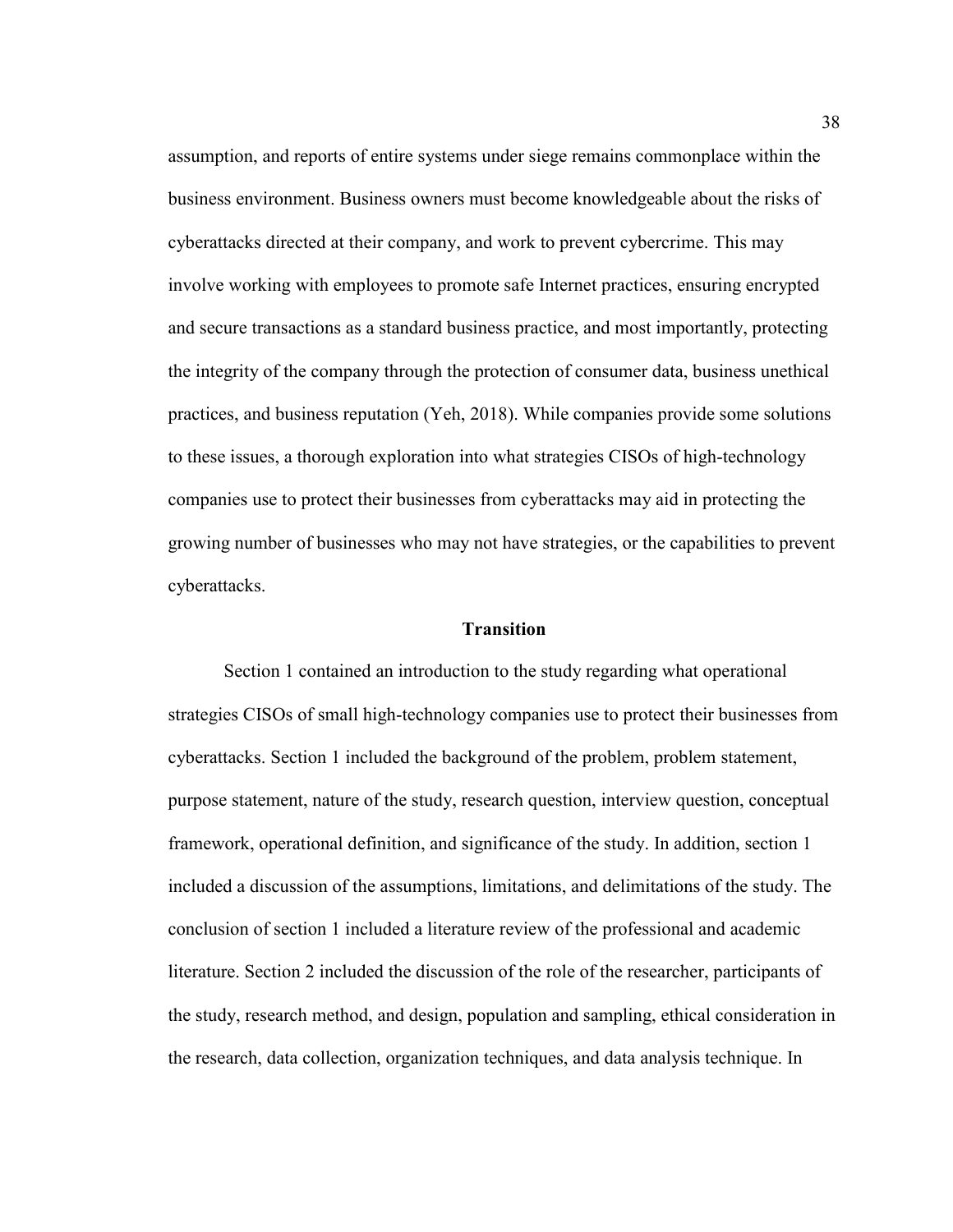assumption, and reports of entire systems under siege remains commonplace within the business environment. Business owners must become knowledgeable about the risks of cyberattacks directed at their company, and work to prevent cybercrime. This may involve working with employees to promote safe Internet practices, ensuring encrypted and secure transactions as a standard business practice, and most importantly, protecting the integrity of the company through the protection of consumer data, business unethical practices, and business reputation (Yeh, 2018). While companies provide some solutions to these issues, a thorough exploration into what strategies CISOs of high-technology companies use to protect their businesses from cyberattacks may aid in protecting the growing number of businesses who may not have strategies, or the capabilities to prevent cyberattacks.

## Transition

Section 1 contained an introduction to the study regarding what operational strategies CISOs of small high-technology companies use to protect their businesses from cyberattacks. Section 1 included the background of the problem, problem statement, purpose statement, nature of the study, research question, interview question, conceptual framework, operational definition, and significance of the study. In addition, section 1 included a discussion of the assumptions, limitations, and delimitations of the study. The conclusion of section 1 included a literature review of the professional and academic literature. Section 2 included the discussion of the role of the researcher, participants of the study, research method, and design, population and sampling, ethical consideration in the research, data collection, organization techniques, and data analysis technique. In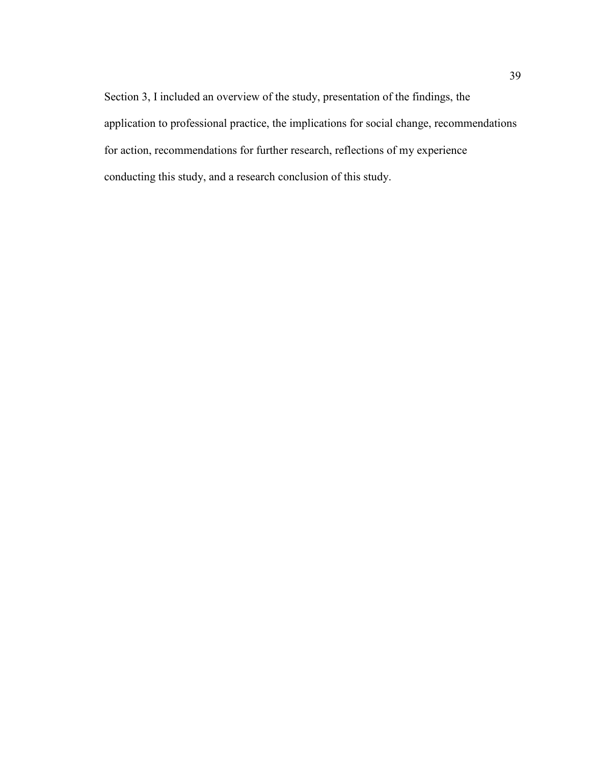Section 3, I included an overview of the study, presentation of the findings, the application to professional practice, the implications for social change, recommendations for action, recommendations for further research, reflections of my experience conducting this study, and a research conclusion of this study.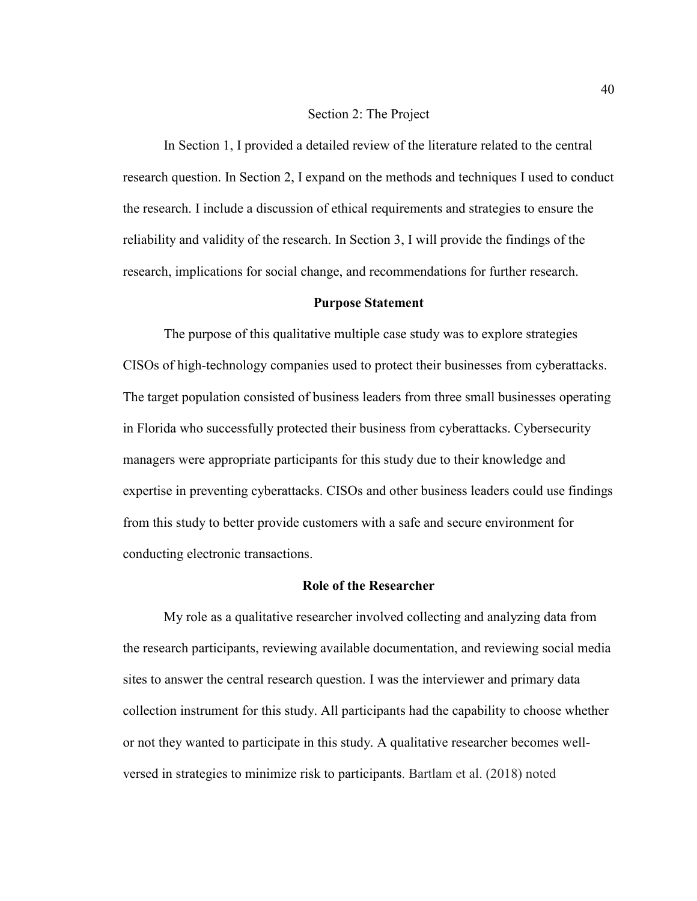# Section 2: The Project

In Section 1, I provided a detailed review of the literature related to the central research question. In Section 2, I expand on the methods and techniques I used to conduct the research. I include a discussion of ethical requirements and strategies to ensure the reliability and validity of the research. In Section 3, I will provide the findings of the research, implications for social change, and recommendations for further research.

## Purpose Statement

The purpose of this qualitative multiple case study was to explore strategies CISOs of high-technology companies used to protect their businesses from cyberattacks. The target population consisted of business leaders from three small businesses operating in Florida who successfully protected their business from cyberattacks. Cybersecurity managers were appropriate participants for this study due to their knowledge and expertise in preventing cyberattacks. CISOs and other business leaders could use findings from this study to better provide customers with a safe and secure environment for conducting electronic transactions.

## Role of the Researcher

My role as a qualitative researcher involved collecting and analyzing data from the research participants, reviewing available documentation, and reviewing social media sites to answer the central research question. I was the interviewer and primary data collection instrument for this study. All participants had the capability to choose whether or not they wanted to participate in this study. A qualitative researcher becomes well-versed in strategies to minimize risk to participants. Bartlam et al. (2018) noted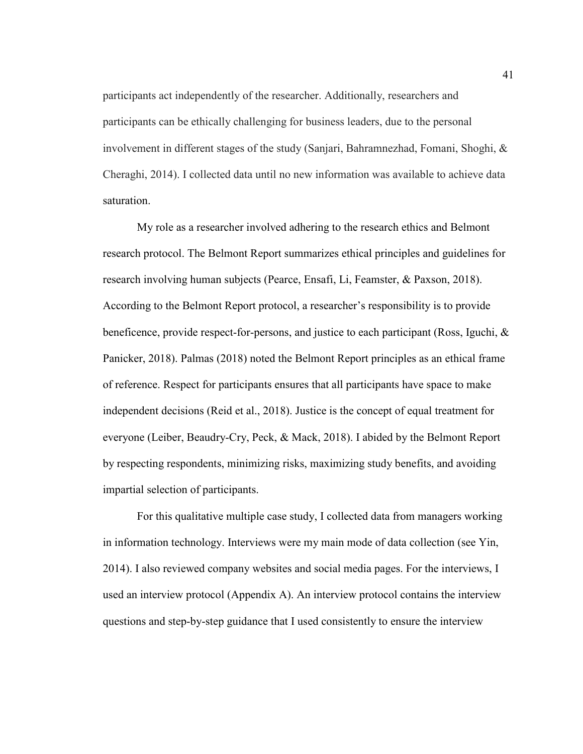participants act independently of the researcher. Additionally, researchers and participants can be ethically challenging for business leaders, due to the personal involvement in different stages of the study (Sanjari, Bahramnezhad, Fomani, Shoghi, & Cheraghi, 2014). I collected data until no new information was available to achieve data saturation.

My role as a researcher involved adhering to the research ethics and Belmont research protocol. The Belmont Report summarizes ethical principles and guidelines for research involving human subjects (Pearce, Ensafi, Li, Feamster, & Paxson, 2018). According to the Belmont Report protocol, a researcher's responsibility is to provide beneficence, provide respect-for-persons, and justice to each participant (Ross, Iguchi, & Panicker, 2018). Palmas (2018) noted the Belmont Report principles as an ethical frame of reference. Respect for participants ensures that all participants have space to make independent decisions (Reid et al., 2018). Justice is the concept of equal treatment for everyone (Leiber, Beaudry-Cry, Peck, & Mack, 2018). I abided by the Belmont Report by respecting respondents, minimizing risks, maximizing study benefits, and avoiding impartial selection of participants.

For this qualitative multiple case study, I collected data from managers working in information technology. Interviews were my main mode of data collection (see Yin, 2014). I also reviewed company websites and social media pages. For the interviews, I used an interview protocol (Appendix A). An interview protocol contains the interview questions and step-by-step guidance that I used consistently to ensure the interview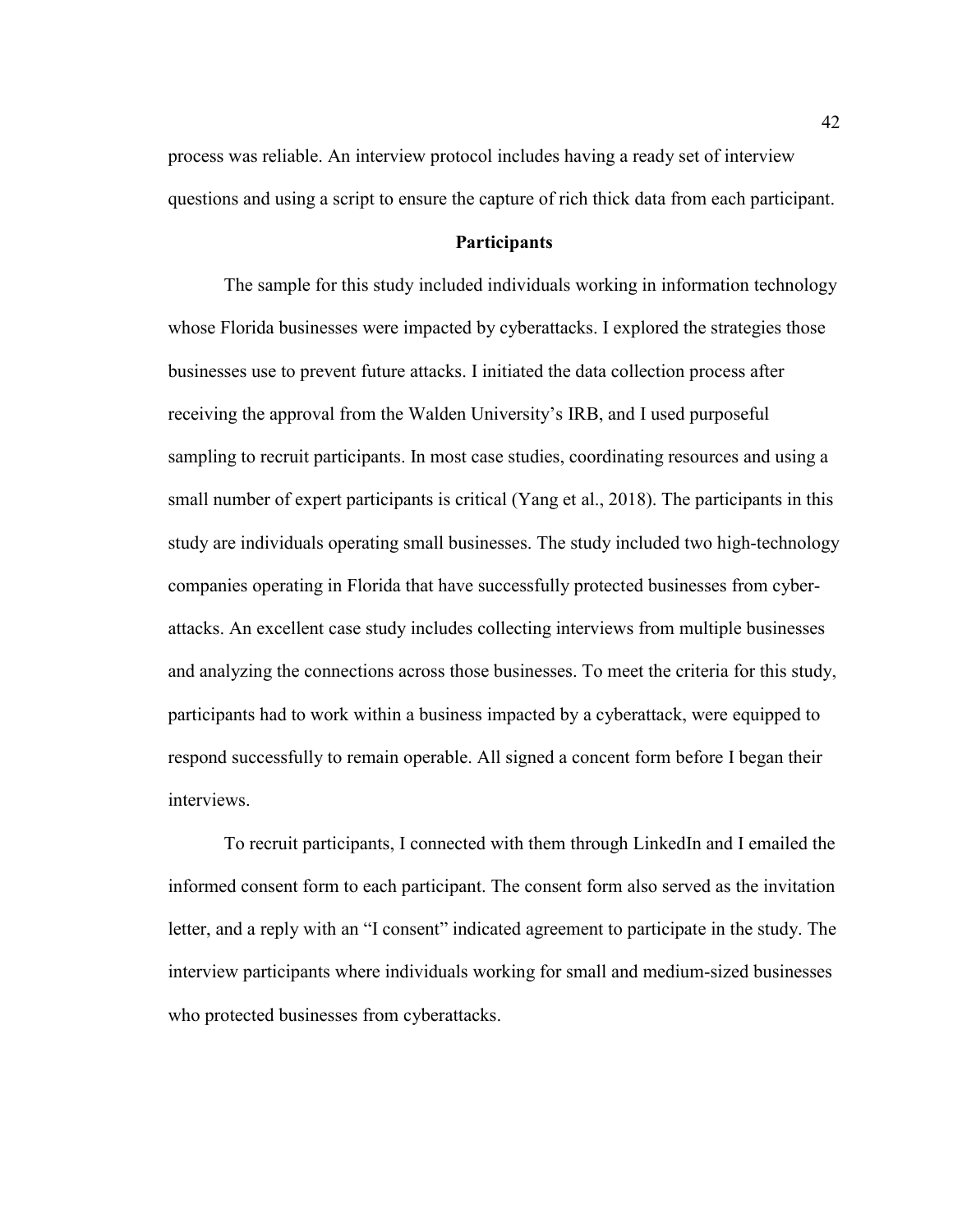process was reliable. An interview protocol includes having a ready set of interview questions and using a script to ensure the capture of rich thick data from each participant.

## Participants

The sample for this study included individuals working in information technology whose Florida businesses were impacted by cyberattacks. I explored the strategies those businesses use to prevent future attacks. I initiated the data collection process after receiving the approval from the Walden University's IRB, and I used purposeful sampling to recruit participants. In most case studies, coordinating resources and using a small number of expert participants is critical (Yang et al., 2018). The participants in this study are individuals operating small businesses. The study included two high-technology companies operating in Florida that have successfully protected businesses from cyber-attacks. An excellent case study includes collecting interviews from multiple businesses and analyzing the connections across those businesses. To meet the criteria for this study, participants had to work within a business impacted by a cyberattack, were equipped to respond successfully to remain operable. All signed a concent form before I began their interviews.

To recruit participants, I connected with them through LinkedIn and I emailed the informed consent form to each participant. The consent form also served as the invitation letter, and a reply with an "I consent" indicated agreement to participate in the study. The interview participants where individuals working for small and medium-sized businesses who protected businesses from cyberattacks.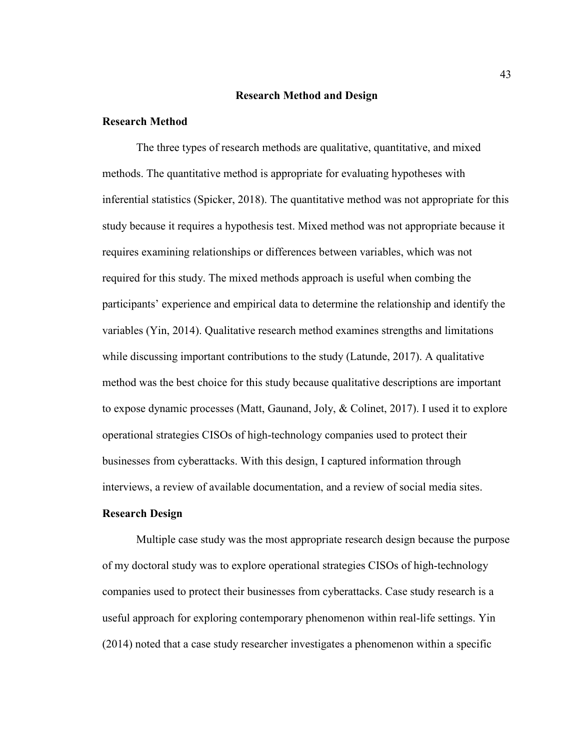## Research Method and Design

### Research Method

The three types of research methods are qualitative, quantitative, and mixed methods. The quantitative method is appropriate for evaluating hypotheses with inferential statistics (Spicker, 2018). The quantitative method was not appropriate for this study because it requires a hypothesis test. Mixed method was not appropriate because it requires examining relationships or differences between variables, which was not required for this study. The mixed methods approach is useful when combing the participants' experience and empirical data to determine the relationship and identify the variables (Yin, 2014). Qualitative research method examines strengths and limitations while discussing important contributions to the study (Latunde, 2017). A qualitative method was the best choice for this study because qualitative descriptions are important to expose dynamic processes (Matt, Gaunand, Joly, & Colinet, 2017). I used it to explore operational strategies CISOs of high-technology companies used to protect their businesses from cyberattacks. With this design, I captured information through interviews, a review of available documentation, and a review of social media sites.

### Research Design

Multiple case study was the most appropriate research design because the purpose of my doctoral study was to explore operational strategies CISOs of high-technology companies used to protect their businesses from cyberattacks. Case study research is a useful approach for exploring contemporary phenomenon within real-life settings. Yin (2014) noted that a case study researcher investigates a phenomenon within a specific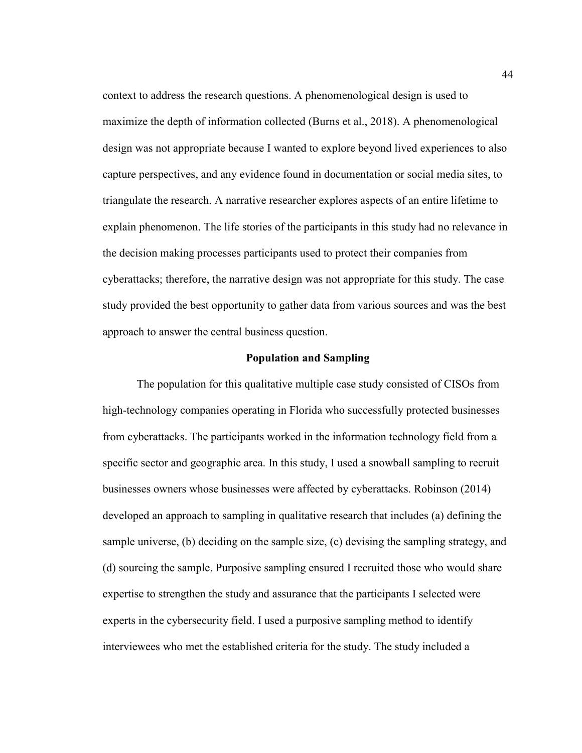context to address the research questions. A phenomenological design is used to maximize the depth of information collected (Burns et al., 2018). A phenomenological design was not appropriate because I wanted to explore beyond lived experiences to also capture perspectives, and any evidence found in documentation or social media sites, to triangulate the research. A narrative researcher explores aspects of an entire lifetime to explain phenomenon. The life stories of the participants in this study had no relevance in the decision making processes participants used to protect their companies from cyberattacks; therefore, the narrative design was not appropriate for this study. The case study provided the best opportunity to gather data from various sources and was the best approach to answer the central business question.

## Population and Sampling

The population for this qualitative multiple case study consisted of CISOs from high-technology companies operating in Florida who successfully protected businesses from cyberattacks. The participants worked in the information technology field from a specific sector and geographic area. In this study, I used a snowball sampling to recruit businesses owners whose businesses were affected by cyberattacks. Robinson (2014) developed an approach to sampling in qualitative research that includes (a) defining the sample universe, (b) deciding on the sample size, (c) devising the sampling strategy, and (d) sourcing the sample. Purposive sampling ensured I recruited those who would share expertise to strengthen the study and assurance that the participants I selected were experts in the cybersecurity field. I used a purposive sampling method to identify interviewees who met the established criteria for the study. The study included a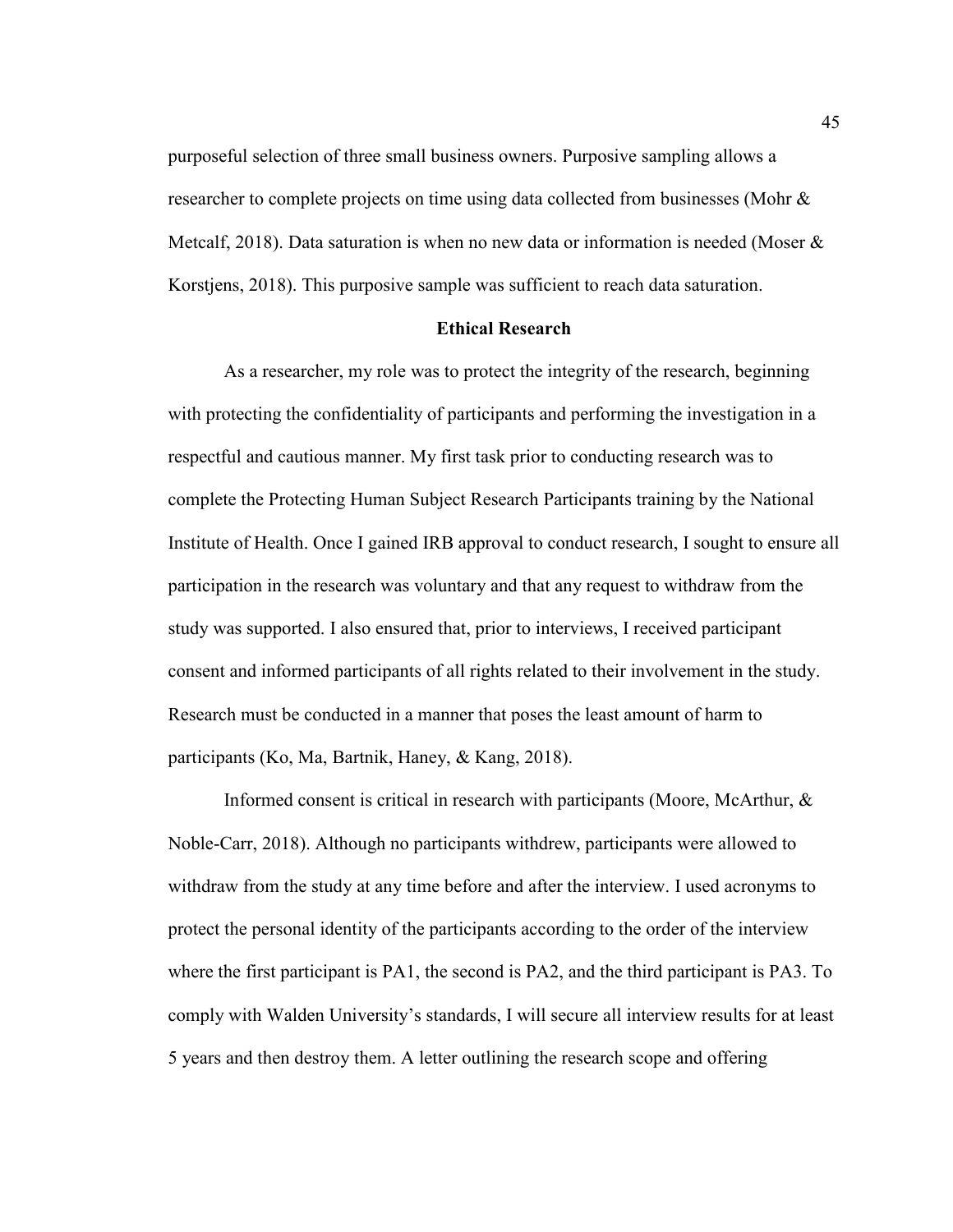purposeful selection of three small business owners. Purposive sampling allows a researcher to complete projects on time using data collected from businesses (Mohr & Metcalf, 2018). Data saturation is when no new data or information is needed (Moser & Korstjens, 2018). This purposive sample was sufficient to reach data saturation.

## Ethical Research

As a researcher, my role was to protect the integrity of the research, beginning with protecting the confidentiality of participants and performing the investigation in a respectful and cautious manner. My first task prior to conducting research was to complete the Protecting Human Subject Research Participants training by the National Institute of Health. Once I gained IRB approval to conduct research, I sought to ensure all participation in the research was voluntary and that any request to withdraw from the study was supported. I also ensured that, prior to interviews, I received participant consent and informed participants of all rights related to their involvement in the study. Research must be conducted in a manner that poses the least amount of harm to participants (Ko, Ma, Bartnik, Haney, & Kang, 2018).

Informed consent is critical in research with participants (Moore, McArthur, & Noble-Carr, 2018). Although no participants withdrew, participants were allowed to withdraw from the study at any time before and after the interview. I used acronyms to protect the personal identity of the participants according to the order of the interview where the first participant is PA1, the second is PA2, and the third participant is PA3. To comply with Walden University's standards, I will secure all interview results for at least 5 years and then destroy them. A letter outlining the research scope and offering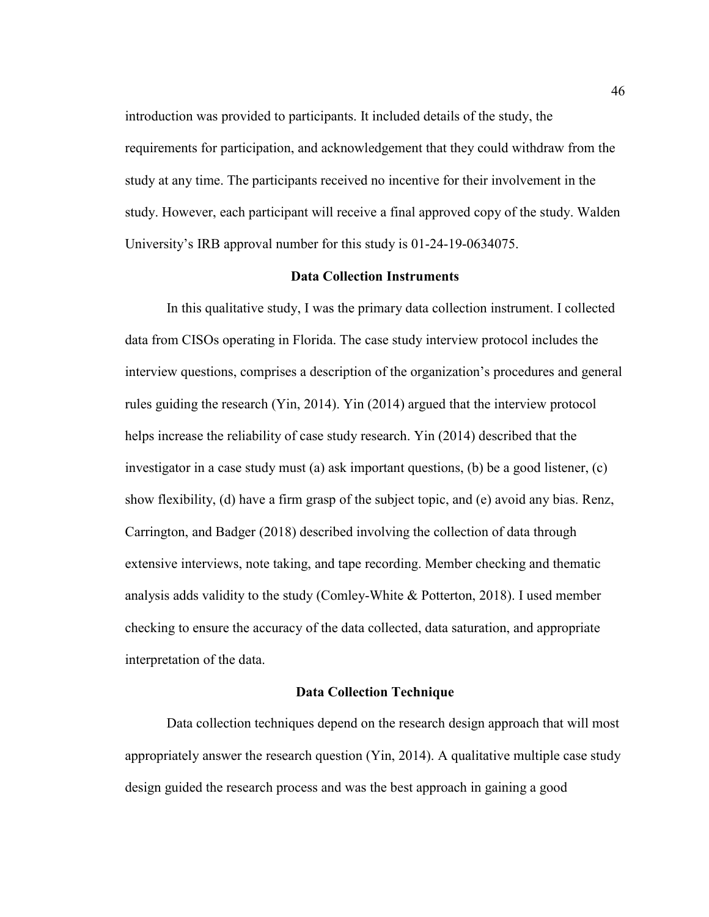introduction was provided to participants. It included details of the study, the requirements for participation, and acknowledgement that they could withdraw from the study at any time. The participants received no incentive for their involvement in the study. However, each participant will receive a final approved copy of the study. Walden University's IRB approval number for this study is 01-24-19-0634075.

## Data Collection Instruments

In this qualitative study, I was the primary data collection instrument. I collected data from CISOs operating in Florida. The case study interview protocol includes the interview questions, comprises a description of the organization's procedures and general rules guiding the research (Yin, 2014). Yin (2014) argued that the interview protocol helps increase the reliability of case study research. Yin (2014) described that the investigator in a case study must (a) ask important questions, (b) be a good listener, (c) show flexibility, (d) have a firm grasp of the subject topic, and (e) avoid any bias. Renz, Carrington, and Badger (2018) described involving the collection of data through extensive interviews, note taking, and tape recording. Member checking and thematic analysis adds validity to the study (Comley-White & Potterton, 2018). I used member checking to ensure the accuracy of the data collected, data saturation, and appropriate interpretation of the data.

## Data Collection Technique

Data collection techniques depend on the research design approach that will most appropriately answer the research question (Yin, 2014). A qualitative multiple case study design guided the research process and was the best approach in gaining a good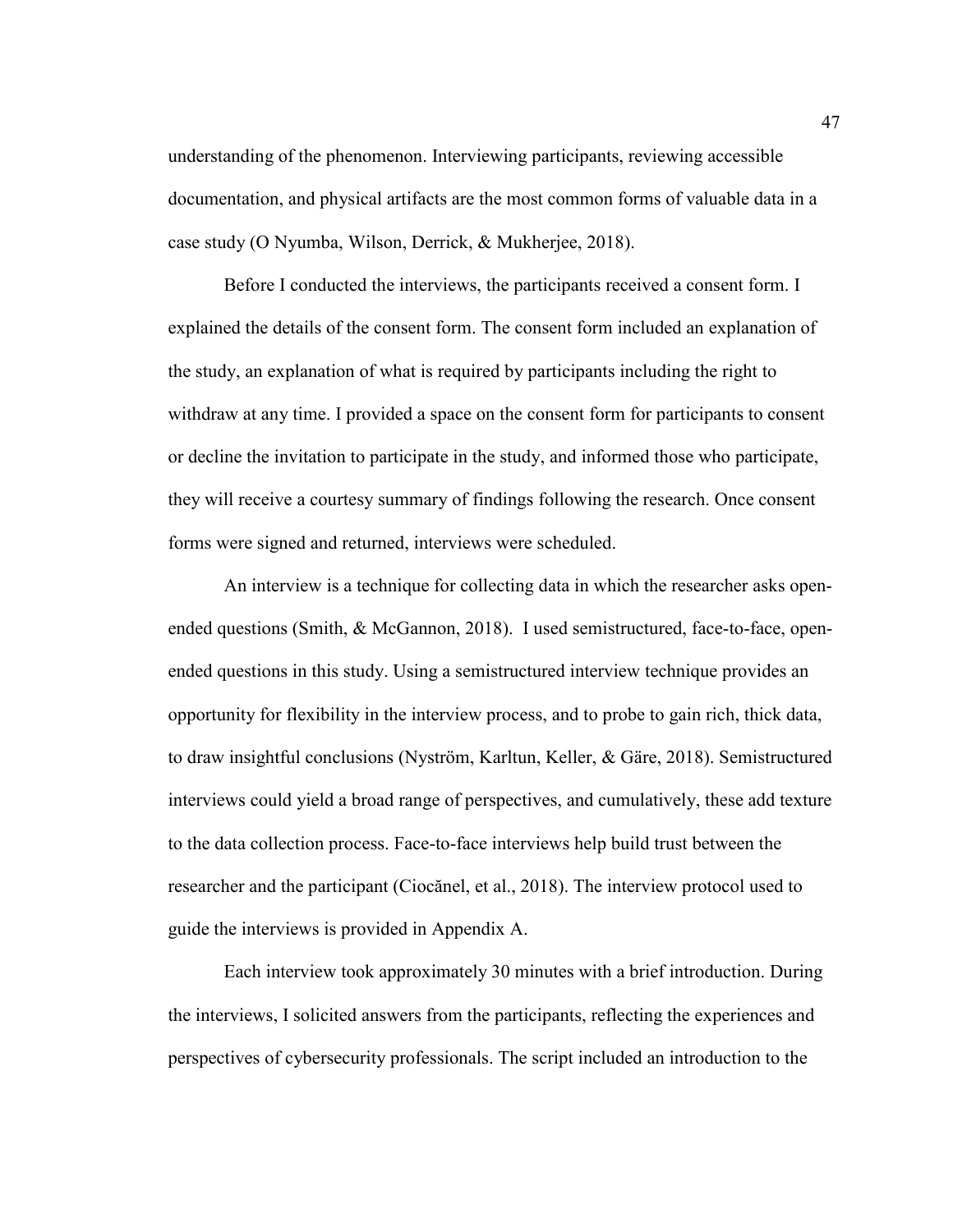understanding of the phenomenon. Interviewing participants, reviewing accessible documentation, and physical artifacts are the most common forms of valuable data in a case study (O Nyumba, Wilson, Derrick, & Mukherjee, 2018).

Before I conducted the interviews, the participants received a consent form. I explained the details of the consent form. The consent form included an explanation of the study, an explanation of what is required by participants including the right to withdraw at any time. I provided a space on the consent form for participants to consent or decline the invitation to participate in the study, and informed those who participate, they will receive a courtesy summary of findings following the research. Once consent forms were signed and returned, interviews were scheduled.

An interview is a technique for collecting data in which the researcher asks open-ended questions (Smith, & McGannon, 2018). I used semistructured, face-to-face, open-ended questions in this study. Using a semistructured interview technique provides an opportunity for flexibility in the interview process, and to probe to gain rich, thick data, to draw insightful conclusions (Nyström, Karltun, Keller, & Gäre, 2018). Semistructured interviews could yield a broad range of perspectives, and cumulatively, these add texture to the data collection process. Face-to-face interviews help build trust between the researcher and the participant (Ciocănel, et al., 2018). The interview protocol used to guide the interviews is provided in Appendix A.

Each interview took approximately 30 minutes with a brief introduction. During the interviews, I solicited answers from the participants, reflecting the experiences and perspectives of cybersecurity professionals. The script included an introduction to the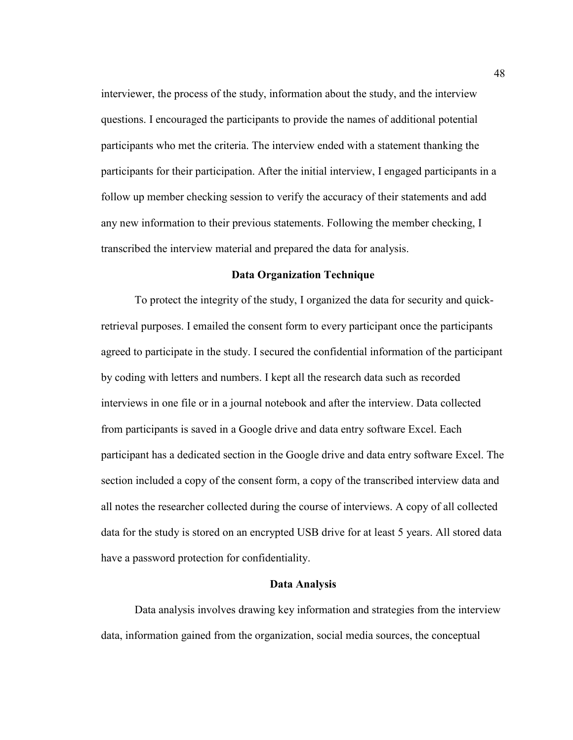interviewer, the process of the study, information about the study, and the interview questions. I encouraged the participants to provide the names of additional potential participants who met the criteria. The interview ended with a statement thanking the participants for their participation. After the initial interview, I engaged participants in a follow up member checking session to verify the accuracy of their statements and add any new information to their previous statements. Following the member checking, I transcribed the interview material and prepared the data for analysis.

## Data Organization Technique

To protect the integrity of the study, I organized the data for security and quick-retrieval purposes. I emailed the consent form to every participant once the participants agreed to participate in the study. I secured the confidential information of the participant by coding with letters and numbers. I kept all the research data such as recorded interviews in one file or in a journal notebook and after the interview. Data collected from participants is saved in a Google drive and data entry software Excel. Each participant has a dedicated section in the Google drive and data entry software Excel. The section included a copy of the consent form, a copy of the transcribed interview data and all notes the researcher collected during the course of interviews. A copy of all collected data for the study is stored on an encrypted USB drive for at least 5 years. All stored data have a password protection for confidentiality.

## Data Analysis

Data analysis involves drawing key information and strategies from the interview data, information gained from the organization, social media sources, the conceptual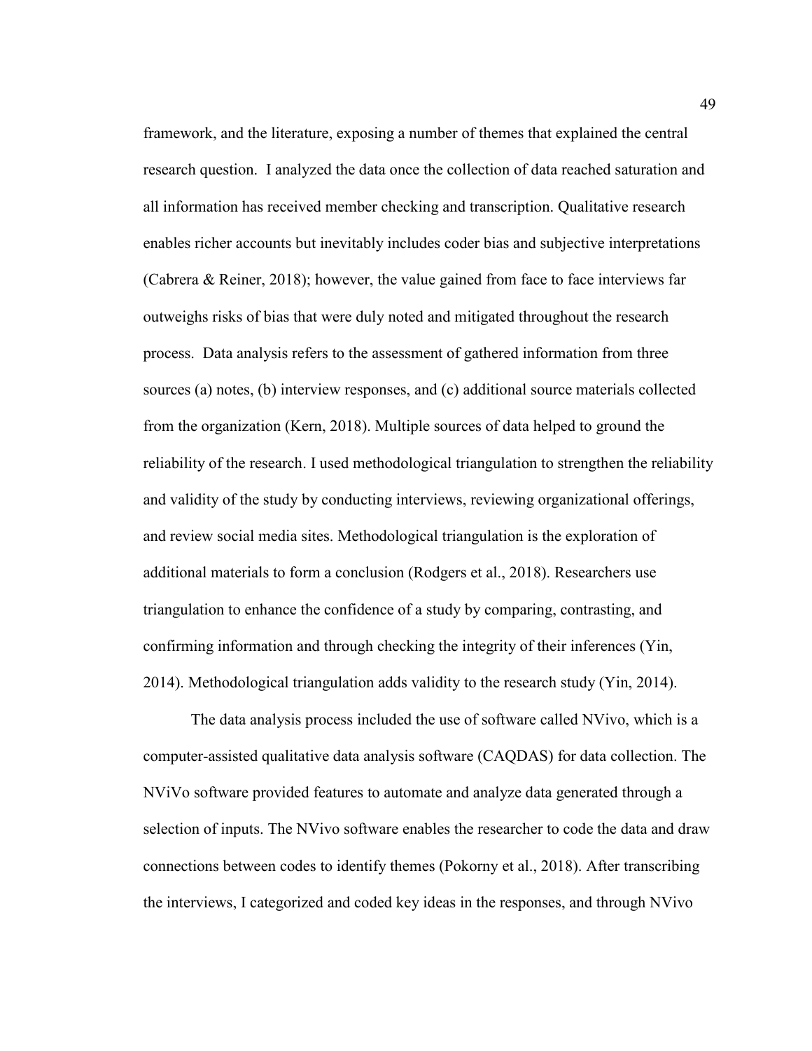framework, and the literature, exposing a number of themes that explained the central research question. I analyzed the data once the collection of data reached saturation and all information has received member checking and transcription. Qualitative research enables richer accounts but inevitably includes coder bias and subjective interpretations (Cabrera & Reiner, 2018); however, the value gained from face to face interviews far outweighs risks of bias that were duly noted and mitigated throughout the research process. Data analysis refers to the assessment of gathered information from three sources (a) notes, (b) interview responses, and (c) additional source materials collected from the organization (Kern, 2018). Multiple sources of data helped to ground the reliability of the research. I used methodological triangulation to strengthen the reliability and validity of the study by conducting interviews, reviewing organizational offerings, and review social media sites. Methodological triangulation is the exploration of additional materials to form a conclusion (Rodgers et al., 2018). Researchers use triangulation to enhance the confidence of a study by comparing, contrasting, and confirming information and through checking the integrity of their inferences (Yin, 2014). Methodological triangulation adds validity to the research study (Yin, 2014).

The data analysis process included the use of software called NVivo, which is a computer-assisted qualitative data analysis software (CAQDAS) for data collection. The NViVo software provided features to automate and analyze data generated through a selection of inputs. The NVivo software enables the researcher to code the data and draw connections between codes to identify themes (Pokorny et al., 2018). After transcribing the interviews, I categorized and coded key ideas in the responses, and through NVivo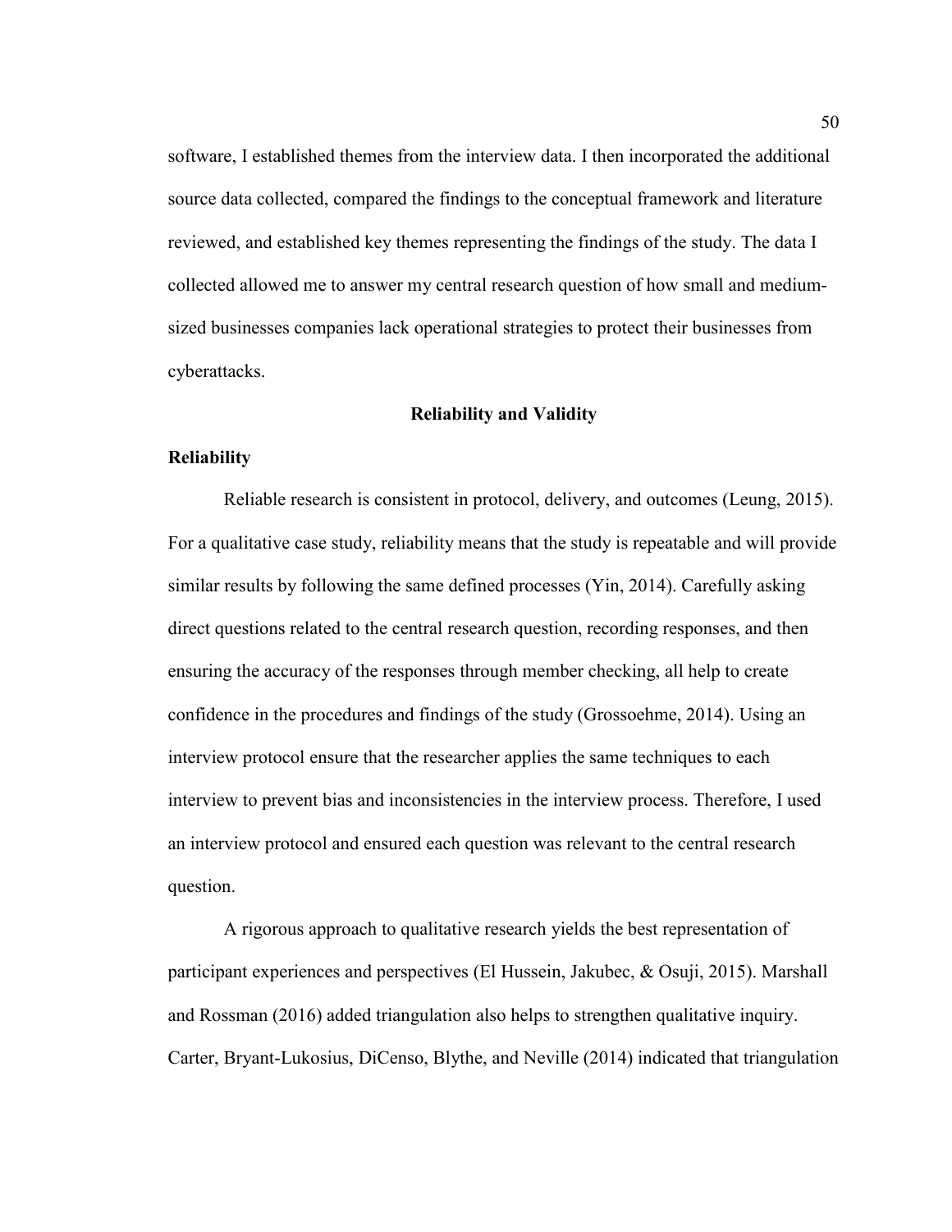software, I established themes from the interview data. I then incorporated the additional source data collected, compared the findings to the conceptual framework and literature reviewed, and established key themes representing the findings of the study. The data I collected allowed me to answer my central research question of how small and medium-sized businesses companies lack operational strategies to protect their businesses from cyberattacks.

## Reliability and Validity

### Reliability

Reliable research is consistent in protocol, delivery, and outcomes (Leung, 2015). For a qualitative case study, reliability means that the study is repeatable and will provide similar results by following the same defined processes (Yin, 2014). Carefully asking direct questions related to the central research question, recording responses, and then ensuring the accuracy of the responses through member checking, all help to create confidence in the procedures and findings of the study (Grossoehme, 2014). Using an interview protocol ensure that the researcher applies the same techniques to each interview to prevent bias and inconsistencies in the interview process. Therefore, I used an interview protocol and ensured each question was relevant to the central research question.

A rigorous approach to qualitative research yields the best representation of participant experiences and perspectives (El Hussein, Jakubec, & Osuji, 2015). Marshall and Rossman (2016) added triangulation also helps to strengthen qualitative inquiry. Carter, Bryant-Lukosius, DiCenso, Blythe, and Neville (2014) indicated that triangulation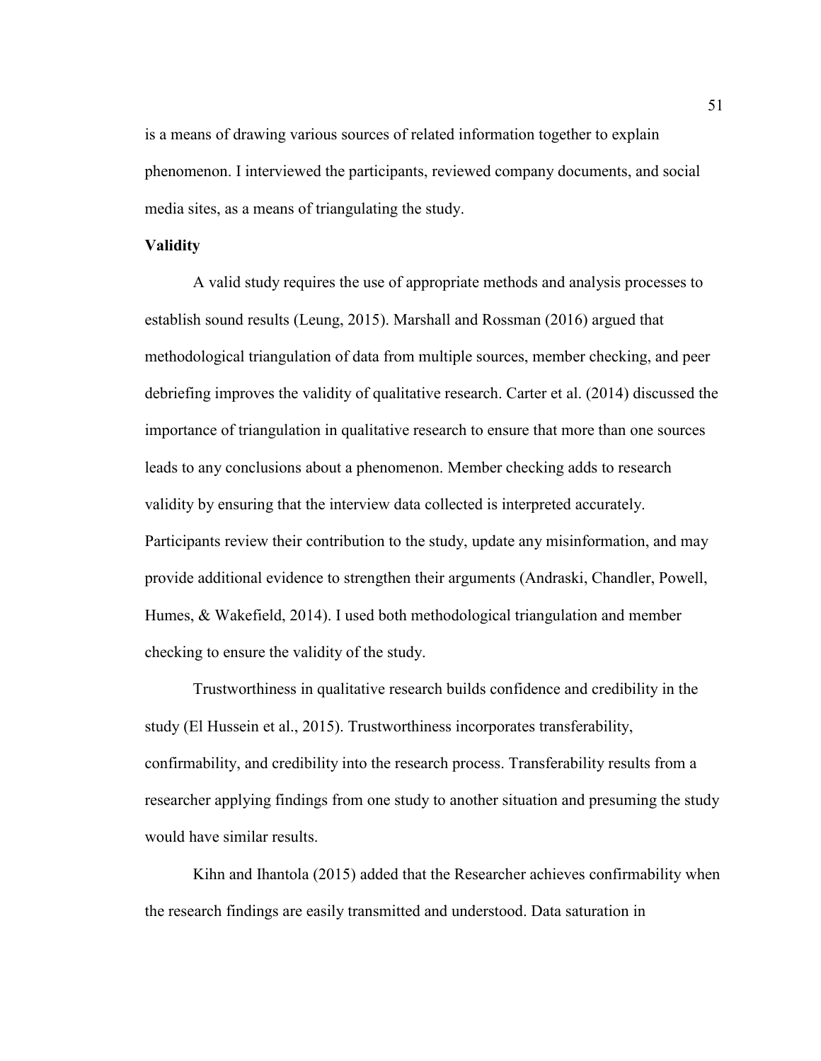is a means of drawing various sources of related information together to explain phenomenon. I interviewed the participants, reviewed company documents, and social media sites, as a means of triangulating the study.

**Validity**

A valid study requires the use of appropriate methods and analysis processes to establish sound results (Leung, 2015). Marshall and Rossman (2016) argued that methodological triangulation of data from multiple sources, member checking, and peer debriefing improves the validity of qualitative research. Carter et al. (2014) discussed the importance of triangulation in qualitative research to ensure that more than one sources leads to any conclusions about a phenomenon. Member checking adds to research validity by ensuring that the interview data collected is interpreted accurately. Participants review their contribution to the study, update any misinformation, and may provide additional evidence to strengthen their arguments (Andraski, Chandler, Powell, Humes, & Wakefield, 2014). I used both methodological triangulation and member checking to ensure the validity of the study.

Trustworthiness in qualitative research builds confidence and credibility in the study (El Hussein et al., 2015). Trustworthiness incorporates transferability, confirmability, and credibility into the research process. Transferability results from a researcher applying findings from one study to another situation and presuming the study would have similar results.

Kihn and Ihantola (2015) added that the Researcher achieves confirmability when the research findings are easily transmitted and understood. Data saturation in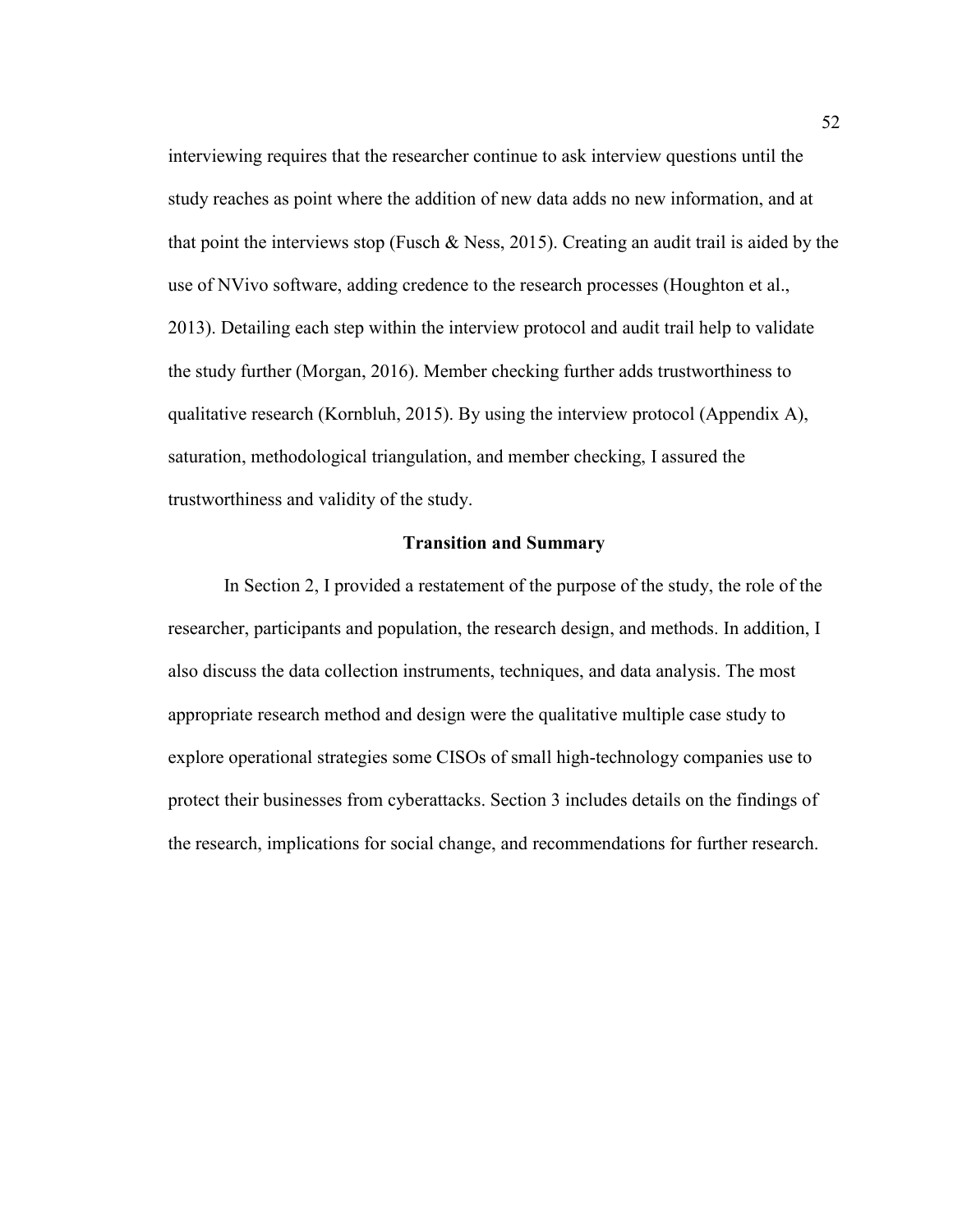interviewing requires that the researcher continue to ask interview questions until the study reaches as point where the addition of new data adds no new information, and at that point the interviews stop (Fusch & Ness, 2015). Creating an audit trail is aided by the use of NVivo software, adding credence to the research processes (Houghton et al., 2013). Detailing each step within the interview protocol and audit trail help to validate the study further (Morgan, 2016). Member checking further adds trustworthiness to qualitative research (Kornbluh, 2015). By using the interview protocol (Appendix A), saturation, methodological triangulation, and member checking, I assured the trustworthiness and validity of the study.

## Transition and Summary

In Section 2, I provided a restatement of the purpose of the study, the role of the researcher, participants and population, the research design, and methods. In addition, I also discuss the data collection instruments, techniques, and data analysis. The most appropriate research method and design were the qualitative multiple case study to explore operational strategies some CISOs of small high-technology companies use to protect their businesses from cyberattacks. Section 3 includes details on the findings of the research, implications for social change, and recommendations for further research.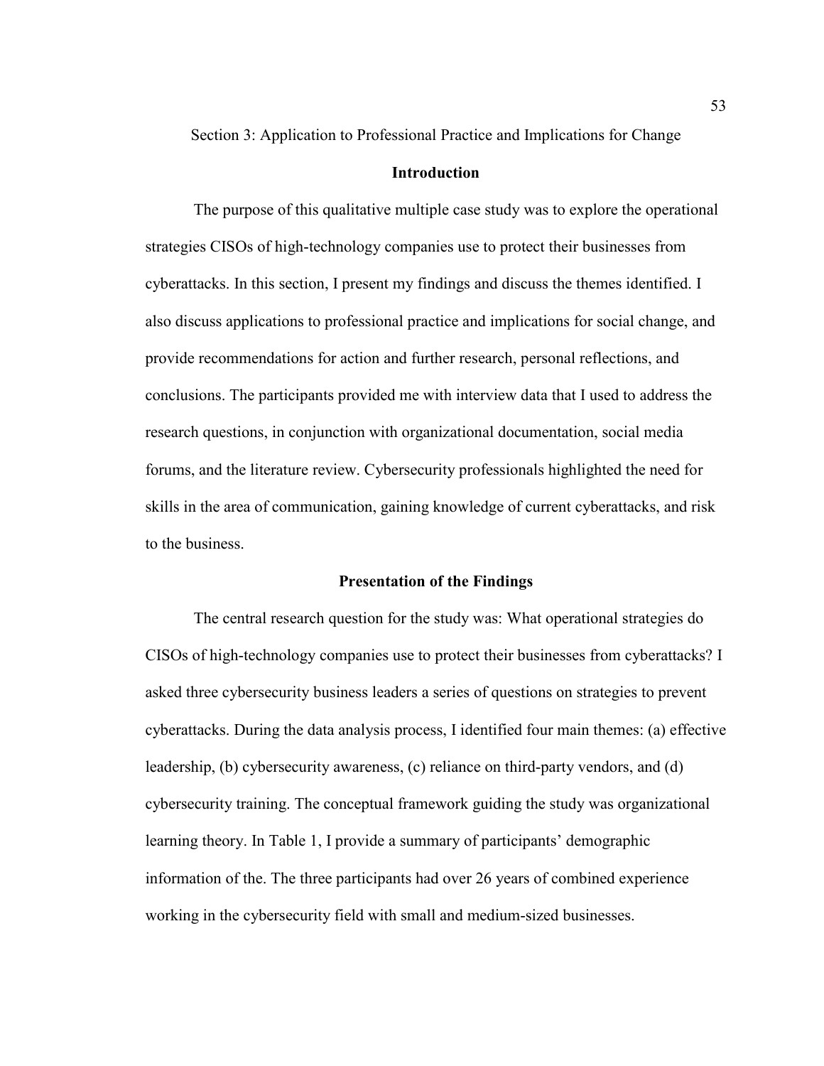## Section 3: Application to Professional Practice and Implications for Change

### Introduction

The purpose of this qualitative multiple case study was to explore the operational strategies CISOs of high-technology companies use to protect their businesses from cyberattacks. In this section, I present my findings and discuss the themes identified. I also discuss applications to professional practice and implications for social change, and provide recommendations for action and further research, personal reflections, and conclusions. The participants provided me with interview data that I used to address the research questions, in conjunction with organizational documentation, social media forums, and the literature review. Cybersecurity professionals highlighted the need for skills in the area of communication, gaining knowledge of current cyberattacks, and risk to the business.

### Presentation of the Findings

The central research question for the study was: What operational strategies do CISOs of high-technology companies use to protect their businesses from cyberattacks? I asked three cybersecurity business leaders a series of questions on strategies to prevent cyberattacks. During the data analysis process, I identified four main themes: (a) effective leadership, (b) cybersecurity awareness, (c) reliance on third-party vendors, and (d) cybersecurity training. The conceptual framework guiding the study was organizational learning theory. In Table 1, I provide a summary of participants' demographic information of the. The three participants had over 26 years of combined experience working in the cybersecurity field with small and medium-sized businesses.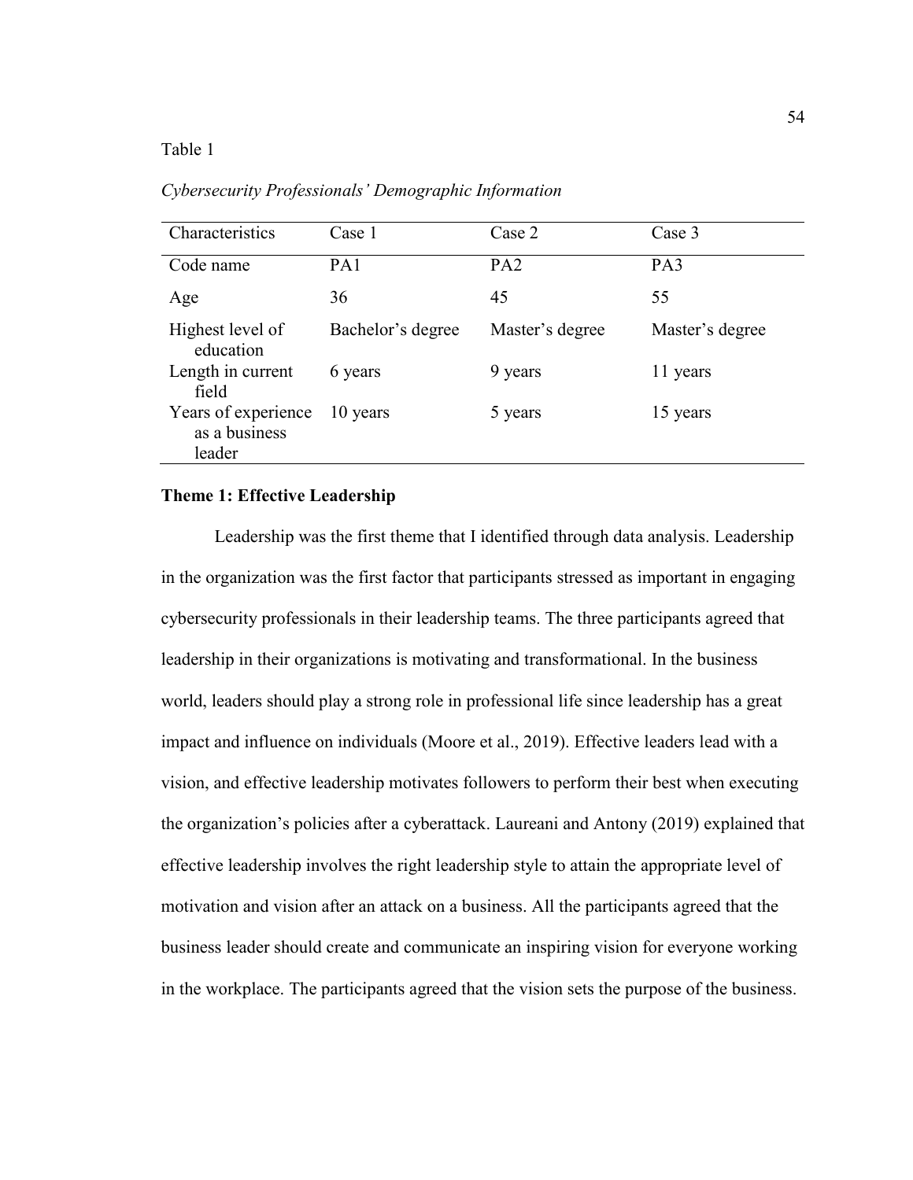Table 1

*Cybersecurity Professionals' Demographic Information*

| Characteristics | Case 1 | Case 2 | Case 3 |
|---|---|---|---|
| Code name | PA1 | PA2 | PA3 |
| Age | 36 | 45 | 55 |
| Highest level of education | Bachelor's degree | Master's degree | Master's degree |
| Length in current field | 6 years | 9 years | 11 years |
| Years of experience as a business leader | 10 years | 5 years | 15 years |

**Theme 1: Effective Leadership**

Leadership was the first theme that I identified through data analysis. Leadership in the organization was the first factor that participants stressed as important in engaging cybersecurity professionals in their leadership teams. The three participants agreed that leadership in their organizations is motivating and transformational. In the business world, leaders should play a strong role in professional life since leadership has a great impact and influence on individuals (Moore et al., 2019). Effective leaders lead with a vision, and effective leadership motivates followers to perform their best when executing the organization's policies after a cyberattack. Laureani and Antony (2019) explained that effective leadership involves the right leadership style to attain the appropriate level of motivation and vision after an attack on a business. All the participants agreed that the business leader should create and communicate an inspiring vision for everyone working in the workplace. The participants agreed that the vision sets the purpose of the business.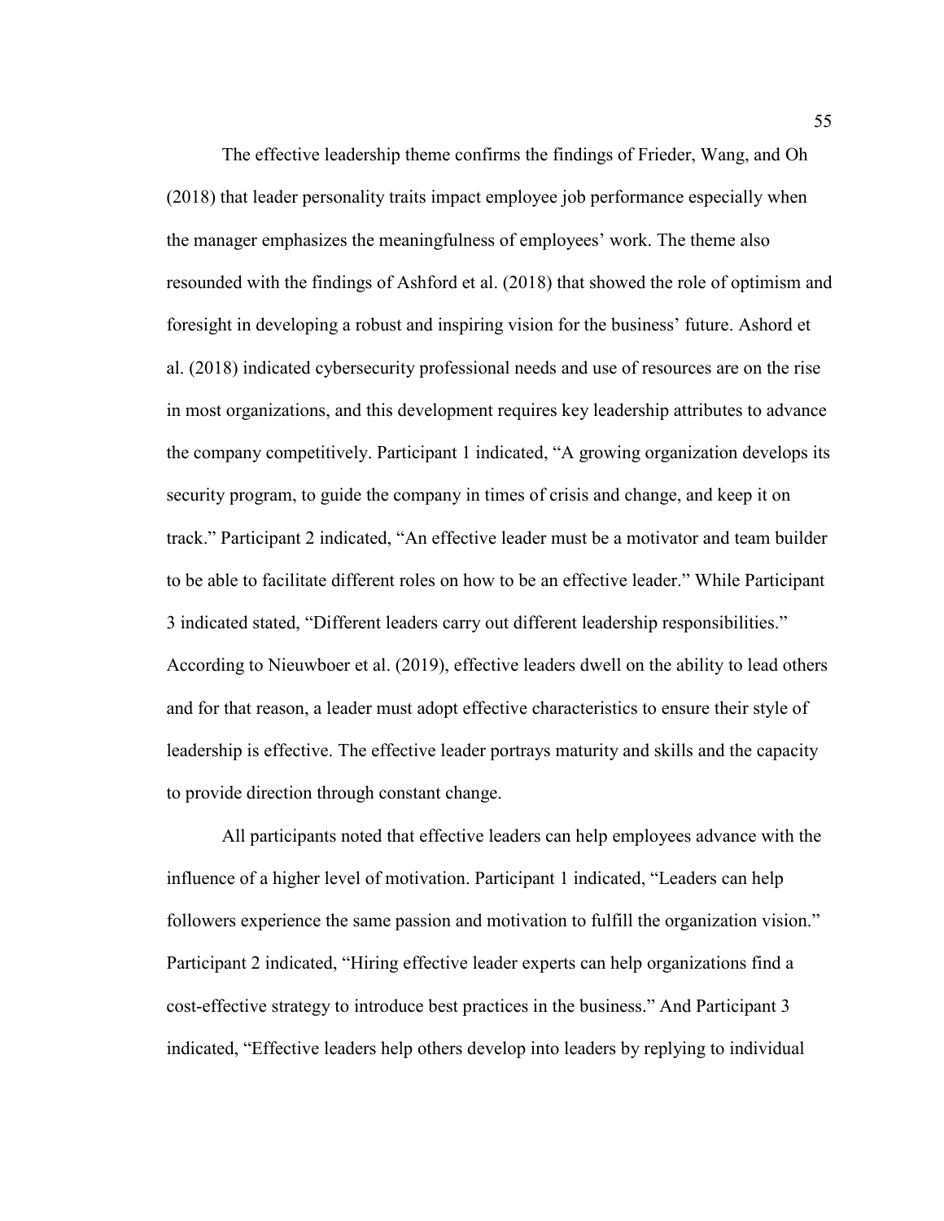The effective leadership theme confirms the findings of Frieder, Wang, and Oh (2018) that leader personality traits impact employee job performance especially when the manager emphasizes the meaningfulness of employees' work. The theme also resounded with the findings of Ashford et al. (2018) that showed the role of optimism and foresight in developing a robust and inspiring vision for the business' future. Ashord et al. (2018) indicated cybersecurity professional needs and use of resources are on the rise in most organizations, and this development requires key leadership attributes to advance the company competitively. Participant 1 indicated, "A growing organization develops its security program, to guide the company in times of crisis and change, and keep it on track." Participant 2 indicated, "An effective leader must be a motivator and team builder to be able to facilitate different roles on how to be an effective leader." While Participant 3 indicated stated, "Different leaders carry out different leadership responsibilities." According to Nieuwboer et al. (2019), effective leaders dwell on the ability to lead others and for that reason, a leader must adopt effective characteristics to ensure their style of leadership is effective. The effective leader portrays maturity and skills and the capacity to provide direction through constant change.

All participants noted that effective leaders can help employees advance with the influence of a higher level of motivation. Participant 1 indicated, "Leaders can help followers experience the same passion and motivation to fulfill the organization vision." Participant 2 indicated, "Hiring effective leader experts can help organizations find a cost-effective strategy to introduce best practices in the business." And Participant 3 indicated, "Effective leaders help others develop into leaders by replying to individual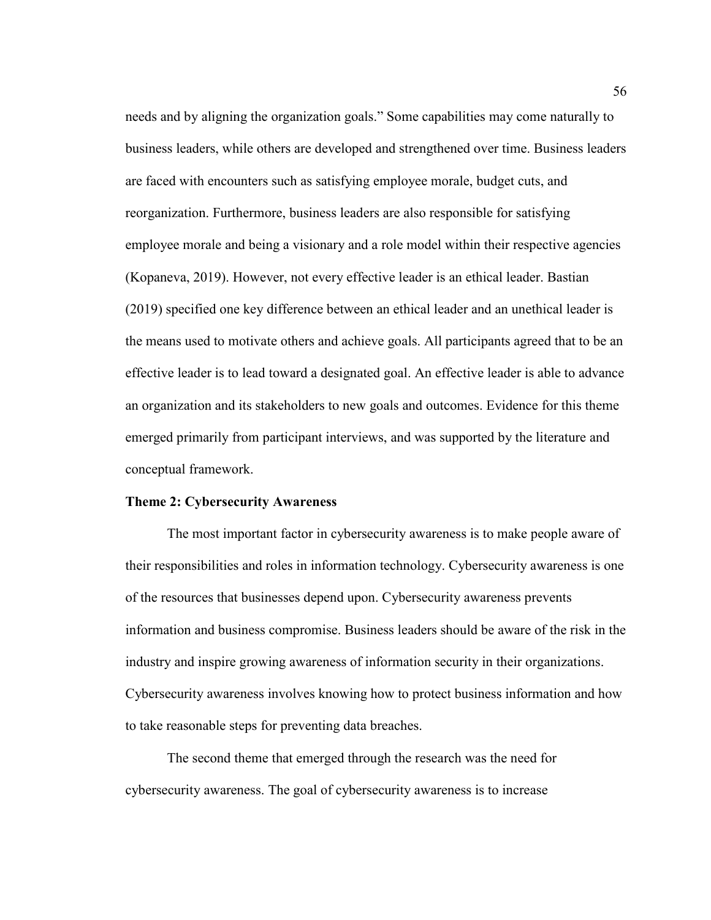needs and by aligning the organization goals." Some capabilities may come naturally to business leaders, while others are developed and strengthened over time. Business leaders are faced with encounters such as satisfying employee morale, budget cuts, and reorganization. Furthermore, business leaders are also responsible for satisfying employee morale and being a visionary and a role model within their respective agencies (Kopaneva, 2019). However, not every effective leader is an ethical leader. Bastian (2019) specified one key difference between an ethical leader and an unethical leader is the means used to motivate others and achieve goals. All participants agreed that to be an effective leader is to lead toward a designated goal. An effective leader is able to advance an organization and its stakeholders to new goals and outcomes. Evidence for this theme emerged primarily from participant interviews, and was supported by the literature and conceptual framework.

### Theme 2: Cybersecurity Awareness

The most important factor in cybersecurity awareness is to make people aware of their responsibilities and roles in information technology. Cybersecurity awareness is one of the resources that businesses depend upon. Cybersecurity awareness prevents information and business compromise. Business leaders should be aware of the risk in the industry and inspire growing awareness of information security in their organizations. Cybersecurity awareness involves knowing how to protect business information and how to take reasonable steps for preventing data breaches.

The second theme that emerged through the research was the need for cybersecurity awareness. The goal of cybersecurity awareness is to increase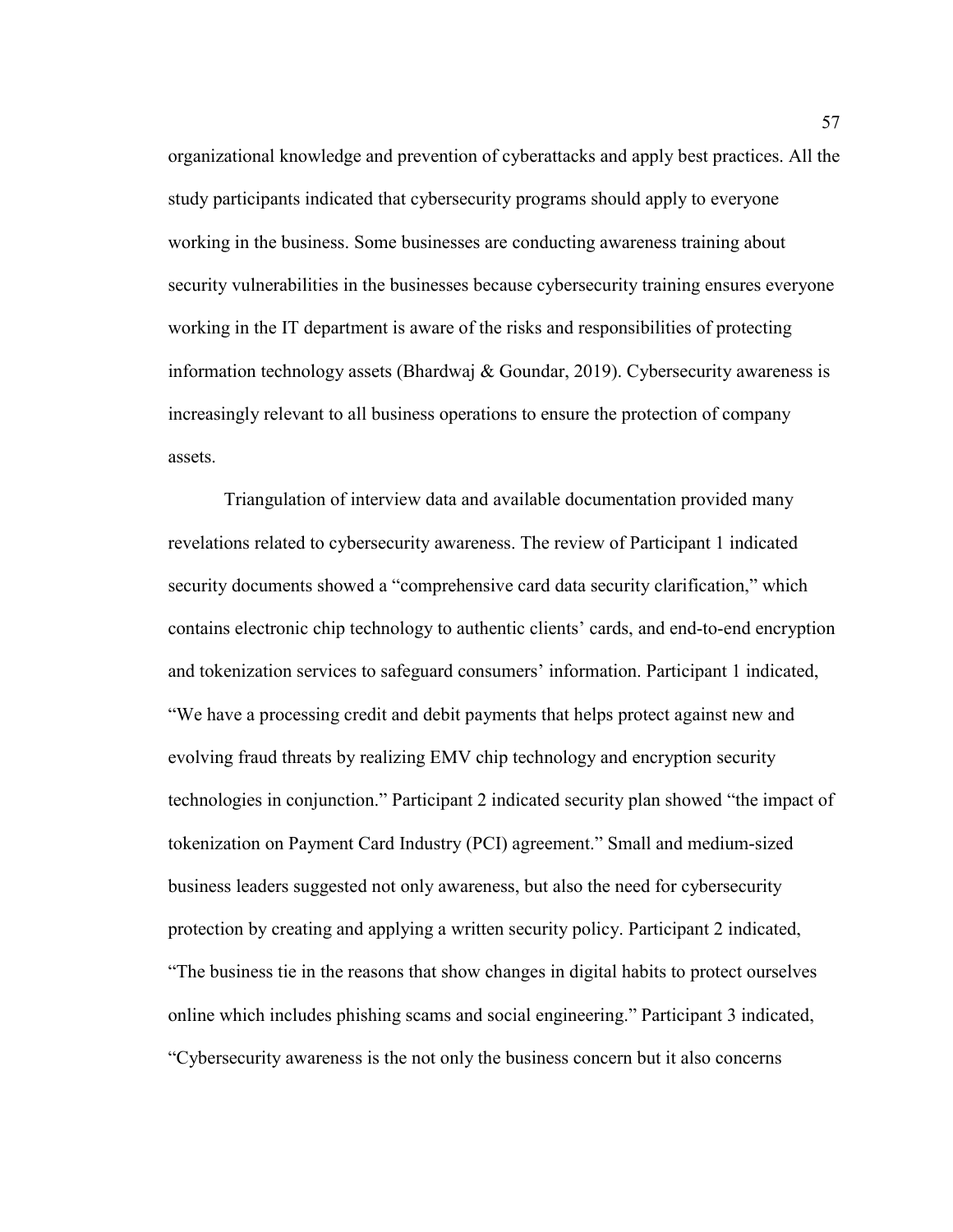organizational knowledge and prevention of cyberattacks and apply best practices. All the study participants indicated that cybersecurity programs should apply to everyone working in the business. Some businesses are conducting awareness training about security vulnerabilities in the businesses because cybersecurity training ensures everyone working in the IT department is aware of the risks and responsibilities of protecting information technology assets (Bhardwaj & Goundar, 2019). Cybersecurity awareness is increasingly relevant to all business operations to ensure the protection of company assets.

Triangulation of interview data and available documentation provided many revelations related to cybersecurity awareness. The review of Participant 1 indicated security documents showed a "comprehensive card data security clarification," which contains electronic chip technology to authentic clients' cards, and end-to-end encryption and tokenization services to safeguard consumers' information. Participant 1 indicated, "We have a processing credit and debit payments that helps protect against new and evolving fraud threats by realizing EMV chip technology and encryption security technologies in conjunction." Participant 2 indicated security plan showed "the impact of tokenization on Payment Card Industry (PCI) agreement." Small and medium-sized business leaders suggested not only awareness, but also the need for cybersecurity protection by creating and applying a written security policy. Participant 2 indicated, "The business tie in the reasons that show changes in digital habits to protect ourselves online which includes phishing scams and social engineering." Participant 3 indicated, "Cybersecurity awareness is the not only the business concern but it also concerns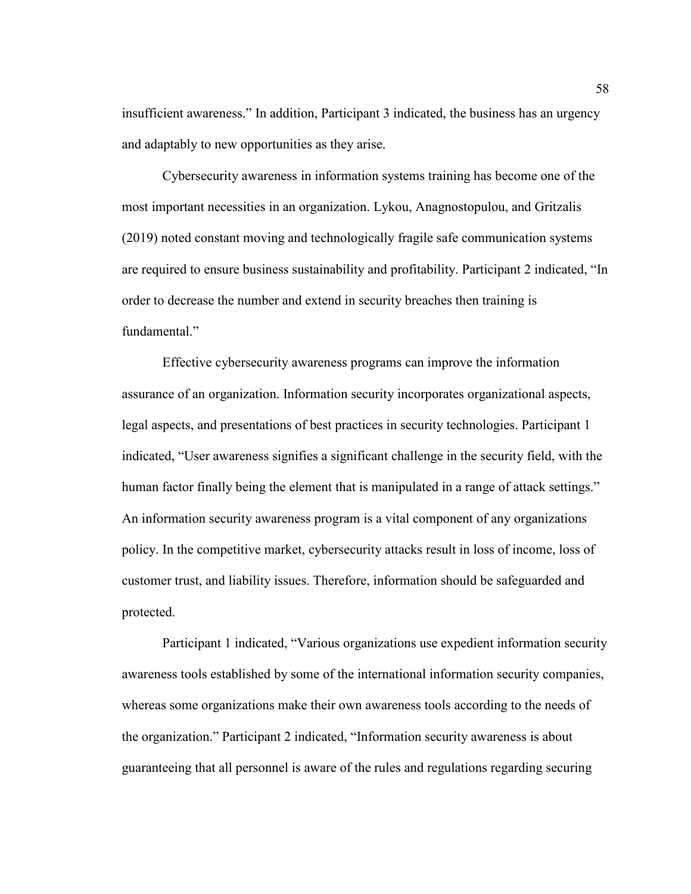insufficient awareness." In addition, Participant 3 indicated, the business has an urgency and adaptably to new opportunities as they arise.

Cybersecurity awareness in information systems training has become one of the most important necessities in an organization. Lykou, Anagnostopulou, and Gritzalis (2019) noted constant moving and technologically fragile safe communication systems are required to ensure business sustainability and profitability. Participant 2 indicated, "In order to decrease the number and extend in security breaches then training is fundamental."

Effective cybersecurity awareness programs can improve the information assurance of an organization. Information security incorporates organizational aspects, legal aspects, and presentations of best practices in security technologies. Participant 1 indicated, "User awareness signifies a significant challenge in the security field, with the human factor finally being the element that is manipulated in a range of attack settings." An information security awareness program is a vital component of any organizations policy. In the competitive market, cybersecurity attacks result in loss of income, loss of customer trust, and liability issues. Therefore, information should be safeguarded and protected.

Participant 1 indicated, "Various organizations use expedient information security awareness tools established by some of the international information security companies, whereas some organizations make their own awareness tools according to the needs of the organization." Participant 2 indicated, "Information security awareness is about guaranteeing that all personnel is aware of the rules and regulations regarding securing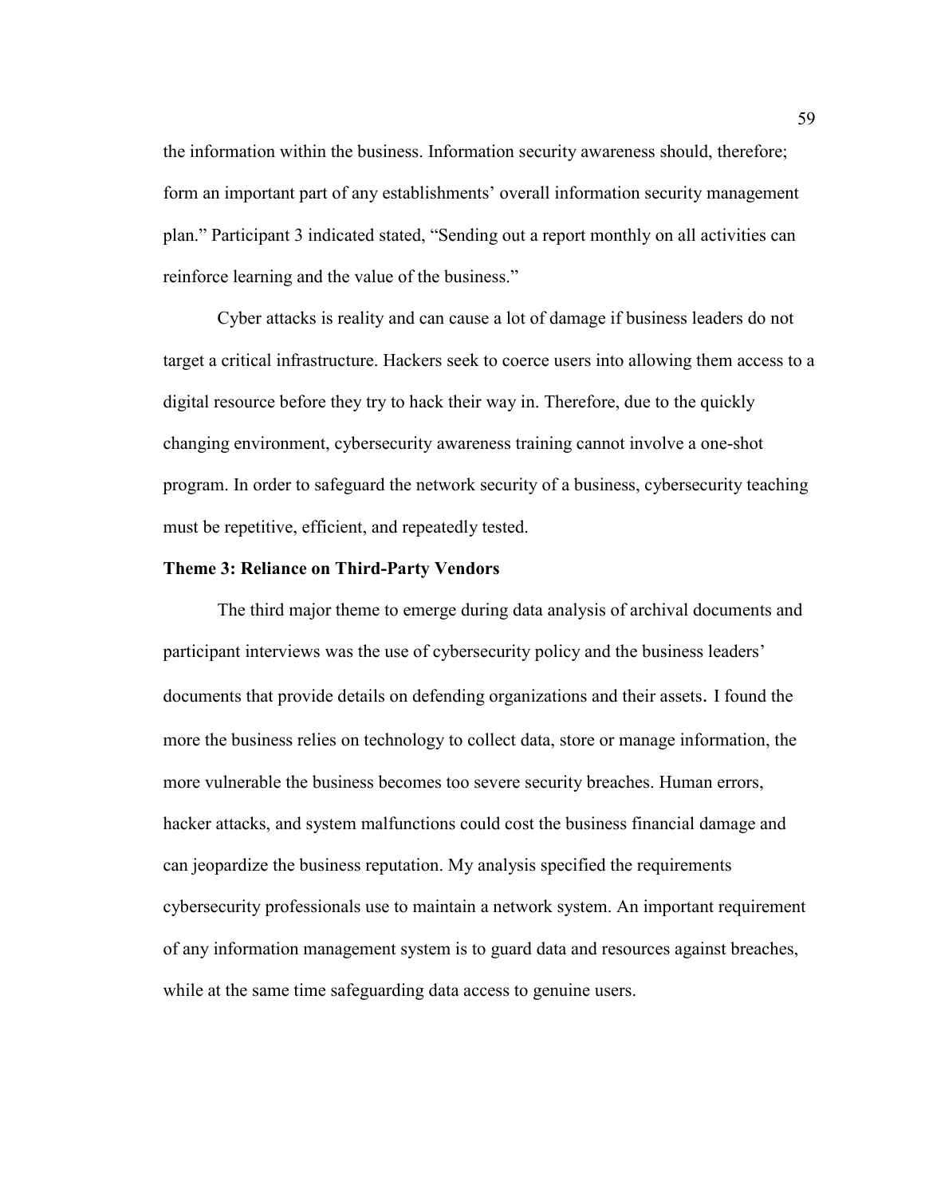the information within the business. Information security awareness should, therefore; form an important part of any establishments' overall information security management plan." Participant 3 indicated stated, "Sending out a report monthly on all activities can reinforce learning and the value of the business."

Cyber attacks is reality and can cause a lot of damage if business leaders do not target a critical infrastructure. Hackers seek to coerce users into allowing them access to a digital resource before they try to hack their way in. Therefore, due to the quickly changing environment, cybersecurity awareness training cannot involve a one-shot program. In order to safeguard the network security of a business, cybersecurity teaching must be repetitive, efficient, and repeatedly tested.

**Theme 3: Reliance on Third-Party Vendors**

The third major theme to emerge during data analysis of archival documents and participant interviews was the use of cybersecurity policy and the business leaders' documents that provide details on defending organizations and their assets. I found the more the business relies on technology to collect data, store or manage information, the more vulnerable the business becomes too severe security breaches. Human errors, hacker attacks, and system malfunctions could cost the business financial damage and can jeopardize the business reputation. My analysis specified the requirements cybersecurity professionals use to maintain a network system. An important requirement of any information management system is to guard data and resources against breaches, while at the same time safeguarding data access to genuine users.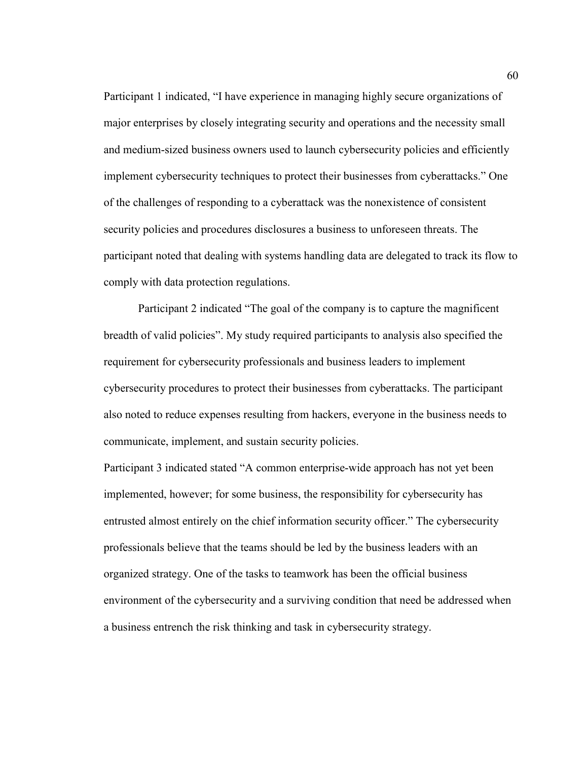Participant 1 indicated, "I have experience in managing highly secure organizations of major enterprises by closely integrating security and operations and the necessity small and medium-sized business owners used to launch cybersecurity policies and efficiently implement cybersecurity techniques to protect their businesses from cyberattacks." One of the challenges of responding to a cyberattack was the nonexistence of consistent security policies and procedures disclosures a business to unforeseen threats. The participant noted that dealing with systems handling data are delegated to track its flow to comply with data protection regulations.

Participant 2 indicated "The goal of the company is to capture the magnificent breadth of valid policies". My study required participants to analysis also specified the requirement for cybersecurity professionals and business leaders to implement cybersecurity procedures to protect their businesses from cyberattacks. The participant also noted to reduce expenses resulting from hackers, everyone in the business needs to communicate, implement, and sustain security policies.

Participant 3 indicated stated "A common enterprise-wide approach has not yet been implemented, however; for some business, the responsibility for cybersecurity has entrusted almost entirely on the chief information security officer." The cybersecurity professionals believe that the teams should be led by the business leaders with an organized strategy. One of the tasks to teamwork has been the official business environment of the cybersecurity and a surviving condition that need be addressed when a business entrench the risk thinking and task in cybersecurity strategy.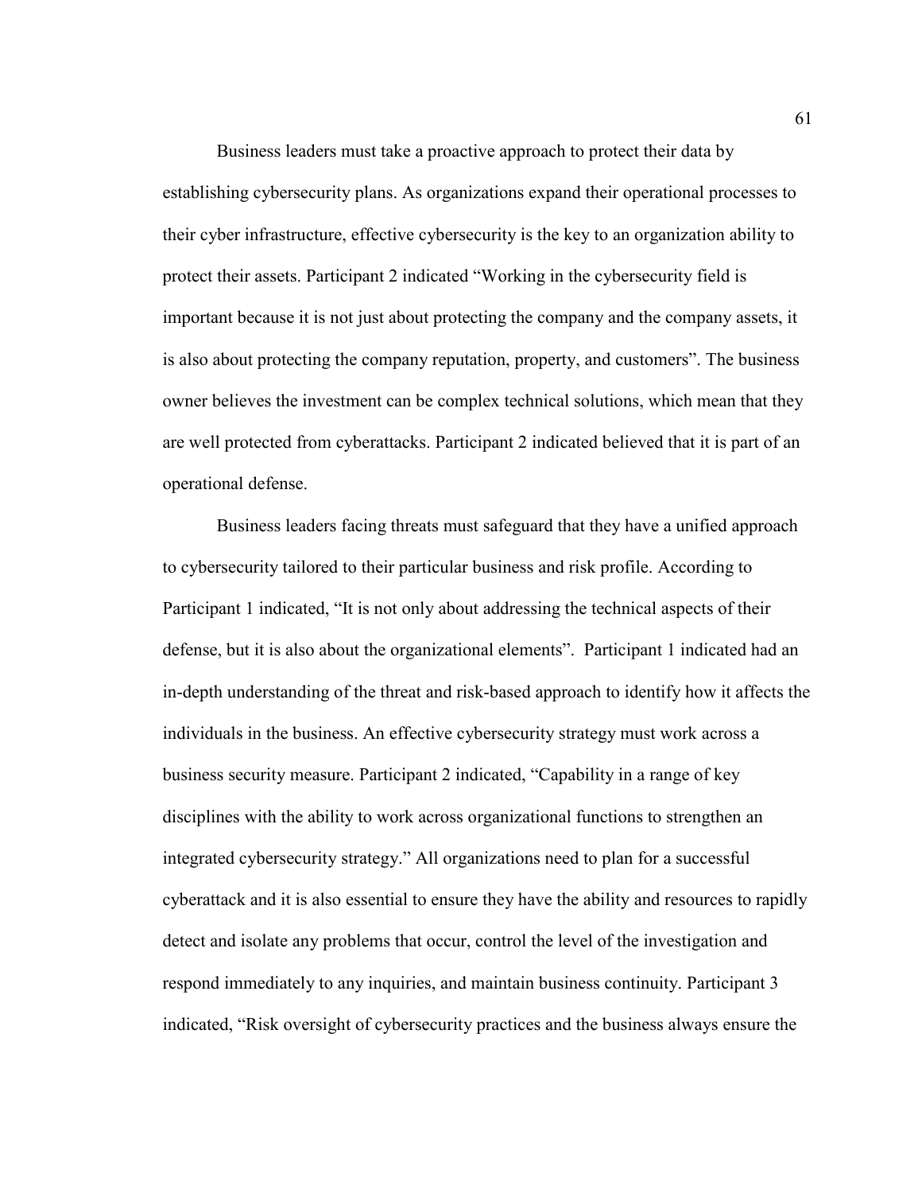Business leaders must take a proactive approach to protect their data by establishing cybersecurity plans. As organizations expand their operational processes to their cyber infrastructure, effective cybersecurity is the key to an organization ability to protect their assets. Participant 2 indicated "Working in the cybersecurity field is important because it is not just about protecting the company and the company assets, it is also about protecting the company reputation, property, and customers". The business owner believes the investment can be complex technical solutions, which mean that they are well protected from cyberattacks. Participant 2 indicated believed that it is part of an operational defense.

Business leaders facing threats must safeguard that they have a unified approach to cybersecurity tailored to their particular business and risk profile. According to Participant 1 indicated, "It is not only about addressing the technical aspects of their defense, but it is also about the organizational elements". Participant 1 indicated had an in-depth understanding of the threat and risk-based approach to identify how it affects the individuals in the business. An effective cybersecurity strategy must work across a business security measure. Participant 2 indicated, "Capability in a range of key disciplines with the ability to work across organizational functions to strengthen an integrated cybersecurity strategy." All organizations need to plan for a successful cyberattack and it is also essential to ensure they have the ability and resources to rapidly detect and isolate any problems that occur, control the level of the investigation and respond immediately to any inquiries, and maintain business continuity. Participant 3 indicated, "Risk oversight of cybersecurity practices and the business always ensure the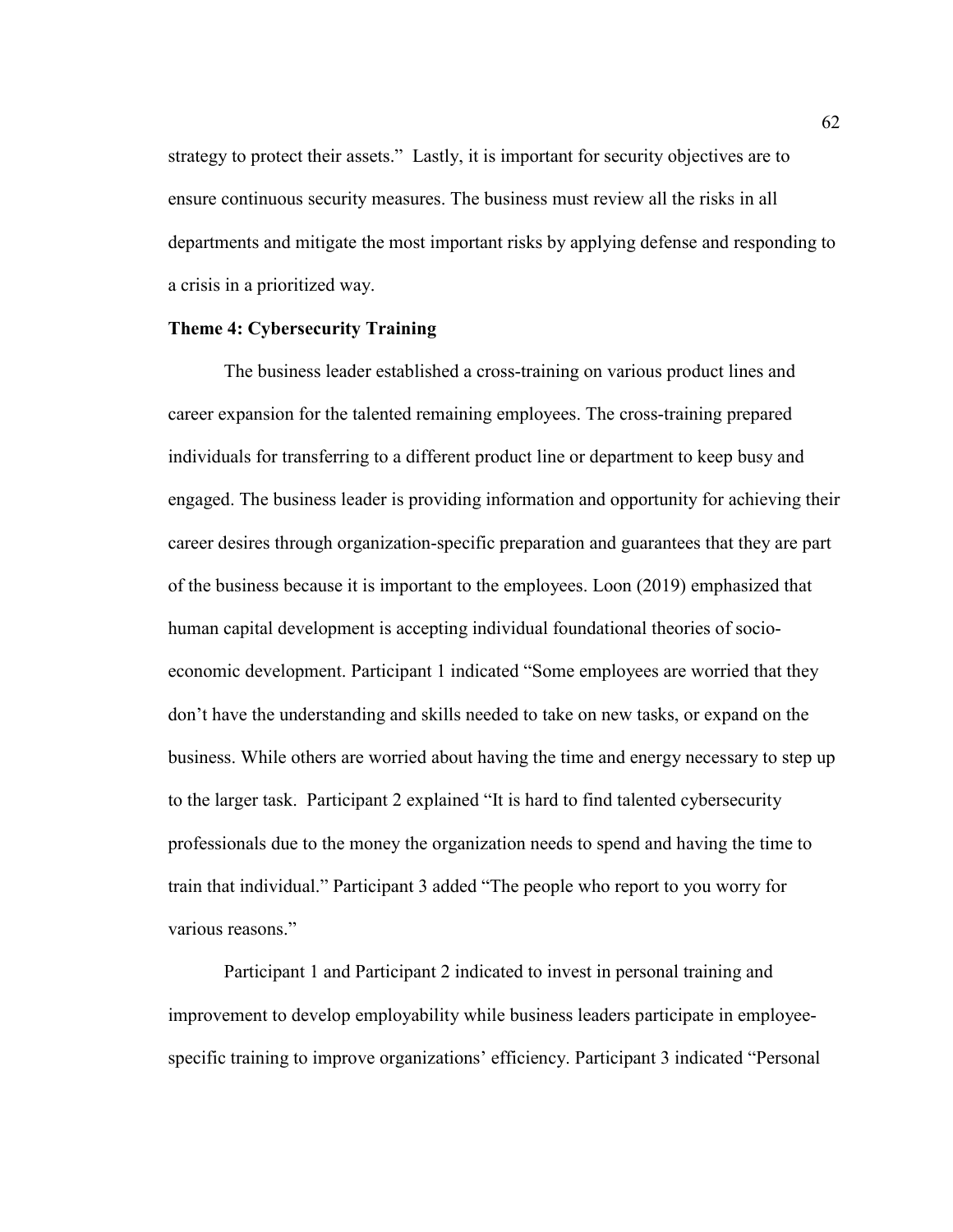strategy to protect their assets." Lastly, it is important for security objectives are to ensure continuous security measures. The business must review all the risks in all departments and mitigate the most important risks by applying defense and responding to a crisis in a prioritized way.

**Theme 4: Cybersecurity Training**

The business leader established a cross-training on various product lines and career expansion for the talented remaining employees. The cross-training prepared individuals for transferring to a different product line or department to keep busy and engaged. The business leader is providing information and opportunity for achieving their career desires through organization-specific preparation and guarantees that they are part of the business because it is important to the employees. Loon (2019) emphasized that human capital development is accepting individual foundational theories of socio-economic development. Participant 1 indicated "Some employees are worried that they don't have the understanding and skills needed to take on new tasks, or expand on the business. While others are worried about having the time and energy necessary to step up to the larger task. Participant 2 explained "It is hard to find talented cybersecurity professionals due to the money the organization needs to spend and having the time to train that individual." Participant 3 added "The people who report to you worry for various reasons."

Participant 1 and Participant 2 indicated to invest in personal training and improvement to develop employability while business leaders participate in employee-specific training to improve organizations' efficiency. Participant 3 indicated "Personal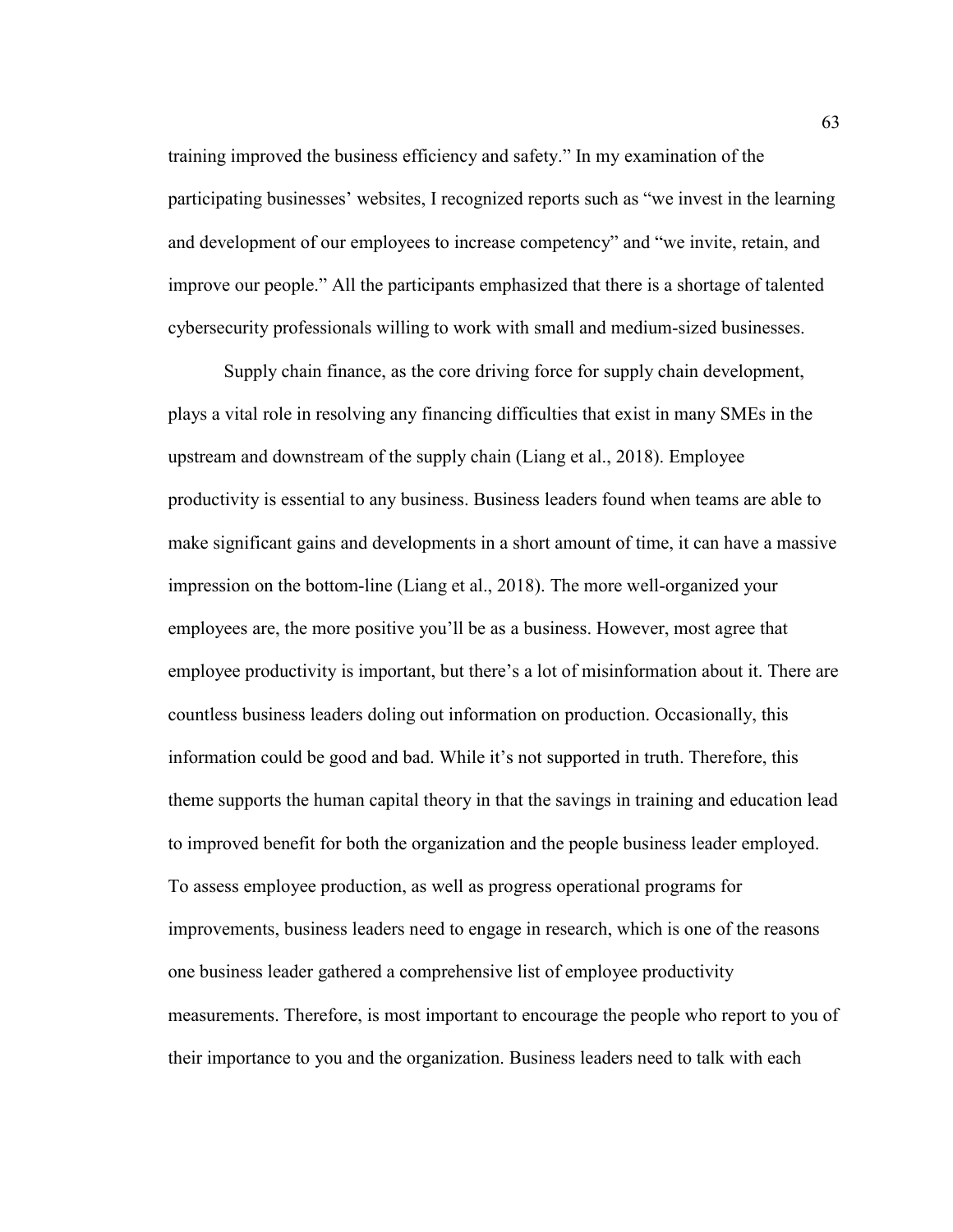training improved the business efficiency and safety." In my examination of the participating businesses' websites, I recognized reports such as "we invest in the learning and development of our employees to increase competency" and "we invite, retain, and improve our people." All the participants emphasized that there is a shortage of talented cybersecurity professionals willing to work with small and medium-sized businesses.

Supply chain finance, as the core driving force for supply chain development, plays a vital role in resolving any financing difficulties that exist in many SMEs in the upstream and downstream of the supply chain (Liang et al., 2018). Employee productivity is essential to any business. Business leaders found when teams are able to make significant gains and developments in a short amount of time, it can have a massive impression on the bottom-line (Liang et al., 2018). The more well-organized your employees are, the more positive you'll be as a business. However, most agree that employee productivity is important, but there's a lot of misinformation about it. There are countless business leaders doling out information on production. Occasionally, this information could be good and bad. While it's not supported in truth. Therefore, this theme supports the human capital theory in that the savings in training and education lead to improved benefit for both the organization and the people business leader employed. To assess employee production, as well as progress operational programs for improvements, business leaders need to engage in research, which is one of the reasons one business leader gathered a comprehensive list of employee productivity measurements. Therefore, is most important to encourage the people who report to you of their importance to you and the organization. Business leaders need to talk with each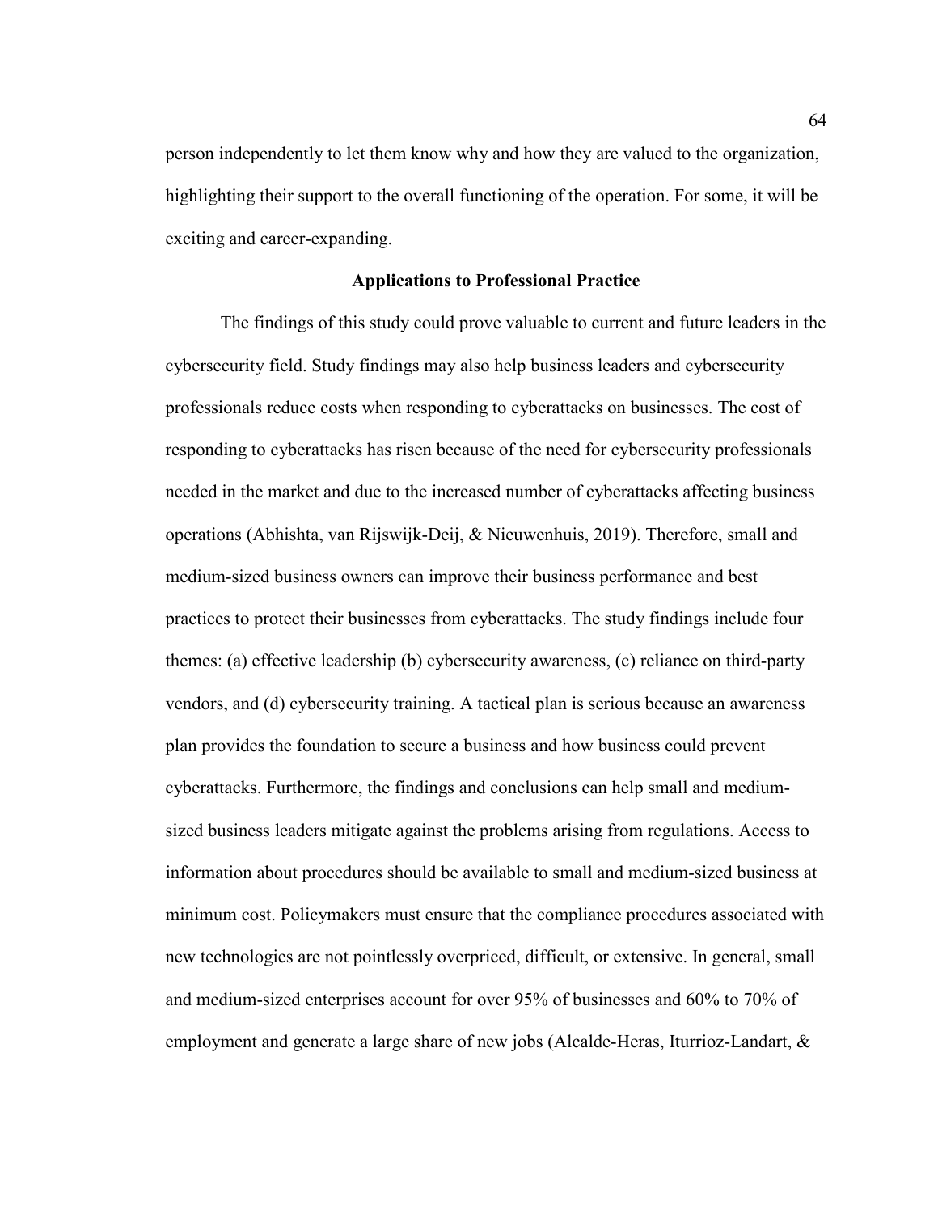person independently to let them know why and how they are valued to the organization, highlighting their support to the overall functioning of the operation. For some, it will be exciting and career-expanding.

## Applications to Professional Practice

The findings of this study could prove valuable to current and future leaders in the cybersecurity field. Study findings may also help business leaders and cybersecurity professionals reduce costs when responding to cyberattacks on businesses. The cost of responding to cyberattacks has risen because of the need for cybersecurity professionals needed in the market and due to the increased number of cyberattacks affecting business operations (Abhishta, van Rijswijk-Deij, & Nieuwenhuis, 2019). Therefore, small and medium-sized business owners can improve their business performance and best practices to protect their businesses from cyberattacks. The study findings include four themes: (a) effective leadership (b) cybersecurity awareness, (c) reliance on third-party vendors, and (d) cybersecurity training. A tactical plan is serious because an awareness plan provides the foundation to secure a business and how business could prevent cyberattacks. Furthermore, the findings and conclusions can help small and medium-sized business leaders mitigate against the problems arising from regulations. Access to information about procedures should be available to small and medium-sized business at minimum cost. Policymakers must ensure that the compliance procedures associated with new technologies are not pointlessly overpriced, difficult, or extensive. In general, small and medium-sized enterprises account for over 95% of businesses and 60% to 70% of employment and generate a large share of new jobs (Alcalde-Heras, Iturrioz-Landart, &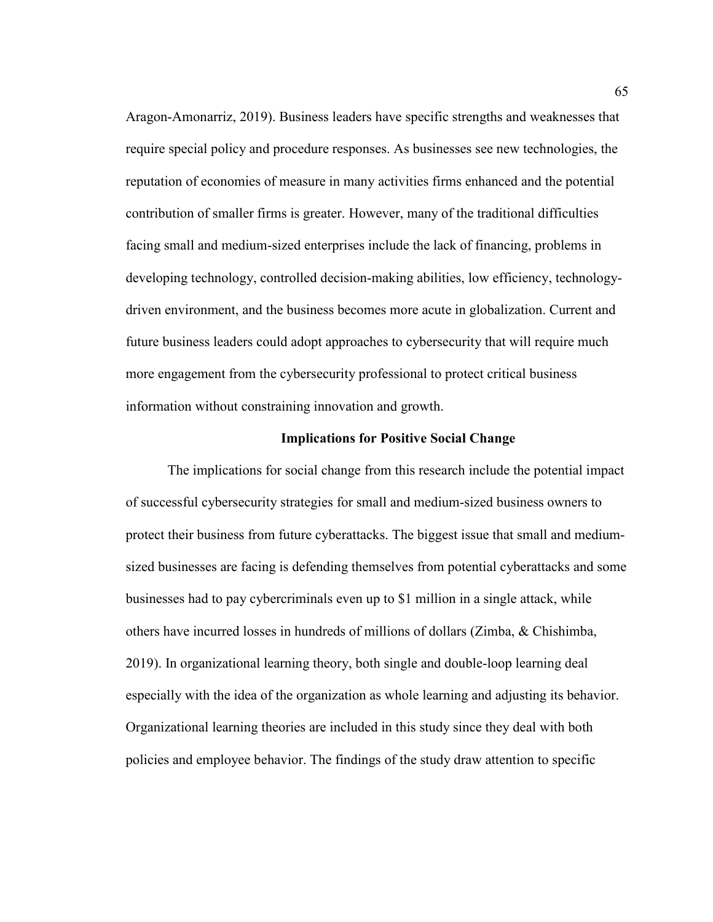Aragon-Amonarriz, 2019). Business leaders have specific strengths and weaknesses that require special policy and procedure responses. As businesses see new technologies, the reputation of economies of measure in many activities firms enhanced and the potential contribution of smaller firms is greater. However, many of the traditional difficulties facing small and medium-sized enterprises include the lack of financing, problems in developing technology, controlled decision-making abilities, low efficiency, technology-driven environment, and the business becomes more acute in globalization. Current and future business leaders could adopt approaches to cybersecurity that will require much more engagement from the cybersecurity professional to protect critical business information without constraining innovation and growth.

## Implications for Positive Social Change

The implications for social change from this research include the potential impact of successful cybersecurity strategies for small and medium-sized business owners to protect their business from future cyberattacks. The biggest issue that small and medium-sized businesses are facing is defending themselves from potential cyberattacks and some businesses had to pay cybercriminals even up to $1 million in a single attack, while others have incurred losses in hundreds of millions of dollars (Zimba, & Chishimba, 2019). In organizational learning theory, both single and double-loop learning deal especially with the idea of the organization as whole learning and adjusting its behavior. Organizational learning theories are included in this study since they deal with both policies and employee behavior. The findings of the study draw attention to specific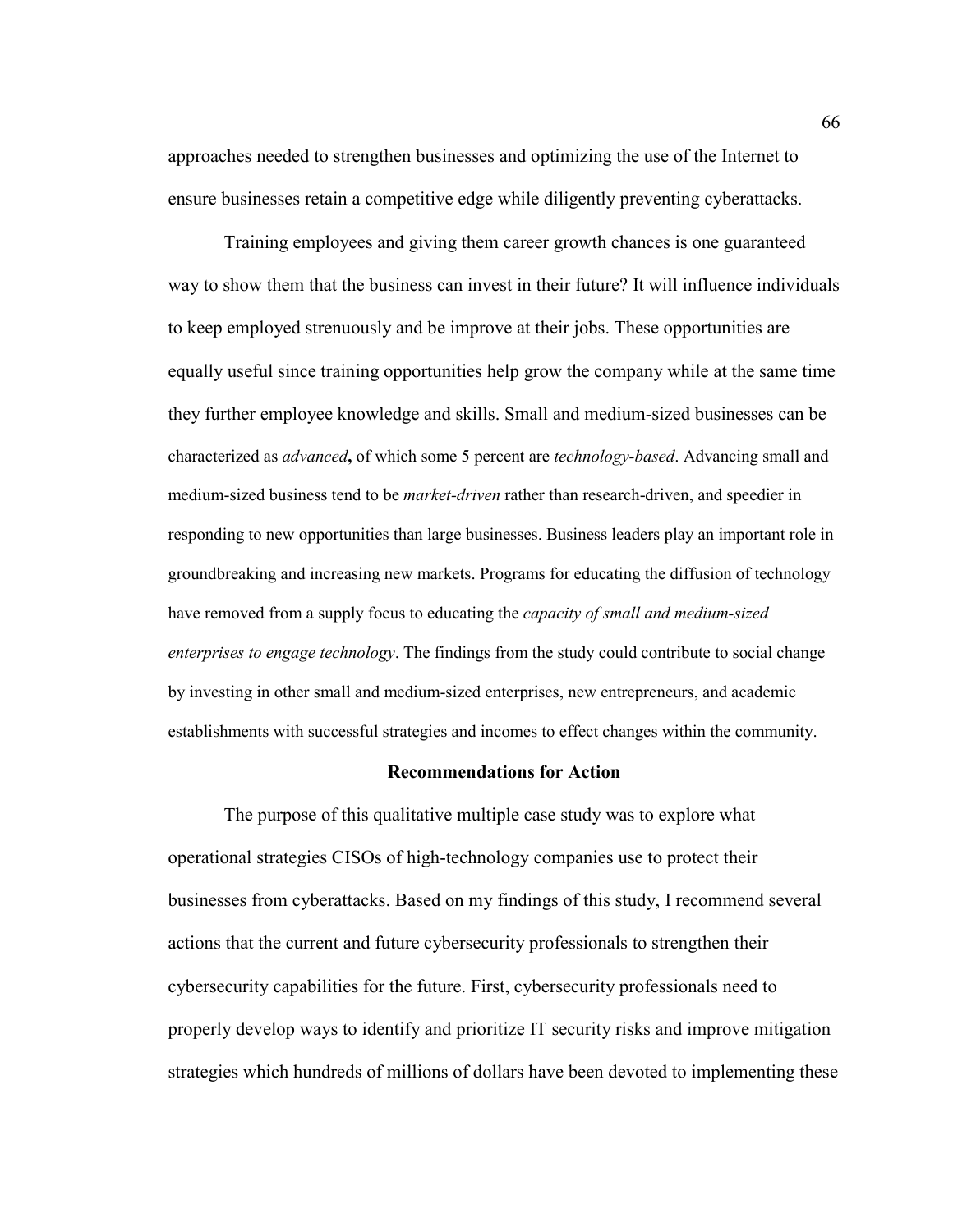approaches needed to strengthen businesses and optimizing the use of the Internet to ensure businesses retain a competitive edge while diligently preventing cyberattacks.

Training employees and giving them career growth chances is one guaranteed way to show them that the business can invest in their future? It will influence individuals to keep employed strenuously and be improve at their jobs. These opportunities are equally useful since training opportunities help grow the company while at the same time they further employee knowledge and skills. Small and medium-sized businesses can be characterized as *advanced***,** of which some 5 percent are *technology-based*. Advancing small and medium-sized business tend to be *market-driven* rather than research-driven, and speedier in responding to new opportunities than large businesses. Business leaders play an important role in groundbreaking and increasing new markets. Programs for educating the diffusion of technology have removed from a supply focus to educating the *capacity of small and medium-sized enterprises to engage technology*. The findings from the study could contribute to social change by investing in other small and medium-sized enterprises, new entrepreneurs, and academic establishments with successful strategies and incomes to effect changes within the community.

## Recommendations for Action

The purpose of this qualitative multiple case study was to explore what operational strategies CISOs of high-technology companies use to protect their businesses from cyberattacks. Based on my findings of this study, I recommend several actions that the current and future cybersecurity professionals to strengthen their cybersecurity capabilities for the future. First, cybersecurity professionals need to properly develop ways to identify and prioritize IT security risks and improve mitigation strategies which hundreds of millions of dollars have been devoted to implementing these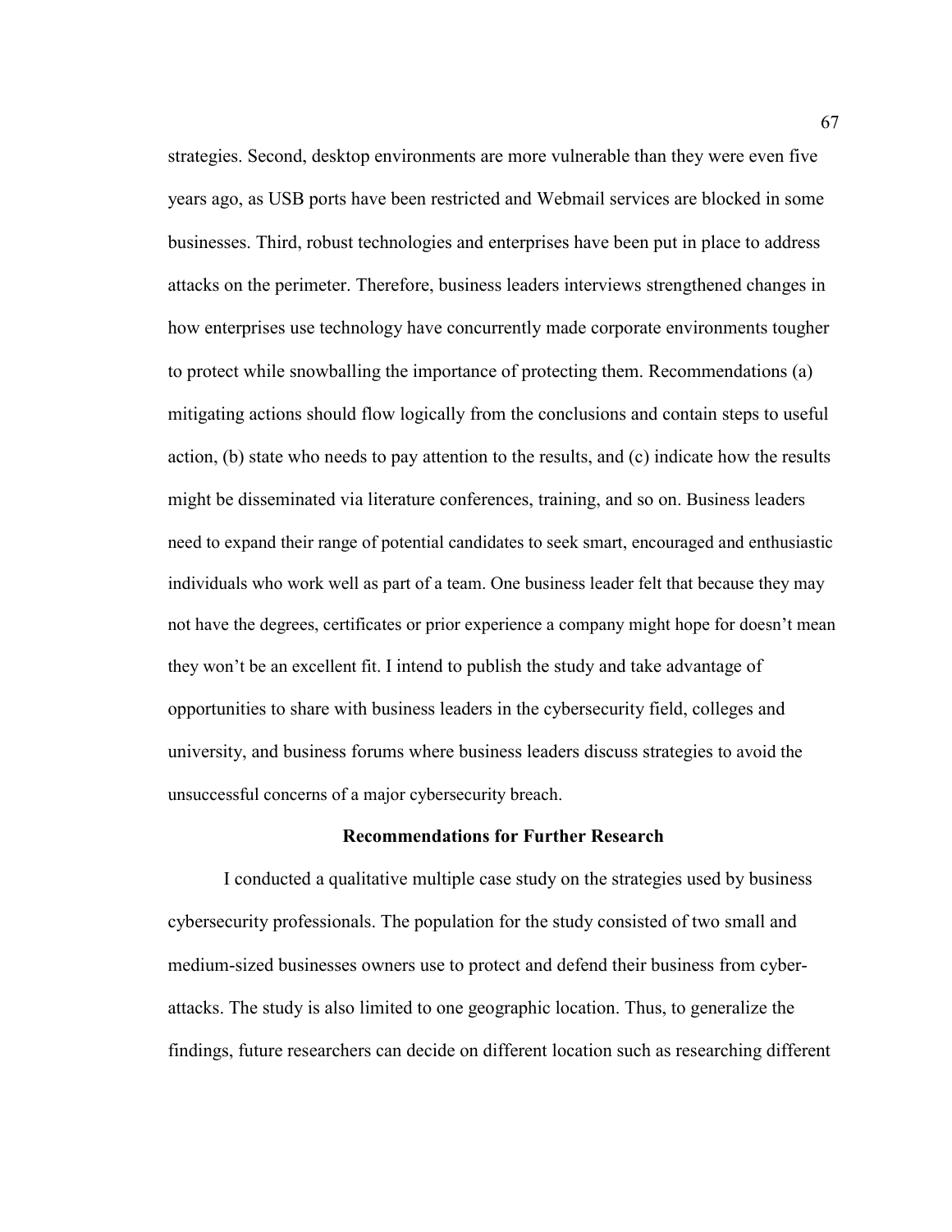strategies. Second, desktop environments are more vulnerable than they were even five years ago, as USB ports have been restricted and Webmail services are blocked in some businesses. Third, robust technologies and enterprises have been put in place to address attacks on the perimeter. Therefore, business leaders interviews strengthened changes in how enterprises use technology have concurrently made corporate environments tougher to protect while snowballing the importance of protecting them. Recommendations (a) mitigating actions should flow logically from the conclusions and contain steps to useful action, (b) state who needs to pay attention to the results, and (c) indicate how the results might be disseminated via literature conferences, training, and so on. Business leaders need to expand their range of potential candidates to seek smart, encouraged and enthusiastic individuals who work well as part of a team. One business leader felt that because they may not have the degrees, certificates or prior experience a company might hope for doesn't mean they won't be an excellent fit. I intend to publish the study and take advantage of opportunities to share with business leaders in the cybersecurity field, colleges and university, and business forums where business leaders discuss strategies to avoid the unsuccessful concerns of a major cybersecurity breach.

## Recommendations for Further Research

I conducted a qualitative multiple case study on the strategies used by business cybersecurity professionals. The population for the study consisted of two small and medium-sized businesses owners use to protect and defend their business from cyber-attacks. The study is also limited to one geographic location. Thus, to generalize the findings, future researchers can decide on different location such as researching different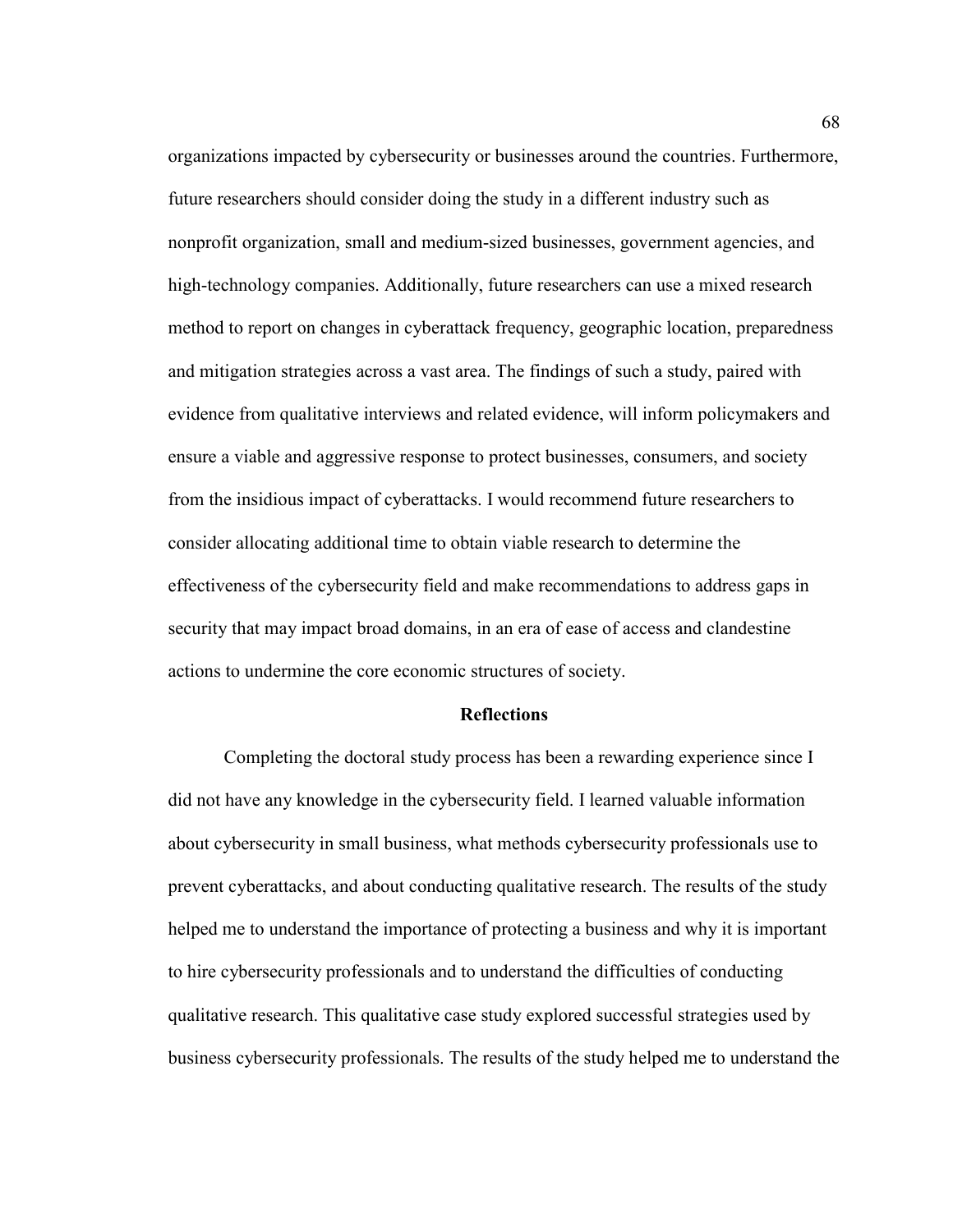organizations impacted by cybersecurity or businesses around the countries. Furthermore, future researchers should consider doing the study in a different industry such as nonprofit organization, small and medium-sized businesses, government agencies, and high-technology companies. Additionally, future researchers can use a mixed research method to report on changes in cyberattack frequency, geographic location, preparedness and mitigation strategies across a vast area. The findings of such a study, paired with evidence from qualitative interviews and related evidence, will inform policymakers and ensure a viable and aggressive response to protect businesses, consumers, and society from the insidious impact of cyberattacks. I would recommend future researchers to consider allocating additional time to obtain viable research to determine the effectiveness of the cybersecurity field and make recommendations to address gaps in security that may impact broad domains, in an era of ease of access and clandestine actions to undermine the core economic structures of society.

## Reflections

Completing the doctoral study process has been a rewarding experience since I did not have any knowledge in the cybersecurity field. I learned valuable information about cybersecurity in small business, what methods cybersecurity professionals use to prevent cyberattacks, and about conducting qualitative research. The results of the study helped me to understand the importance of protecting a business and why it is important to hire cybersecurity professionals and to understand the difficulties of conducting qualitative research. This qualitative case study explored successful strategies used by business cybersecurity professionals. The results of the study helped me to understand the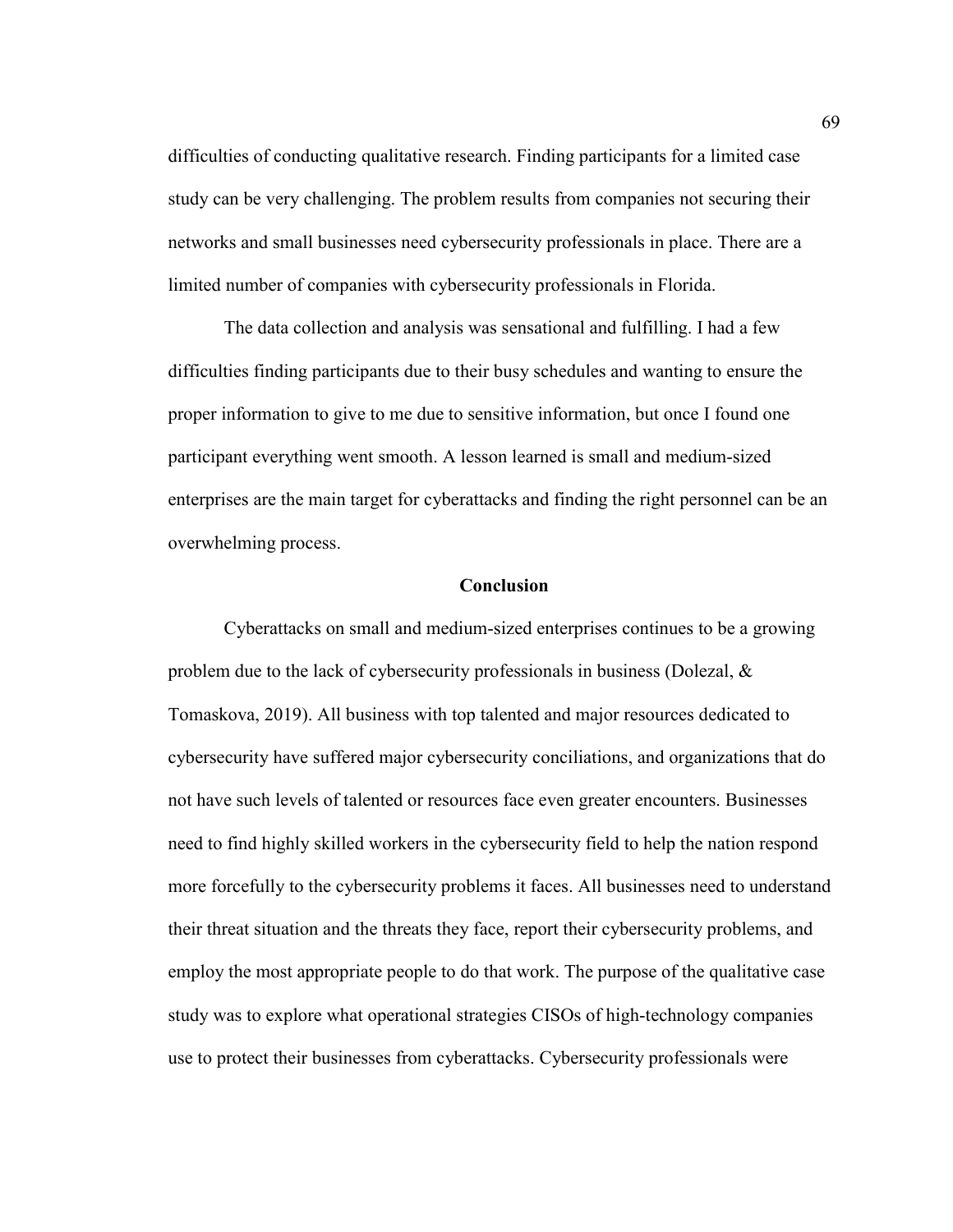difficulties of conducting qualitative research. Finding participants for a limited case study can be very challenging. The problem results from companies not securing their networks and small businesses need cybersecurity professionals in place. There are a limited number of companies with cybersecurity professionals in Florida.

The data collection and analysis was sensational and fulfilling. I had a few difficulties finding participants due to their busy schedules and wanting to ensure the proper information to give to me due to sensitive information, but once I found one participant everything went smooth. A lesson learned is small and medium-sized enterprises are the main target for cyberattacks and finding the right personnel can be an overwhelming process.

## Conclusion

Cyberattacks on small and medium-sized enterprises continues to be a growing problem due to the lack of cybersecurity professionals in business (Dolezal, & Tomaskova, 2019). All business with top talented and major resources dedicated to cybersecurity have suffered major cybersecurity conciliations, and organizations that do not have such levels of talented or resources face even greater encounters. Businesses need to find highly skilled workers in the cybersecurity field to help the nation respond more forcefully to the cybersecurity problems it faces. All businesses need to understand their threat situation and the threats they face, report their cybersecurity problems, and employ the most appropriate people to do that work. The purpose of the qualitative case study was to explore what operational strategies CISOs of high-technology companies use to protect their businesses from cyberattacks. Cybersecurity professionals were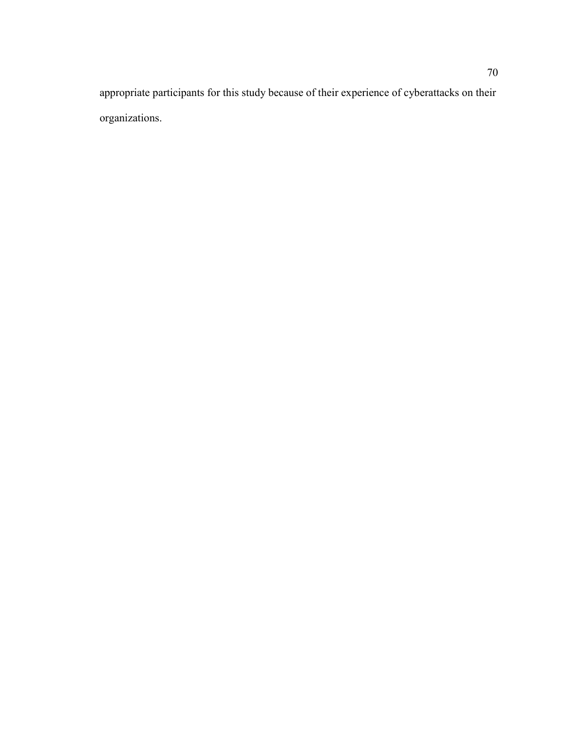appropriate participants for this study because of their experience of cyberattacks on their organizations.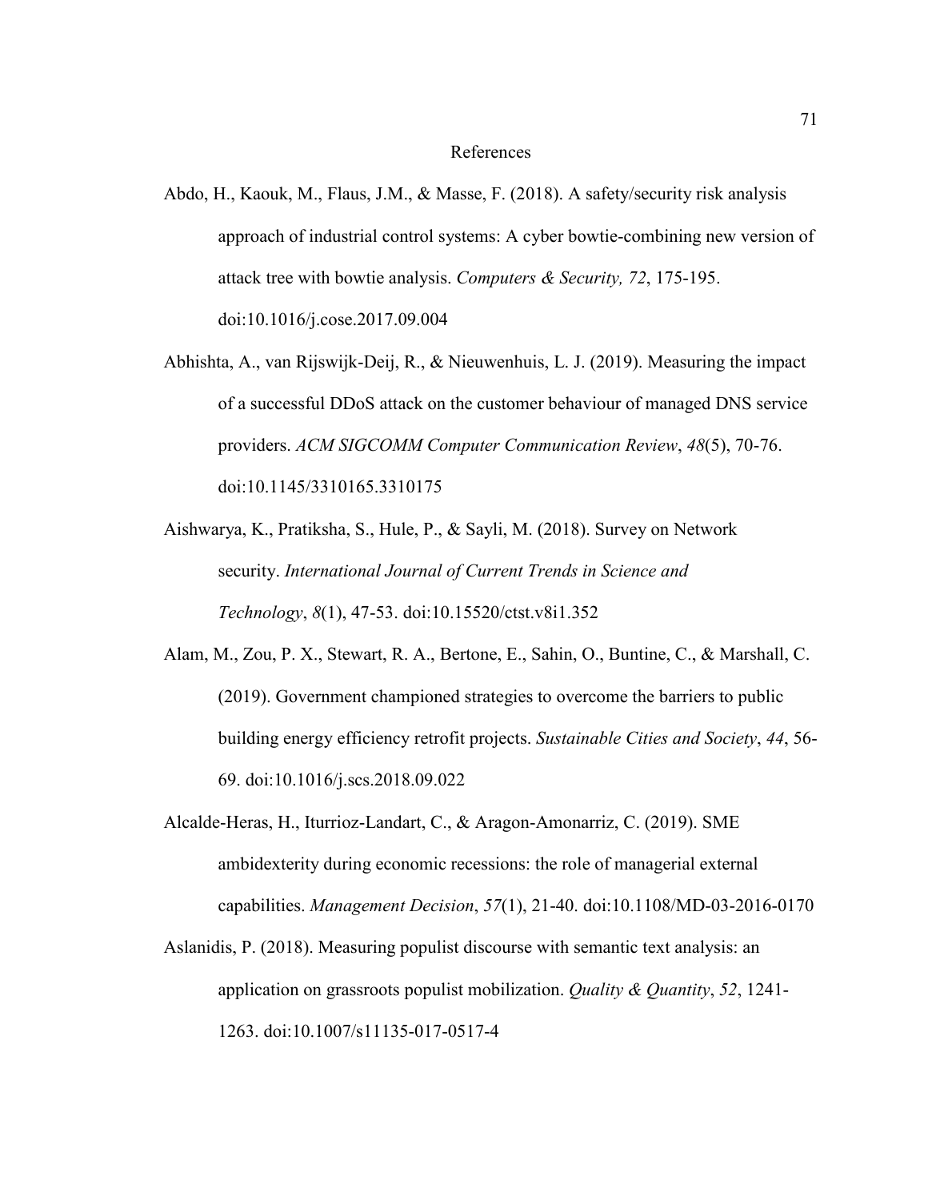# References

Abdo, H., Kaouk, M., Flaus, J.M., & Masse, F. (2018). A safety/security risk analysis approach of industrial control systems: A cyber bowtie-combining new version of attack tree with bowtie analysis. *Computers & Security, 72*, 175-195. doi:10.1016/j.cose.2017.09.004

Abhishta, A., van Rijswijk-Deij, R., & Nieuwenhuis, L. J. (2019). Measuring the impact of a successful DDoS attack on the customer behaviour of managed DNS service providers. *ACM SIGCOMM Computer Communication Review*, *48*(5), 70-76. doi:10.1145/3310165.3310175

Aishwarya, K., Pratiksha, S., Hule, P., & Sayli, M. (2018). Survey on Network security. *International Journal of Current Trends in Science and Technology*, *8*(1), 47-53. doi:10.15520/ctst.v8i1.352

Alam, M., Zou, P. X., Stewart, R. A., Bertone, E., Sahin, O., Buntine, C., & Marshall, C. (2019). Government championed strategies to overcome the barriers to public building energy efficiency retrofit projects. *Sustainable Cities and Society*, *44*, 56-69. doi:10.1016/j.scs.2018.09.022

Alcalde-Heras, H., Iturrioz-Landart, C., & Aragon-Amonarriz, C. (2019). SME ambidexterity during economic recessions: the role of managerial external capabilities. *Management Decision*, *57*(1), 21-40. doi:10.1108/MD-03-2016-0170

Aslanidis, P. (2018). Measuring populist discourse with semantic text analysis: an application on grassroots populist mobilization. *Quality & Quantity*, *52*, 1241-1263. doi:10.1007/s11135-017-0517-4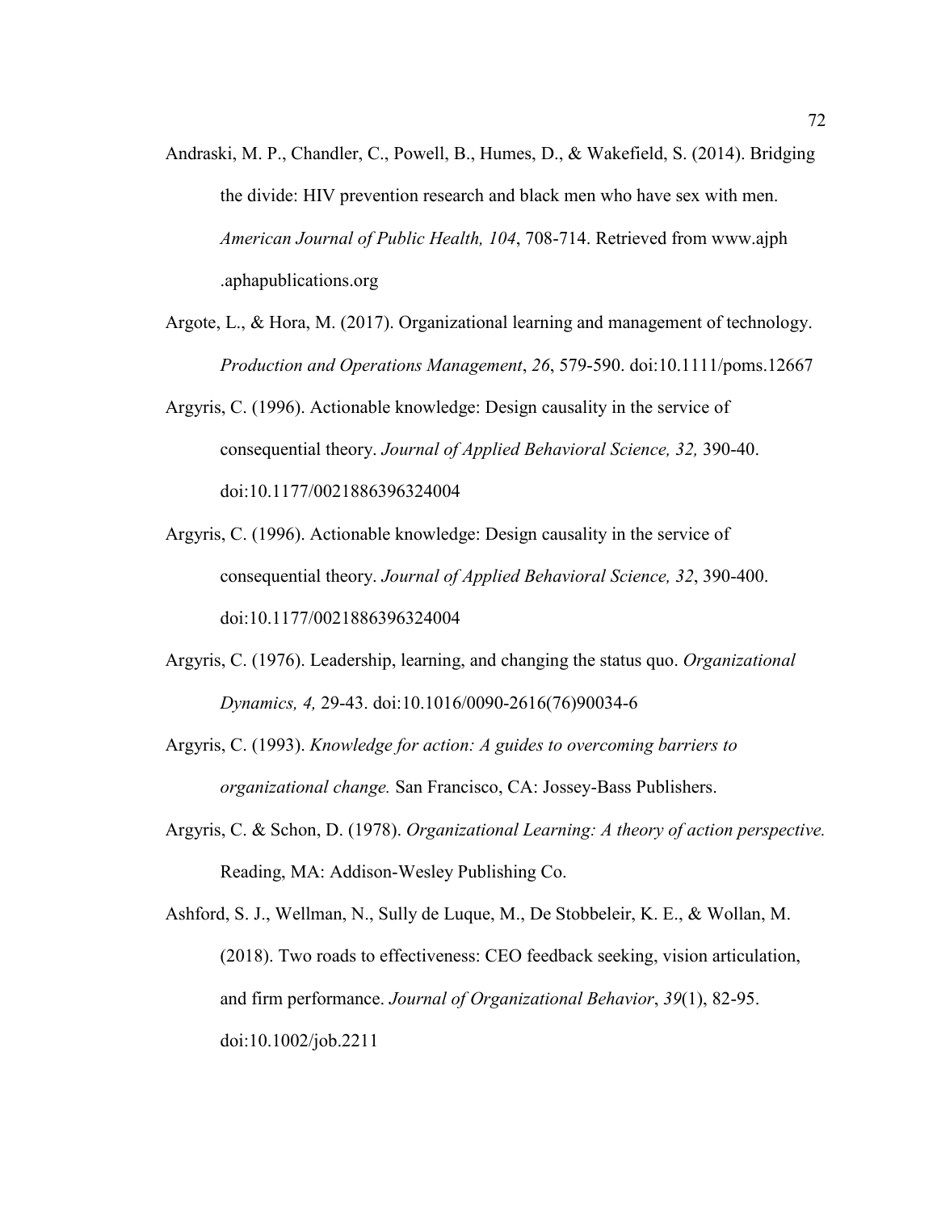Andraski, M. P., Chandler, C., Powell, B., Humes, D., & Wakefield, S. (2014). Bridging the divide: HIV prevention research and black men who have sex with men. *American Journal of Public Health, 104*, 708-714. Retrieved from www.ajph .aphapublications.org

Argote, L., & Hora, M. (2017). Organizational learning and management of technology. *Production and Operations Management*, *26*, 579-590. doi:10.1111/poms.12667

Argyris, C. (1996). Actionable knowledge: Design causality in the service of consequential theory. *Journal of Applied Behavioral Science, 32,* 390-40. doi:10.1177/0021886396324004

Argyris, C. (1996). Actionable knowledge: Design causality in the service of consequential theory. *Journal of Applied Behavioral Science, 32*, 390-400. doi:10.1177/0021886396324004

Argyris, C. (1976). Leadership, learning, and changing the status quo. *Organizational Dynamics, 4,* 29-43. doi:10.1016/0090-2616(76)90034-6

Argyris, C. (1993). *Knowledge for action: A guides to overcoming barriers to organizational change.* San Francisco, CA: Jossey-Bass Publishers.

Argyris, C. & Schon, D. (1978). *Organizational Learning: A theory of action perspective.* Reading, MA: Addison-Wesley Publishing Co.

Ashford, S. J., Wellman, N., Sully de Luque, M., De Stobbeleir, K. E., & Wollan, M. (2018). Two roads to effectiveness: CEO feedback seeking, vision articulation, and firm performance. *Journal of Organizational Behavior*, *39*(1), 82-95. doi:10.1002/job.2211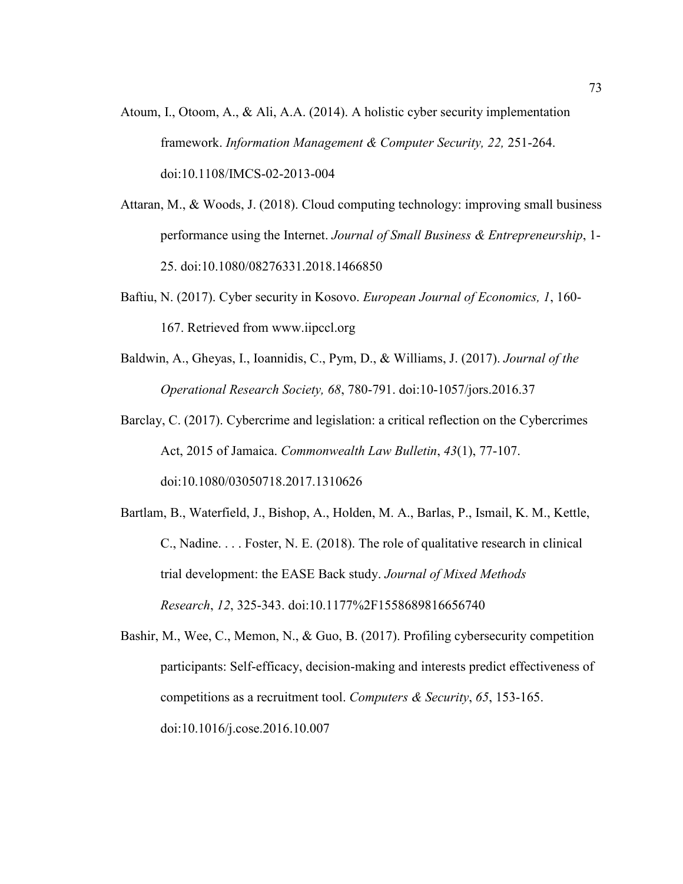Atoum, I., Otoom, A., & Ali, A.A. (2014). A holistic cyber security implementation framework. *Information Management & Computer Security, 22,* 251-264. doi:10.1108/IMCS-02-2013-004

Attaran, M., & Woods, J. (2018). Cloud computing technology: improving small business performance using the Internet. *Journal of Small Business & Entrepreneurship*, 1-25. doi:10.1080/08276331.2018.1466850

Baftiu, N. (2017). Cyber security in Kosovo. *European Journal of Economics, 1*, 160-167. Retrieved from www.iipccl.org

Baldwin, A., Gheyas, I., Ioannidis, C., Pym, D., & Williams, J. (2017). *Journal of the Operational Research Society, 68*, 780-791. doi:10-1057/jors.2016.37

Barclay, C. (2017). Cybercrime and legislation: a critical reflection on the Cybercrimes Act, 2015 of Jamaica. *Commonwealth Law Bulletin*, *43*(1), 77-107. doi:10.1080/03050718.2017.1310626

Bartlam, B., Waterfield, J., Bishop, A., Holden, M. A., Barlas, P., Ismail, K. M., Kettle, C., Nadine. . . . Foster, N. E. (2018). The role of qualitative research in clinical trial development: the EASE Back study. *Journal of Mixed Methods Research*, *12*, 325-343. doi:10.1177%2F1558689816656740

Bashir, M., Wee, C., Memon, N., & Guo, B. (2017). Profiling cybersecurity competition participants: Self-efficacy, decision-making and interests predict effectiveness of competitions as a recruitment tool. *Computers & Security*, *65*, 153-165. doi:10.1016/j.cose.2016.10.007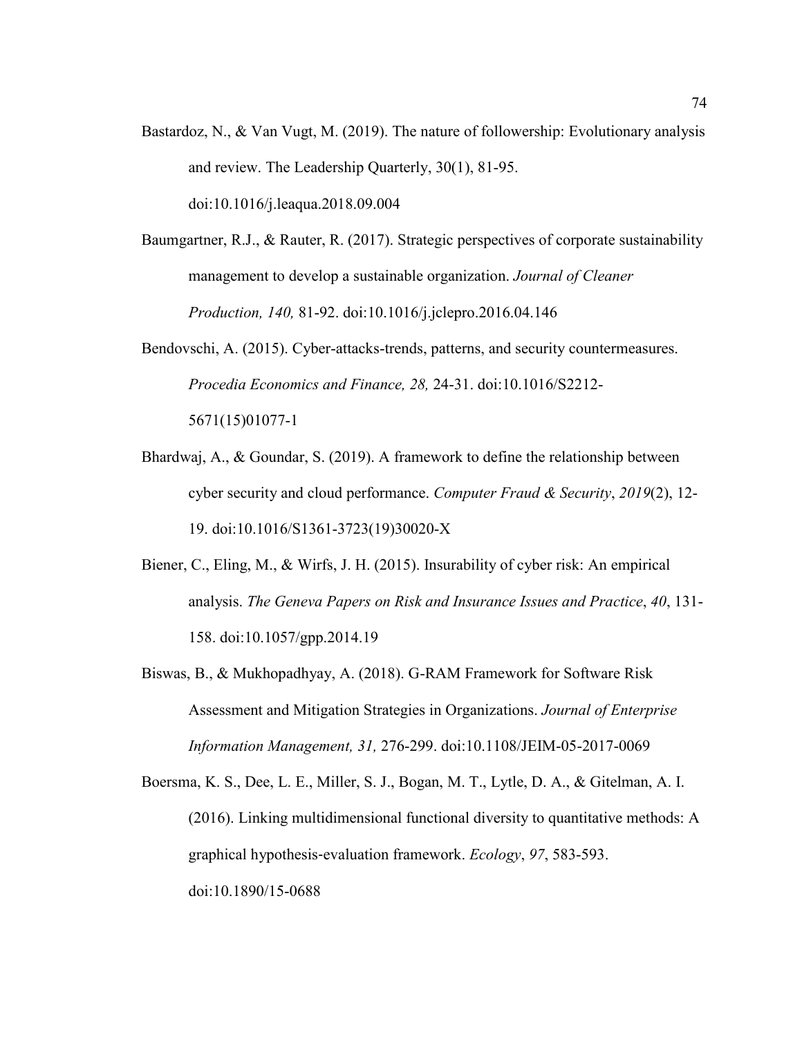Bastardoz, N., & Van Vugt, M. (2019). The nature of followership: Evolutionary analysis and review. The Leadership Quarterly, 30(1), 81-95. doi:10.1016/j.leaqua.2018.09.004

Baumgartner, R.J., & Rauter, R. (2017). Strategic perspectives of corporate sustainability management to develop a sustainable organization. *Journal of Cleaner Production, 140,* 81-92. doi:10.1016/j.jclepro.2016.04.146

Bendovschi, A. (2015). Cyber-attacks-trends, patterns, and security countermeasures. *Procedia Economics and Finance, 28,* 24-31. doi:10.1016/S2212-5671(15)01077-1

Bhardwaj, A., & Goundar, S. (2019). A framework to define the relationship between cyber security and cloud performance. *Computer Fraud & Security*, *2019*(2), 12-19. doi:10.1016/S1361-3723(19)30020-X

Biener, C., Eling, M., & Wirfs, J. H. (2015). Insurability of cyber risk: An empirical analysis. *The Geneva Papers on Risk and Insurance Issues and Practice*, *40*, 131-158. doi:10.1057/gpp.2014.19

Biswas, B., & Mukhopadhyay, A. (2018). G-RAM Framework for Software Risk Assessment and Mitigation Strategies in Organizations. *Journal of Enterprise Information Management, 31,* 276-299. doi:10.1108/JEIM-05-2017-0069

Boersma, K. S., Dee, L. E., Miller, S. J., Bogan, M. T., Lytle, D. A., & Gitelman, A. I. (2016). Linking multidimensional functional diversity to quantitative methods: A graphical hypothesis-evaluation framework. *Ecology*, *97*, 583-593. doi:10.1890/15-0688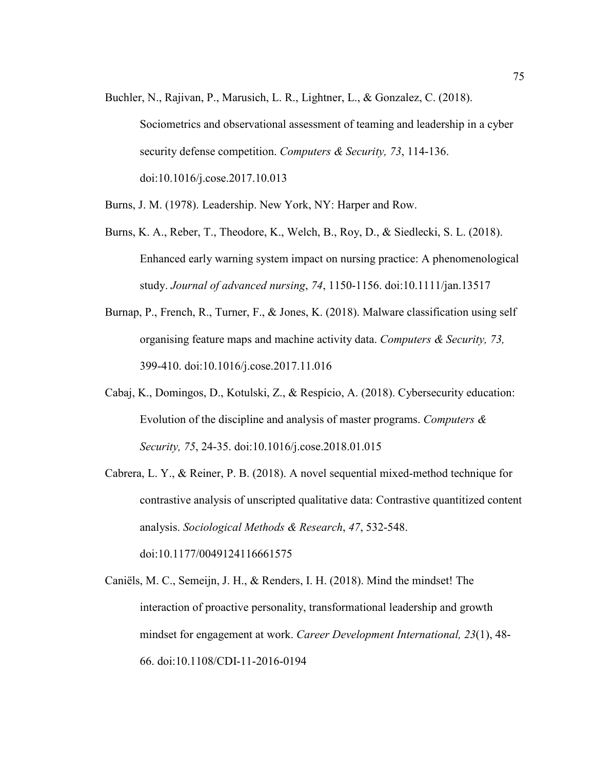Buchler, N., Rajivan, P., Marusich, L. R., Lightner, L., & Gonzalez, C. (2018). Sociometrics and observational assessment of teaming and leadership in a cyber security defense competition. *Computers & Security, 73*, 114-136. doi:10.1016/j.cose.2017.10.013

Burns, J. M. (1978). Leadership. New York, NY: Harper and Row.

Burns, K. A., Reber, T., Theodore, K., Welch, B., Roy, D., & Siedlecki, S. L. (2018). Enhanced early warning system impact on nursing practice: A phenomenological study. *Journal of advanced nursing*, *74*, 1150-1156. doi:10.1111/jan.13517

Burnap, P., French, R., Turner, F., & Jones, K. (2018). Malware classification using self organising feature maps and machine activity data. *Computers & Security, 73,* 399-410. doi:10.1016/j.cose.2017.11.016

Cabaj, K., Domingos, D., Kotulski, Z., & Respício, A. (2018). Cybersecurity education: Evolution of the discipline and analysis of master programs. *Computers & Security, 75*, 24-35. doi:10.1016/j.cose.2018.01.015

Cabrera, L. Y., & Reiner, P. B. (2018). A novel sequential mixed-method technique for contrastive analysis of unscripted qualitative data: Contrastive quantitized content analysis. *Sociological Methods & Research*, *47*, 532-548. doi:10.1177/0049124116661575

Caniëls, M. C., Semeijn, J. H., & Renders, I. H. (2018). Mind the mindset! The interaction of proactive personality, transformational leadership and growth mindset for engagement at work. *Career Development International, 23*(1), 48-66. doi:10.1108/CDI-11-2016-0194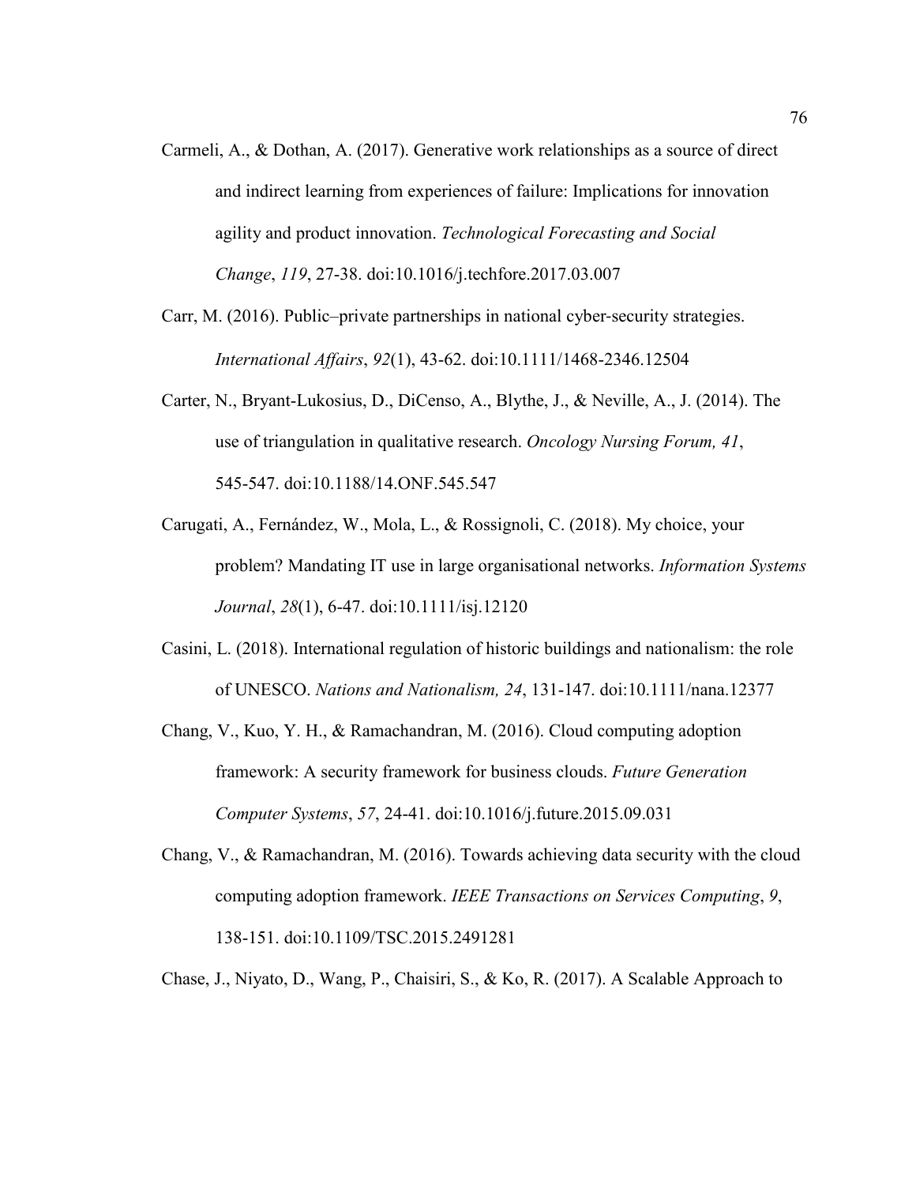Carmeli, A., & Dothan, A. (2017). Generative work relationships as a source of direct and indirect learning from experiences of failure: Implications for innovation agility and product innovation. *Technological Forecasting and Social Change*, *119*, 27-38. doi:10.1016/j.techfore.2017.03.007

Carr, M. (2016). Public–private partnerships in national cyber-security strategies. *International Affairs*, *92*(1), 43-62. doi:10.1111/1468-2346.12504

Carter, N., Bryant-Lukosius, D., DiCenso, A., Blythe, J., & Neville, A., J. (2014). The use of triangulation in qualitative research. *Oncology Nursing Forum, 41*, 545-547. doi:10.1188/14.ONF.545.547

Carugati, A., Fernández, W., Mola, L., & Rossignoli, C. (2018). My choice, your problem? Mandating IT use in large organisational networks. *Information Systems Journal*, *28*(1), 6-47. doi:10.1111/isj.12120

Casini, L. (2018). International regulation of historic buildings and nationalism: the role of UNESCO. *Nations and Nationalism, 24*, 131-147. doi:10.1111/nana.12377

Chang, V., Kuo, Y. H., & Ramachandran, M. (2016). Cloud computing adoption framework: A security framework for business clouds. *Future Generation Computer Systems*, *57*, 24-41. doi:10.1016/j.future.2015.09.031

Chang, V., & Ramachandran, M. (2016). Towards achieving data security with the cloud computing adoption framework. *IEEE Transactions on Services Computing*, *9*, 138-151. doi:10.1109/TSC.2015.2491281

Chase, J., Niyato, D., Wang, P., Chaisiri, S., & Ko, R. (2017). A Scalable Approach to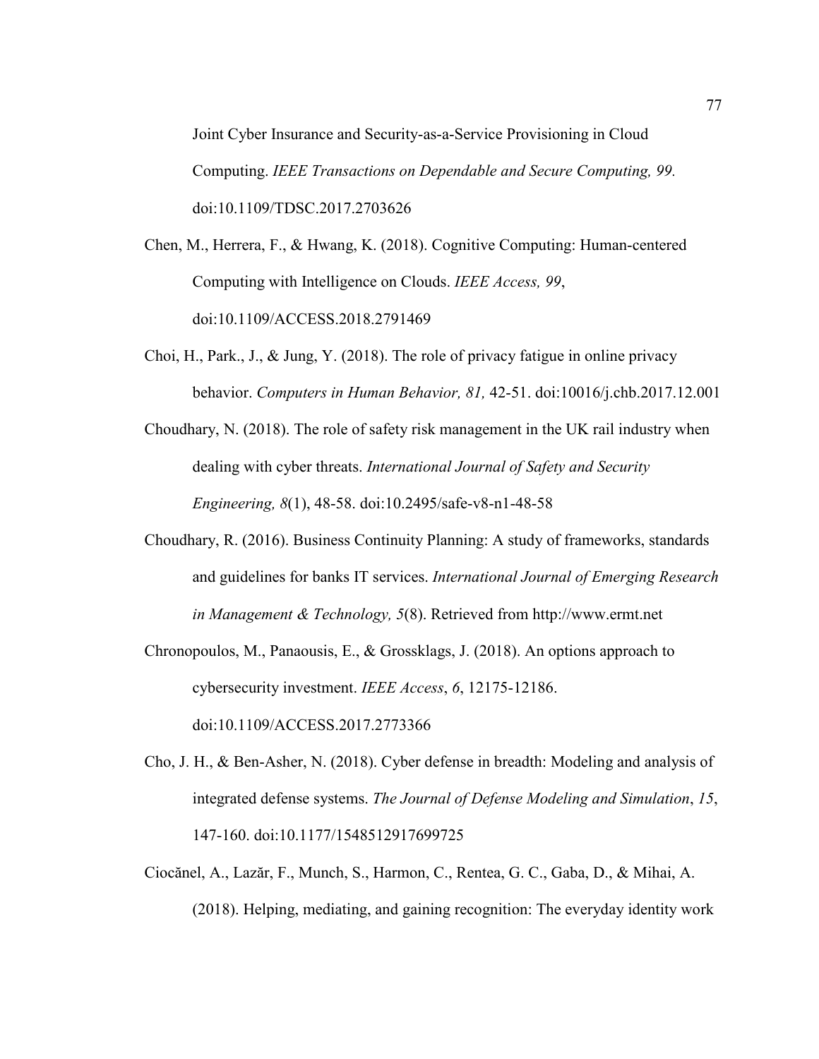Joint Cyber Insurance and Security-as-a-Service Provisioning in Cloud Computing. *IEEE Transactions on Dependable and Secure Computing, 99.* doi:10.1109/TDSC.2017.2703626

Chen, M., Herrera, F., & Hwang, K. (2018). Cognitive Computing: Human-centered Computing with Intelligence on Clouds. *IEEE Access, 99*, doi:10.1109/ACCESS.2018.2791469

Choi, H., Park., J., & Jung, Y. (2018). The role of privacy fatigue in online privacy behavior. *Computers in Human Behavior, 81,* 42-51. doi:10016/j.chb.2017.12.001

Choudhary, N. (2018). The role of safety risk management in the UK rail industry when dealing with cyber threats. *International Journal of Safety and Security Engineering, 8*(1), 48-58. doi:10.2495/safe-v8-n1-48-58

Choudhary, R. (2016). Business Continuity Planning: A study of frameworks, standards and guidelines for banks IT services. *International Journal of Emerging Research in Management & Technology, 5*(8). Retrieved from http://www.ermt.net

Chronopoulos, M., Panaousis, E., & Grossklags, J. (2018). An options approach to cybersecurity investment. *IEEE Access*, *6*, 12175-12186. doi:10.1109/ACCESS.2017.2773366

Cho, J. H., & Ben-Asher, N. (2018). Cyber defense in breadth: Modeling and analysis of integrated defense systems. *The Journal of Defense Modeling and Simulation*, *15*, 147-160. doi:10.1177/1548512917699725

Ciocănel, A., Lazăr, F., Munch, S., Harmon, C., Rentea, G. C., Gaba, D., & Mihai, A. (2018). Helping, mediating, and gaining recognition: The everyday identity work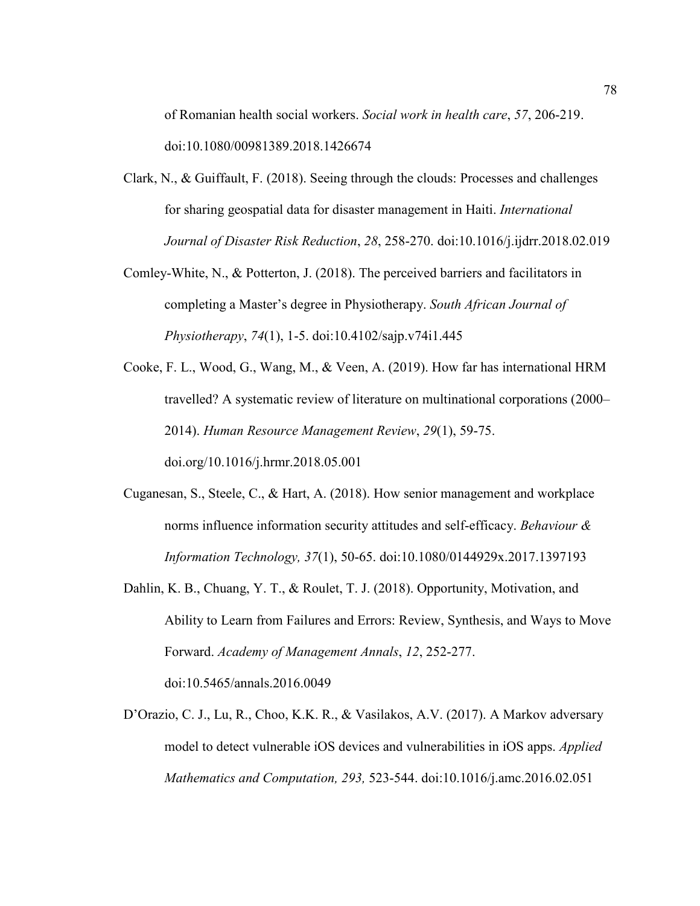of Romanian health social workers. *Social work in health care*, *57*, 206-219. doi:10.1080/00981389.2018.1426674

Clark, N., & Guiffault, F. (2018). Seeing through the clouds: Processes and challenges for sharing geospatial data for disaster management in Haiti. *International Journal of Disaster Risk Reduction*, *28*, 258-270. doi:10.1016/j.ijdrr.2018.02.019

Comley-White, N., & Potterton, J. (2018). The perceived barriers and facilitators in completing a Master's degree in Physiotherapy. *South African Journal of Physiotherapy*, *74*(1), 1-5. doi:10.4102/sajp.v74i1.445

Cooke, F. L., Wood, G., Wang, M., & Veen, A. (2019). How far has international HRM travelled? A systematic review of literature on multinational corporations (2000–2014). *Human Resource Management Review*, *29*(1), 59-75. doi.org/10.1016/j.hrmr.2018.05.001

Cuganesan, S., Steele, C., & Hart, A. (2018). How senior management and workplace norms influence information security attitudes and self-efficacy. *Behaviour & Information Technology, 37*(1), 50-65. doi:10.1080/0144929x.2017.1397193

Dahlin, K. B., Chuang, Y. T., & Roulet, T. J. (2018). Opportunity, Motivation, and Ability to Learn from Failures and Errors: Review, Synthesis, and Ways to Move Forward. *Academy of Management Annals*, *12*, 252-277. doi:10.5465/annals.2016.0049

D'Orazio, C. J., Lu, R., Choo, K.K. R., & Vasilakos, A.V. (2017). A Markov adversary model to detect vulnerable iOS devices and vulnerabilities in iOS apps. *Applied Mathematics and Computation, 293,* 523-544. doi:10.1016/j.amc.2016.02.051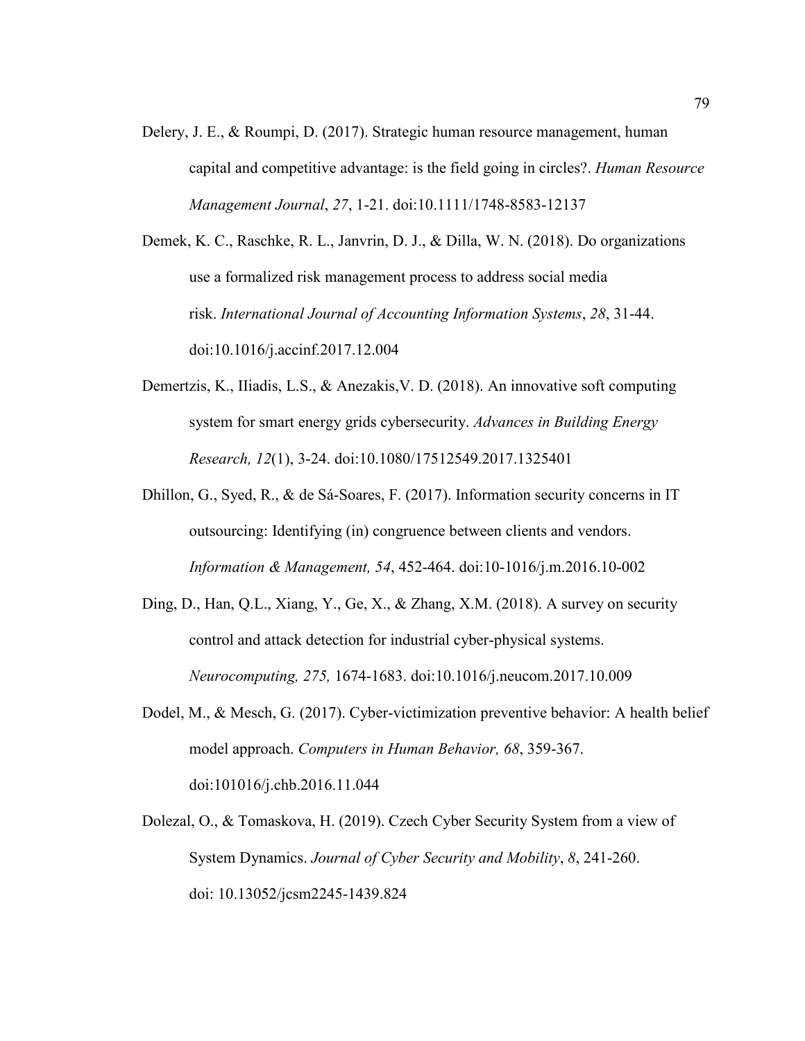Delery, J. E., & Roumpi, D. (2017). Strategic human resource management, human capital and competitive advantage: is the field going in circles?. *Human Resource Management Journal*, *27*, 1-21. doi:10.1111/1748-8583-12137

Demek, K. C., Raschke, R. L., Janvrin, D. J., & Dilla, W. N. (2018). Do organizations use a formalized risk management process to address social media risk. *International Journal of Accounting Information Systems*, *28*, 31-44. doi:10.1016/j.accinf.2017.12.004

Demertzis, K., IIiadis, L.S., & Anezakis,V. D. (2018). An innovative soft computing system for smart energy grids cybersecurity. *Advances in Building Energy Research, 12*(1), 3-24. doi:10.1080/17512549.2017.1325401

Dhillon, G., Syed, R., & de Sá-Soares, F. (2017). Information security concerns in IT outsourcing: Identifying (in) congruence between clients and vendors. *Information & Management, 54*, 452-464. doi:10-1016/j.m.2016.10-002

Ding, D., Han, Q.L., Xiang, Y., Ge, X., & Zhang, X.M. (2018). A survey on security control and attack detection for industrial cyber-physical systems. *Neurocomputing, 275,* 1674-1683. doi:10.1016/j.neucom.2017.10.009

Dodel, M., & Mesch, G. (2017). Cyber-victimization preventive behavior: A health belief model approach. *Computers in Human Behavior, 68*, 359-367. doi:101016/j.chb.2016.11.044

Dolezal, O., & Tomaskova, H. (2019). Czech Cyber Security System from a view of System Dynamics. *Journal of Cyber Security and Mobility*, *8*, 241-260. doi: 10.13052/jcsm2245-1439.824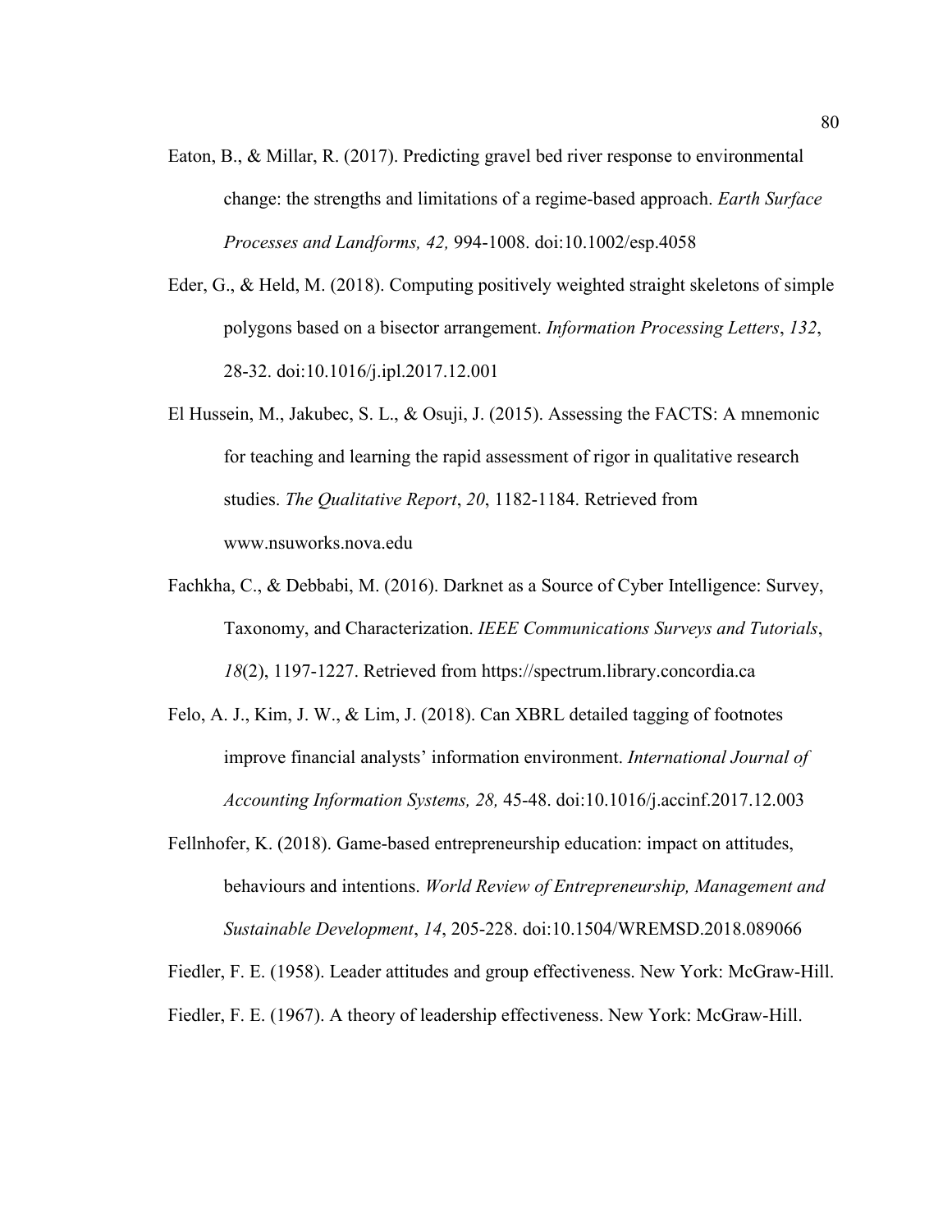Eaton, B., & Millar, R. (2017). Predicting gravel bed river response to environmental change: the strengths and limitations of a regime-based approach. *Earth Surface Processes and Landforms, 42,* 994-1008. doi:10.1002/esp.4058

Eder, G., & Held, M. (2018). Computing positively weighted straight skeletons of simple polygons based on a bisector arrangement. *Information Processing Letters*, *132*, 28-32. doi:10.1016/j.ipl.2017.12.001

El Hussein, M., Jakubec, S. L., & Osuji, J. (2015). Assessing the FACTS: A mnemonic for teaching and learning the rapid assessment of rigor in qualitative research studies. *The Qualitative Report*, *20*, 1182-1184. Retrieved from www.nsuworks.nova.edu

Fachkha, C., & Debbabi, M. (2016). Darknet as a Source of Cyber Intelligence: Survey, Taxonomy, and Characterization. *IEEE Communications Surveys and Tutorials*, *18*(2), 1197-1227. Retrieved from https://spectrum.library.concordia.ca

Felo, A. J., Kim, J. W., & Lim, J. (2018). Can XBRL detailed tagging of footnotes improve financial analysts' information environment. *International Journal of Accounting Information Systems, 28,* 45-48. doi:10.1016/j.accinf.2017.12.003

Fellnhofer, K. (2018). Game-based entrepreneurship education: impact on attitudes, behaviours and intentions. *World Review of Entrepreneurship, Management and Sustainable Development*, *14*, 205-228. doi:10.1504/WREMSD.2018.089066

Fiedler, F. E. (1958). Leader attitudes and group effectiveness. New York: McGraw-Hill.

Fiedler, F. E. (1967). A theory of leadership effectiveness. New York: McGraw-Hill.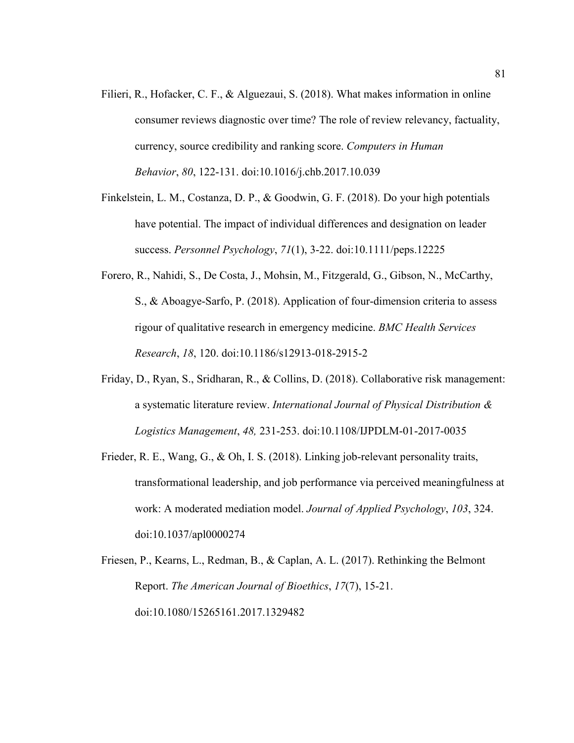Filieri, R., Hofacker, C. F., & Alguezaui, S. (2018). What makes information in online consumer reviews diagnostic over time? The role of review relevancy, factuality, currency, source credibility and ranking score. *Computers in Human Behavior*, *80*, 122-131. doi:10.1016/j.chb.2017.10.039

Finkelstein, L. M., Costanza, D. P., & Goodwin, G. F. (2018). Do your high potentials have potential. The impact of individual differences and designation on leader success. *Personnel Psychology*, *71*(1), 3-22. doi:10.1111/peps.12225

Forero, R., Nahidi, S., De Costa, J., Mohsin, M., Fitzgerald, G., Gibson, N., McCarthy, S., & Aboagye-Sarfo, P. (2018). Application of four-dimension criteria to assess rigour of qualitative research in emergency medicine. *BMC Health Services Research*, *18*, 120. doi:10.1186/s12913-018-2915-2

Friday, D., Ryan, S., Sridharan, R., & Collins, D. (2018). Collaborative risk management: a systematic literature review. *International Journal of Physical Distribution & Logistics Management*, *48,* 231-253. doi:10.1108/IJPDLM-01-2017-0035

Frieder, R. E., Wang, G., & Oh, I. S. (2018). Linking job-relevant personality traits, transformational leadership, and job performance via perceived meaningfulness at work: A moderated mediation model. *Journal of Applied Psychology*, *103*, 324. doi:10.1037/apl0000274

Friesen, P., Kearns, L., Redman, B., & Caplan, A. L. (2017). Rethinking the Belmont Report. *The American Journal of Bioethics*, *17*(7), 15-21. doi:10.1080/15265161.2017.1329482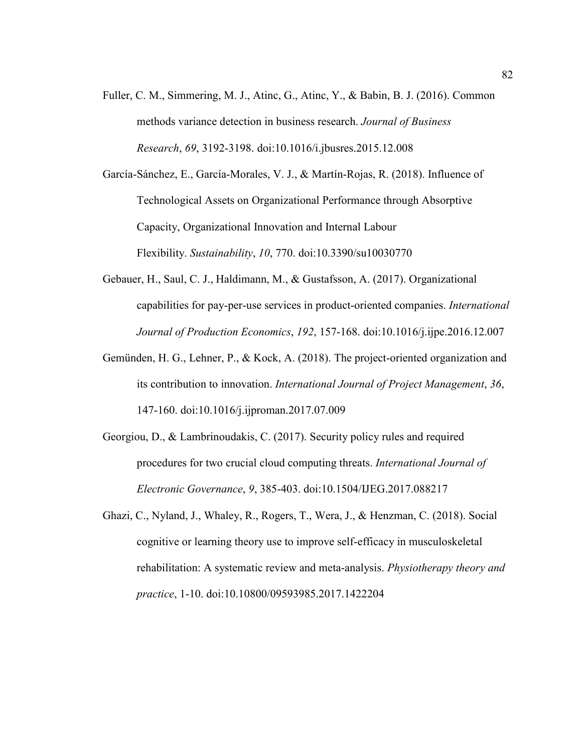Fuller, C. M., Simmering, M. J., Atinc, G., Atinc, Y., & Babin, B. J. (2016). Common methods variance detection in business research. *Journal of Business Research*, *69*, 3192-3198. doi:10.1016/i.jbusres.2015.12.008

García-Sánchez, E., García-Morales, V. J., & Martín-Rojas, R. (2018). Influence of Technological Assets on Organizational Performance through Absorptive Capacity, Organizational Innovation and Internal Labour Flexibility. *Sustainability*, *10*, 770. doi:10.3390/su10030770

Gebauer, H., Saul, C. J., Haldimann, M., & Gustafsson, A. (2017). Organizational capabilities for pay-per-use services in product-oriented companies. *International Journal of Production Economics*, *192*, 157-168. doi:10.1016/j.ijpe.2016.12.007

Gemünden, H. G., Lehner, P., & Kock, A. (2018). The project-oriented organization and its contribution to innovation. *International Journal of Project Management*, *36*, 147-160. doi:10.1016/j.ijproman.2017.07.009

Georgiou, D., & Lambrinoudakis, C. (2017). Security policy rules and required procedures for two crucial cloud computing threats. *International Journal of Electronic Governance*, *9*, 385-403. doi:10.1504/IJEG.2017.088217

Ghazi, C., Nyland, J., Whaley, R., Rogers, T., Wera, J., & Henzman, C. (2018). Social cognitive or learning theory use to improve self-efficacy in musculoskeletal rehabilitation: A systematic review and meta-analysis. *Physiotherapy theory and practice*, 1-10. doi:10.10800/09593985.2017.1422204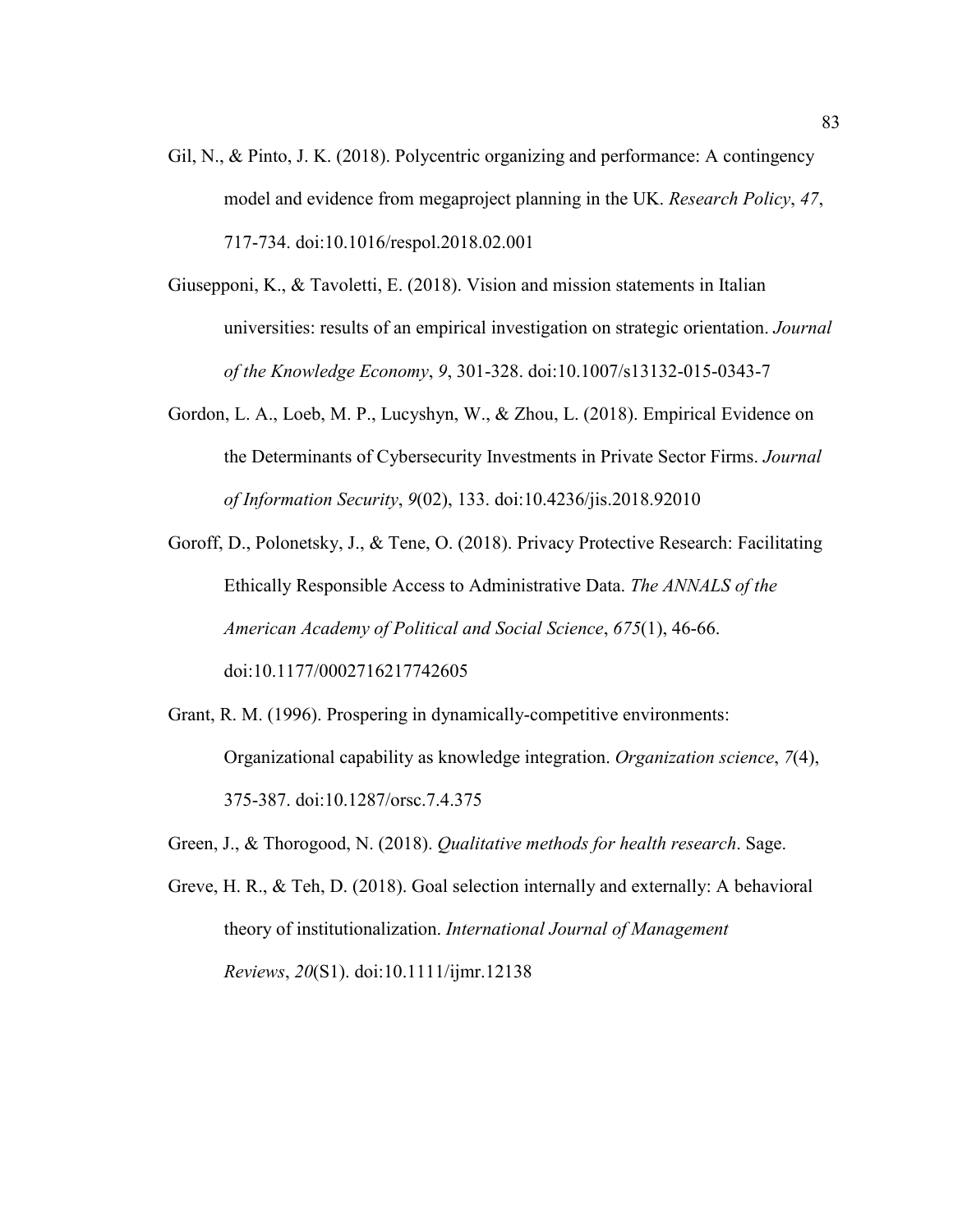Gil, N., & Pinto, J. K. (2018). Polycentric organizing and performance: A contingency model and evidence from megaproject planning in the UK. *Research Policy*, *47*, 717-734. doi:10.1016/respol.2018.02.001

Giusepponi, K., & Tavoletti, E. (2018). Vision and mission statements in Italian universities: results of an empirical investigation on strategic orientation. *Journal of the Knowledge Economy*, *9*, 301-328. doi:10.1007/s13132-015-0343-7

Gordon, L. A., Loeb, M. P., Lucyshyn, W., & Zhou, L. (2018). Empirical Evidence on the Determinants of Cybersecurity Investments in Private Sector Firms. *Journal of Information Security*, *9*(02), 133. doi:10.4236/jis.2018.92010

Goroff, D., Polonetsky, J., & Tene, O. (2018). Privacy Protective Research: Facilitating Ethically Responsible Access to Administrative Data. *The ANNALS of the American Academy of Political and Social Science*, *675*(1), 46-66. doi:10.1177/0002716217742605

Grant, R. M. (1996). Prospering in dynamically-competitive environments: Organizational capability as knowledge integration. *Organization science*, *7*(4), 375-387. doi:10.1287/orsc.7.4.375

Green, J., & Thorogood, N. (2018). *Qualitative methods for health research*. Sage.

Greve, H. R., & Teh, D. (2018). Goal selection internally and externally: A behavioral theory of institutionalization. *International Journal of Management Reviews*, *20*(S1). doi:10.1111/ijmr.12138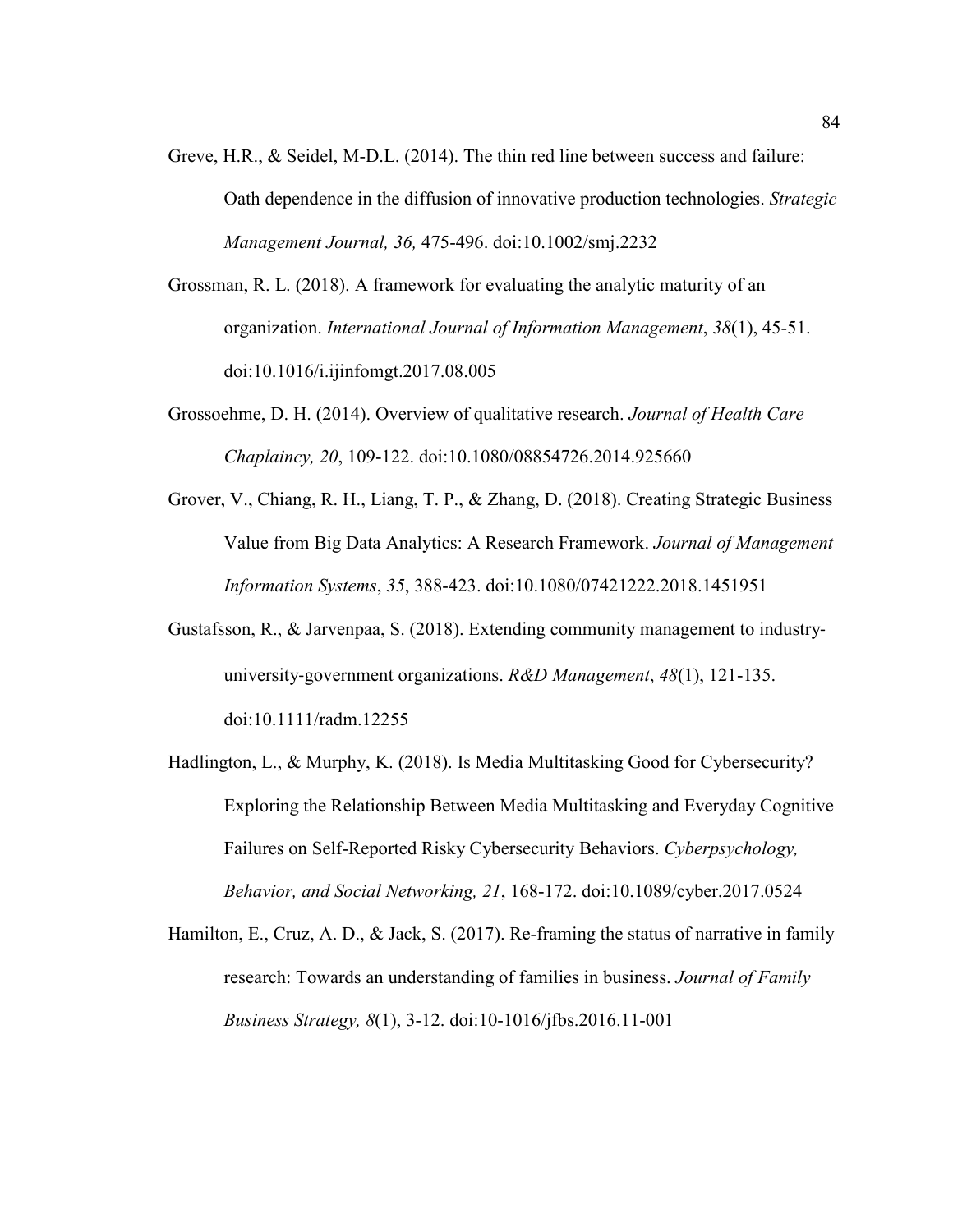Greve, H.R., & Seidel, M-D.L. (2014). The thin red line between success and failure: Oath dependence in the diffusion of innovative production technologies. *Strategic Management Journal, 36,* 475-496. doi:10.1002/smj.2232

Grossman, R. L. (2018). A framework for evaluating the analytic maturity of an organization. *International Journal of Information Management*, *38*(1), 45-51. doi:10.1016/i.ijinfomgt.2017.08.005

Grossoehme, D. H. (2014). Overview of qualitative research. *Journal of Health Care Chaplaincy, 20*, 109-122. doi:10.1080/08854726.2014.925660

Grover, V., Chiang, R. H., Liang, T. P., & Zhang, D. (2018). Creating Strategic Business Value from Big Data Analytics: A Research Framework. *Journal of Management Information Systems*, *35*, 388-423. doi:10.1080/07421222.2018.1451951

Gustafsson, R., & Jarvenpaa, S. (2018). Extending community management to industry-university-government organizations. *R&D Management*, *48*(1), 121-135. doi:10.1111/radm.12255

Hadlington, L., & Murphy, K. (2018). Is Media Multitasking Good for Cybersecurity? Exploring the Relationship Between Media Multitasking and Everyday Cognitive Failures on Self-Reported Risky Cybersecurity Behaviors. *Cyberpsychology, Behavior, and Social Networking, 21*, 168-172. doi:10.1089/cyber.2017.0524

Hamilton, E., Cruz, A. D., & Jack, S. (2017). Re-framing the status of narrative in family research: Towards an understanding of families in business. *Journal of Family Business Strategy, 8*(1), 3-12. doi:10-1016/jfbs.2016.11-001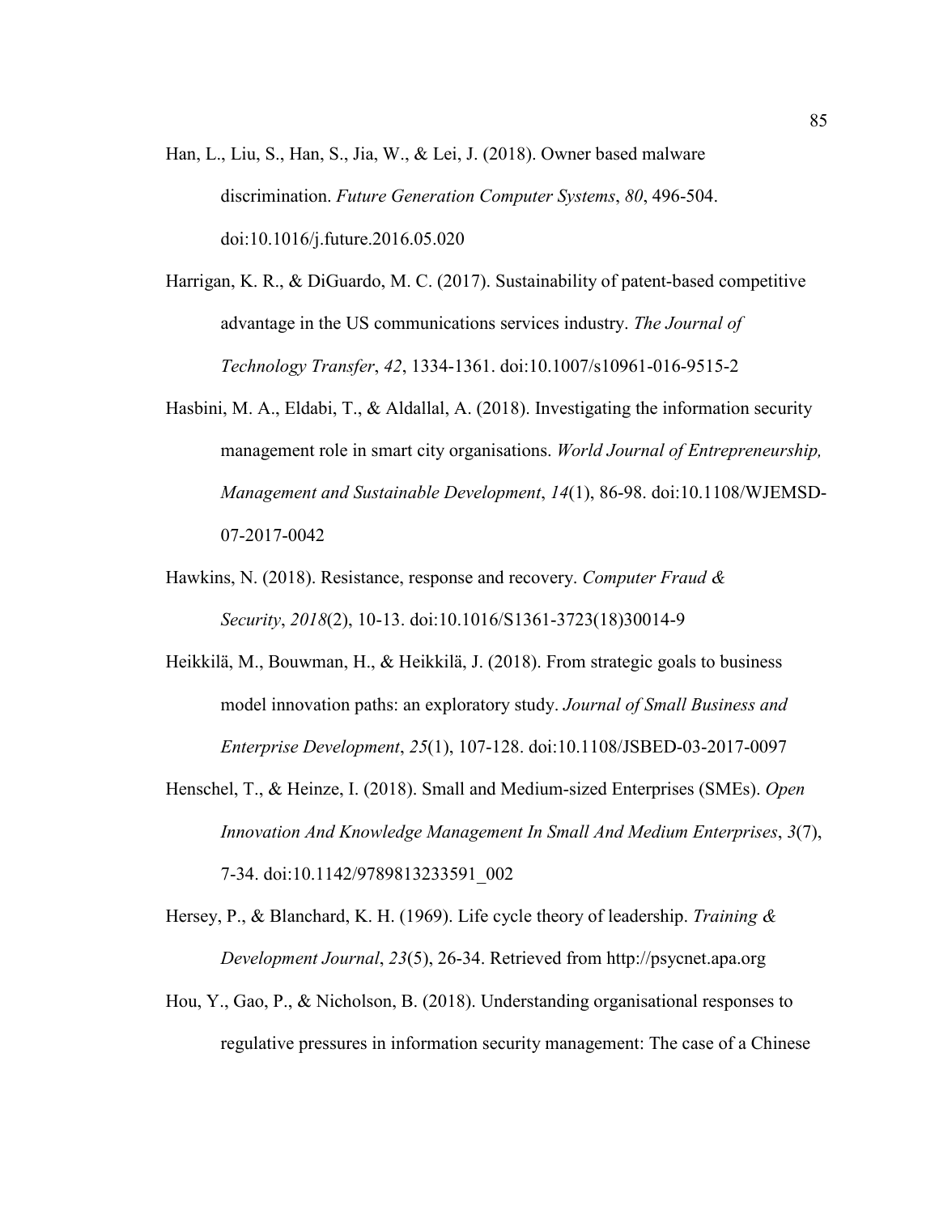Han, L., Liu, S., Han, S., Jia, W., & Lei, J. (2018). Owner based malware discrimination. *Future Generation Computer Systems*, *80*, 496-504. doi:10.1016/j.future.2016.05.020

Harrigan, K. R., & DiGuardo, M. C. (2017). Sustainability of patent-based competitive advantage in the US communications services industry. *The Journal of Technology Transfer*, *42*, 1334-1361. doi:10.1007/s10961-016-9515-2

Hasbini, M. A., Eldabi, T., & Aldallal, A. (2018). Investigating the information security management role in smart city organisations. *World Journal of Entrepreneurship, Management and Sustainable Development*, *14*(1), 86-98. doi:10.1108/WJEMSD-07-2017-0042

Hawkins, N. (2018). Resistance, response and recovery. *Computer Fraud & Security*, *2018*(2), 10-13. doi:10.1016/S1361-3723(18)30014-9

Heikkilä, M., Bouwman, H., & Heikkilä, J. (2018). From strategic goals to business model innovation paths: an exploratory study. *Journal of Small Business and Enterprise Development*, *25*(1), 107-128. doi:10.1108/JSBED-03-2017-0097

Henschel, T., & Heinze, I. (2018). Small and Medium-sized Enterprises (SMEs). *Open Innovation And Knowledge Management In Small And Medium Enterprises*, *3*(7), 7-34. doi:10.1142/9789813233591_002

Hersey, P., & Blanchard, K. H. (1969). Life cycle theory of leadership. *Training & Development Journal*, *23*(5), 26-34. Retrieved from http://psycnet.apa.org

Hou, Y., Gao, P., & Nicholson, B. (2018). Understanding organisational responses to regulative pressures in information security management: The case of a Chinese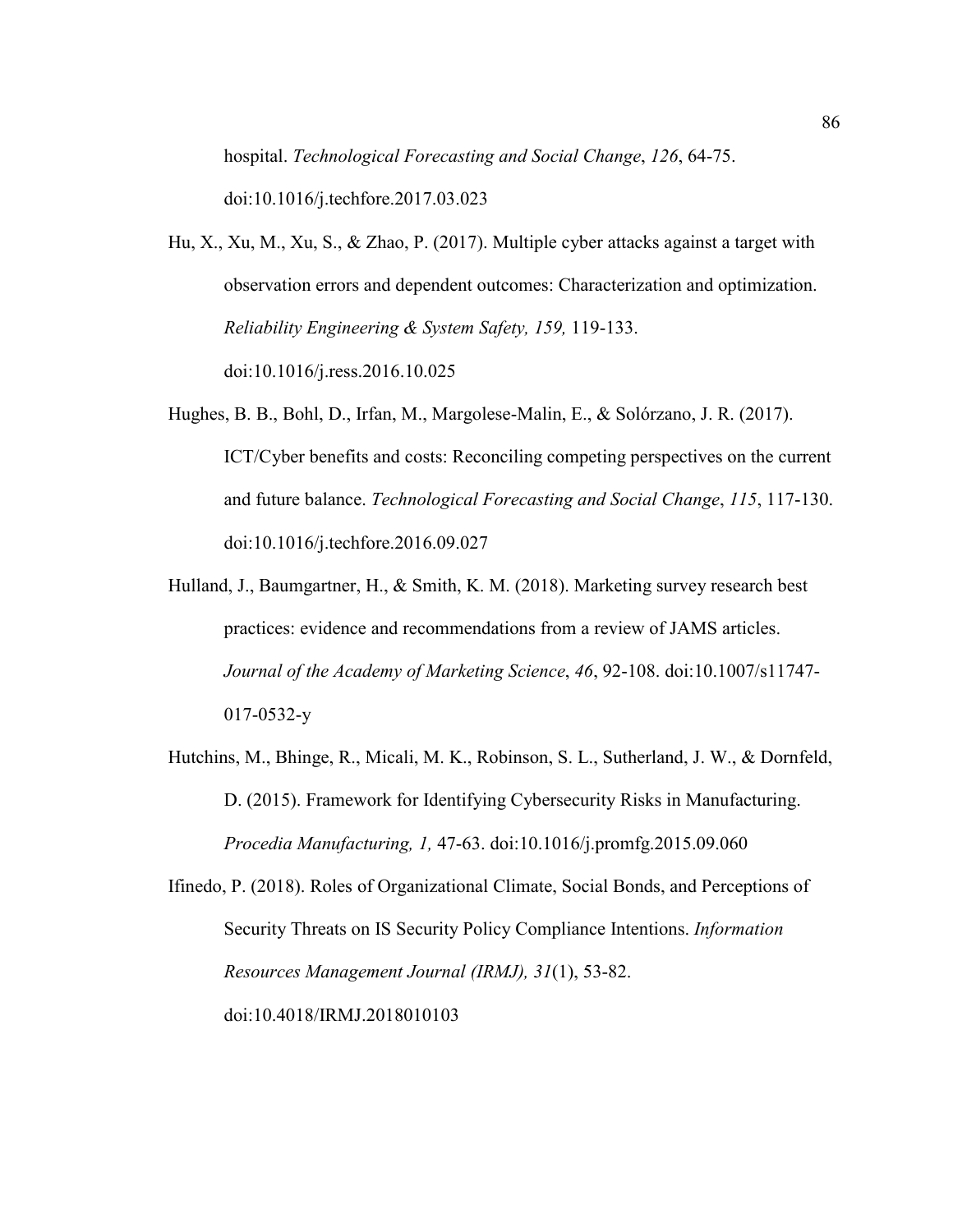hospital. *Technological Forecasting and Social Change*, *126*, 64-75. doi:10.1016/j.techfore.2017.03.023

Hu, X., Xu, M., Xu, S., & Zhao, P. (2017). Multiple cyber attacks against a target with observation errors and dependent outcomes: Characterization and optimization. *Reliability Engineering & System Safety, 159,* 119-133. doi:10.1016/j.ress.2016.10.025

Hughes, B. B., Bohl, D., Irfan, M., Margolese-Malin, E., & Solórzano, J. R. (2017). ICT/Cyber benefits and costs: Reconciling competing perspectives on the current and future balance. *Technological Forecasting and Social Change*, *115*, 117-130. doi:10.1016/j.techfore.2016.09.027

Hulland, J., Baumgartner, H., & Smith, K. M. (2018). Marketing survey research best practices: evidence and recommendations from a review of JAMS articles. *Journal of the Academy of Marketing Science*, *46*, 92-108. doi:10.1007/s11747-017-0532-y

Hutchins, M., Bhinge, R., Micali, M. K., Robinson, S. L., Sutherland, J. W., & Dornfeld, D. (2015). Framework for Identifying Cybersecurity Risks in Manufacturing. *Procedia Manufacturing, 1,* 47-63. doi:10.1016/j.promfg.2015.09.060

Ifinedo, P. (2018). Roles of Organizational Climate, Social Bonds, and Perceptions of Security Threats on IS Security Policy Compliance Intentions. *Information Resources Management Journal (IRMJ), 31*(1), 53-82. doi:10.4018/IRMJ.2018010103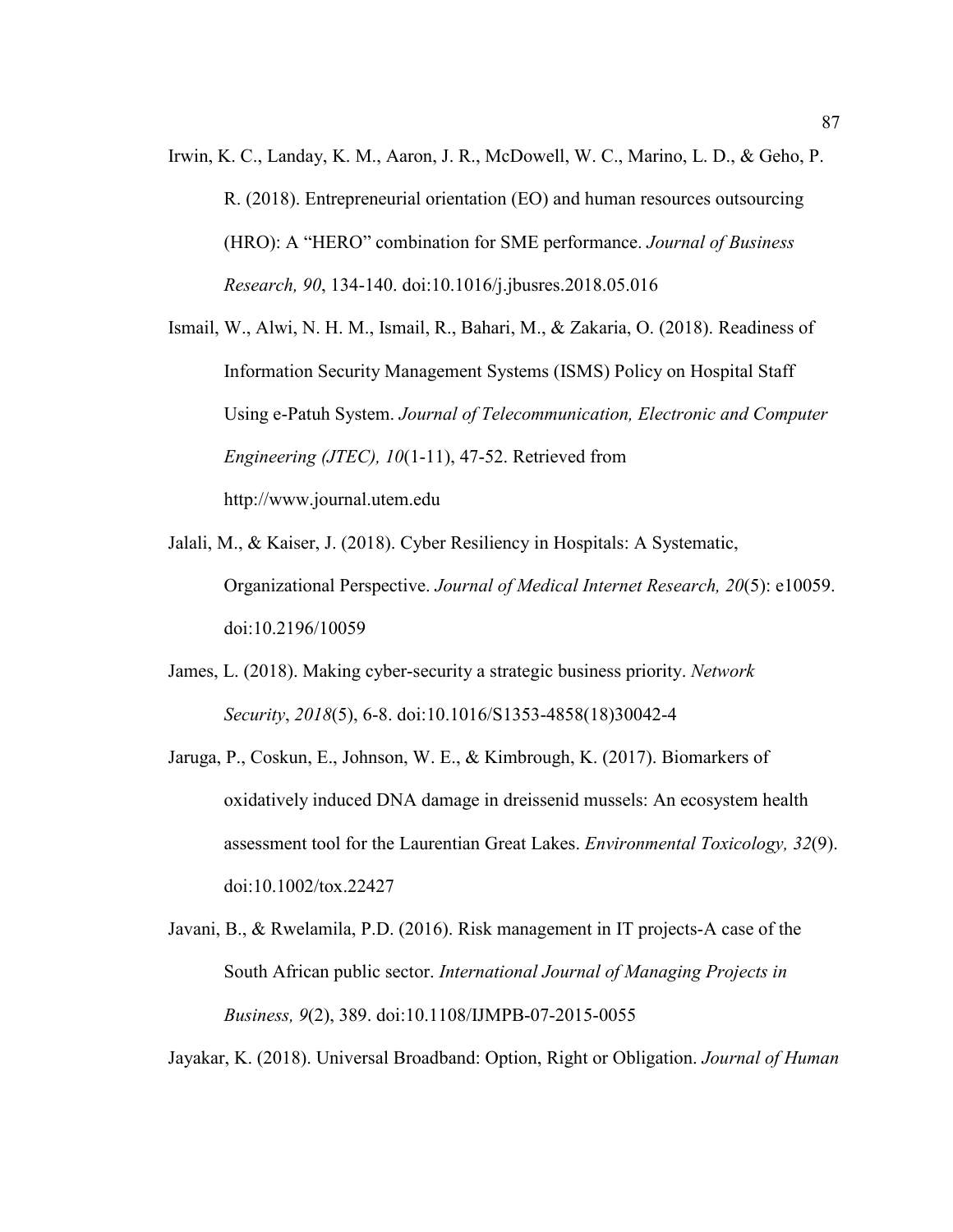Irwin, K. C., Landay, K. M., Aaron, J. R., McDowell, W. C., Marino, L. D., & Geho, P. R. (2018). Entrepreneurial orientation (EO) and human resources outsourcing (HRO): A "HERO" combination for SME performance. *Journal of Business Research, 90*, 134-140. doi:10.1016/j.jbusres.2018.05.016

Ismail, W., Alwi, N. H. M., Ismail, R., Bahari, M., & Zakaria, O. (2018). Readiness of Information Security Management Systems (ISMS) Policy on Hospital Staff Using e-Patuh System. *Journal of Telecommunication, Electronic and Computer Engineering (JTEC), 10*(1-11), 47-52. Retrieved from http://www.journal.utem.edu

Jalali, M., & Kaiser, J. (2018). Cyber Resiliency in Hospitals: A Systematic, Organizational Perspective. *Journal of Medical Internet Research, 20*(5): e10059. doi:10.2196/10059

James, L. (2018). Making cyber-security a strategic business priority. *Network Security*, *2018*(5), 6-8. doi:10.1016/S1353-4858(18)30042-4

Jaruga, P., Coskun, E., Johnson, W. E., & Kimbrough, K. (2017). Biomarkers of oxidatively induced DNA damage in dreissenid mussels: An ecosystem health assessment tool for the Laurentian Great Lakes. *Environmental Toxicology, 32*(9). doi:10.1002/tox.22427

Javani, B., & Rwelamila, P.D. (2016). Risk management in IT projects-A case of the South African public sector. *International Journal of Managing Projects in Business, 9*(2), 389. doi:10.1108/IJMPB-07-2015-0055

Jayakar, K. (2018). Universal Broadband: Option, Right or Obligation. *Journal of Human*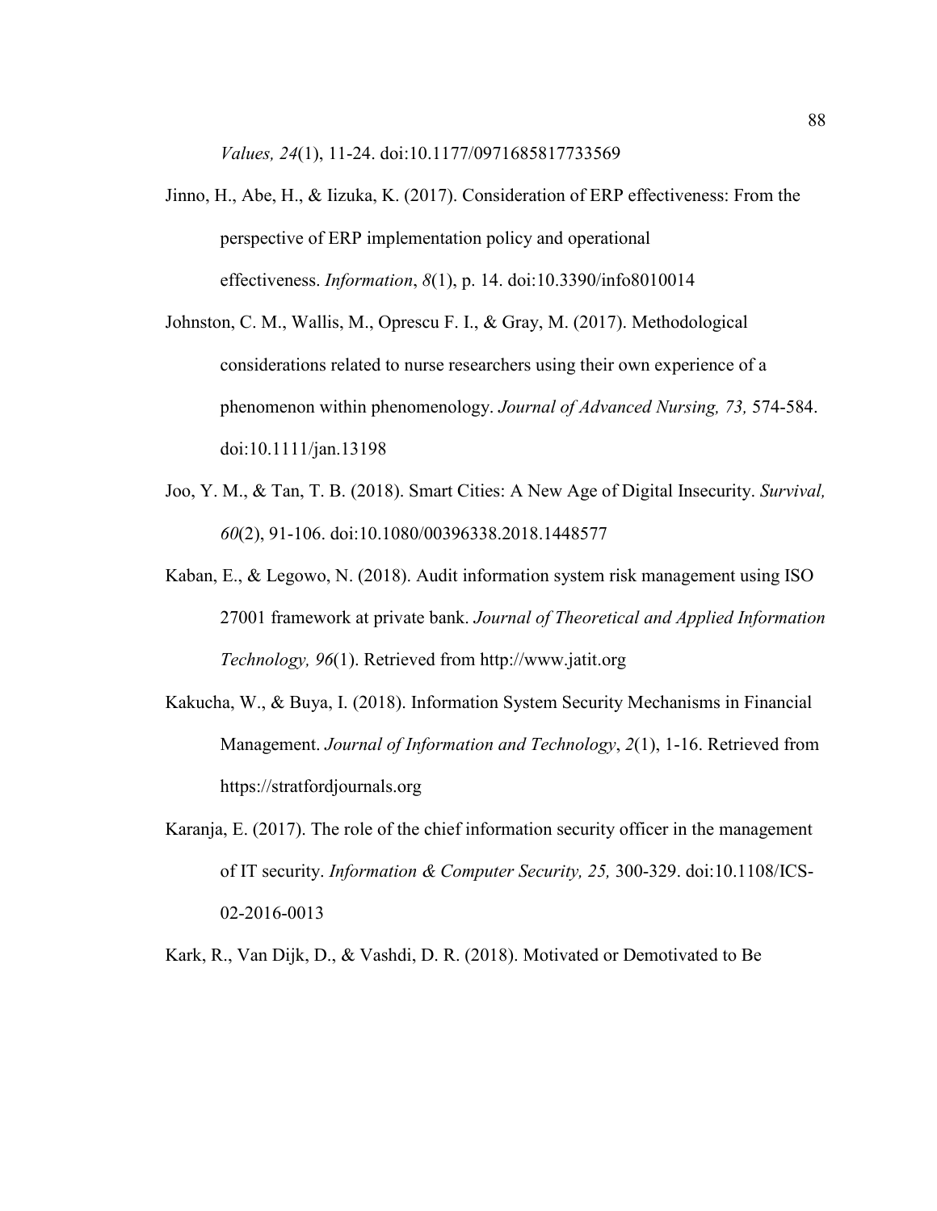*Values, 24*(1), 11-24. doi:10.1177/0971685817733569

Jinno, H., Abe, H., & Iizuka, K. (2017). Consideration of ERP effectiveness: From the perspective of ERP implementation policy and operational effectiveness. *Information*, *8*(1), p. 14. doi:10.3390/info8010014

Johnston, C. M., Wallis, M., Oprescu F. I., & Gray, M. (2017). Methodological considerations related to nurse researchers using their own experience of a phenomenon within phenomenology. *Journal of Advanced Nursing, 73,* 574-584. doi:10.1111/jan.13198

Joo, Y. M., & Tan, T. B. (2018). Smart Cities: A New Age of Digital Insecurity. *Survival, 60*(2), 91-106. doi:10.1080/00396338.2018.1448577

Kaban, E., & Legowo, N. (2018). Audit information system risk management using ISO 27001 framework at private bank. *Journal of Theoretical and Applied Information Technology, 96*(1). Retrieved from http://www.jatit.org

Kakucha, W., & Buya, I. (2018). Information System Security Mechanisms in Financial Management. *Journal of Information and Technology*, *2*(1), 1-16. Retrieved from https://stratfordjournals.org

Karanja, E. (2017). The role of the chief information security officer in the management of IT security. *Information & Computer Security, 25,* 300-329. doi:10.1108/ICS-02-2016-0013

Kark, R., Van Dijk, D., & Vashdi, D. R. (2018). Motivated or Demotivated to Be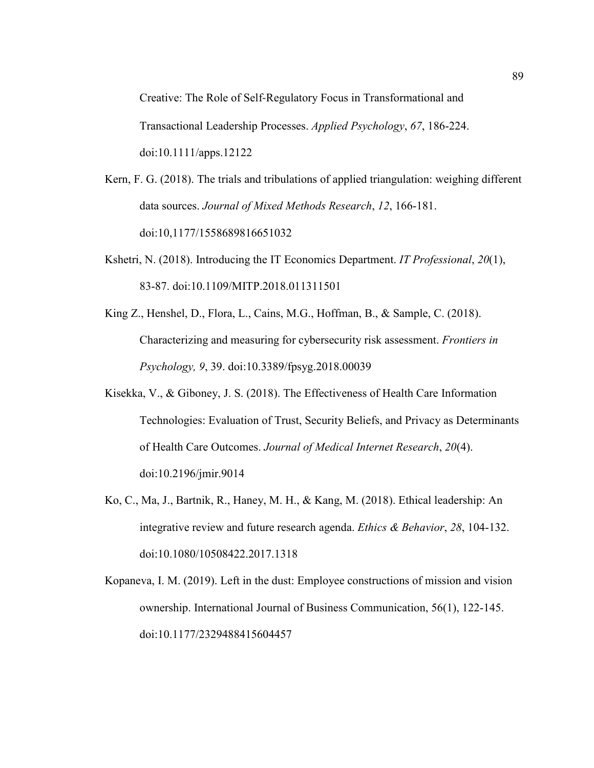Creative: The Role of Self-Regulatory Focus in Transformational and Transactional Leadership Processes. *Applied Psychology*, *67*, 186-224. doi:10.1111/apps.12122

Kern, F. G. (2018). The trials and tribulations of applied triangulation: weighing different data sources. *Journal of Mixed Methods Research*, *12*, 166-181. doi:10,1177/1558689816651032

Kshetri, N. (2018). Introducing the IT Economics Department. *IT Professional*, *20*(1), 83-87. doi:10.1109/MITP.2018.011311501

King Z., Henshel, D., Flora, L., Cains, M.G., Hoffman, B., & Sample, C. (2018). Characterizing and measuring for cybersecurity risk assessment. *Frontiers in Psychology, 9*, 39. doi:10.3389/fpsyg.2018.00039

Kisekka, V., & Giboney, J. S. (2018). The Effectiveness of Health Care Information Technologies: Evaluation of Trust, Security Beliefs, and Privacy as Determinants of Health Care Outcomes. *Journal of Medical Internet Research*, *20*(4). doi:10.2196/jmir.9014

Ko, C., Ma, J., Bartnik, R., Haney, M. H., & Kang, M. (2018). Ethical leadership: An integrative review and future research agenda. *Ethics & Behavior*, *28*, 104-132. doi:10.1080/10508422.2017.1318

Kopaneva, I. M. (2019). Left in the dust: Employee constructions of mission and vision ownership. International Journal of Business Communication, 56(1), 122-145. doi:10.1177/2329488415604457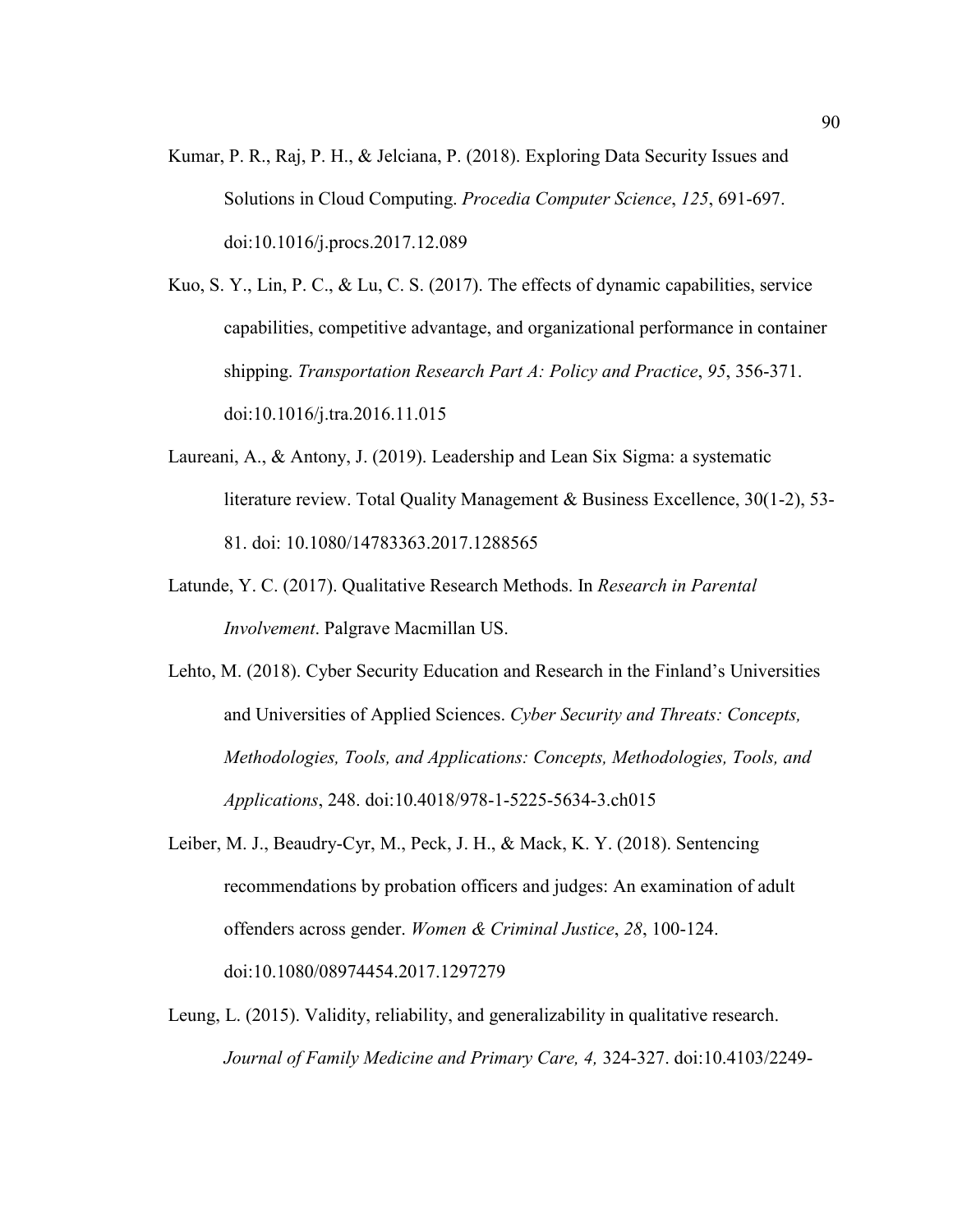Kumar, P. R., Raj, P. H., & Jelciana, P. (2018). Exploring Data Security Issues and Solutions in Cloud Computing. *Procedia Computer Science*, *125*, 691-697. doi:10.1016/j.procs.2017.12.089

Kuo, S. Y., Lin, P. C., & Lu, C. S. (2017). The effects of dynamic capabilities, service capabilities, competitive advantage, and organizational performance in container shipping. *Transportation Research Part A: Policy and Practice*, *95*, 356-371. doi:10.1016/j.tra.2016.11.015

Laureani, A., & Antony, J. (2019). Leadership and Lean Six Sigma: a systematic literature review. Total Quality Management & Business Excellence, 30(1-2), 53-81. doi: 10.1080/14783363.2017.1288565

Latunde, Y. C. (2017). Qualitative Research Methods. In *Research in Parental Involvement*. Palgrave Macmillan US.

Lehto, M. (2018). Cyber Security Education and Research in the Finland's Universities and Universities of Applied Sciences. *Cyber Security and Threats: Concepts, Methodologies, Tools, and Applications: Concepts, Methodologies, Tools, and Applications*, 248. doi:10.4018/978-1-5225-5634-3.ch015

Leiber, M. J., Beaudry-Cyr, M., Peck, J. H., & Mack, K. Y. (2018). Sentencing recommendations by probation officers and judges: An examination of adult offenders across gender. *Women & Criminal Justice*, *28*, 100-124. doi:10.1080/08974454.2017.1297279

Leung, L. (2015). Validity, reliability, and generalizability in qualitative research. *Journal of Family Medicine and Primary Care, 4,* 324-327. doi:10.4103/2249-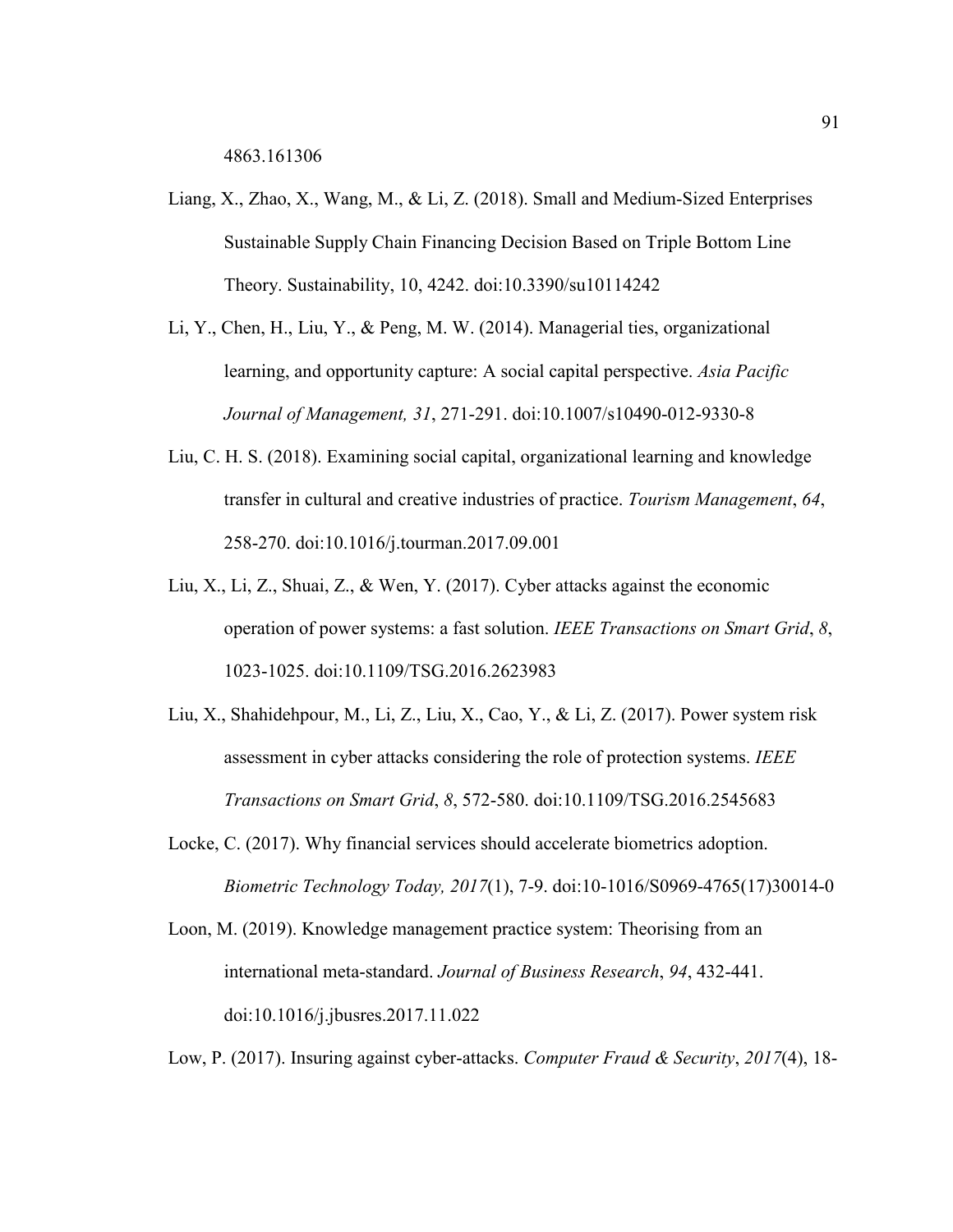4863.161306

Liang, X., Zhao, X., Wang, M., & Li, Z. (2018). Small and Medium-Sized Enterprises Sustainable Supply Chain Financing Decision Based on Triple Bottom Line Theory. Sustainability, 10, 4242. doi:10.3390/su10114242

Li, Y., Chen, H., Liu, Y., & Peng, M. W. (2014). Managerial ties, organizational learning, and opportunity capture: A social capital perspective. *Asia Pacific Journal of Management, 31*, 271-291. doi:10.1007/s10490-012-9330-8

Liu, C. H. S. (2018). Examining social capital, organizational learning and knowledge transfer in cultural and creative industries of practice. *Tourism Management*, *64*, 258-270. doi:10.1016/j.tourman.2017.09.001

Liu, X., Li, Z., Shuai, Z., & Wen, Y. (2017). Cyber attacks against the economic operation of power systems: a fast solution. *IEEE Transactions on Smart Grid*, *8*, 1023-1025. doi:10.1109/TSG.2016.2623983

Liu, X., Shahidehpour, M., Li, Z., Liu, X., Cao, Y., & Li, Z. (2017). Power system risk assessment in cyber attacks considering the role of protection systems. *IEEE Transactions on Smart Grid*, *8*, 572-580. doi:10.1109/TSG.2016.2545683

Locke, C. (2017). Why financial services should accelerate biometrics adoption. *Biometric Technology Today, 2017*(1), 7-9. doi:10-1016/S0969-4765(17)30014-0

Loon, M. (2019). Knowledge management practice system: Theorising from an international meta-standard. *Journal of Business Research*, *94*, 432-441. doi:10.1016/j.jbusres.2017.11.022

Low, P. (2017). Insuring against cyber-attacks. *Computer Fraud & Security*, *2017*(4), 18-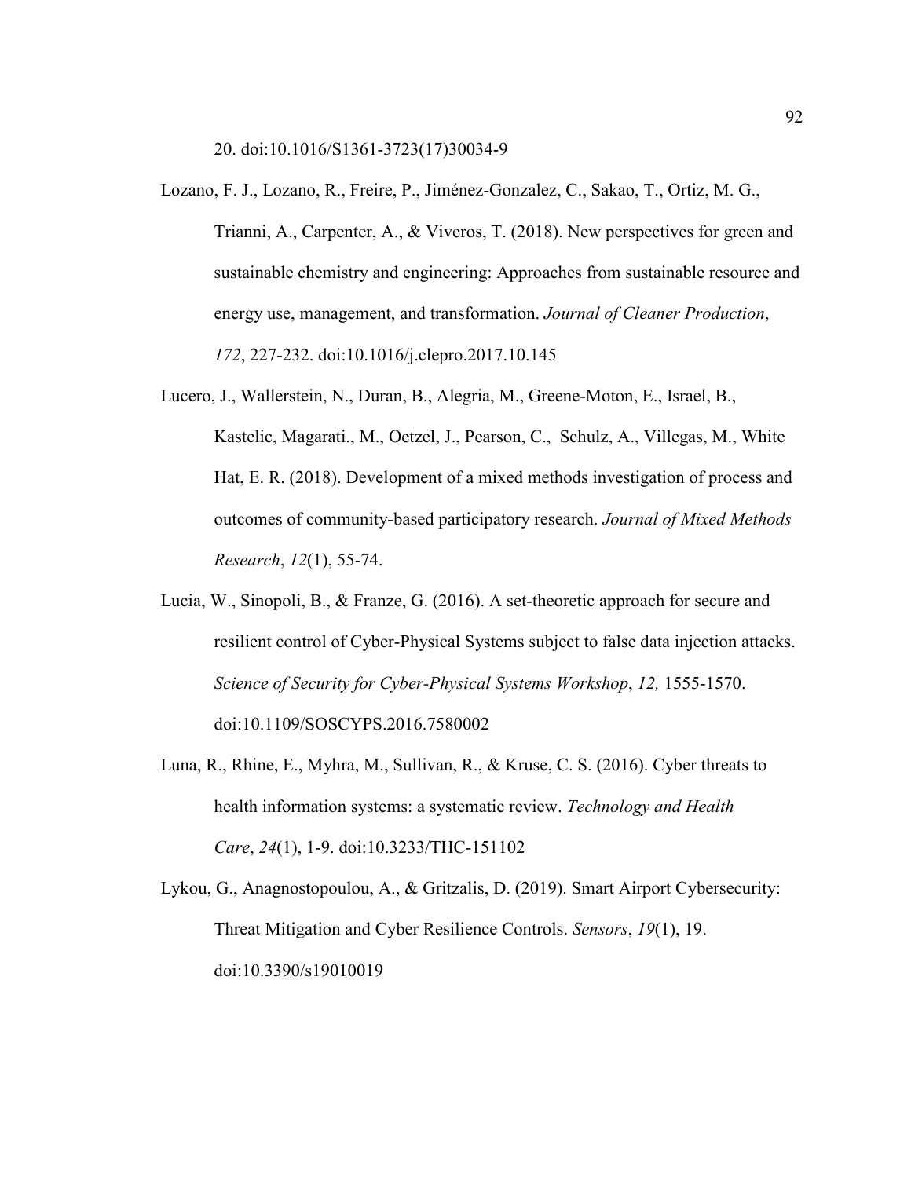20. doi:10.1016/S1361-3723(17)30034-9

Lozano, F. J., Lozano, R., Freire, P., Jiménez-Gonzalez, C., Sakao, T., Ortiz, M. G., Trianni, A., Carpenter, A., & Viveros, T. (2018). New perspectives for green and sustainable chemistry and engineering: Approaches from sustainable resource and energy use, management, and transformation. *Journal of Cleaner Production*, *172*, 227-232. doi:10.1016/j.clepro.2017.10.145

Lucero, J., Wallerstein, N., Duran, B., Alegria, M., Greene-Moton, E., Israel, B., Kastelic, Magarati., M., Oetzel, J., Pearson, C., Schulz, A., Villegas, M., White Hat, E. R. (2018). Development of a mixed methods investigation of process and outcomes of community-based participatory research. *Journal of Mixed Methods Research*, *12*(1), 55-74.

Lucia, W., Sinopoli, B., & Franze, G. (2016). A set-theoretic approach for secure and resilient control of Cyber-Physical Systems subject to false data injection attacks. *Science of Security for Cyber-Physical Systems Workshop*, *12,* 1555-1570. doi:10.1109/SOSCYPS.2016.7580002

Luna, R., Rhine, E., Myhra, M., Sullivan, R., & Kruse, C. S. (2016). Cyber threats to health information systems: a systematic review. *Technology and Health Care*, *24*(1), 1-9. doi:10.3233/THC-151102

Lykou, G., Anagnostopoulou, A., & Gritzalis, D. (2019). Smart Airport Cybersecurity: Threat Mitigation and Cyber Resilience Controls. *Sensors*, *19*(1), 19. doi:10.3390/s19010019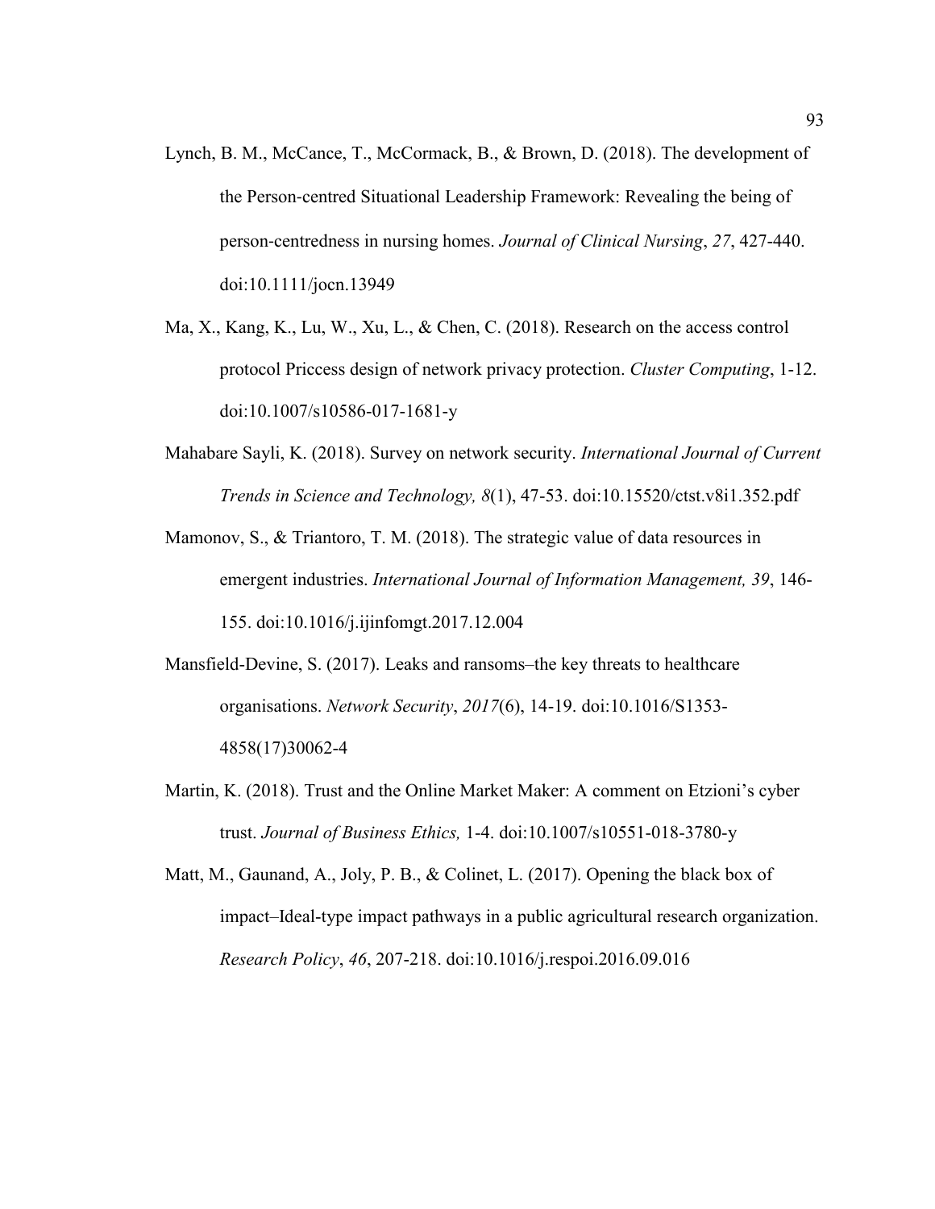Lynch, B. M., McCance, T., McCormack, B., & Brown, D. (2018). The development of the Person-centred Situational Leadership Framework: Revealing the being of person-centredness in nursing homes. *Journal of Clinical Nursing*, *27*, 427-440. doi:10.1111/jocn.13949

Ma, X., Kang, K., Lu, W., Xu, L., & Chen, C. (2018). Research on the access control protocol Priccess design of network privacy protection. *Cluster Computing*, 1-12. doi:10.1007/s10586-017-1681-y

Mahabare Sayli, K. (2018). Survey on network security. *International Journal of Current Trends in Science and Technology, 8*(1), 47-53. doi:10.15520/ctst.v8i1.352.pdf

Mamonov, S., & Triantoro, T. M. (2018). The strategic value of data resources in emergent industries. *International Journal of Information Management, 39*, 146-155. doi:10.1016/j.ijinfomgt.2017.12.004

Mansfield-Devine, S. (2017). Leaks and ransoms–the key threats to healthcare organisations. *Network Security*, *2017*(6), 14-19. doi:10.1016/S1353-4858(17)30062-4

Martin, K. (2018). Trust and the Online Market Maker: A comment on Etzioni's cyber trust. *Journal of Business Ethics,* 1-4. doi:10.1007/s10551-018-3780-y

Matt, M., Gaunand, A., Joly, P. B., & Colinet, L. (2017). Opening the black box of impact–Ideal-type impact pathways in a public agricultural research organization. *Research Policy*, *46*, 207-218. doi:10.1016/j.respoi.2016.09.016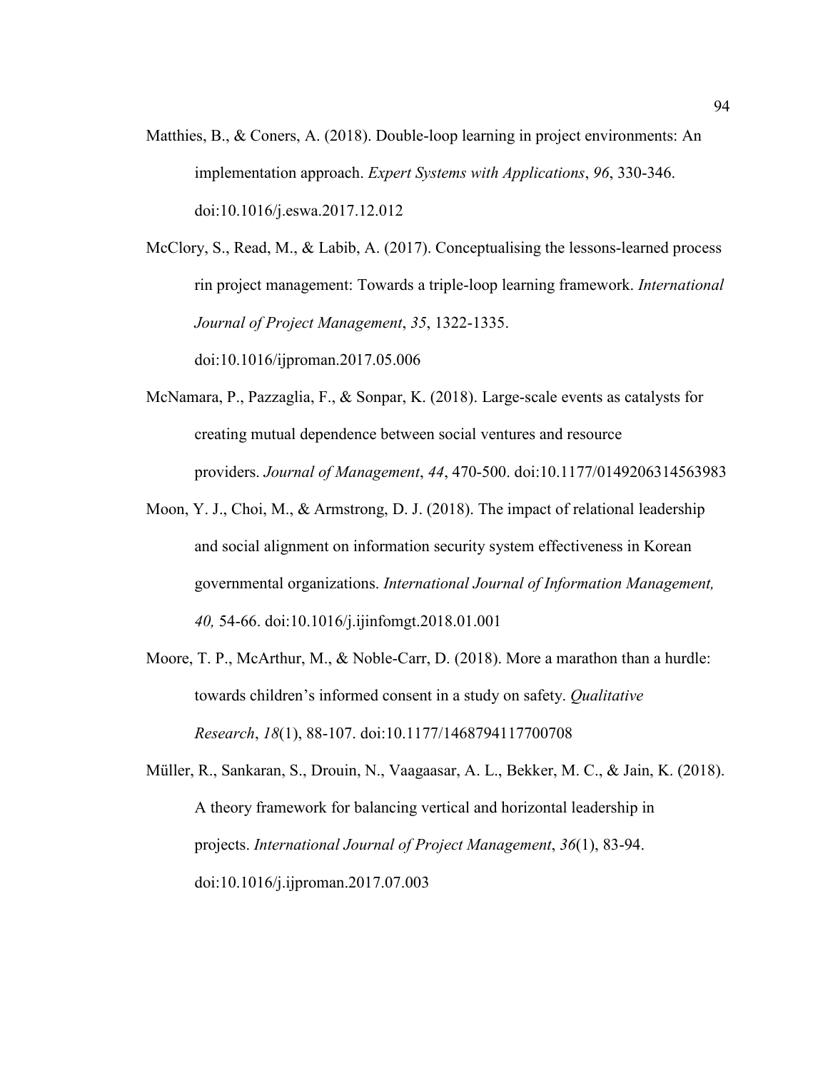Matthies, B., & Coners, A. (2018). Double-loop learning in project environments: An implementation approach. *Expert Systems with Applications*, *96*, 330-346. doi:10.1016/j.eswa.2017.12.012

McClory, S., Read, M., & Labib, A. (2017). Conceptualising the lessons-learned process rin project management: Towards a triple-loop learning framework. *International Journal of Project Management*, *35*, 1322-1335. doi:10.1016/ijproman.2017.05.006

McNamara, P., Pazzaglia, F., & Sonpar, K. (2018). Large-scale events as catalysts for creating mutual dependence between social ventures and resource providers. *Journal of Management*, *44*, 470-500. doi:10.1177/0149206314563983

Moon, Y. J., Choi, M., & Armstrong, D. J. (2018). The impact of relational leadership and social alignment on information security system effectiveness in Korean governmental organizations. *International Journal of Information Management, 40,* 54-66. doi:10.1016/j.ijinfomgt.2018.01.001

Moore, T. P., McArthur, M., & Noble-Carr, D. (2018). More a marathon than a hurdle: towards children's informed consent in a study on safety. *Qualitative Research*, *18*(1), 88-107. doi:10.1177/1468794117700708

Müller, R., Sankaran, S., Drouin, N., Vaagaasar, A. L., Bekker, M. C., & Jain, K. (2018). A theory framework for balancing vertical and horizontal leadership in projects. *International Journal of Project Management*, *36*(1), 83-94. doi:10.1016/j.ijproman.2017.07.003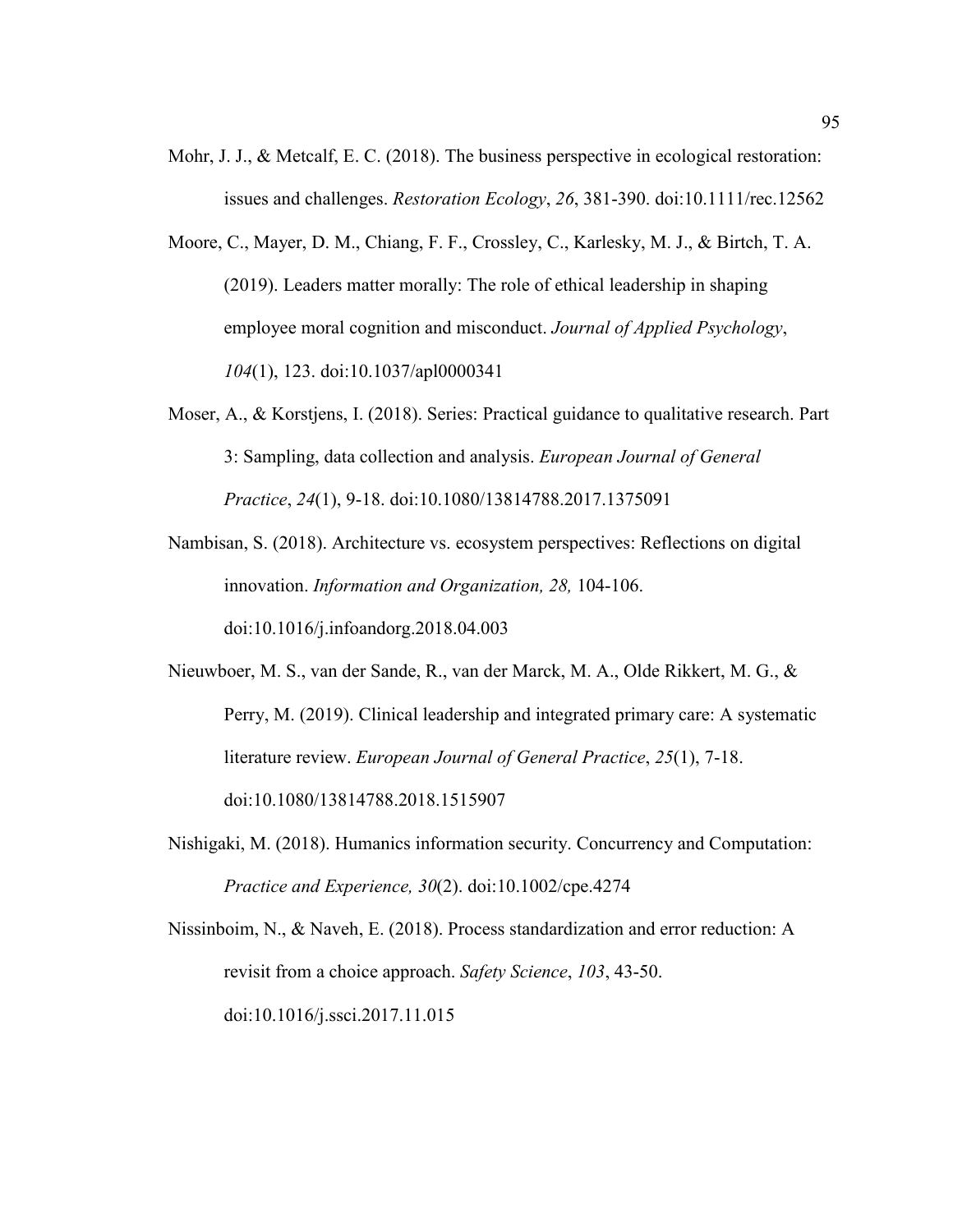Mohr, J. J., & Metcalf, E. C. (2018). The business perspective in ecological restoration: issues and challenges. *Restoration Ecology*, *26*, 381-390. doi:10.1111/rec.12562

Moore, C., Mayer, D. M., Chiang, F. F., Crossley, C., Karlesky, M. J., & Birtch, T. A. (2019). Leaders matter morally: The role of ethical leadership in shaping employee moral cognition and misconduct. *Journal of Applied Psychology*, *104*(1), 123. doi:10.1037/apl0000341

Moser, A., & Korstjens, I. (2018). Series: Practical guidance to qualitative research. Part 3: Sampling, data collection and analysis. *European Journal of General Practice*, *24*(1), 9-18. doi:10.1080/13814788.2017.1375091

Nambisan, S. (2018). Architecture vs. ecosystem perspectives: Reflections on digital innovation. *Information and Organization, 28,* 104-106. doi:10.1016/j.infoandorg.2018.04.003

Nieuwboer, M. S., van der Sande, R., van der Marck, M. A., Olde Rikkert, M. G., & Perry, M. (2019). Clinical leadership and integrated primary care: A systematic literature review. *European Journal of General Practice*, *25*(1), 7-18. doi:10.1080/13814788.2018.1515907

Nishigaki, M. (2018). Humanics information security. Concurrency and Computation: *Practice and Experience, 30*(2). doi:10.1002/cpe.4274

Nissinboim, N., & Naveh, E. (2018). Process standardization and error reduction: A revisit from a choice approach. *Safety Science*, *103*, 43-50. doi:10.1016/j.ssci.2017.11.015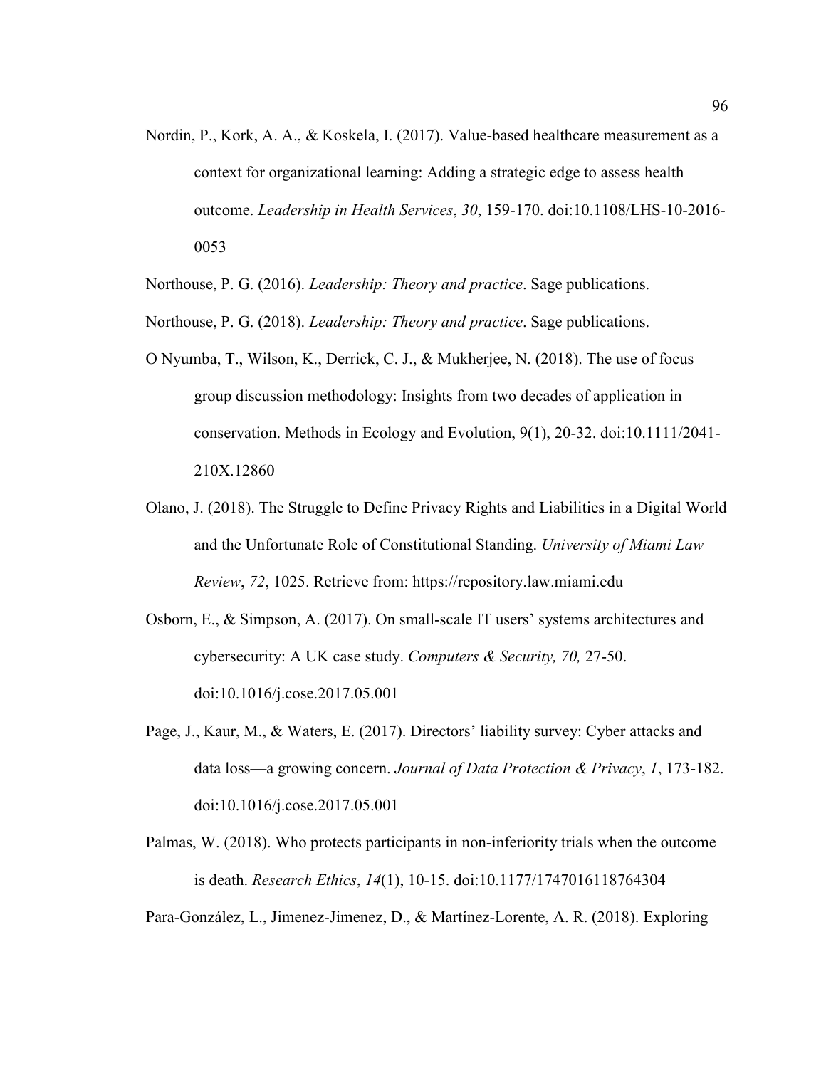Nordin, P., Kork, A. A., & Koskela, I. (2017). Value-based healthcare measurement as a context for organizational learning: Adding a strategic edge to assess health outcome. *Leadership in Health Services*, *30*, 159-170. doi:10.1108/LHS-10-2016-0053

Northouse, P. G. (2016). *Leadership: Theory and practice*. Sage publications.

Northouse, P. G. (2018). *Leadership: Theory and practice*. Sage publications.

O Nyumba, T., Wilson, K., Derrick, C. J., & Mukherjee, N. (2018). The use of focus group discussion methodology: Insights from two decades of application in conservation. Methods in Ecology and Evolution, 9(1), 20-32. doi:10.1111/2041-210X.12860

Olano, J. (2018). The Struggle to Define Privacy Rights and Liabilities in a Digital World and the Unfortunate Role of Constitutional Standing. *University of Miami Law Review*, *72*, 1025. Retrieve from: https://repository.law.miami.edu

Osborn, E., & Simpson, A. (2017). On small-scale IT users' systems architectures and cybersecurity: A UK case study. *Computers & Security, 70,* 27-50. doi:10.1016/j.cose.2017.05.001

Page, J., Kaur, M., & Waters, E. (2017). Directors' liability survey: Cyber attacks and data loss—a growing concern. *Journal of Data Protection & Privacy*, *1*, 173-182. doi:10.1016/j.cose.2017.05.001

Palmas, W. (2018). Who protects participants in non-inferiority trials when the outcome is death. *Research Ethics*, *14*(1), 10-15. doi:10.1177/1747016118764304

Para-González, L., Jimenez-Jimenez, D., & Martínez-Lorente, A. R. (2018). Exploring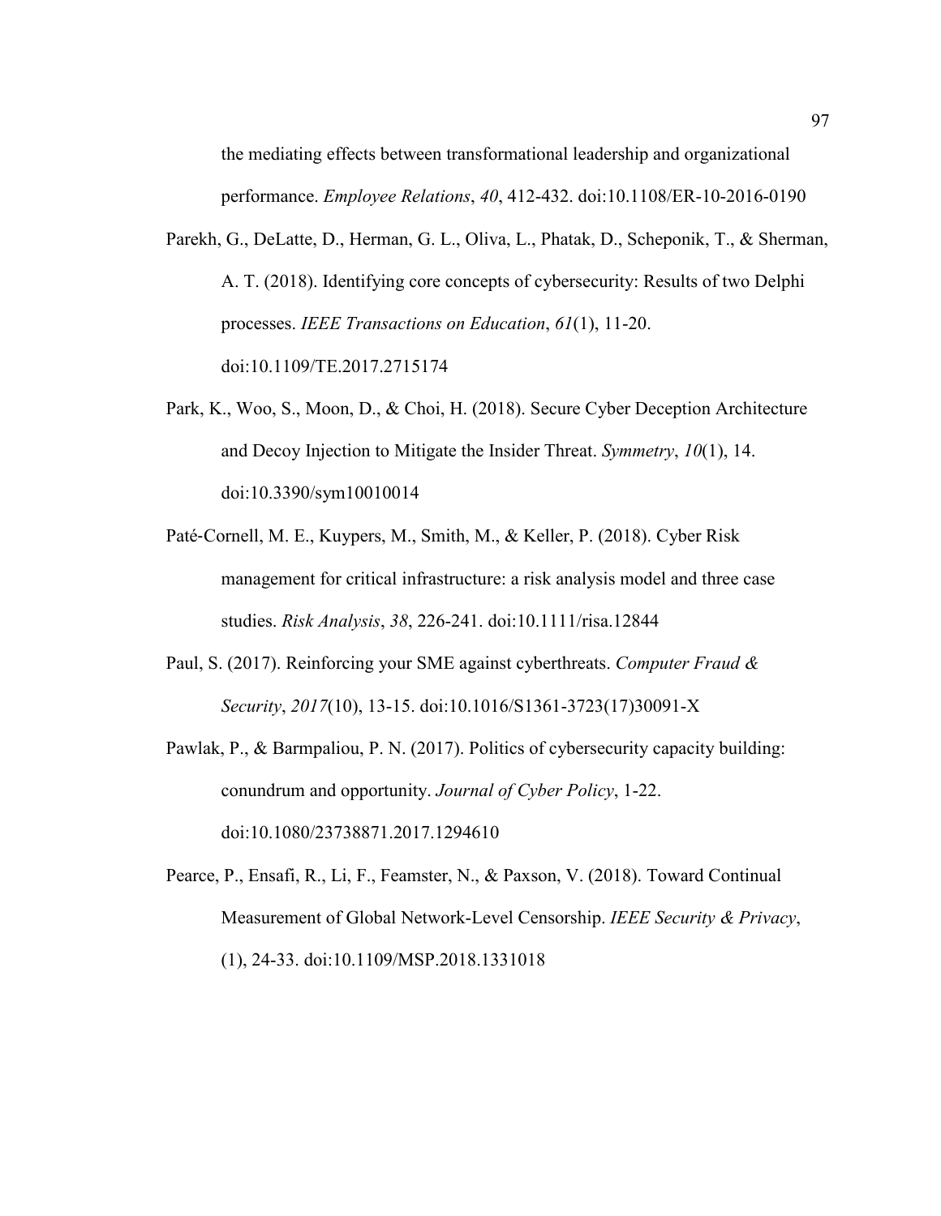the mediating effects between transformational leadership and organizational performance. *Employee Relations*, *40*, 412-432. doi:10.1108/ER-10-2016-0190

Parekh, G., DeLatte, D., Herman, G. L., Oliva, L., Phatak, D., Scheponik, T., & Sherman, A. T. (2018). Identifying core concepts of cybersecurity: Results of two Delphi processes. *IEEE Transactions on Education*, *61*(1), 11-20. doi:10.1109/TE.2017.2715174

Park, K., Woo, S., Moon, D., & Choi, H. (2018). Secure Cyber Deception Architecture and Decoy Injection to Mitigate the Insider Threat. *Symmetry*, *10*(1), 14. doi:10.3390/sym10010014

Paté-Cornell, M. E., Kuypers, M., Smith, M., & Keller, P. (2018). Cyber Risk management for critical infrastructure: a risk analysis model and three case studies. *Risk Analysis*, *38*, 226-241. doi:10.1111/risa.12844

Paul, S. (2017). Reinforcing your SME against cyberthreats. *Computer Fraud & Security*, *2017*(10), 13-15. doi:10.1016/S1361-3723(17)30091-X

Pawlak, P., & Barmpaliou, P. N. (2017). Politics of cybersecurity capacity building: conundrum and opportunity. *Journal of Cyber Policy*, 1-22. doi:10.1080/23738871.2017.1294610

Pearce, P., Ensafi, R., Li, F., Feamster, N., & Paxson, V. (2018). Toward Continual Measurement of Global Network-Level Censorship. *IEEE Security & Privacy*, (1), 24-33. doi:10.1109/MSP.2018.1331018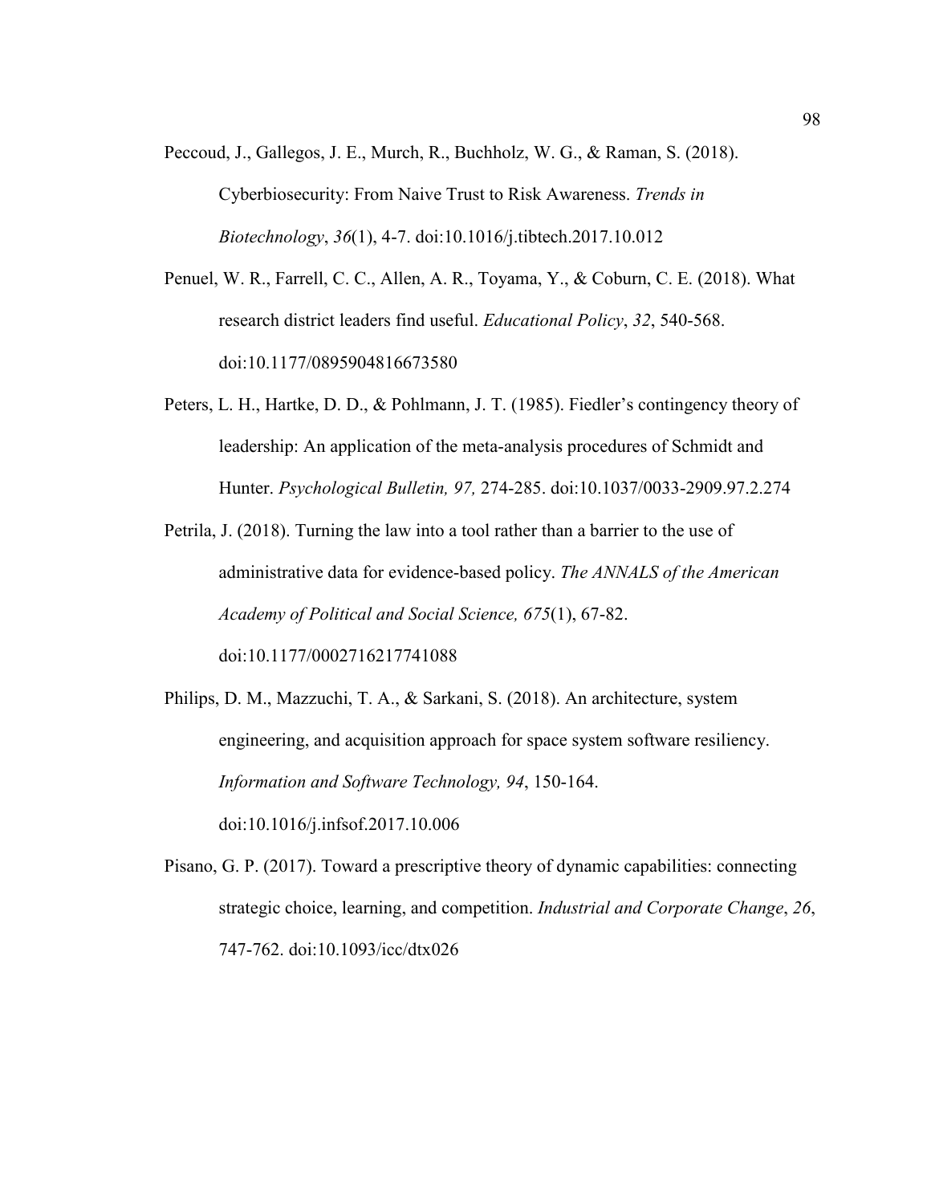Peccoud, J., Gallegos, J. E., Murch, R., Buchholz, W. G., & Raman, S. (2018). Cyberbiosecurity: From Naive Trust to Risk Awareness. *Trends in Biotechnology*, *36*(1), 4-7. doi:10.1016/j.tibtech.2017.10.012

Penuel, W. R., Farrell, C. C., Allen, A. R., Toyama, Y., & Coburn, C. E. (2018). What research district leaders find useful. *Educational Policy*, *32*, 540-568. doi:10.1177/0895904816673580

Peters, L. H., Hartke, D. D., & Pohlmann, J. T. (1985). Fiedler's contingency theory of leadership: An application of the meta-analysis procedures of Schmidt and Hunter. *Psychological Bulletin, 97,* 274-285. doi:10.1037/0033-2909.97.2.274

Petrila, J. (2018). Turning the law into a tool rather than a barrier to the use of administrative data for evidence-based policy. *The ANNALS of the American Academy of Political and Social Science, 675*(1), 67-82. doi:10.1177/0002716217741088

Philips, D. M., Mazzuchi, T. A., & Sarkani, S. (2018). An architecture, system engineering, and acquisition approach for space system software resiliency. *Information and Software Technology, 94*, 150-164. doi:10.1016/j.infsof.2017.10.006

Pisano, G. P. (2017). Toward a prescriptive theory of dynamic capabilities: connecting strategic choice, learning, and competition. *Industrial and Corporate Change*, *26*, 747-762. doi:10.1093/icc/dtx026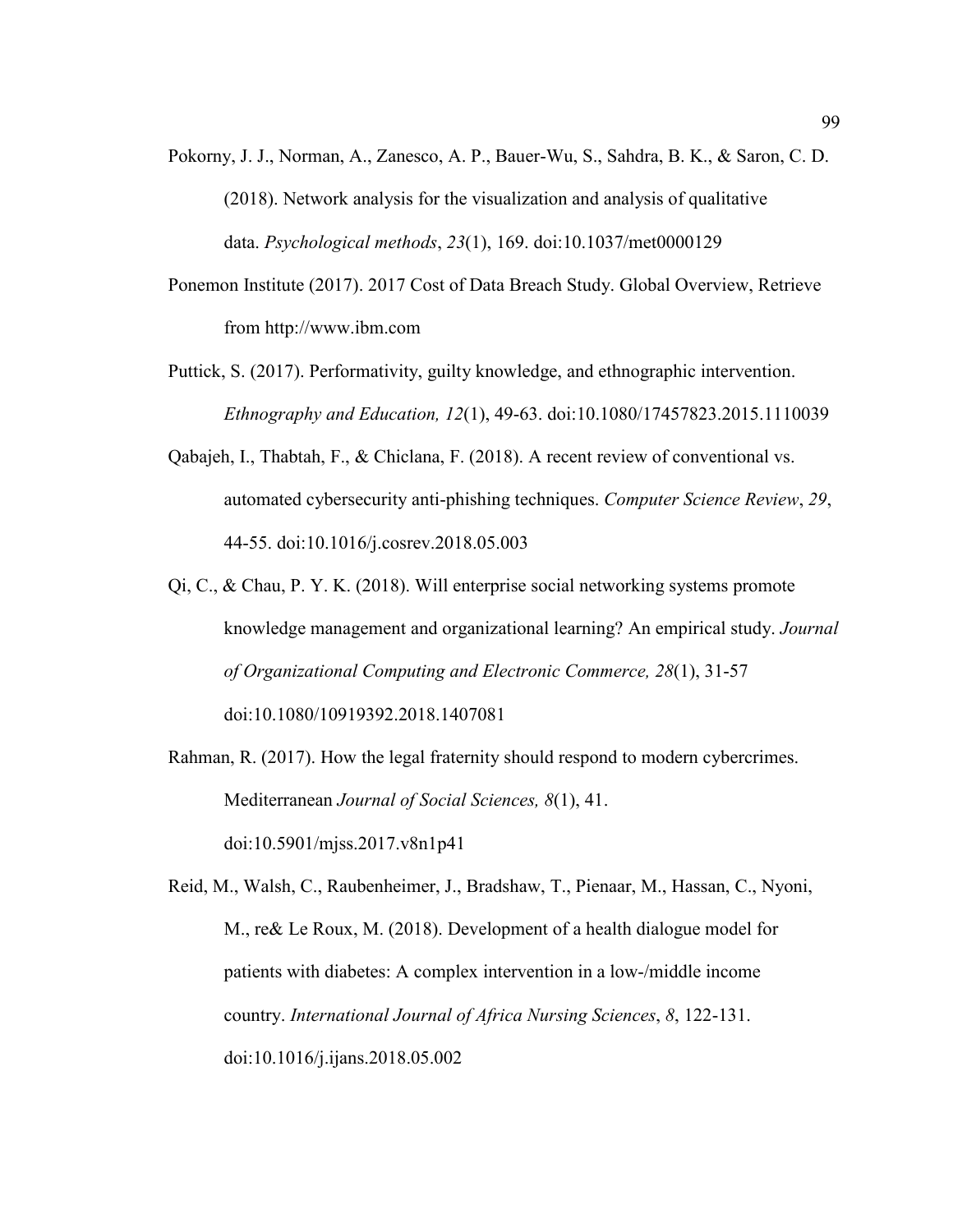Pokorny, J. J., Norman, A., Zanesco, A. P., Bauer-Wu, S., Sahdra, B. K., & Saron, C. D. (2018). Network analysis for the visualization and analysis of qualitative data. *Psychological methods*, *23*(1), 169. doi:10.1037/met0000129

Ponemon Institute (2017). 2017 Cost of Data Breach Study. Global Overview, Retrieve from http://www.ibm.com

Puttick, S. (2017). Performativity, guilty knowledge, and ethnographic intervention. *Ethnography and Education, 12*(1), 49-63. doi:10.1080/17457823.2015.1110039

Qabajeh, I., Thabtah, F., & Chiclana, F. (2018). A recent review of conventional vs. automated cybersecurity anti-phishing techniques. *Computer Science Review*, *29*, 44-55. doi:10.1016/j.cosrev.2018.05.003

Qi, C., & Chau, P. Y. K. (2018). Will enterprise social networking systems promote knowledge management and organizational learning? An empirical study. *Journal of Organizational Computing and Electronic Commerce, 28*(1), 31-57 doi:10.1080/10919392.2018.1407081

Rahman, R. (2017). How the legal fraternity should respond to modern cybercrimes. Mediterranean *Journal of Social Sciences, 8*(1), 41. doi:10.5901/mjss.2017.v8n1p41

Reid, M., Walsh, C., Raubenheimer, J., Bradshaw, T., Pienaar, M., Hassan, C., Nyoni, M., re& Le Roux, M. (2018). Development of a health dialogue model for patients with diabetes: A complex intervention in a low-/middle income country. *International Journal of Africa Nursing Sciences*, *8*, 122-131. doi:10.1016/j.ijans.2018.05.002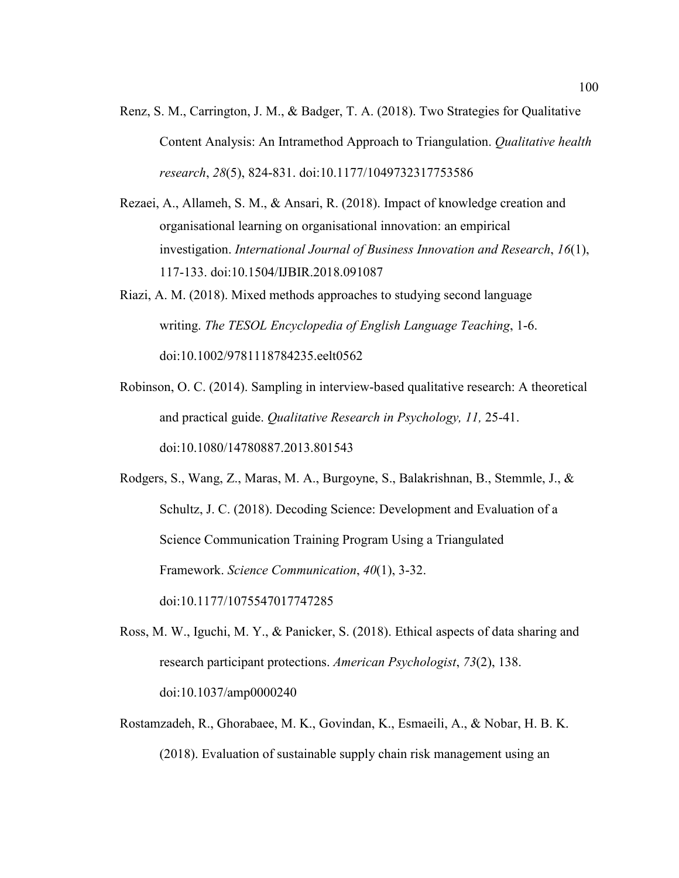Renz, S. M., Carrington, J. M., & Badger, T. A. (2018). Two Strategies for Qualitative Content Analysis: An Intramethod Approach to Triangulation. *Qualitative health research*, *28*(5), 824-831. doi:10.1177/1049732317753586

Rezaei, A., Allameh, S. M., & Ansari, R. (2018). Impact of knowledge creation and organisational learning on organisational innovation: an empirical investigation. *International Journal of Business Innovation and Research*, *16*(1), 117-133. doi:10.1504/IJBIR.2018.091087

Riazi, A. M. (2018). Mixed methods approaches to studying second language writing. *The TESOL Encyclopedia of English Language Teaching*, 1-6. doi:10.1002/9781118784235.eelt0562

Robinson, O. C. (2014). Sampling in interview-based qualitative research: A theoretical and practical guide. *Qualitative Research in Psychology, 11,* 25-41. doi:10.1080/14780887.2013.801543

Rodgers, S., Wang, Z., Maras, M. A., Burgoyne, S., Balakrishnan, B., Stemmle, J., & Schultz, J. C. (2018). Decoding Science: Development and Evaluation of a Science Communication Training Program Using a Triangulated Framework. *Science Communication*, *40*(1), 3-32. doi:10.1177/1075547017747285

Ross, M. W., Iguchi, M. Y., & Panicker, S. (2018). Ethical aspects of data sharing and research participant protections. *American Psychologist*, *73*(2), 138. doi:10.1037/amp0000240

Rostamzadeh, R., Ghorabaee, M. K., Govindan, K., Esmaeili, A., & Nobar, H. B. K. (2018). Evaluation of sustainable supply chain risk management using an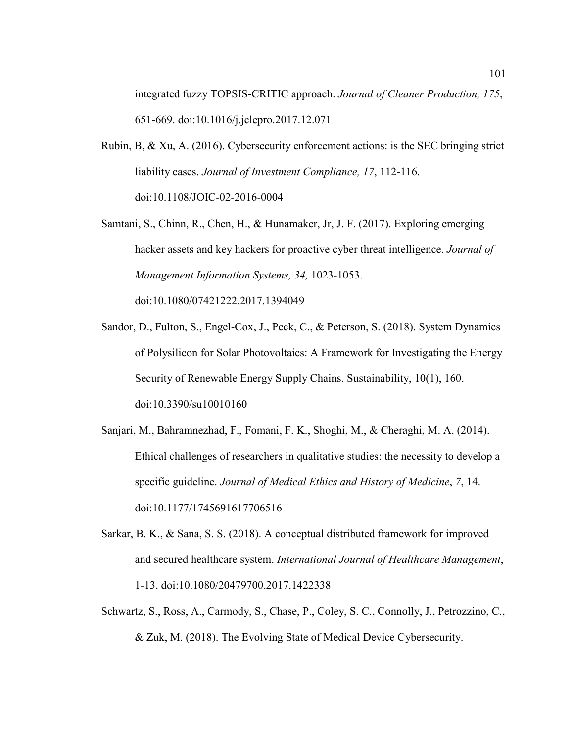integrated fuzzy TOPSIS-CRITIC approach. *Journal of Cleaner Production, 175*, 651-669. doi:10.1016/j.jclepro.2017.12.071

Rubin, B, & Xu, A. (2016). Cybersecurity enforcement actions: is the SEC bringing strict liability cases. *Journal of Investment Compliance, 17*, 112-116. doi:10.1108/JOIC-02-2016-0004

Samtani, S., Chinn, R., Chen, H., & Hunamaker, Jr, J. F. (2017). Exploring emerging hacker assets and key hackers for proactive cyber threat intelligence. *Journal of Management Information Systems, 34,* 1023-1053. doi:10.1080/07421222.2017.1394049

Sandor, D., Fulton, S., Engel-Cox, J., Peck, C., & Peterson, S. (2018). System Dynamics of Polysilicon for Solar Photovoltaics: A Framework for Investigating the Energy Security of Renewable Energy Supply Chains. Sustainability, 10(1), 160. doi:10.3390/su10010160

Sanjari, M., Bahramnezhad, F., Fomani, F. K., Shoghi, M., & Cheraghi, M. A. (2014). Ethical challenges of researchers in qualitative studies: the necessity to develop a specific guideline. *Journal of Medical Ethics and History of Medicine*, *7*, 14. doi:10.1177/1745691617706516

Sarkar, B. K., & Sana, S. S. (2018). A conceptual distributed framework for improved and secured healthcare system. *International Journal of Healthcare Management*, 1-13. doi:10.1080/20479700.2017.1422338

Schwartz, S., Ross, A., Carmody, S., Chase, P., Coley, S. C., Connolly, J., Petrozzino, C., & Zuk, M. (2018). The Evolving State of Medical Device Cybersecurity.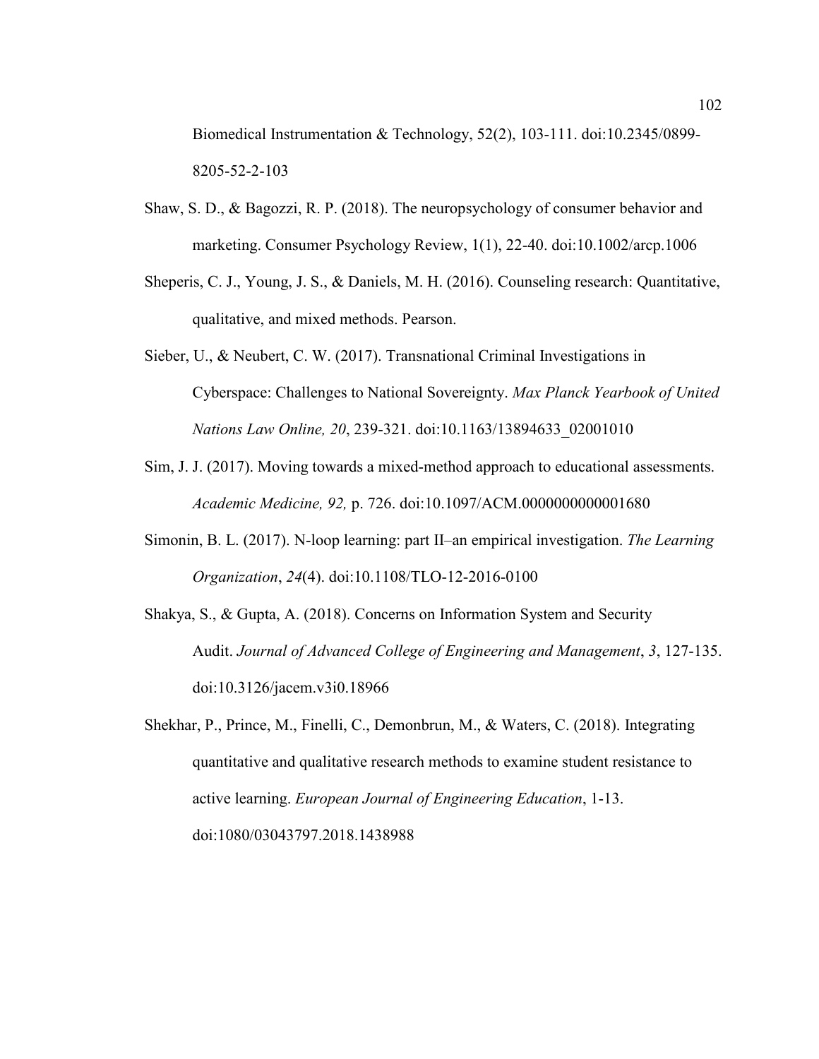Biomedical Instrumentation & Technology, 52(2), 103-111. doi:10.2345/0899-8205-52-2-103

Shaw, S. D., & Bagozzi, R. P. (2018). The neuropsychology of consumer behavior and marketing. Consumer Psychology Review, 1(1), 22-40. doi:10.1002/arcp.1006

Sheperis, C. J., Young, J. S., & Daniels, M. H. (2016). Counseling research: Quantitative, qualitative, and mixed methods. Pearson.

Sieber, U., & Neubert, C. W. (2017). Transnational Criminal Investigations in Cyberspace: Challenges to National Sovereignty. *Max Planck Yearbook of United Nations Law Online, 20*, 239-321. doi:10.1163/13894633_02001010

Sim, J. J. (2017). Moving towards a mixed-method approach to educational assessments. *Academic Medicine, 92,* p. 726. doi:10.1097/ACM.0000000000001680

Simonin, B. L. (2017). N-loop learning: part II–an empirical investigation. *The Learning Organization*, *24*(4). doi:10.1108/TLO-12-2016-0100

Shakya, S., & Gupta, A. (2018). Concerns on Information System and Security Audit. *Journal of Advanced College of Engineering and Management*, *3*, 127-135. doi:10.3126/jacem.v3i0.18966

Shekhar, P., Prince, M., Finelli, C., Demonbrun, M., & Waters, C. (2018). Integrating quantitative and qualitative research methods to examine student resistance to active learning. *European Journal of Engineering Education*, 1-13. doi:1080/03043797.2018.1438988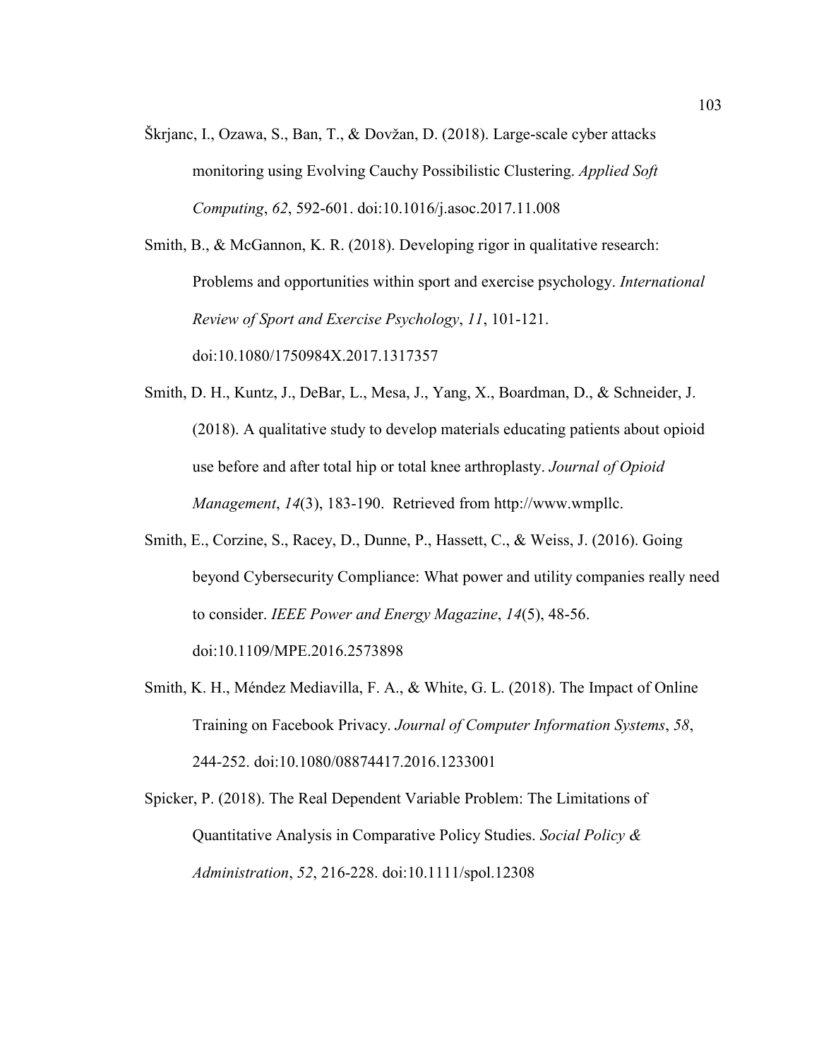Škrjanc, I., Ozawa, S., Ban, T., & Dovžan, D. (2018). Large-scale cyber attacks monitoring using Evolving Cauchy Possibilistic Clustering. *Applied Soft Computing*, *62*, 592-601. doi:10.1016/j.asoc.2017.11.008

Smith, B., & McGannon, K. R. (2018). Developing rigor in qualitative research: Problems and opportunities within sport and exercise psychology. *International Review of Sport and Exercise Psychology*, *11*, 101-121. doi:10.1080/1750984X.2017.1317357

Smith, D. H., Kuntz, J., DeBar, L., Mesa, J., Yang, X., Boardman, D., & Schneider, J. (2018). A qualitative study to develop materials educating patients about opioid use before and after total hip or total knee arthroplasty. *Journal of Opioid Management*, *14*(3), 183-190. Retrieved from http://www.wmpllc.

Smith, E., Corzine, S., Racey, D., Dunne, P., Hassett, C., & Weiss, J. (2016). Going beyond Cybersecurity Compliance: What power and utility companies really need to consider. *IEEE Power and Energy Magazine*, *14*(5), 48-56. doi:10.1109/MPE.2016.2573898

Smith, K. H., Méndez Mediavilla, F. A., & White, G. L. (2018). The Impact of Online Training on Facebook Privacy. *Journal of Computer Information Systems*, *58*, 244-252. doi:10.1080/08874417.2016.1233001

Spicker, P. (2018). The Real Dependent Variable Problem: The Limitations of Quantitative Analysis in Comparative Policy Studies. *Social Policy & Administration*, *52*, 216-228. doi:10.1111/spol.12308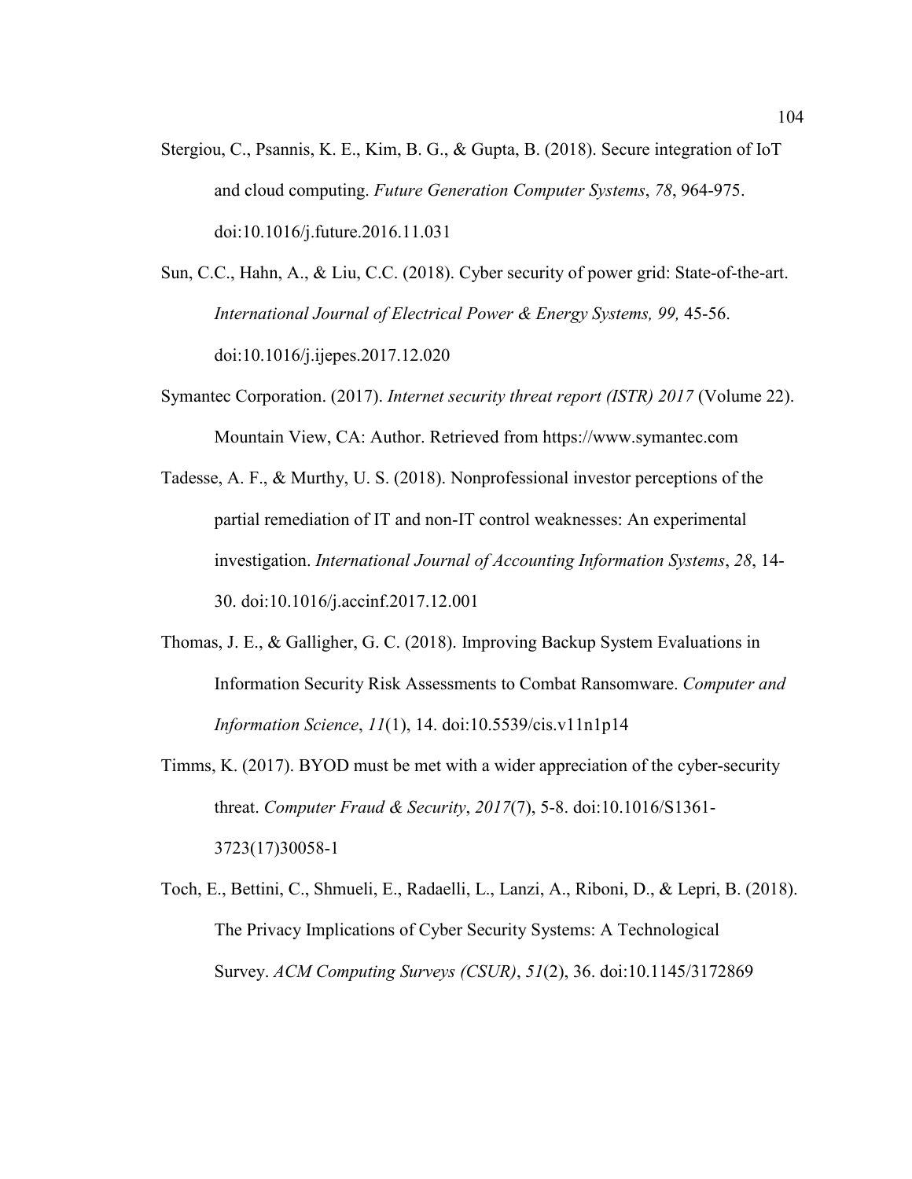Stergiou, C., Psannis, K. E., Kim, B. G., & Gupta, B. (2018). Secure integration of IoT and cloud computing. *Future Generation Computer Systems*, *78*, 964-975. doi:10.1016/j.future.2016.11.031

Sun, C.C., Hahn, A., & Liu, C.C. (2018). Cyber security of power grid: State-of-the-art. *International Journal of Electrical Power & Energy Systems, 99,* 45-56. doi:10.1016/j.ijepes.2017.12.020

Symantec Corporation. (2017). *Internet security threat report (ISTR) 2017* (Volume 22). Mountain View, CA: Author. Retrieved from https://www.symantec.com

Tadesse, A. F., & Murthy, U. S. (2018). Nonprofessional investor perceptions of the partial remediation of IT and non-IT control weaknesses: An experimental investigation. *International Journal of Accounting Information Systems*, *28*, 14-30. doi:10.1016/j.accinf.2017.12.001

Thomas, J. E., & Galligher, G. C. (2018). Improving Backup System Evaluations in Information Security Risk Assessments to Combat Ransomware. *Computer and Information Science*, *11*(1), 14. doi:10.5539/cis.v11n1p14

Timms, K. (2017). BYOD must be met with a wider appreciation of the cyber-security threat. *Computer Fraud & Security*, *2017*(7), 5-8. doi:10.1016/S1361-3723(17)30058-1

Toch, E., Bettini, C., Shmueli, E., Radaelli, L., Lanzi, A., Riboni, D., & Lepri, B. (2018). The Privacy Implications of Cyber Security Systems: A Technological Survey. *ACM Computing Surveys (CSUR)*, *51*(2), 36. doi:10.1145/3172869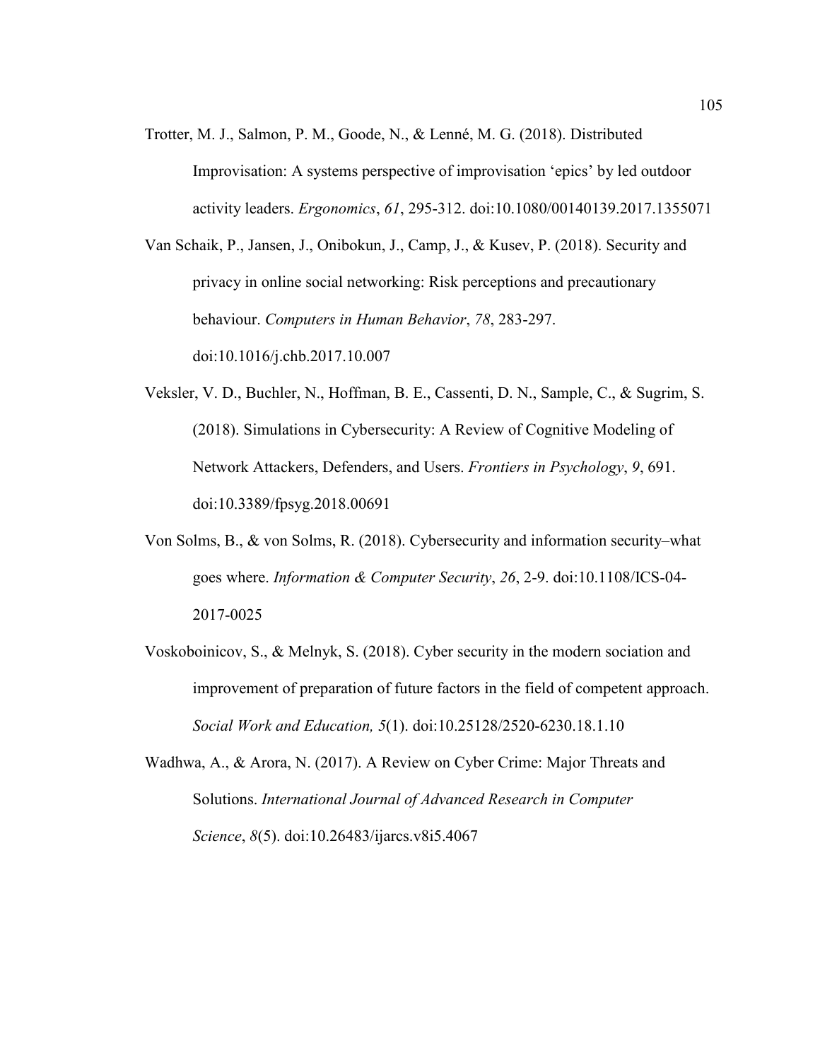Trotter, M. J., Salmon, P. M., Goode, N., & Lenné, M. G. (2018). Distributed Improvisation: A systems perspective of improvisation 'epics' by led outdoor activity leaders. *Ergonomics*, *61*, 295-312. doi:10.1080/00140139.2017.1355071

Van Schaik, P., Jansen, J., Onibokun, J., Camp, J., & Kusev, P. (2018). Security and privacy in online social networking: Risk perceptions and precautionary behaviour. *Computers in Human Behavior*, *78*, 283-297. doi:10.1016/j.chb.2017.10.007

Veksler, V. D., Buchler, N., Hoffman, B. E., Cassenti, D. N., Sample, C., & Sugrim, S. (2018). Simulations in Cybersecurity: A Review of Cognitive Modeling of Network Attackers, Defenders, and Users. *Frontiers in Psychology*, *9*, 691. doi:10.3389/fpsyg.2018.00691

Von Solms, B., & von Solms, R. (2018). Cybersecurity and information security–what goes where. *Information & Computer Security*, *26*, 2-9. doi:10.1108/ICS-04-2017-0025

Voskoboinicov, S., & Melnyk, S. (2018). Cyber security in the modern sociation and improvement of preparation of future factors in the field of competent approach. *Social Work and Education, 5*(1). doi:10.25128/2520-6230.18.1.10

Wadhwa, A., & Arora, N. (2017). A Review on Cyber Crime: Major Threats and Solutions. *International Journal of Advanced Research in Computer Science*, *8*(5). doi:10.26483/ijarcs.v8i5.4067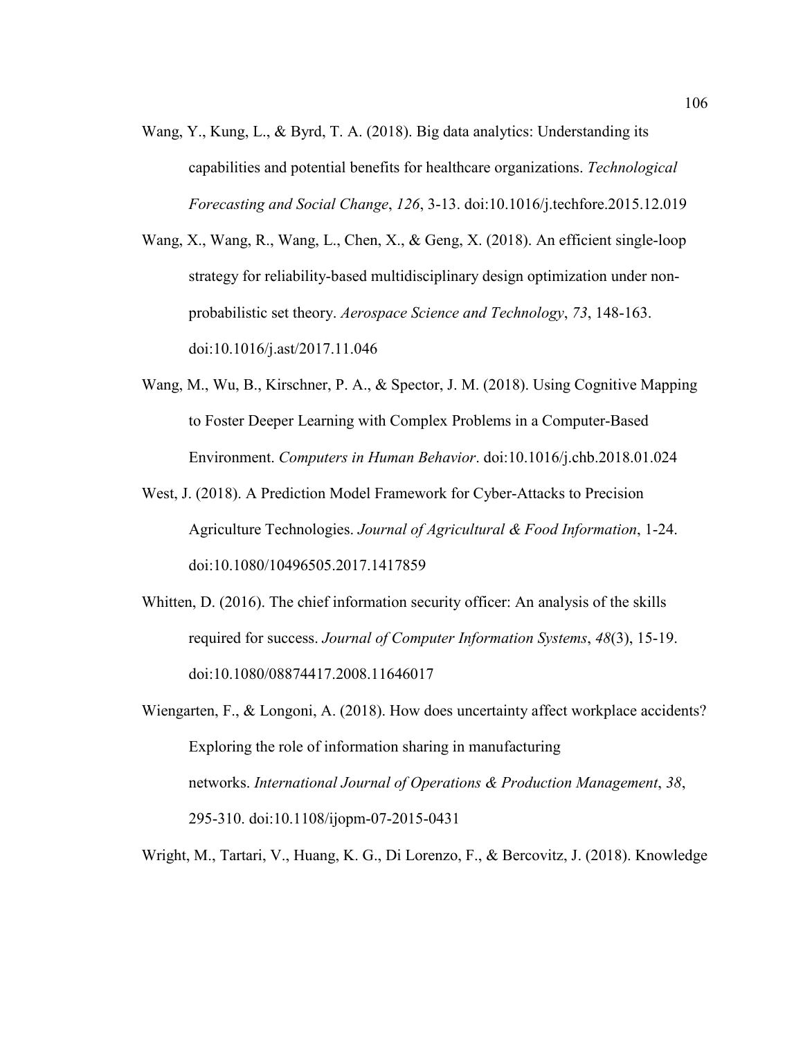Wang, Y., Kung, L., & Byrd, T. A. (2018). Big data analytics: Understanding its capabilities and potential benefits for healthcare organizations. *Technological Forecasting and Social Change*, *126*, 3-13. doi:10.1016/j.techfore.2015.12.019

Wang, X., Wang, R., Wang, L., Chen, X., & Geng, X. (2018). An efficient single-loop strategy for reliability-based multidisciplinary design optimization under non-probabilistic set theory. *Aerospace Science and Technology*, *73*, 148-163. doi:10.1016/j.ast/2017.11.046

Wang, M., Wu, B., Kirschner, P. A., & Spector, J. M. (2018). Using Cognitive Mapping to Foster Deeper Learning with Complex Problems in a Computer-Based Environment. *Computers in Human Behavior*. doi:10.1016/j.chb.2018.01.024

West, J. (2018). A Prediction Model Framework for Cyber-Attacks to Precision Agriculture Technologies. *Journal of Agricultural & Food Information*, 1-24. doi:10.1080/10496505.2017.1417859

Whitten, D. (2016). The chief information security officer: An analysis of the skills required for success. *Journal of Computer Information Systems*, *48*(3), 15-19. doi:10.1080/08874417.2008.11646017

Wiengarten, F., & Longoni, A. (2018). How does uncertainty affect workplace accidents? Exploring the role of information sharing in manufacturing networks. *International Journal of Operations & Production Management*, *38*, 295-310. doi:10.1108/ijopm-07-2015-0431

Wright, M., Tartari, V., Huang, K. G., Di Lorenzo, F., & Bercovitz, J. (2018). Knowledge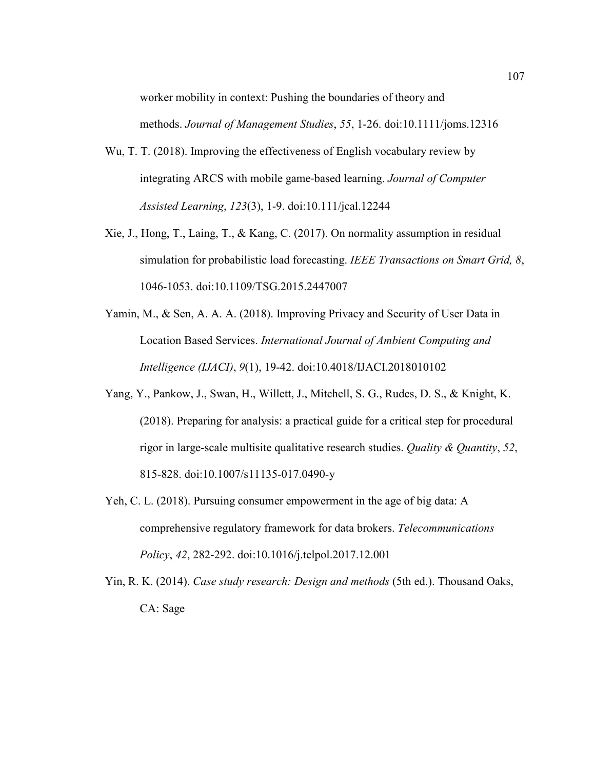worker mobility in context: Pushing the boundaries of theory and methods. *Journal of Management Studies*, *55*, 1-26. doi:10.1111/joms.12316

Wu, T. T. (2018). Improving the effectiveness of English vocabulary review by integrating ARCS with mobile game-based learning. *Journal of Computer Assisted Learning*, *123*(3), 1-9. doi:10.111/jcal.12244

Xie, J., Hong, T., Laing, T., & Kang, C. (2017). On normality assumption in residual simulation for probabilistic load forecasting. *IEEE Transactions on Smart Grid, 8*, 1046-1053. doi:10.1109/TSG.2015.2447007

Yamin, M., & Sen, A. A. A. (2018). Improving Privacy and Security of User Data in Location Based Services. *International Journal of Ambient Computing and Intelligence (IJACI)*, *9*(1), 19-42. doi:10.4018/IJACI.2018010102

Yang, Y., Pankow, J., Swan, H., Willett, J., Mitchell, S. G., Rudes, D. S., & Knight, K. (2018). Preparing for analysis: a practical guide for a critical step for procedural rigor in large-scale multisite qualitative research studies. *Quality & Quantity*, *52*, 815-828. doi:10.1007/s11135-017.0490-y

Yeh, C. L. (2018). Pursuing consumer empowerment in the age of big data: A comprehensive regulatory framework for data brokers. *Telecommunications Policy*, *42*, 282-292. doi:10.1016/j.telpol.2017.12.001

Yin, R. K. (2014). *Case study research: Design and methods* (5th ed.). Thousand Oaks, CA: Sage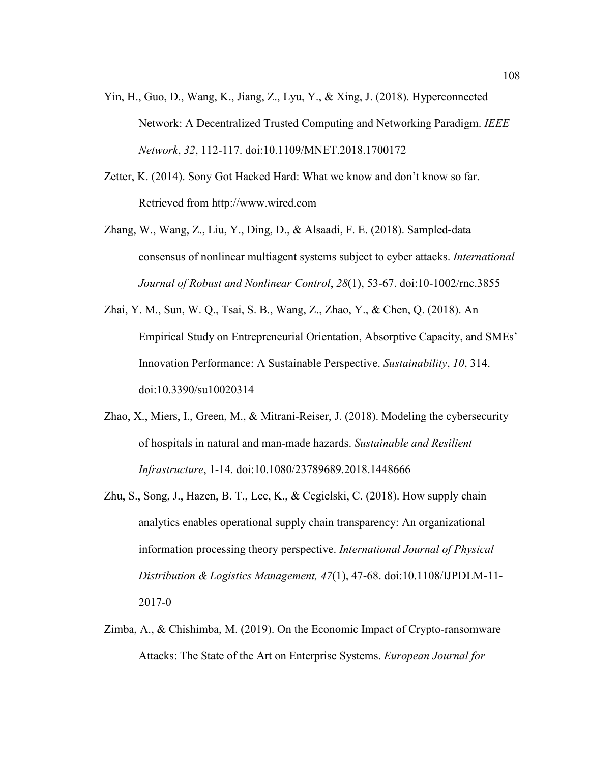Yin, H., Guo, D., Wang, K., Jiang, Z., Lyu, Y., & Xing, J. (2018). Hyperconnected Network: A Decentralized Trusted Computing and Networking Paradigm. *IEEE Network*, *32*, 112-117. doi:10.1109/MNET.2018.1700172

Zetter, K. (2014). Sony Got Hacked Hard: What we know and don't know so far. Retrieved from http://www.wired.com

Zhang, W., Wang, Z., Liu, Y., Ding, D., & Alsaadi, F. E. (2018). Sampled-data consensus of nonlinear multiagent systems subject to cyber attacks. *International Journal of Robust and Nonlinear Control*, *28*(1), 53-67. doi:10-1002/rnc.3855

Zhai, Y. M., Sun, W. Q., Tsai, S. B., Wang, Z., Zhao, Y., & Chen, Q. (2018). An Empirical Study on Entrepreneurial Orientation, Absorptive Capacity, and SMEs' Innovation Performance: A Sustainable Perspective. *Sustainability*, *10*, 314. doi:10.3390/su10020314

Zhao, X., Miers, I., Green, M., & Mitrani-Reiser, J. (2018). Modeling the cybersecurity of hospitals in natural and man-made hazards. *Sustainable and Resilient Infrastructure*, 1-14. doi:10.1080/23789689.2018.1448666

Zhu, S., Song, J., Hazen, B. T., Lee, K., & Cegielski, C. (2018). How supply chain analytics enables operational supply chain transparency: An organizational information processing theory perspective. *International Journal of Physical Distribution & Logistics Management, 47*(1), 47-68. doi:10.1108/IJPDLM-11-2017-0

Zimba, A., & Chishimba, M. (2019). On the Economic Impact of Crypto-ransomware Attacks: The State of the Art on Enterprise Systems. *European Journal for*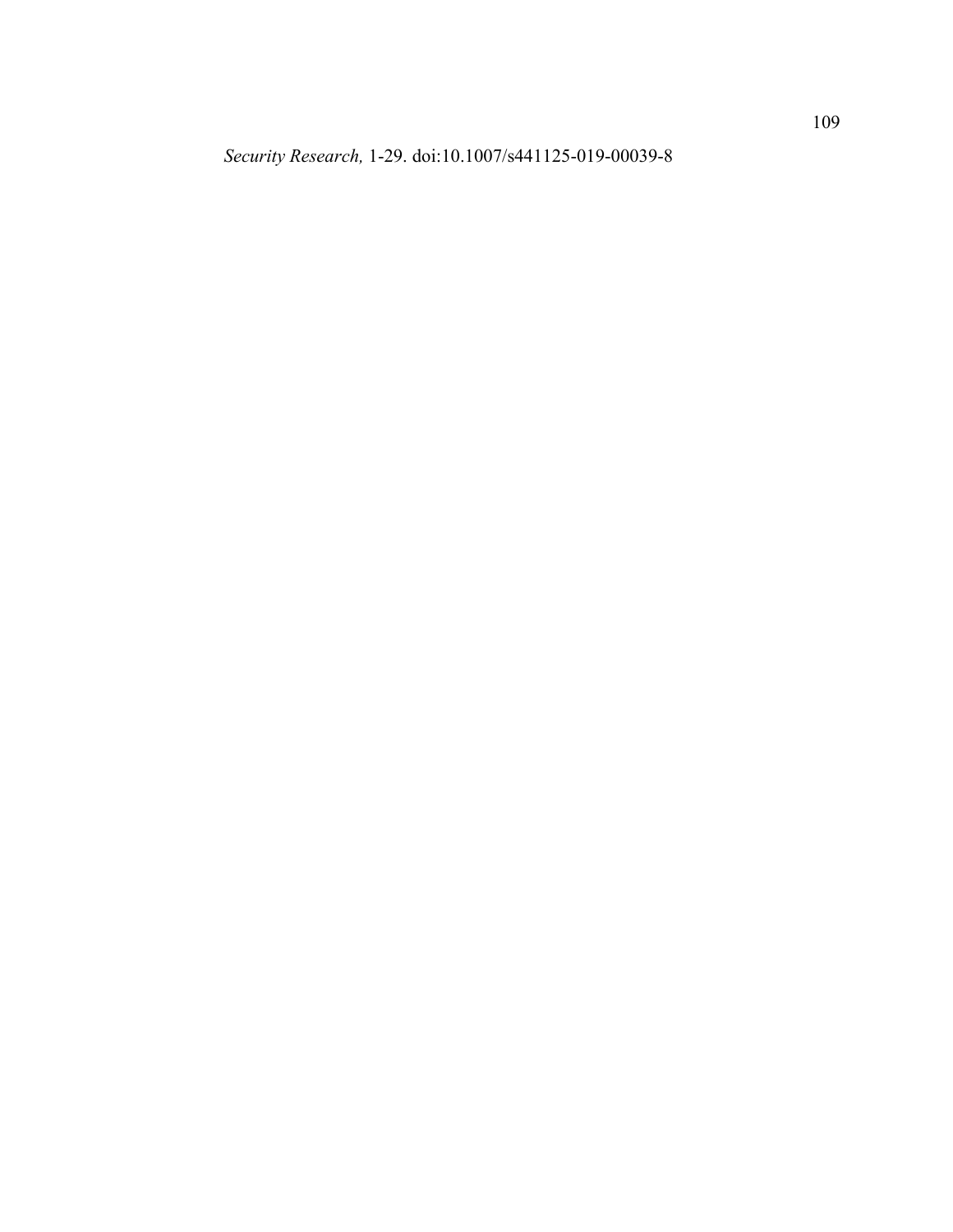*Security Research,* 1-29. doi:10.1007/s441125-019-00039-8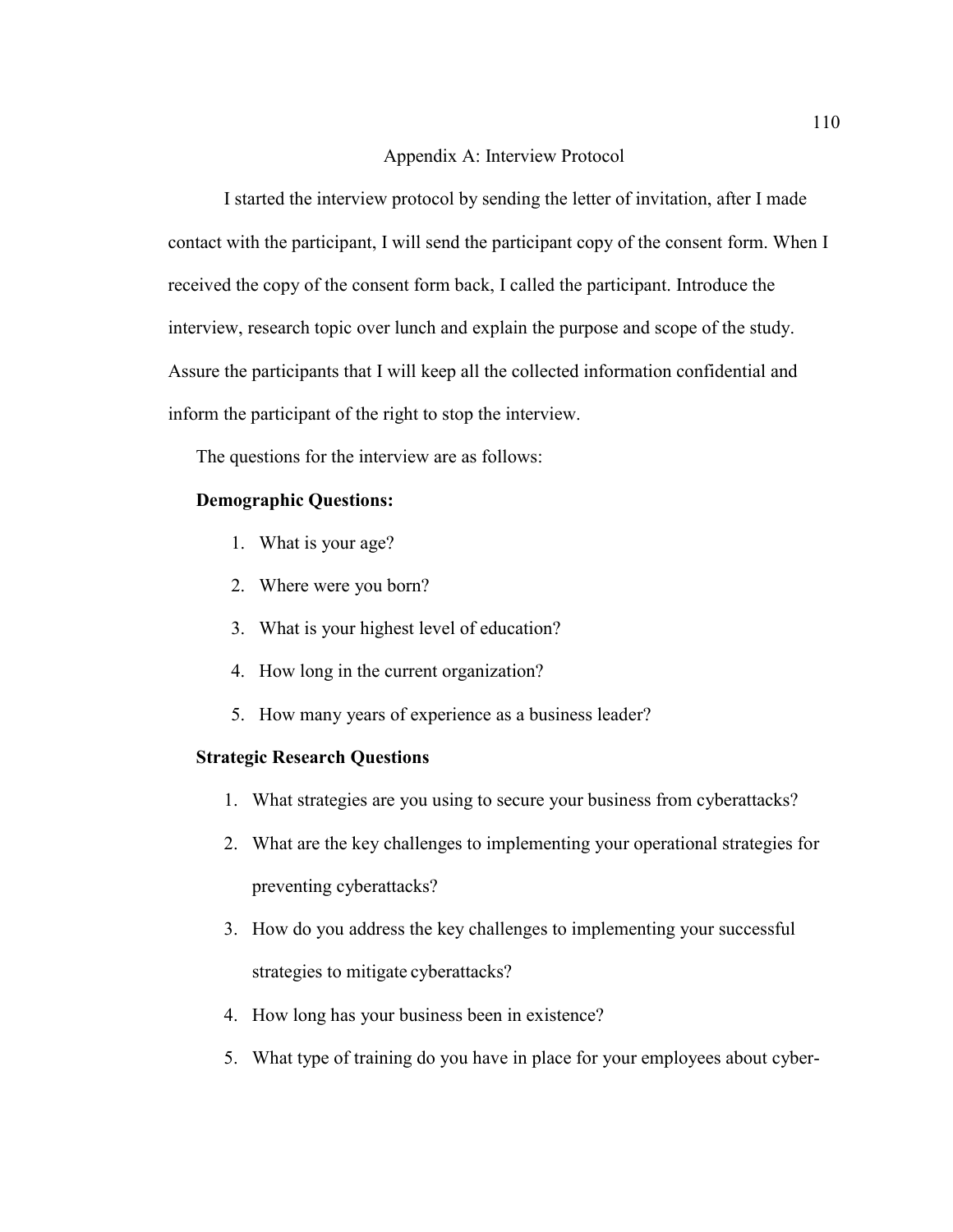## Appendix A: Interview Protocol

I started the interview protocol by sending the letter of invitation, after I made contact with the participant, I will send the participant copy of the consent form. When I received the copy of the consent form back, I called the participant. Introduce the interview, research topic over lunch and explain the purpose and scope of the study. Assure the participants that I will keep all the collected information confidential and inform the participant of the right to stop the interview.

The questions for the interview are as follows:

**Demographic Questions:**

1. What is your age?
2. Where were you born?
3. What is your highest level of education?
4. How long in the current organization?
5. How many years of experience as a business leader?

**Strategic Research Questions**

1. What strategies are you using to secure your business from cyberattacks?
2. What are the key challenges to implementing your operational strategies for preventing cyberattacks?
3. How do you address the key challenges to implementing your successful strategies to mitigate cyberattacks?
4. How long has your business been in existence?
5. What type of training do you have in place for your employees about cyber-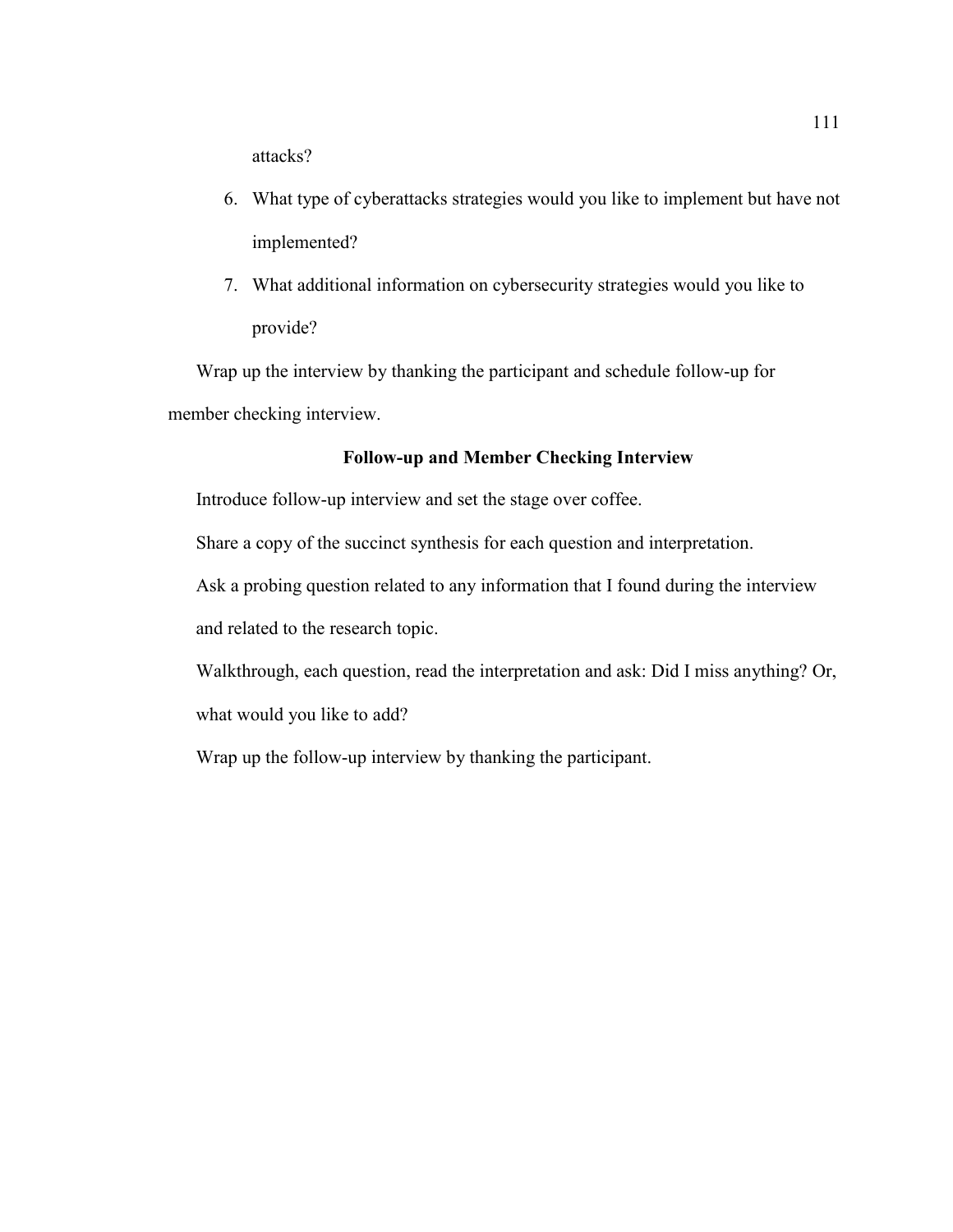attacks?

6. What type of cyberattacks strategies would you like to implement but have not implemented?
7. What additional information on cybersecurity strategies would you like to provide?

Wrap up the interview by thanking the participant and schedule follow-up for member checking interview.

**Follow-up and Member Checking Interview**

Introduce follow-up interview and set the stage over coffee.

Share a copy of the succinct synthesis for each question and interpretation.

Ask a probing question related to any information that I found during the interview and related to the research topic.

Walkthrough, each question, read the interpretation and ask: Did I miss anything? Or, what would you like to add?

Wrap up the follow-up interview by thanking the participant.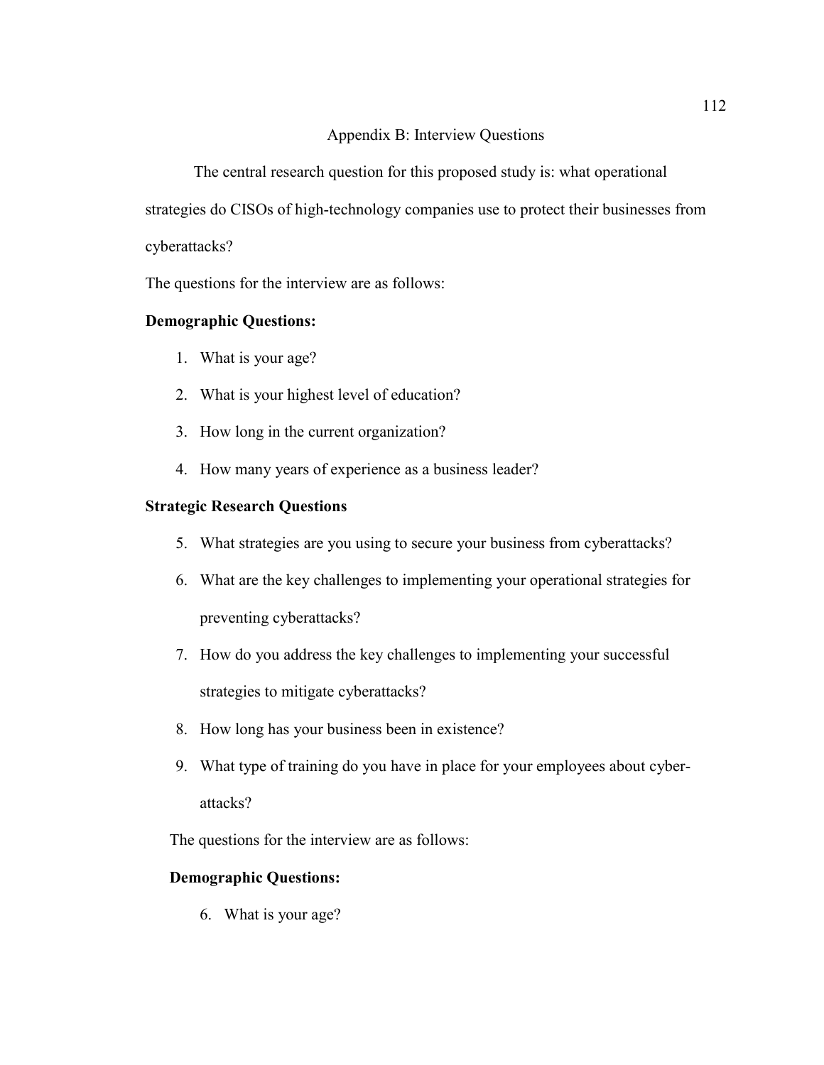# Appendix B: Interview Questions

The central research question for this proposed study is: what operational strategies do CISOs of high-technology companies use to protect their businesses from cyberattacks?

The questions for the interview are as follows:

**Demographic Questions:**

1. What is your age?
2. What is your highest level of education?
3. How long in the current organization?
4. How many years of experience as a business leader?

**Strategic Research Questions**

5. What strategies are you using to secure your business from cyberattacks?
6. What are the key challenges to implementing your operational strategies for preventing cyberattacks?
7. How do you address the key challenges to implementing your successful strategies to mitigate cyberattacks?
8. How long has your business been in existence?
9. What type of training do you have in place for your employees about cyber-attacks?

The questions for the interview are as follows:

**Demographic Questions:**

6. What is your age?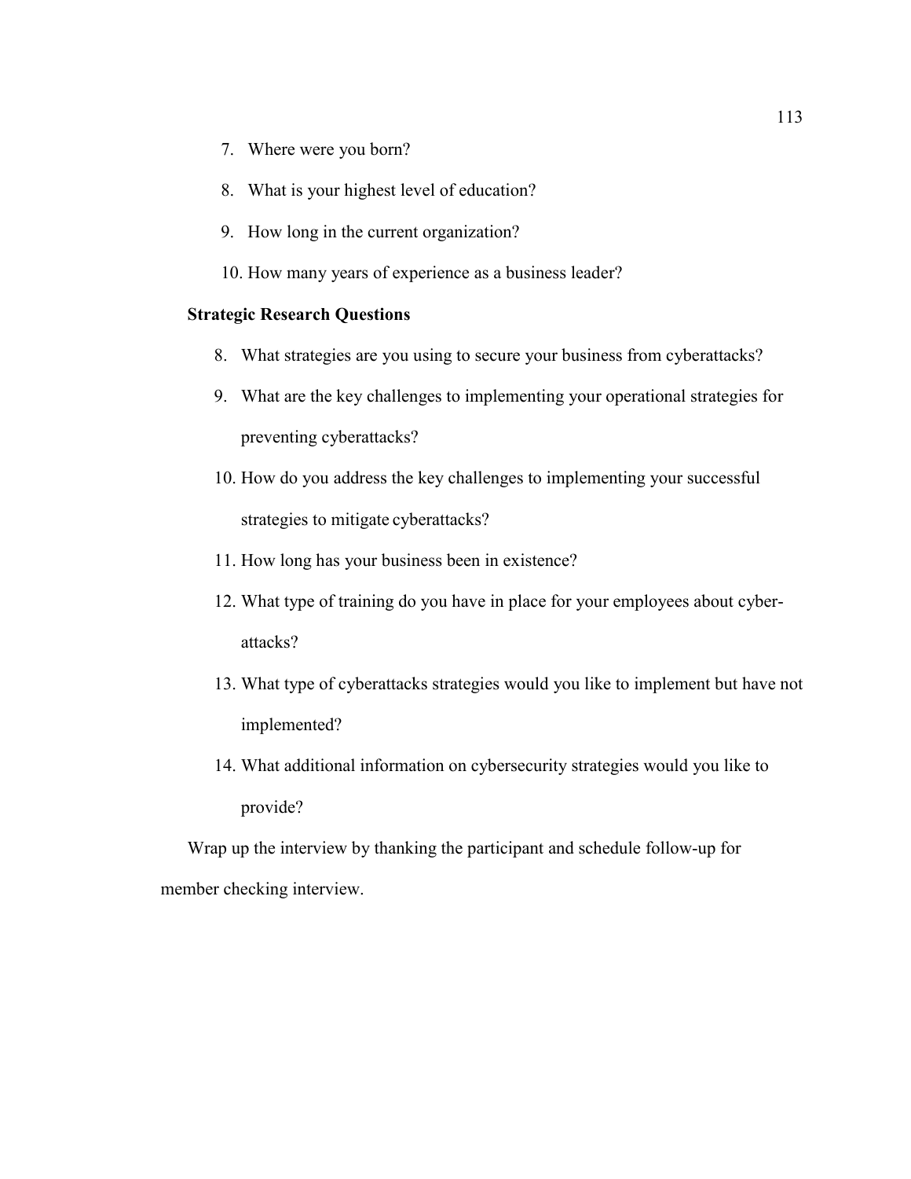7. Where were you born?
8. What is your highest level of education?
9. How long in the current organization?
10. How many years of experience as a business leader?

**Strategic Research Questions**

8. What strategies are you using to secure your business from cyberattacks?
9. What are the key challenges to implementing your operational strategies for preventing cyberattacks?
10. How do you address the key challenges to implementing your successful strategies to mitigate cyberattacks?
11. How long has your business been in existence?
12. What type of training do you have in place for your employees about cyber-attacks?
13. What type of cyberattacks strategies would you like to implement but have not implemented?
14. What additional information on cybersecurity strategies would you like to provide?

Wrap up the interview by thanking the participant and schedule follow-up for member checking interview.